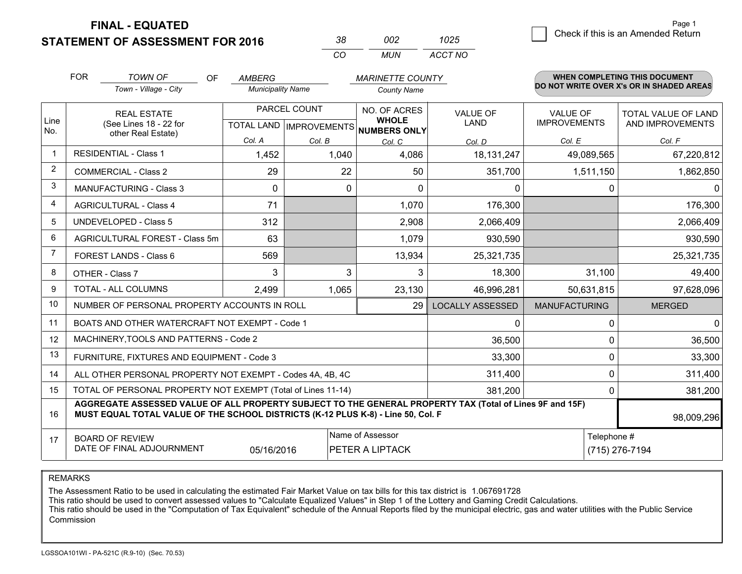**FINAL - EQUATED**

**STATEMENT OF ASSESSMENT FOR 2016**

| 38 | 002 | 1025 |
|---|---|---|
| CO | MUN | ACCT NO |

☐ Check if this is an Amended Return

| FOR | TOWN OF | OF | AMBERG | MARINETTE COUNTY |
|---|---|---|---|---|
| | Town - Village - City | | Municipality Name | County Name |

**WHEN COMPLETING THIS DOCUMENT DO NOT WRITE OVER X's OR IN SHADED AREAS**

| Line No. | REAL ESTATE (See Lines 18 - 22 for other Real Estate) | PARCEL COUNT | | NO. OF ACRES WHOLE NUMBERS ONLY | VALUE OF LAND | VALUE OF IMPROVEMENTS | TOTAL VALUE OF LAND AND IMPROVEMENTS |
|---|---|---|---|---|---|---|---|
| | | TOTAL LAND | IMPROVEMENTS | | | | |
| | | Col. A | Col. B | Col. C | Col. D | Col. E | Col. F |
| 1 | RESIDENTIAL - Class 1 | 1,452 | 1,040 | 4,086 | 18,131,247 | 49,089,565 | 67,220,812 |
| 2 | COMMERCIAL - Class 2 | 29 | 22 | 50 | 351,700 | 1,511,150 | 1,862,850 |
| 3 | MANUFACTURING - Class 3 | 0 | 0 | 0 | 0 | 0 | 0 |
| 4 | AGRICULTURAL - Class 4 | 71 | | 1,070 | 176,300 | | 176,300 |
| 5 | UNDEVELOPED - Class 5 | 312 | | 2,908 | 2,066,409 | | 2,066,409 |
| 6 | AGRICULTURAL FOREST - Class 5m | 63 | | 1,079 | 930,590 | | 930,590 |
| 7 | FOREST LANDS - Class 6 | 569 | | 13,934 | 25,321,735 | | 25,321,735 |
| 8 | OTHER - Class 7 | 3 | 3 | 3 | 18,300 | 31,100 | 49,400 |
| 9 | TOTAL - ALL COLUMNS | 2,499 | 1,065 | 23,130 | 46,996,281 | 50,631,815 | 97,628,096 |
| 10 | NUMBER OF PERSONAL PROPERTY ACCOUNTS IN ROLL | | | 29 | LOCALLY ASSESSED | MANUFACTURING | MERGED |
| 11 | BOATS AND OTHER WATERCRAFT NOT EXEMPT - Code 1 | | | | 0 | 0 | 0 |
| 12 | MACHINERY,TOOLS AND PATTERNS - Code 2 | | | | 36,500 | 0 | 36,500 |
| 13 | FURNITURE, FIXTURES AND EQUIPMENT - Code 3 | | | | 33,300 | 0 | 33,300 |
| 14 | ALL OTHER PERSONAL PROPERTY NOT EXEMPT - Codes 4A, 4B, 4C | | | | 311,400 | 0 | 311,400 |
| 15 | TOTAL OF PERSONAL PROPERTY NOT EXEMPT (Total of Lines 11-14) | | | | 381,200 | 0 | 381,200 |
| 16 | **AGGREGATE ASSESSED VALUE OF ALL PROPERTY SUBJECT TO THE GENERAL PROPERTY TAX (Total of Lines 9F and 15F) MUST EQUAL TOTAL VALUE OF THE SCHOOL DISTRICTS (K-12 PLUS K-8) - Line 50, Col. F** | | | | | | 98,009,296 |
| 17 | BOARD OF REVIEW DATE OF FINAL ADJOURNMENT | 05/16/2016 | Name of Assessor: PETER A LIPTACK | | | Telephone #: (715) 276-7194 | |

REMARKS

The Assessment Ratio to be used in calculating the estimated Fair Market Value on tax bills for this tax district is 1.067691728
This ratio should be used to convert assessed values to "Calculate Equalized Values" in Step 1 of the Lottery and Gaming Credit Calculations.
This ratio should be used in the "Computation of Tax Equivalent" schedule of the Annual Reports filed by the municipal electric, gas and water utilities with the Public Service Commission

LGSSOA101WI - PA-521C (R.9-10) (Sec. 70.53)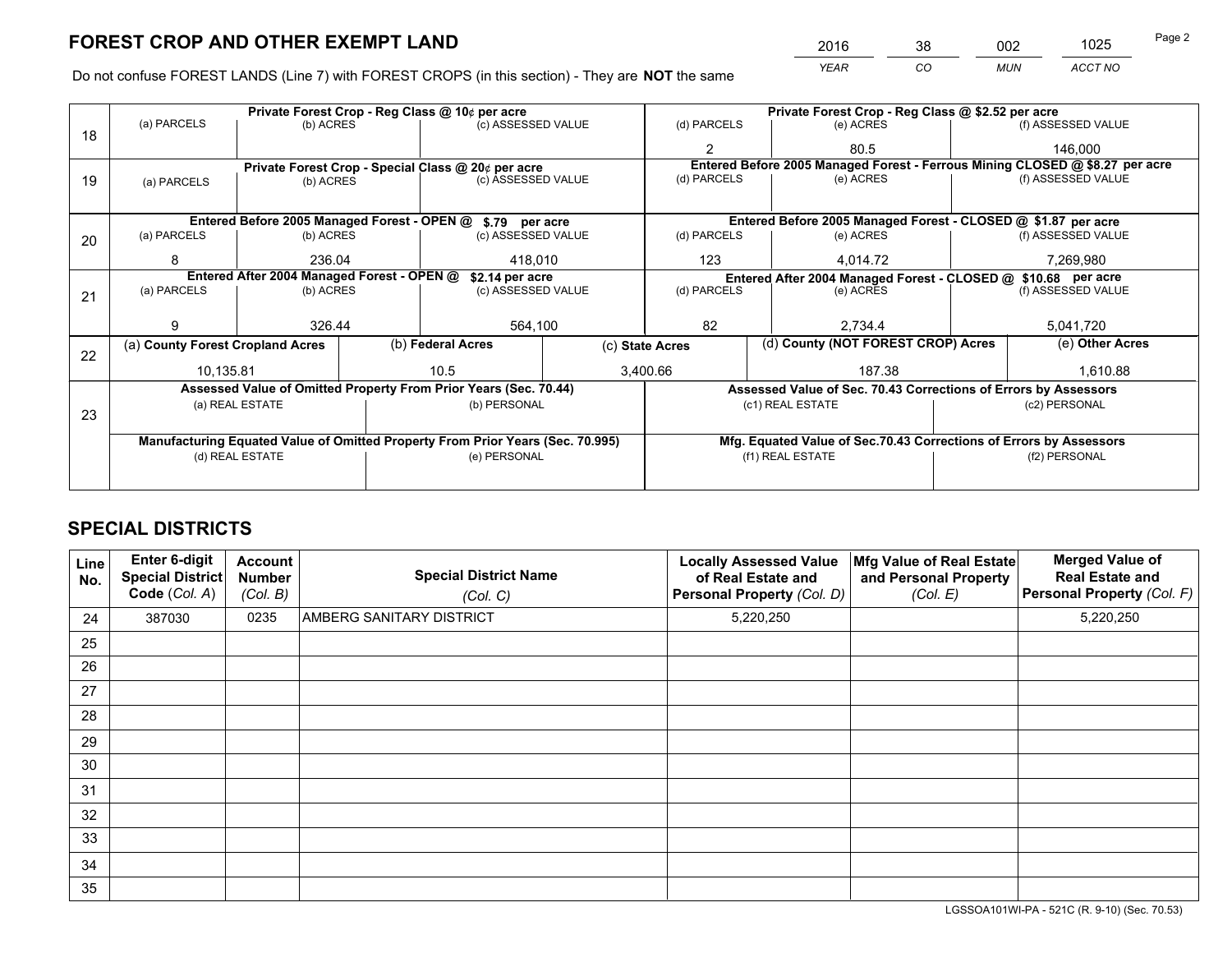## FOREST CROP AND OTHER EXEMPT LAND

| YEAR | CO | MUN | ACCT NO |
|---|---|---|---|
| 2016 | 38 | 002 | 1025 |

Do not confuse FOREST LANDS (Line 7) with FOREST CROPS (in this section) - They are **NOT** the same

| Line | (a) PARCELS | (b) ACRES | (c) ASSESSED VALUE | (d) PARCELS | (e) ACRES | (f) ASSESSED VALUE |
|---|---|---|---|---|---|---|
| 18 | Private Forest Crop - Reg Class @ 10¢ per acre | | | Private Forest Crop - Reg Class @ $2.52 per acre | | |
| | | | | 2 | 80.5 | 146,000 |
| 19 | Private Forest Crop - Special Class @ 20¢ per acre | | | Entered Before 2005 Managed Forest - Ferrous Mining CLOSED @ $8.27 per acre | | |
| | | | | | | |
| 20 | Entered Before 2005 Managed Forest - OPEN @ $.79 per acre | | | Entered Before 2005 Managed Forest - CLOSED @ $1.87 per acre | | |
| | 8 | 236.04 | 418,010 | 123 | 4,014.72 | 7,269,980 |
| 21 | Entered After 2004 Managed Forest - OPEN @ $2.14 per acre | | | Entered After 2004 Managed Forest - CLOSED @ $10.68 per acre | | |
| | 9 | 326.44 | 564,100 | 82 | 2,734.4 | 5,041,720 |

| Line | (a) County Forest Cropland Acres | (b) Federal Acres | (c) State Acres | (d) County (NOT FOREST CROP) Acres | (e) Other Acres |
|---|---|---|---|---|---|
| 22 | 10,135.81 | 10.5 | 3,400.66 | 187.38 | 1,610.88 |

| Line | Assessed Value of Omitted Property From Prior Years (Sec. 70.44) | | Assessed Value of Sec. 70.43 Corrections of Errors by Assessors | |
|---|---|---|---|---|
| 23 | (a) REAL ESTATE | (b) PERSONAL | (c1) REAL ESTATE | (c2) PERSONAL |
| | | | | |
| | **Manufacturing Equated Value of Omitted Property From Prior Years (Sec. 70.995)** | | **Mfg. Equated Value of Sec.70.43 Corrections of Errors by Assessors** | |
| | (d) REAL ESTATE | (e) PERSONAL | (f1) REAL ESTATE | (f2) PERSONAL |
| | | | | |

## SPECIAL DISTRICTS

| Line No. | Enter 6-digit Special District Code (Col. A) | Account Number (Col. B) | Special District Name (Col. C) | Locally Assessed Value of Real Estate and Personal Property (Col. D) | Mfg Value of Real Estate and Personal Property (Col. E) | Merged Value of Real Estate and Personal Property (Col. F) |
|---|---|---|---|---|---|---|
| 24 | 387030 | 0235 | AMBERG SANITARY DISTRICT | 5,220,250 | | 5,220,250 |
| 25 | | | | | | |
| 26 | | | | | | |
| 27 | | | | | | |
| 28 | | | | | | |
| 29 | | | | | | |
| 30 | | | | | | |
| 31 | | | | | | |
| 32 | | | | | | |
| 33 | | | | | | |
| 34 | | | | | | |
| 35 | | | | | | |

LGSSOA101WI-PA - 521C (R. 9-10) (Sec. 70.53)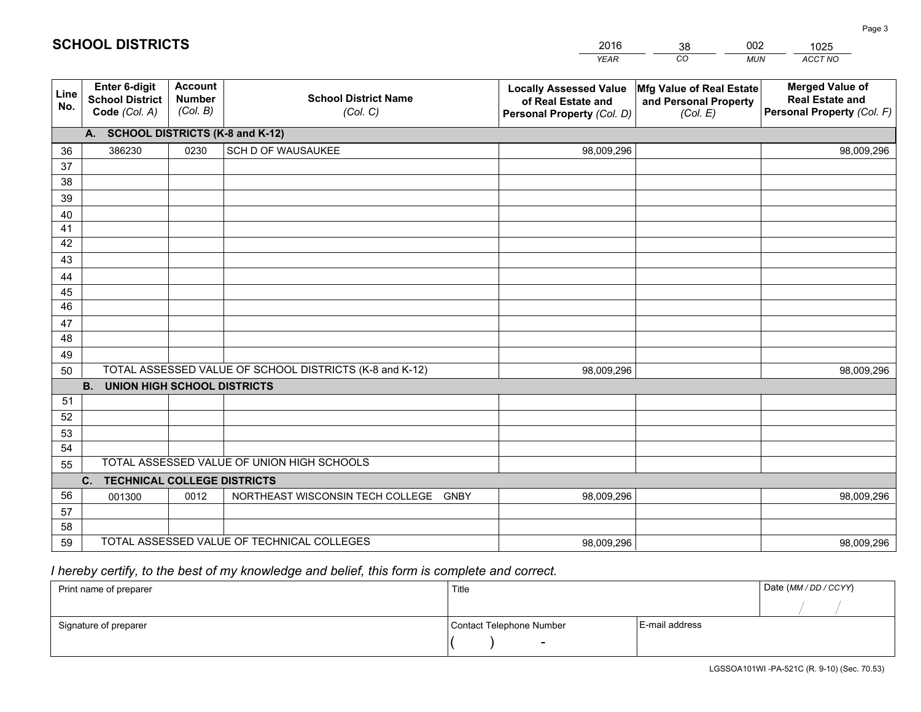# SCHOOL DISTRICTS

| 2016 | 38 | 002 | 1025 |
|---|---|---|---|
| *YEAR* | *CO* | *MUN* | *ACCT NO* |

| Line No. | Enter 6-digit School District Code *(Col. A)* | Account Number *(Col. B)* | School District Name *(Col. C)* | Locally Assessed Value of Real Estate and Personal Property *(Col. D)* | Mfg Value of Real Estate and Personal Property *(Col. E)* | Merged Value of Real Estate and Personal Property *(Col. F)* |
|---|---|---|---|---|---|---|
| | **A. SCHOOL DISTRICTS (K-8 and K-12)** | | | | | |
| 36 | 386230 | 0230 | SCH D OF WAUSAUKEE | 98,009,296 | | 98,009,296 |
| 37 | | | | | | |
| 38 | | | | | | |
| 39 | | | | | | |
| 40 | | | | | | |
| 41 | | | | | | |
| 42 | | | | | | |
| 43 | | | | | | |
| 44 | | | | | | |
| 45 | | | | | | |
| 46 | | | | | | |
| 47 | | | | | | |
| 48 | | | | | | |
| 49 | | | | | | |
| 50 | TOTAL ASSESSED VALUE OF SCHOOL DISTRICTS (K-8 and K-12) | | | 98,009,296 | | 98,009,296 |
| | **B. UNION HIGH SCHOOL DISTRICTS** | | | | | |
| 51 | | | | | | |
| 52 | | | | | | |
| 53 | | | | | | |
| 54 | | | | | | |
| 55 | TOTAL ASSESSED VALUE OF UNION HIGH SCHOOLS | | | | | |
| | **C. TECHNICAL COLLEGE DISTRICTS** | | | | | |
| 56 | 001300 | 0012 | NORTHEAST WISCONSIN TECH COLLEGE GNBY | 98,009,296 | | 98,009,296 |
| 57 | | | | | | |
| 58 | | | | | | |
| 59 | TOTAL ASSESSED VALUE OF TECHNICAL COLLEGES | | | 98,009,296 | | 98,009,296 |

*I hereby certify, to the best of my knowledge and belief, this form is complete and correct.*

| Print name of preparer | Title | | Date *(MM / DD / CCYY)* |
|---|---|---|---|
| | | | / / |
| Signature of preparer | Contact Telephone Number | E-mail address | |
| | ( ) - | | |

LGSSOA101WI -PA-521C (R. 9-10) (Sec. 70.53)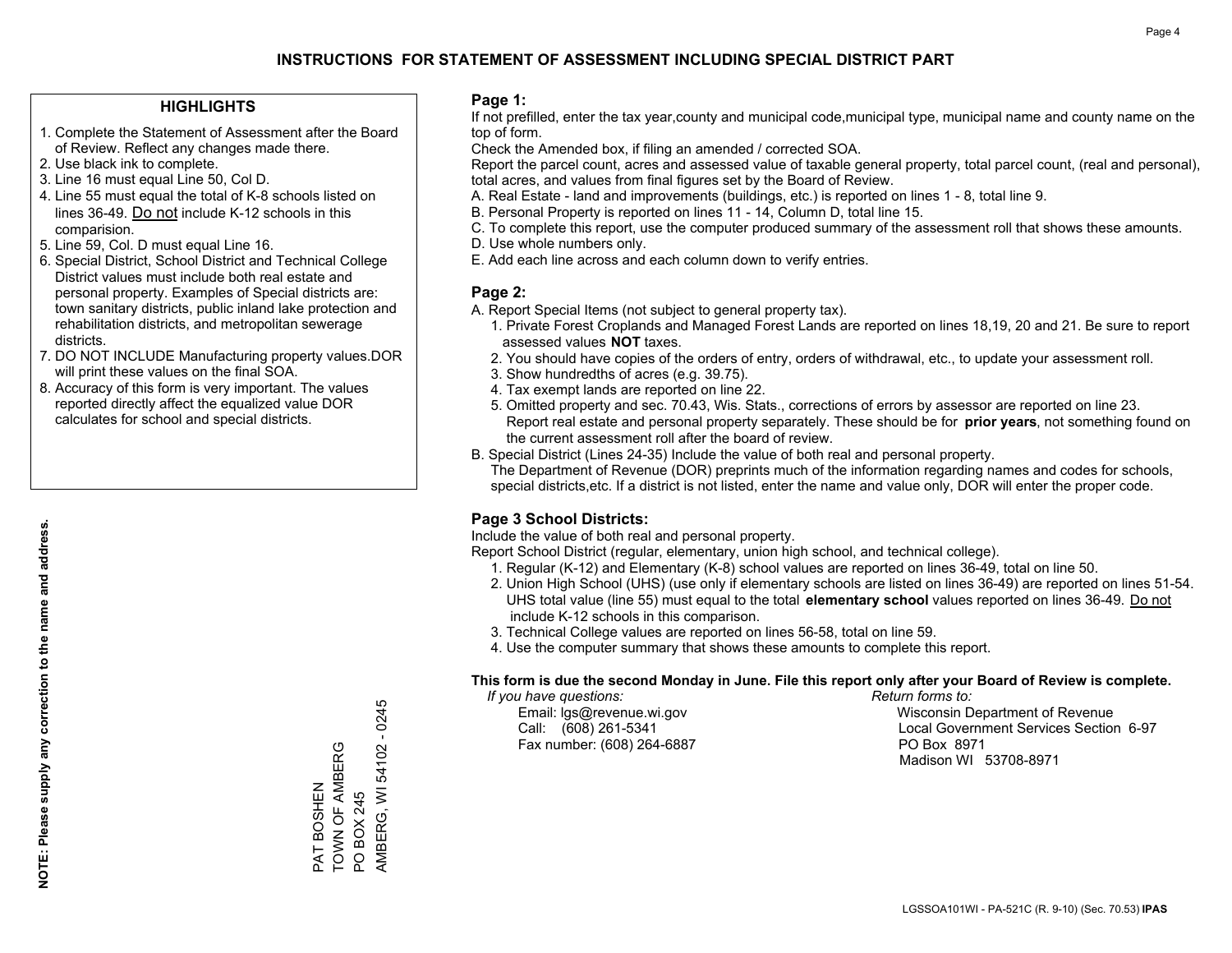# INSTRUCTIONS FOR STATEMENT OF ASSESSMENT INCLUDING SPECIAL DISTRICT PART

### HIGHLIGHTS

1. Complete the Statement of Assessment after the Board of Review. Reflect any changes made there.
2. Use black ink to complete.
3. Line 16 must equal Line 50, Col D.
4. Line 55 must equal the total of K-8 schools listed on lines 36-49. Do not include K-12 schools in this comparision.
5. Line 59, Col. D must equal Line 16.
6. Special District, School District and Technical College District values must include both real estate and personal property. Examples of Special districts are: town sanitary districts, public inland lake protection and rehabilitation districts, and metropolitan sewerage districts.
7. DO NOT INCLUDE Manufacturing property values.DOR will print these values on the final SOA.
8. Accuracy of this form is very important. The values reported directly affect the equalized value DOR calculates for school and special districts.

**NOTE: Please supply any correction to the name and address.**

PAT BOSHEN
TOWN OF AMBERG
PO BOX 245
AMBERG, WI 54102 - 0245

### Page 1:

If not prefilled, enter the tax year,county and municipal code,municipal type, municipal name and county name on the top of form.

Check the Amended box, if filing an amended / corrected SOA.

Report the parcel count, acres and assessed value of taxable general property, total parcel count, (real and personal), total acres, and values from final figures set by the Board of Review.

A. Real Estate - land and improvements (buildings, etc.) is reported on lines 1 - 8, total line 9.
B. Personal Property is reported on lines 11 - 14, Column D, total line 15.
C. To complete this report, use the computer produced summary of the assessment roll that shows these amounts.
D. Use whole numbers only.
E. Add each line across and each column down to verify entries.

### Page 2:

A. Report Special Items (not subject to general property tax).
   1. Private Forest Croplands and Managed Forest Lands are reported on lines 18,19, 20 and 21. Be sure to report assessed values **NOT** taxes.
   2. You should have copies of the orders of entry, orders of withdrawal, etc., to update your assessment roll.
   3. Show hundredths of acres (e.g. 39.75).
   4. Tax exempt lands are reported on line 22.
   5. Omitted property and sec. 70.43, Wis. Stats., corrections of errors by assessor are reported on line 23. Report real estate and personal property separately. These should be for **prior years**, not something found on the current assessment roll after the board of review.
B. Special District (Lines 24-35) Include the value of both real and personal property.
   The Department of Revenue (DOR) preprints much of the information regarding names and codes for schools, special districts,etc. If a district is not listed, enter the name and value only, DOR will enter the proper code.

### Page 3 School Districts:

Include the value of both real and personal property.

Report School District (regular, elementary, union high school, and technical college).

1. Regular (K-12) and Elementary (K-8) school values are reported on lines 36-49, total on line 50.
2. Union High School (UHS) (use only if elementary schools are listed on lines 36-49) are reported on lines 51-54. UHS total value (line 55) must equal to the total **elementary school** values reported on lines 36-49. Do not include K-12 schools in this comparison.
3. Technical College values are reported on lines 56-58, total on line 59.
4. Use the computer summary that shows these amounts to complete this report.

**This form is due the second Monday in June. File this report only after your Board of Review is complete.**

*If you have questions:*
Email: lgs@revenue.wi.gov
Call: (608) 261-5341
Fax number: (608) 264-6887

*Return forms to:*
Wisconsin Department of Revenue
Local Government Services Section 6-97
PO Box 8971
Madison WI 53708-8971

LGSSOA101WI - PA-521C (R. 9-10) (Sec. 70.53) **IPAS**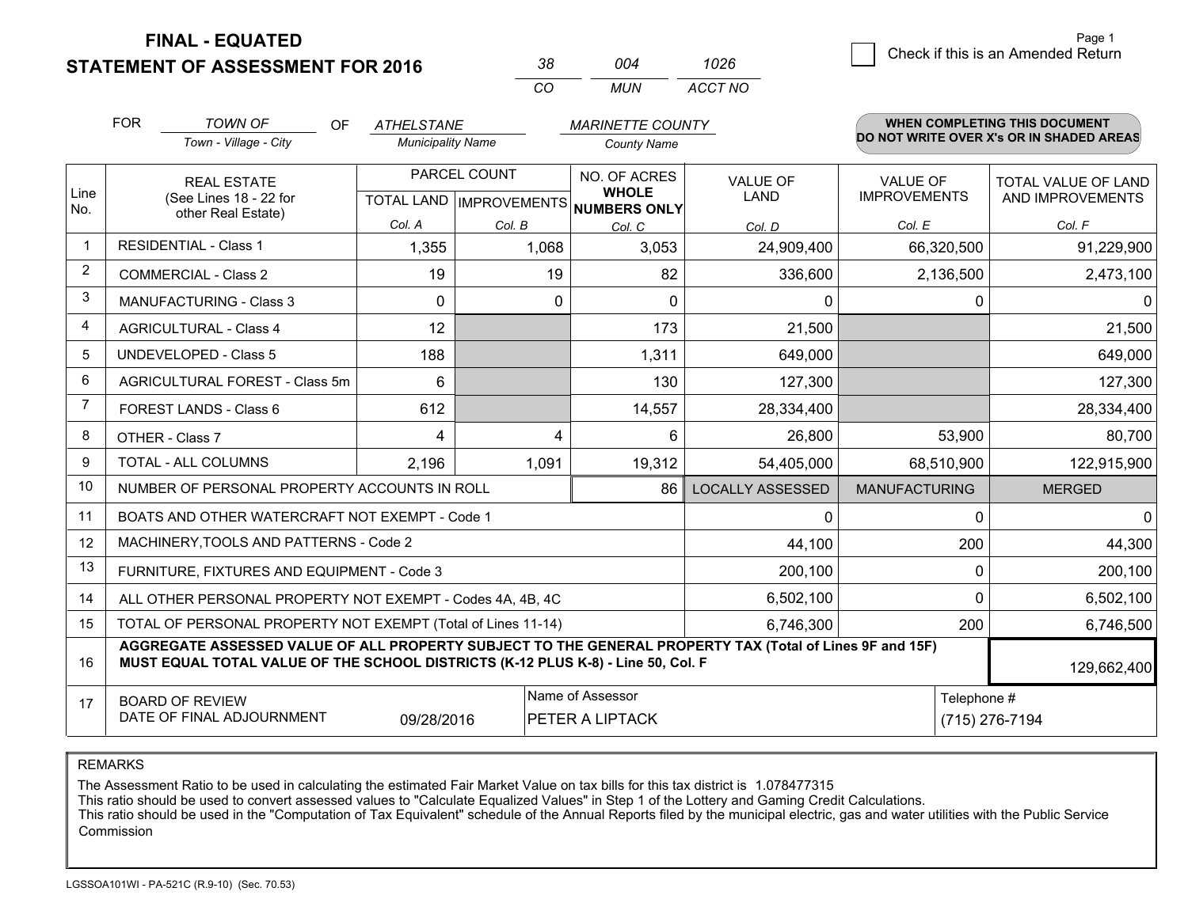# FINAL - EQUATED
## STATEMENT OF ASSESSMENT FOR 2016

| 38 | 004 | 1026 |
|---|---|---|
| CO | MUN | ACCT NO |

☐ Check if this is an Amended Return

FOR *TOWN OF* (Town - Village - City) OF *ATHELSTANE* (Municipality Name) *MARINETTE COUNTY* (County Name)

**WHEN COMPLETING THIS DOCUMENT DO NOT WRITE OVER X's OR IN SHADED AREAS**

| Line No. | REAL ESTATE (See Lines 18 - 22 for other Real Estate) | PARCEL COUNT | | NO. OF ACRES WHOLE NUMBERS ONLY | VALUE OF LAND | VALUE OF IMPROVEMENTS | TOTAL VALUE OF LAND AND IMPROVEMENTS |
|---|---|---|---|---|---|---|---|
| | | TOTAL LAND | IMPROVEMENTS | | | | |
| | | Col. A | Col. B | Col. C | Col. D | Col. E | Col. F |
| 1 | RESIDENTIAL - Class 1 | 1,355 | 1,068 | 3,053 | 24,909,400 | 66,320,500 | 91,229,900 |
| 2 | COMMERCIAL - Class 2 | 19 | 19 | 82 | 336,600 | 2,136,500 | 2,473,100 |
| 3 | MANUFACTURING - Class 3 | 0 | 0 | 0 | 0 | 0 | 0 |
| 4 | AGRICULTURAL - Class 4 | 12 | | 173 | 21,500 | | 21,500 |
| 5 | UNDEVELOPED - Class 5 | 188 | | 1,311 | 649,000 | | 649,000 |
| 6 | AGRICULTURAL FOREST - Class 5m | 6 | | 130 | 127,300 | | 127,300 |
| 7 | FOREST LANDS - Class 6 | 612 | | 14,557 | 28,334,400 | | 28,334,400 |
| 8 | OTHER - Class 7 | 4 | 4 | 6 | 26,800 | 53,900 | 80,700 |
| 9 | TOTAL - ALL COLUMNS | 2,196 | 1,091 | 19,312 | 54,405,000 | 68,510,900 | 122,915,900 |
| 10 | NUMBER OF PERSONAL PROPERTY ACCOUNTS IN ROLL | | | 86 | LOCALLY ASSESSED | MANUFACTURING | MERGED |
| 11 | BOATS AND OTHER WATERCRAFT NOT EXEMPT - Code 1 | | | | 0 | 0 | 0 |
| 12 | MACHINERY,TOOLS AND PATTERNS - Code 2 | | | | 44,100 | 200 | 44,300 |
| 13 | FURNITURE, FIXTURES AND EQUIPMENT - Code 3 | | | | 200,100 | 0 | 200,100 |
| 14 | ALL OTHER PERSONAL PROPERTY NOT EXEMPT - Codes 4A, 4B, 4C | | | | 6,502,100 | 0 | 6,502,100 |
| 15 | TOTAL OF PERSONAL PROPERTY NOT EXEMPT (Total of Lines 11-14) | | | | 6,746,300 | 200 | 6,746,500 |
| 16 | **AGGREGATE ASSESSED VALUE OF ALL PROPERTY SUBJECT TO THE GENERAL PROPERTY TAX (Total of Lines 9F and 15F) MUST EQUAL TOTAL VALUE OF THE SCHOOL DISTRICTS (K-12 PLUS K-8) - Line 50, Col. F** | | | | | | 129,662,400 |
| 17 | BOARD OF REVIEW DATE OF FINAL ADJOURNMENT | 09/28/2016 | Name of Assessor: PETER A LIPTACK | | | Telephone #: (715) 276-7194 | |

REMARKS

The Assessment Ratio to be used in calculating the estimated Fair Market Value on tax bills for this tax district is 1.078477315
This ratio should be used to convert assessed values to "Calculate Equalized Values" in Step 1 of the Lottery and Gaming Credit Calculations.
This ratio should be used in the "Computation of Tax Equivalent" schedule of the Annual Reports filed by the municipal electric, gas and water utilities with the Public Service Commission

LGSSOA101WI - PA-521C (R.9-10) (Sec. 70.53)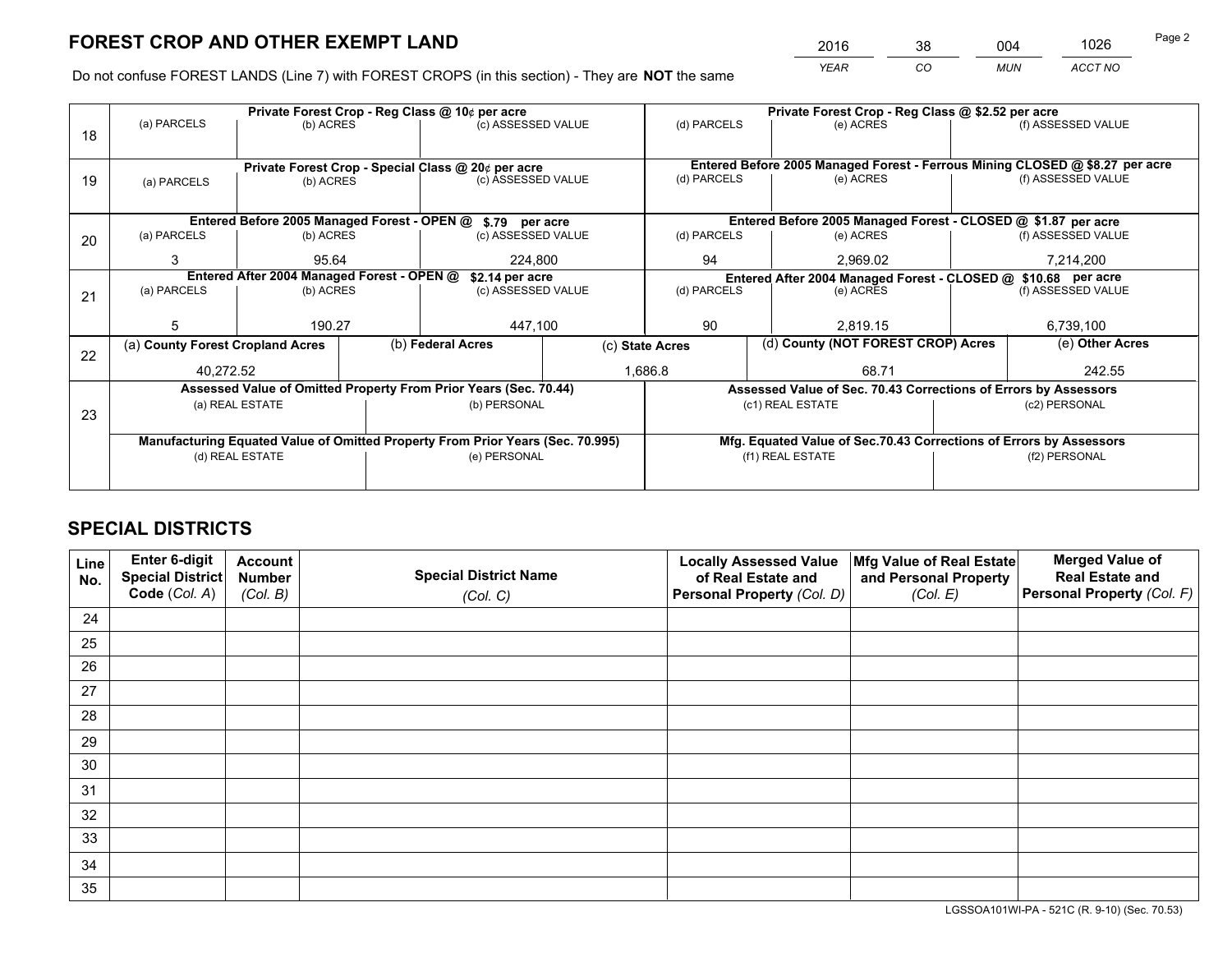# FOREST CROP AND OTHER EXEMPT LAND

| 2016 | 38 | 004 | 1026 |
|---|---|---|---|
| YEAR | CO | MUN | ACCT NO |

Do not confuse FOREST LANDS (Line 7) with FOREST CROPS (in this section) - They are **NOT** the same

| Line | Private Forest Crop - Reg Class @ 10¢ per acre | | | Private Forest Crop - Reg Class @ $2.52 per acre | | |
|---|---|---|---|---|---|---|
| 18 | (a) PARCELS | (b) ACRES | (c) ASSESSED VALUE | (d) PARCELS | (e) ACRES | (f) ASSESSED VALUE |
| | | | | | | |
| | **Private Forest Crop - Special Class @ 20¢ per acre** | | | **Entered Before 2005 Managed Forest - Ferrous Mining CLOSED @ $8.27 per acre** | | |
| 19 | (a) PARCELS | (b) ACRES | (c) ASSESSED VALUE | (d) PARCELS | (e) ACRES | (f) ASSESSED VALUE |
| | | | | | | |
| | **Entered Before 2005 Managed Forest - OPEN @ $.79 per acre** | | | **Entered Before 2005 Managed Forest - CLOSED @ $1.87 per acre** | | |
| 20 | (a) PARCELS | (b) ACRES | (c) ASSESSED VALUE | (d) PARCELS | (e) ACRES | (f) ASSESSED VALUE |
| | 3 | 95.64 | 224,800 | 94 | 2,969.02 | 7,214,200 |
| | **Entered After 2004 Managed Forest - OPEN @ $2.14 per acre** | | | **Entered After 2004 Managed Forest - CLOSED @ $10.68 per acre** | | |
| 21 | (a) PARCELS | (b) ACRES | (c) ASSESSED VALUE | (d) PARCELS | (e) ACRES | (f) ASSESSED VALUE |
| | 5 | 190.27 | 447,100 | 90 | 2,819.15 | 6,739,100 |

| Line | (a) County Forest Cropland Acres | (b) Federal Acres | (c) State Acres | (d) County (NOT FOREST CROP) Acres | (e) Other Acres |
|---|---|---|---|---|---|
| 22 | 40,272.52 | | 1,686.8 | 68.71 | 242.55 |

| Line | Assessed Value of Omitted Property From Prior Years (Sec. 70.44) | | Assessed Value of Sec. 70.43 Corrections of Errors by Assessors | |
|---|---|---|---|---|
| 23 | (a) REAL ESTATE | (b) PERSONAL | (c1) REAL ESTATE | (c2) PERSONAL |
| | | | | |
| | **Manufacturing Equated Value of Omitted Property From Prior Years (Sec. 70.995)** | | **Mfg. Equated Value of Sec.70.43 Corrections of Errors by Assessors** | |
| | (d) REAL ESTATE | (e) PERSONAL | (f1) REAL ESTATE | (f2) PERSONAL |
| | | | | |

# SPECIAL DISTRICTS

| Line No. | Enter 6-digit Special District Code (Col. A) | Account Number (Col. B) | Special District Name (Col. C) | Locally Assessed Value of Real Estate and Personal Property (Col. D) | Mfg Value of Real Estate and Personal Property (Col. E) | Merged Value of Real Estate and Personal Property (Col. F) |
|---|---|---|---|---|---|---|
| 24 | | | | | | |
| 25 | | | | | | |
| 26 | | | | | | |
| 27 | | | | | | |
| 28 | | | | | | |
| 29 | | | | | | |
| 30 | | | | | | |
| 31 | | | | | | |
| 32 | | | | | | |
| 33 | | | | | | |
| 34 | | | | | | |
| 35 | | | | | | |

LGSSOA101WI-PA - 521C (R. 9-10) (Sec. 70.53)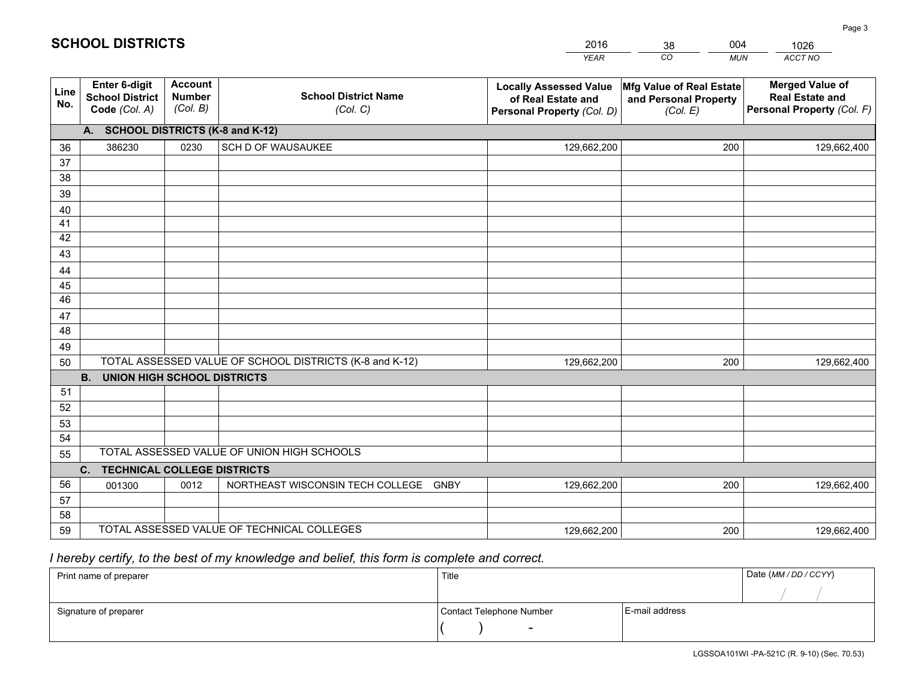## SCHOLL DISTRICTS

| YEAR | CO | MUN | ACCT NO |
|---|---|---|---|
| 2016 | 38 | 004 | 1026 |

| Line No. | Enter 6-digit School District Code (Col. A) | Account Number (Col. B) | School District Name (Col. C) | Locally Assessed Value of Real Estate and Personal Property (Col. D) | Mfg Value of Real Estate and Personal Property (Col. E) | Merged Value of Real Estate and Personal Property (Col. F) |
|---|---|---|---|---|---|---|
| **A. SCHOOL DISTRICTS (K-8 and K-12)** | | | | | | |
| 36 | 386230 | 0230 | SCH D OF WAUSAUKEE | 129,662,200 | 200 | 129,662,400 |
| 37 | | | | | | |
| 38 | | | | | | |
| 39 | | | | | | |
| 40 | | | | | | |
| 41 | | | | | | |
| 42 | | | | | | |
| 43 | | | | | | |
| 44 | | | | | | |
| 45 | | | | | | |
| 46 | | | | | | |
| 47 | | | | | | |
| 48 | | | | | | |
| 49 | | | | | | |
| 50 | TOTAL ASSESSED VALUE OF SCHOOL DISTRICTS (K-8 and K-12) | | | 129,662,200 | 200 | 129,662,400 |
| **B. UNION HIGH SCHOOL DISTRICTS** | | | | | | |
| 51 | | | | | | |
| 52 | | | | | | |
| 53 | | | | | | |
| 54 | | | | | | |
| 55 | TOTAL ASSESSED VALUE OF UNION HIGH SCHOOLS | | | | | |
| **C. TECHNICAL COLLEGE DISTRICTS** | | | | | | |
| 56 | 001300 | 0012 | NORTHEAST WISCONSIN TECH COLLEGE GNBY | 129,662,200 | 200 | 129,662,400 |
| 57 | | | | | | |
| 58 | | | | | | |
| 59 | TOTAL ASSESSED VALUE OF TECHNICAL COLLEGES | | | 129,662,200 | 200 | 129,662,400 |

*I hereby certify, to the best of my knowledge and belief, this form is complete and correct.*

| Print name of preparer | Title | | Date (MM / DD / CCYY) |
|---|---|---|---|
| | | | / / |
| Signature of preparer | Contact Telephone Number | E-mail address | |
| | ( ) - | | |

LGSSOA101WI -PA-521C (R. 9-10) (Sec. 70.53)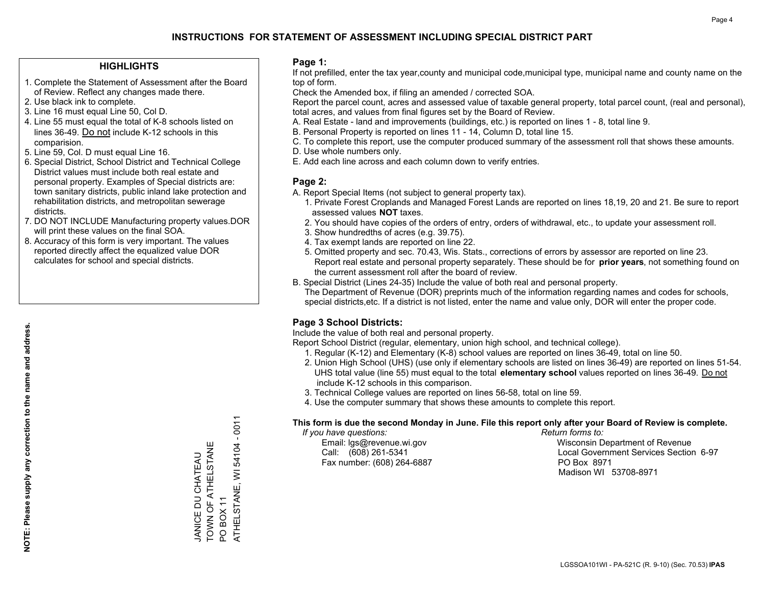# INSTRUCTIONS FOR STATEMENT OF ASSESSMENT INCLUDING SPECIAL DISTRICT PART

## HIGHLIGHTS

1. Complete the Statement of Assessment after the Board of Review. Reflect any changes made there.
2. Use black ink to complete.
3. Line 16 must equal Line 50, Col D.
4. Line 55 must equal the total of K-8 schools listed on lines 36-49. Do not include K-12 schools in this comparision.
5. Line 59, Col. D must equal Line 16.
6. Special District, School District and Technical College District values must include both real estate and personal property. Examples of Special districts are: town sanitary districts, public inland lake protection and rehabilitation districts, and metropolitan sewerage districts.
7. DO NOT INCLUDE Manufacturing property values.DOR will print these values on the final SOA.
8. Accuracy of this form is very important. The values reported directly affect the equalized value DOR calculates for school and special districts.

**NOTE: Please supply any correction to the name and address.**

JANICE DU CHATEAU
TOWN OF ATHELSTANE
PO BOX 11
ATHELSTANE, WI 54104 - 0011

## Page 1:

If not prefilled, enter the tax year,county and municipal code,municipal type, municipal name and county name on the top of form.

Check the Amended box, if filing an amended / corrected SOA.

Report the parcel count, acres and assessed value of taxable general property, total parcel count, (real and personal), total acres, and values from final figures set by the Board of Review.

A. Real Estate - land and improvements (buildings, etc.) is reported on lines 1 - 8, total line 9.
B. Personal Property is reported on lines 11 - 14, Column D, total line 15.
C. To complete this report, use the computer produced summary of the assessment roll that shows these amounts.
D. Use whole numbers only.
E. Add each line across and each column down to verify entries.

## Page 2:

A. Report Special Items (not subject to general property tax).
   1. Private Forest Croplands and Managed Forest Lands are reported on lines 18,19, 20 and 21. Be sure to report assessed values **NOT** taxes.
   2. You should have copies of the orders of entry, orders of withdrawal, etc., to update your assessment roll.
   3. Show hundredths of acres (e.g. 39.75).
   4. Tax exempt lands are reported on line 22.
   5. Omitted property and sec. 70.43, Wis. Stats., corrections of errors by assessor are reported on line 23. Report real estate and personal property separately. These should be for **prior years**, not something found on the current assessment roll after the board of review.
B. Special District (Lines 24-35) Include the value of both real and personal property.
   The Department of Revenue (DOR) preprints much of the information regarding names and codes for schools, special districts,etc. If a district is not listed, enter the name and value only, DOR will enter the proper code.

## Page 3 School Districts:

Include the value of both real and personal property.

Report School District (regular, elementary, union high school, and technical college).

1. Regular (K-12) and Elementary (K-8) school values are reported on lines 36-49, total on line 50.
2. Union High School (UHS) (use only if elementary schools are listed on lines 36-49) are reported on lines 51-54. UHS total value (line 55) must equal to the total **elementary school** values reported on lines 36-49. Do not include K-12 schools in this comparison.
3. Technical College values are reported on lines 56-58, total on line 59.
4. Use the computer summary that shows these amounts to complete this report.

**This form is due the second Monday in June. File this report only after your Board of Review is complete.**

*If you have questions:*
Email: lgs@revenue.wi.gov
Call: (608) 261-5341
Fax number: (608) 264-6887

*Return forms to:*
Wisconsin Department of Revenue
Local Government Services Section 6-97
PO Box 8971
Madison WI 53708-8971

LGSSOA101WI - PA-521C (R. 9-10) (Sec. 70.53) **IPAS**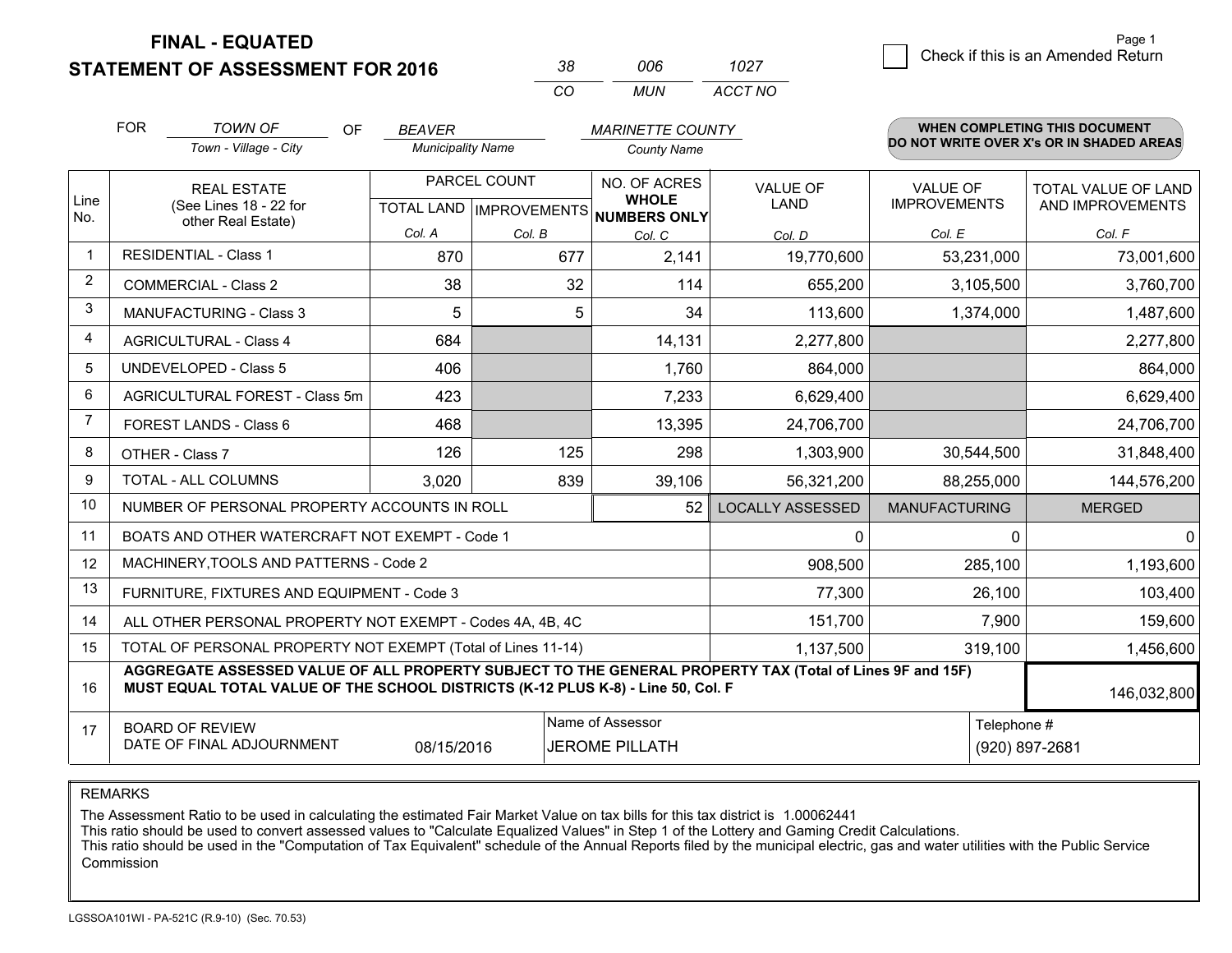**FINAL - EQUATED**

**STATEMENT OF ASSESSMENT FOR 2016**

| 38 | 006 | 1027 |
|---|---|---|
| CO | MUN | ACCT NO |

Page 1

☐ Check if this is an Amended Return

FOR *TOWN OF* (Town - Village - City) OF *BEAVER* (Municipality Name) *MARINETTE COUNTY* (County Name)

**WHEN COMPLETING THIS DOCUMENT DO NOT WRITE OVER X's OR IN SHADED AREAS**

| Line No. | REAL ESTATE (See Lines 18 - 22 for other Real Estate) | PARCEL COUNT TOTAL LAND Col. A | PARCEL COUNT IMPROVEMENTS Col. B | NO. OF ACRES WHOLE NUMBERS ONLY Col. C | VALUE OF LAND Col. D | VALUE OF IMPROVEMENTS Col. E | TOTAL VALUE OF LAND AND IMPROVEMENTS Col. F |
|---|---|---|---|---|---|---|---|
| 1 | RESIDENTIAL - Class 1 | 870 | 677 | 2,141 | 19,770,600 | 53,231,000 | 73,001,600 |
| 2 | COMMERCIAL - Class 2 | 38 | 32 | 114 | 655,200 | 3,105,500 | 3,760,700 |
| 3 | MANUFACTURING - Class 3 | 5 | 5 | 34 | 113,600 | 1,374,000 | 1,487,600 |
| 4 | AGRICULTURAL - Class 4 | 684 | | 14,131 | 2,277,800 | | 2,277,800 |
| 5 | UNDEVELOPED - Class 5 | 406 | | 1,760 | 864,000 | | 864,000 |
| 6 | AGRICULTURAL FOREST - Class 5m | 423 | | 7,233 | 6,629,400 | | 6,629,400 |
| 7 | FOREST LANDS - Class 6 | 468 | | 13,395 | 24,706,700 | | 24,706,700 |
| 8 | OTHER - Class 7 | 126 | 125 | 298 | 1,303,900 | 30,544,500 | 31,848,400 |
| 9 | TOTAL - ALL COLUMNS | 3,020 | 839 | 39,106 | 56,321,200 | 88,255,000 | 144,576,200 |
| 10 | NUMBER OF PERSONAL PROPERTY ACCOUNTS IN ROLL | | | 52 | LOCALLY ASSESSED | MANUFACTURING | MERGED |
| 11 | BOATS AND OTHER WATERCRAFT NOT EXEMPT - Code 1 | | | | 0 | 0 | 0 |
| 12 | MACHINERY,TOOLS AND PATTERNS - Code 2 | | | | 908,500 | 285,100 | 1,193,600 |
| 13 | FURNITURE, FIXTURES AND EQUIPMENT - Code 3 | | | | 77,300 | 26,100 | 103,400 |
| 14 | ALL OTHER PERSONAL PROPERTY NOT EXEMPT - Codes 4A, 4B, 4C | | | | 151,700 | 7,900 | 159,600 |
| 15 | TOTAL OF PERSONAL PROPERTY NOT EXEMPT (Total of Lines 11-14) | | | | 1,137,500 | 319,100 | 1,456,600 |
| 16 | **AGGREGATE ASSESSED VALUE OF ALL PROPERTY SUBJECT TO THE GENERAL PROPERTY TAX (Total of Lines 9F and 15F) MUST EQUAL TOTAL VALUE OF THE SCHOOL DISTRICTS (K-12 PLUS K-8) - Line 50, Col. F** | | | | | | 146,032,800 |
| 17 | BOARD OF REVIEW DATE OF FINAL ADJOURNMENT | 08/15/2016 | Name of Assessor: JEROME PILLATH | | | Telephone #: (920) 897-2681 | |

REMARKS

The Assessment Ratio to be used in calculating the estimated Fair Market Value on tax bills for this tax district is 1.00062441
This ratio should be used to convert assessed values to "Calculate Equalized Values" in Step 1 of the Lottery and Gaming Credit Calculations.
This ratio should be used in the "Computation of Tax Equivalent" schedule of the Annual Reports filed by the municipal electric, gas and water utilities with the Public Service Commission

LGSSOA101WI - PA-521C (R.9-10) (Sec. 70.53)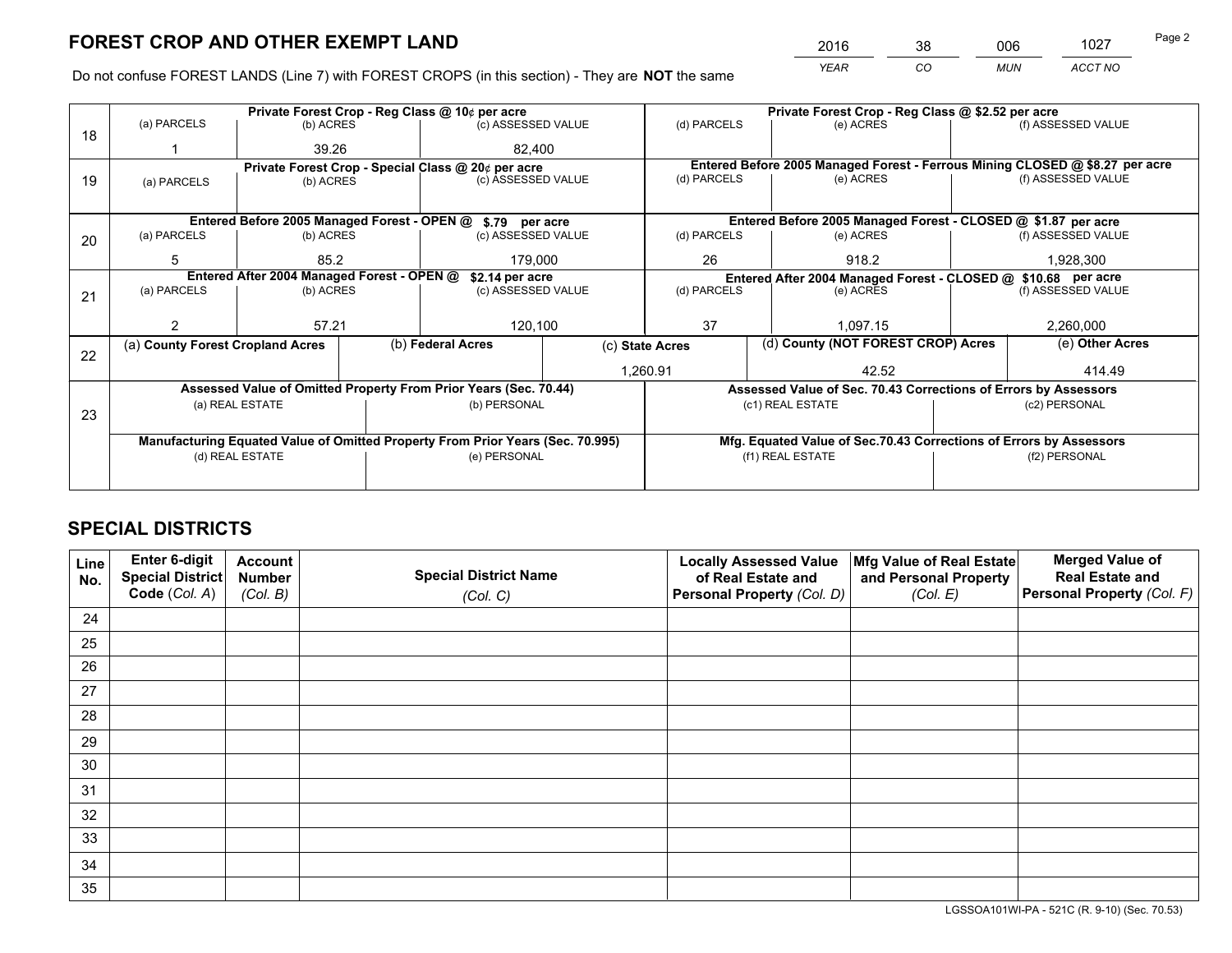# FOREST CROP AND OTHER EXEMPT LAND

| 2016 | 38 | 006 | 1027 |
|---|---|---|---|
| YEAR | CO | MUN | ACCT NO |

Do not confuse FOREST LANDS (Line 7) with FOREST CROPS (in this section) - They are **NOT** the same

| Line | Private Forest Crop - Reg Class @ 10¢ per acre | | | Private Forest Crop - Reg Class @ $2.52 per acre | | |
|---|---|---|---|---|---|---|
| 18 | (a) PARCELS | (b) ACRES | (c) ASSESSED VALUE | (d) PARCELS | (e) ACRES | (f) ASSESSED VALUE |
| | 1 | 39.26 | 82,400 | | | |
| | **Private Forest Crop - Special Class @ 20¢ per acre** | | | **Entered Before 2005 Managed Forest - Ferrous Mining CLOSED @ $8.27 per acre** | | |
| 19 | (a) PARCELS | (b) ACRES | (c) ASSESSED VALUE | (d) PARCELS | (e) ACRES | (f) ASSESSED VALUE |
| | | | | | | |
| | **Entered Before 2005 Managed Forest - OPEN @ $.79 per acre** | | | **Entered Before 2005 Managed Forest - CLOSED @ $1.87 per acre** | | |
| 20 | (a) PARCELS | (b) ACRES | (c) ASSESSED VALUE | (d) PARCELS | (e) ACRES | (f) ASSESSED VALUE |
| | 5 | 85.2 | 179,000 | 26 | 918.2 | 1,928,300 |
| | **Entered After 2004 Managed Forest - OPEN @ $2.14 per acre** | | | **Entered After 2004 Managed Forest - CLOSED @ $10.68 per acre** | | |
| 21 | (a) PARCELS | (b) ACRES | (c) ASSESSED VALUE | (d) PARCELS | (e) ACRES | (f) ASSESSED VALUE |
| | 2 | 57.21 | 120,100 | 37 | 1,097.15 | 2,260,000 |

| Line | (a) County Forest Cropland Acres | (b) Federal Acres | (c) State Acres | (d) County (NOT FOREST CROP) Acres | (e) Other Acres |
|---|---|---|---|---|---|
| 22 | | | 1,260.91 | 42.52 | 414.49 |

| Line | Assessed Value of Omitted Property From Prior Years (Sec. 70.44) | | Assessed Value of Sec. 70.43 Corrections of Errors by Assessors | |
|---|---|---|---|---|
| 23 | (a) REAL ESTATE | (b) PERSONAL | (c1) REAL ESTATE | (c2) PERSONAL |
| | | | | |
| | **Manufacturing Equated Value of Omitted Property From Prior Years (Sec. 70.995)** | | **Mfg. Equated Value of Sec.70.43 Corrections of Errors by Assessors** | |
| | (d) REAL ESTATE | (e) PERSONAL | (f1) REAL ESTATE | (f2) PERSONAL |
| | | | | |

# SPECIAL DISTRICTS

| Line No. | Enter 6-digit Special District Code (Col. A) | Account Number (Col. B) | Special District Name (Col. C) | Locally Assessed Value of Real Estate and Personal Property (Col. D) | Mfg Value of Real Estate and Personal Property (Col. E) | Merged Value of Real Estate and Personal Property (Col. F) |
|---|---|---|---|---|---|---|
| 24 | | | | | | |
| 25 | | | | | | |
| 26 | | | | | | |
| 27 | | | | | | |
| 28 | | | | | | |
| 29 | | | | | | |
| 30 | | | | | | |
| 31 | | | | | | |
| 32 | | | | | | |
| 33 | | | | | | |
| 34 | | | | | | |
| 35 | | | | | | |

LGSSOA101WI-PA - 521C (R. 9-10) (Sec. 70.53)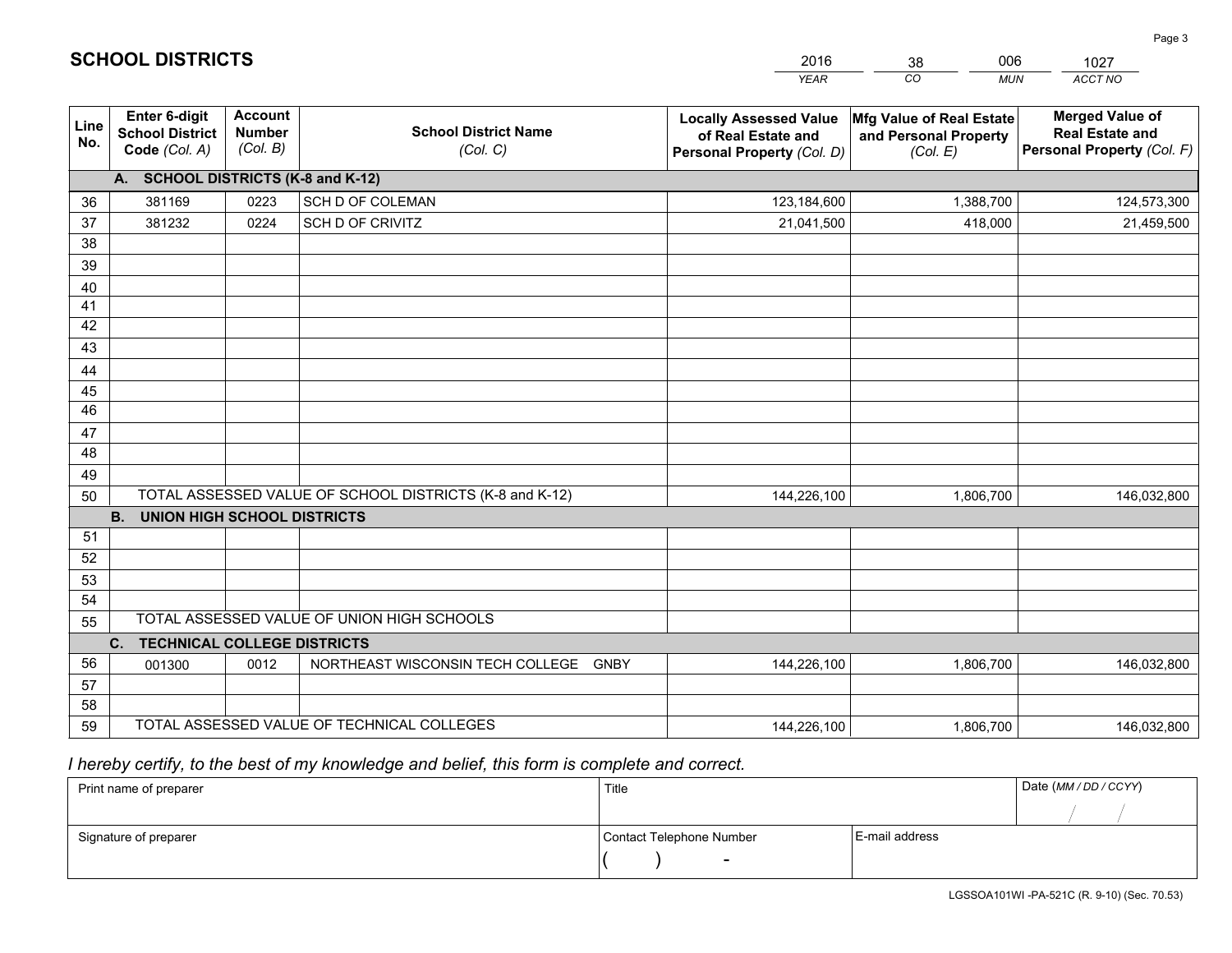# SCHOOL DISTRICTS

| 2016 | 38 | 006 | 1027 |
|---|---|---|---|
| *YEAR* | *CO* | *MUN* | *ACCT NO* |

| Line No. | Enter 6-digit School District Code *(Col. A)* | Account Number *(Col. B)* | School District Name *(Col. C)* | Locally Assessed Value of Real Estate and Personal Property *(Col. D)* | Mfg Value of Real Estate and Personal Property *(Col. E)* | Merged Value of Real Estate and Personal Property *(Col. F)* |
|---|---|---|---|---|---|---|
| **A.** | **SCHOOL DISTRICTS (K-8 and K-12)** | | | | | |
| 36 | 381169 | 0223 | SCH D OF COLEMAN | 123,184,600 | 1,388,700 | 124,573,300 |
| 37 | 381232 | 0224 | SCH D OF CRIVITZ | 21,041,500 | 418,000 | 21,459,500 |
| 38 | | | | | | |
| 39 | | | | | | |
| 40 | | | | | | |
| 41 | | | | | | |
| 42 | | | | | | |
| 43 | | | | | | |
| 44 | | | | | | |
| 45 | | | | | | |
| 46 | | | | | | |
| 47 | | | | | | |
| 48 | | | | | | |
| 49 | | | | | | |
| 50 | TOTAL ASSESSED VALUE OF SCHOOL DISTRICTS (K-8 and K-12) | | | 144,226,100 | 1,806,700 | 146,032,800 |
| **B.** | **UNION HIGH SCHOOL DISTRICTS** | | | | | |
| 51 | | | | | | |
| 52 | | | | | | |
| 53 | | | | | | |
| 54 | | | | | | |
| 55 | TOTAL ASSESSED VALUE OF UNION HIGH SCHOOLS | | | | | |
| **C.** | **TECHNICAL COLLEGE DISTRICTS** | | | | | |
| 56 | 001300 | 0012 | NORTHEAST WISCONSIN TECH COLLEGE GNBY | 144,226,100 | 1,806,700 | 146,032,800 |
| 57 | | | | | | |
| 58 | | | | | | |
| 59 | TOTAL ASSESSED VALUE OF TECHNICAL COLLEGES | | | 144,226,100 | 1,806,700 | 146,032,800 |

*I hereby certify, to the best of my knowledge and belief, this form is complete and correct.*

| Print name of preparer | Title | | Date *(MM / DD / CCYY)* |
|---|---|---|---|
| | | | / / |
| Signature of preparer | Contact Telephone Number | E-mail address | |
| | ( ) - | | |

LGSSOA101WI -PA-521C (R. 9-10) (Sec. 70.53)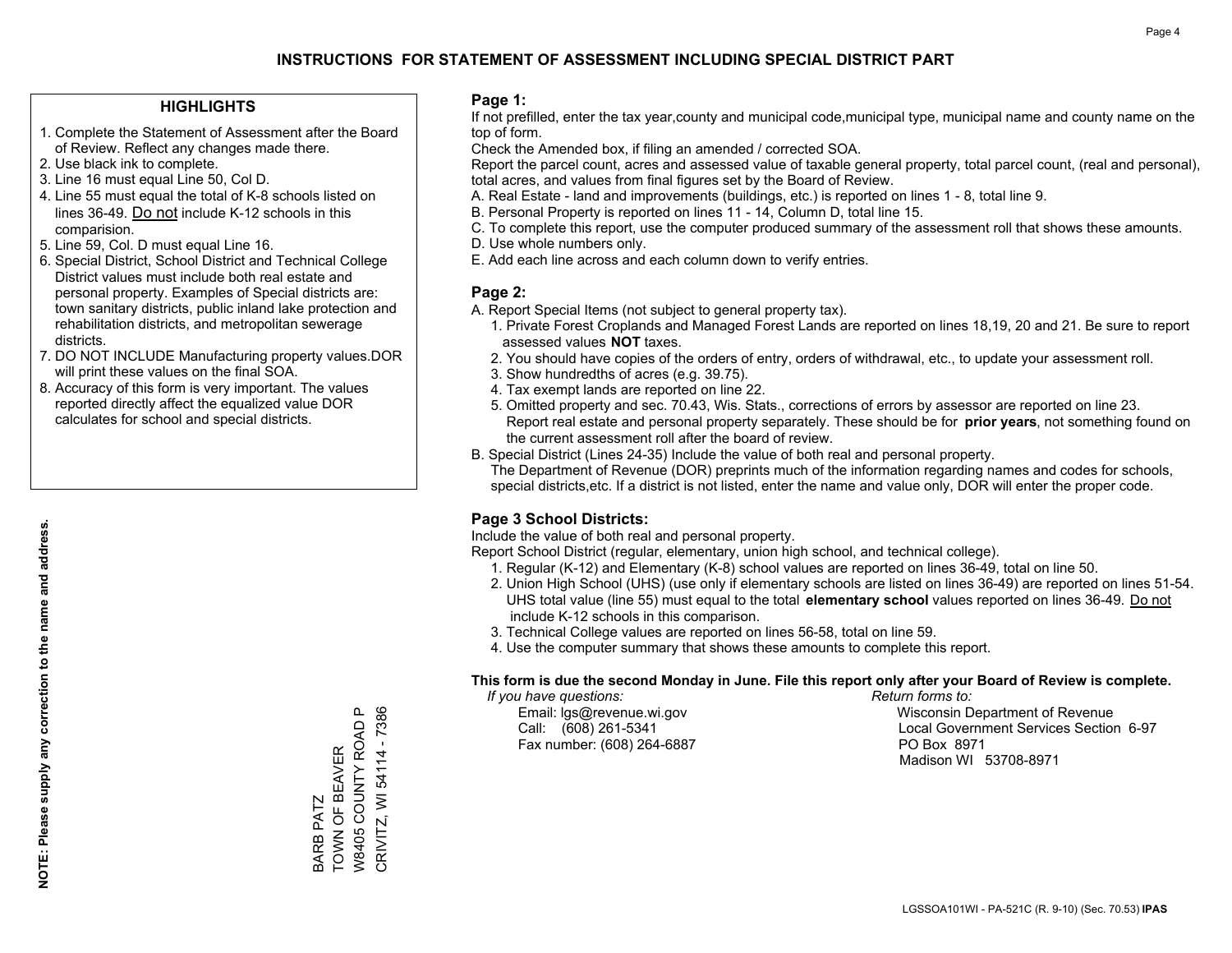# INSTRUCTIONS FOR STATEMENT OF ASSESSMENT INCLUDING SPECIAL DISTRICT PART

## HIGHLIGHTS

1. Complete the Statement of Assessment after the Board of Review. Reflect any changes made there.
2. Use black ink to complete.
3. Line 16 must equal Line 50, Col D.
4. Line 55 must equal the total of K-8 schools listed on lines 36-49. Do not include K-12 schools in this comparision.
5. Line 59, Col. D must equal Line 16.
6. Special District, School District and Technical College District values must include both real estate and personal property. Examples of Special districts are: town sanitary districts, public inland lake protection and rehabilitation districts, and metropolitan sewerage districts.
7. DO NOT INCLUDE Manufacturing property values.DOR will print these values on the final SOA.
8. Accuracy of this form is very important. The values reported directly affect the equalized value DOR calculates for school and special districts.

**NOTE: Please supply any correction to the name and address.**

BARB PATZ
TOWN OF BEAVER
W8405 COUNTY ROAD P
CRIVITZ, WI 54114 - 7386

## Page 1:

If not prefilled, enter the tax year,county and municipal code,municipal type, municipal name and county name on the top of form.

Check the Amended box, if filing an amended / corrected SOA.

Report the parcel count, acres and assessed value of taxable general property, total parcel count, (real and personal), total acres, and values from final figures set by the Board of Review.

A. Real Estate - land and improvements (buildings, etc.) is reported on lines 1 - 8, total line 9.
B. Personal Property is reported on lines 11 - 14, Column D, total line 15.
C. To complete this report, use the computer produced summary of the assessment roll that shows these amounts.
D. Use whole numbers only.
E. Add each line across and each column down to verify entries.

## Page 2:

A. Report Special Items (not subject to general property tax).
   1. Private Forest Croplands and Managed Forest Lands are reported on lines 18,19, 20 and 21. Be sure to report assessed values **NOT** taxes.
   2. You should have copies of the orders of entry, orders of withdrawal, etc., to update your assessment roll.
   3. Show hundredths of acres (e.g. 39.75).
   4. Tax exempt lands are reported on line 22.
   5. Omitted property and sec. 70.43, Wis. Stats., corrections of errors by assessor are reported on line 23. Report real estate and personal property separately. These should be for **prior years**, not something found on the current assessment roll after the board of review.
B. Special District (Lines 24-35) Include the value of both real and personal property.
   The Department of Revenue (DOR) preprints much of the information regarding names and codes for schools, special districts,etc. If a district is not listed, enter the name and value only, DOR will enter the proper code.

## Page 3 School Districts:

Include the value of both real and personal property.

Report School District (regular, elementary, union high school, and technical college).

1. Regular (K-12) and Elementary (K-8) school values are reported on lines 36-49, total on line 50.
2. Union High School (UHS) (use only if elementary schools are listed on lines 36-49) are reported on lines 51-54. UHS total value (line 55) must equal to the total **elementary school** values reported on lines 36-49. Do not include K-12 schools in this comparison.
3. Technical College values are reported on lines 56-58, total on line 59.
4. Use the computer summary that shows these amounts to complete this report.

**This form is due the second Monday in June. File this report only after your Board of Review is complete.**

*If you have questions:*
Email: lgs@revenue.wi.gov
Call: (608) 261-5341
Fax number: (608) 264-6887

*Return forms to:*
Wisconsin Department of Revenue
Local Government Services Section 6-97
PO Box 8971
Madison WI 53708-8971

LGSSOA101WI - PA-521C (R. 9-10) (Sec. 70.53) **IPAS**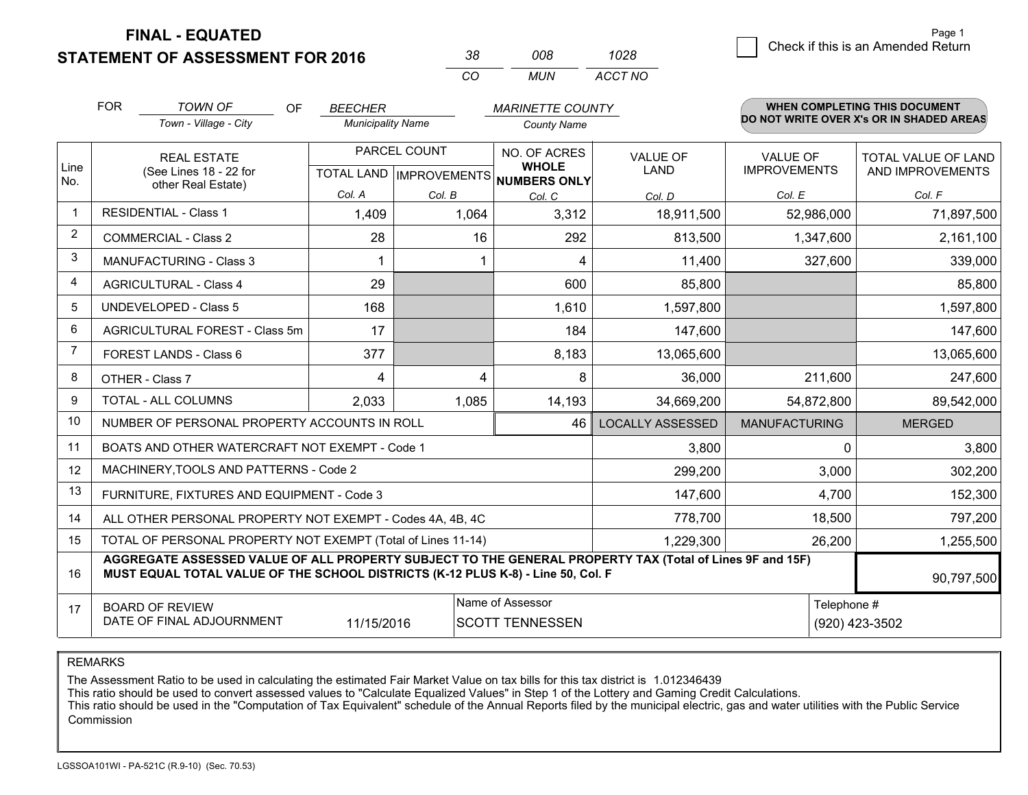# FINAL - EQUATED
# STATEMENT OF ASSESSMENT FOR 2016

| 38 | 008 | 1028 |
|---|---|---|
| CO | MUN | ACCT NO |

☐ Check if this is an Amended Return

FOR *TOWN OF* (Town - Village - City) OF *BEECHER* (Municipality Name) *MARINETTE COUNTY* (County Name)

**WHEN COMPLETING THIS DOCUMENT DO NOT WRITE OVER X's OR IN SHADED AREAS**

| Line No. | REAL ESTATE (See Lines 18 - 22 for other Real Estate) | PARCEL COUNT TOTAL LAND Col. A | PARCEL COUNT IMPROVEMENTS Col. B | NO. OF ACRES WHOLE NUMBERS ONLY Col. C | VALUE OF LAND Col. D | VALUE OF IMPROVEMENTS Col. E | TOTAL VALUE OF LAND AND IMPROVEMENTS Col. F |
|---|---|---|---|---|---|---|---|
| 1 | RESIDENTIAL - Class 1 | 1,409 | 1,064 | 3,312 | 18,911,500 | 52,986,000 | 71,897,500 |
| 2 | COMMERCIAL - Class 2 | 28 | 16 | 292 | 813,500 | 1,347,600 | 2,161,100 |
| 3 | MANUFACTURING - Class 3 | 1 | 1 | 4 | 11,400 | 327,600 | 339,000 |
| 4 | AGRICULTURAL - Class 4 | 29 | | 600 | 85,800 | | 85,800 |
| 5 | UNDEVELOPED - Class 5 | 168 | | 1,610 | 1,597,800 | | 1,597,800 |
| 6 | AGRICULTURAL FOREST - Class 5m | 17 | | 184 | 147,600 | | 147,600 |
| 7 | FOREST LANDS - Class 6 | 377 | | 8,183 | 13,065,600 | | 13,065,600 |
| 8 | OTHER - Class 7 | 4 | 4 | 8 | 36,000 | 211,600 | 247,600 |
| 9 | TOTAL - ALL COLUMNS | 2,033 | 1,085 | 14,193 | 34,669,200 | 54,872,800 | 89,542,000 |
| 10 | NUMBER OF PERSONAL PROPERTY ACCOUNTS IN ROLL | | | 46 | LOCALLY ASSESSED | MANUFACTURING | MERGED |
| 11 | BOATS AND OTHER WATERCRAFT NOT EXEMPT - Code 1 | | | | 3,800 | 0 | 3,800 |
| 12 | MACHINERY,TOOLS AND PATTERNS - Code 2 | | | | 299,200 | 3,000 | 302,200 |
| 13 | FURNITURE, FIXTURES AND EQUIPMENT - Code 3 | | | | 147,600 | 4,700 | 152,300 |
| 14 | ALL OTHER PERSONAL PROPERTY NOT EXEMPT - Codes 4A, 4B, 4C | | | | 778,700 | 18,500 | 797,200 |
| 15 | TOTAL OF PERSONAL PROPERTY NOT EXEMPT (Total of Lines 11-14) | | | | 1,229,300 | 26,200 | 1,255,500 |
| 16 | **AGGREGATE ASSESSED VALUE OF ALL PROPERTY SUBJECT TO THE GENERAL PROPERTY TAX (Total of Lines 9F and 15F) MUST EQUAL TOTAL VALUE OF THE SCHOOL DISTRICTS (K-12 PLUS K-8) - Line 50, Col. F** | | | | | | 90,797,500 |
| 17 | BOARD OF REVIEW DATE OF FINAL ADJOURNMENT | 11/15/2016 | Name of Assessor: SCOTT TENNESSEN | | | Telephone #: (920) 423-3502 | |

REMARKS

The Assessment Ratio to be used in calculating the estimated Fair Market Value on tax bills for this tax district is 1.012346439
This ratio should be used to convert assessed values to "Calculate Equalized Values" in Step 1 of the Lottery and Gaming Credit Calculations.
This ratio should be used in the "Computation of Tax Equivalent" schedule of the Annual Reports filed by the municipal electric, gas and water utilities with the Public Service Commission

LGSSOA101WI - PA-521C (R.9-10) (Sec. 70.53)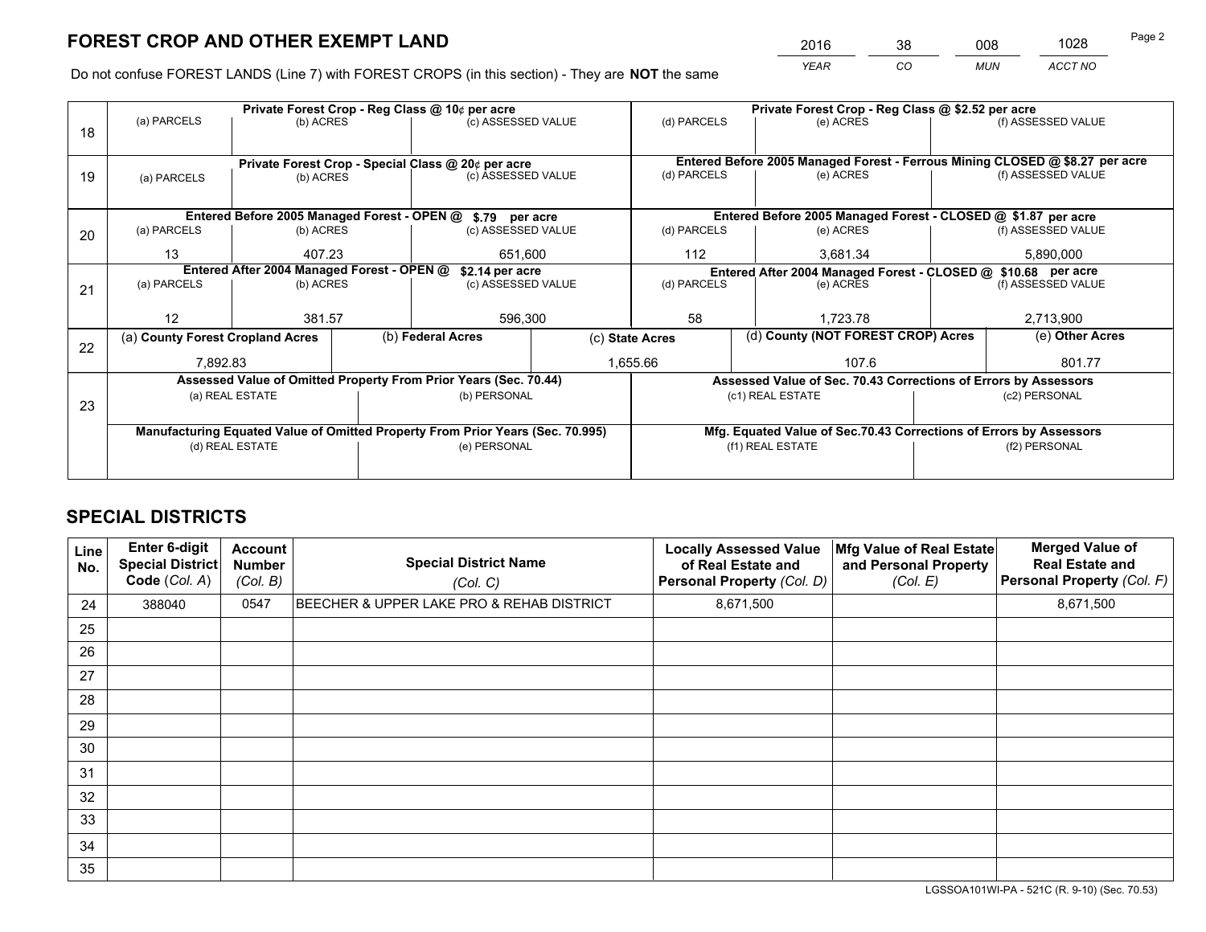# FOREST CROP AND OTHER EXEMPT LAND

| 2016 | 38 | 008 | 1028 |
|---|---|---|---|
| YEAR | CO | MUN | ACCT NO |

Do not confuse FOREST LANDS (Line 7) with FOREST CROPS (in this section) - They are **NOT** the same

| Line | Private Forest Crop - Reg Class @ 10¢ per acre | | | Private Forest Crop - Reg Class @ $2.52 per acre | | |
|---|---|---|---|---|---|---|
| 18 | (a) PARCELS | (b) ACRES | (c) ASSESSED VALUE | (d) PARCELS | (e) ACRES | (f) ASSESSED VALUE |
| | | | | | | |
| | **Private Forest Crop - Special Class @ 20¢ per acre** | | | **Entered Before 2005 Managed Forest - Ferrous Mining CLOSED @ $8.27 per acre** | | |
| 19 | (a) PARCELS | (b) ACRES | (c) ASSESSED VALUE | (d) PARCELS | (e) ACRES | (f) ASSESSED VALUE |
| | | | | | | |
| | **Entered Before 2005 Managed Forest - OPEN @ $.79 per acre** | | | **Entered Before 2005 Managed Forest - CLOSED @ $1.87 per acre** | | |
| 20 | (a) PARCELS | (b) ACRES | (c) ASSESSED VALUE | (d) PARCELS | (e) ACRES | (f) ASSESSED VALUE |
| | 13 | 407.23 | 651,600 | 112 | 3,681.34 | 5,890,000 |
| | **Entered After 2004 Managed Forest - OPEN @ $2.14 per acre** | | | **Entered After 2004 Managed Forest - CLOSED @ $10.68 per acre** | | |
| 21 | (a) PARCELS | (b) ACRES | (c) ASSESSED VALUE | (d) PARCELS | (e) ACRES | (f) ASSESSED VALUE |
| | 12 | 381.57 | 596,300 | 58 | 1,723.78 | 2,713,900 |

| Line | (a) County Forest Cropland Acres | (b) Federal Acres | (c) State Acres | (d) County (NOT FOREST CROP) Acres | (e) Other Acres |
|---|---|---|---|---|---|
| 22 | 7,892.83 | | 1,655.66 | 107.6 | 801.77 |

| Line | Assessed Value of Omitted Property From Prior Years (Sec. 70.44) | | Assessed Value of Sec. 70.43 Corrections of Errors by Assessors | |
|---|---|---|---|---|
| 23 | (a) REAL ESTATE | (b) PERSONAL | (c1) REAL ESTATE | (c2) PERSONAL |
| | | | | |
| | **Manufacturing Equated Value of Omitted Property From Prior Years (Sec. 70.995)** | | **Mfg. Equated Value of Sec.70.43 Corrections of Errors by Assessors** | |
| | (d) REAL ESTATE | (e) PERSONAL | (f1) REAL ESTATE | (f2) PERSONAL |
| | | | | |

# SPECIAL DISTRICTS

| Line No. | Enter 6-digit Special District Code (Col. A) | Account Number (Col. B) | Special District Name (Col. C) | Locally Assessed Value of Real Estate and Personal Property (Col. D) | Mfg Value of Real Estate and Personal Property (Col. E) | Merged Value of Real Estate and Personal Property (Col. F) |
|---|---|---|---|---|---|---|
| 24 | 388040 | 0547 | BEECHER & UPPER LAKE PRO & REHAB DISTRICT | 8,671,500 | | 8,671,500 |
| 25 | | | | | | |
| 26 | | | | | | |
| 27 | | | | | | |
| 28 | | | | | | |
| 29 | | | | | | |
| 30 | | | | | | |
| 31 | | | | | | |
| 32 | | | | | | |
| 33 | | | | | | |
| 34 | | | | | | |
| 35 | | | | | | |

LGSSOA101WI-PA - 521C (R. 9-10) (Sec. 70.53)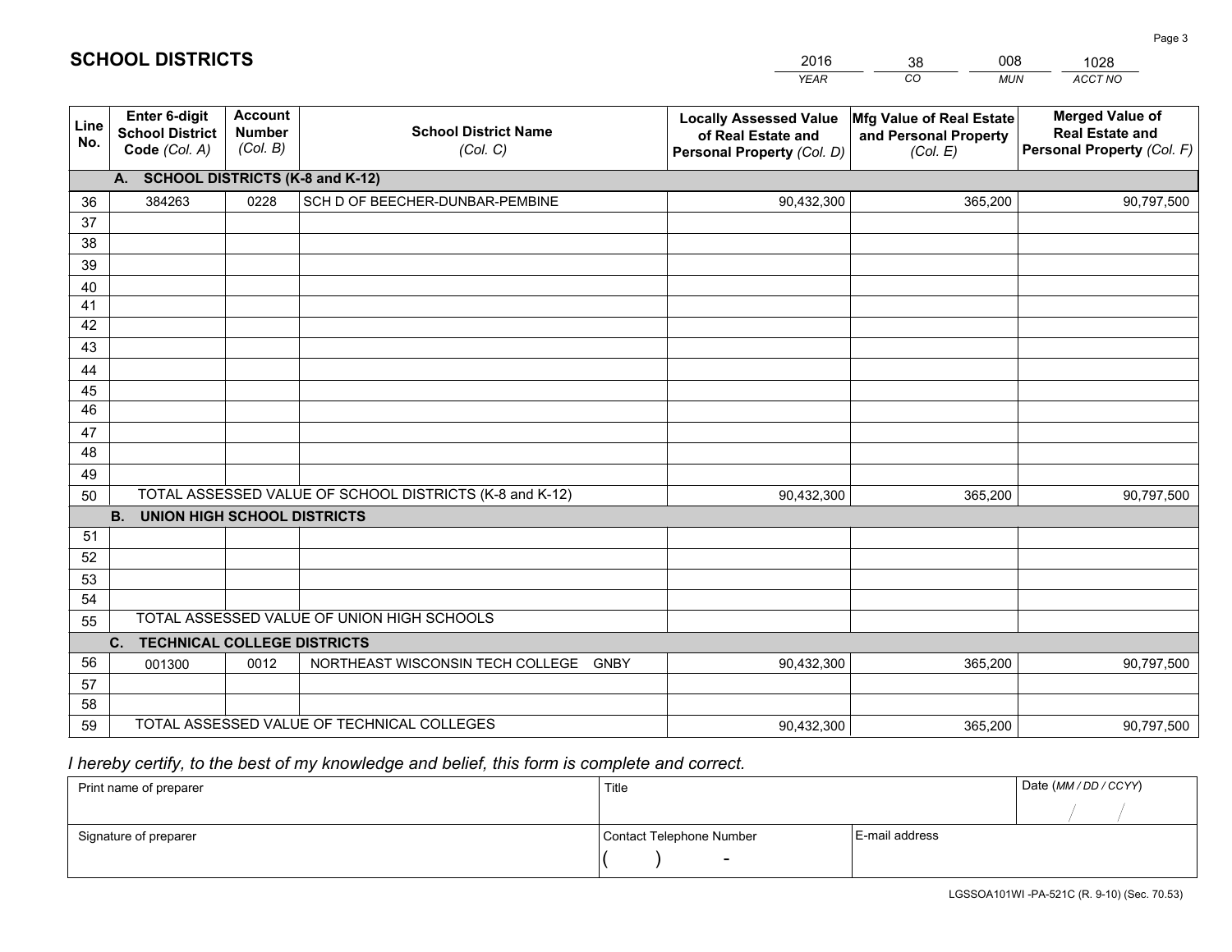# SCHOOL DISTRICTS

| 2016 | 38 | 008 | 1028 |
|---|---|---|---|
| *YEAR* | *CO* | *MUN* | *ACCT NO* |

| Line No. | Enter 6-digit School District Code *(Col. A)* | Account Number *(Col. B)* | School District Name *(Col. C)* | Locally Assessed Value of Real Estate and Personal Property *(Col. D)* | Mfg Value of Real Estate and Personal Property *(Col. E)* | Merged Value of Real Estate and Personal Property *(Col. F)* |
|---|---|---|---|---|---|---|
| | **A. SCHOOL DISTRICTS (K-8 and K-12)** | | | | | |
| 36 | 384263 | 0228 | SCH D OF BEECHER-DUNBAR-PEMBINE | 90,432,300 | 365,200 | 90,797,500 |
| 37 | | | | | | |
| 38 | | | | | | |
| 39 | | | | | | |
| 40 | | | | | | |
| 41 | | | | | | |
| 42 | | | | | | |
| 43 | | | | | | |
| 44 | | | | | | |
| 45 | | | | | | |
| 46 | | | | | | |
| 47 | | | | | | |
| 48 | | | | | | |
| 49 | | | | | | |
| 50 | TOTAL ASSESSED VALUE OF SCHOOL DISTRICTS (K-8 and K-12) | | | 90,432,300 | 365,200 | 90,797,500 |
| | **B. UNION HIGH SCHOOL DISTRICTS** | | | | | |
| 51 | | | | | | |
| 52 | | | | | | |
| 53 | | | | | | |
| 54 | | | | | | |
| 55 | TOTAL ASSESSED VALUE OF UNION HIGH SCHOOLS | | | | | |
| | **C. TECHNICAL COLLEGE DISTRICTS** | | | | | |
| 56 | 001300 | 0012 | NORTHEAST WISCONSIN TECH COLLEGE GNBY | 90,432,300 | 365,200 | 90,797,500 |
| 57 | | | | | | |
| 58 | | | | | | |
| 59 | TOTAL ASSESSED VALUE OF TECHNICAL COLLEGES | | | 90,432,300 | 365,200 | 90,797,500 |

*I hereby certify, to the best of my knowledge and belief, this form is complete and correct.*

| Print name of preparer | Title | | Date *(MM / DD / CCYY)* |
|---|---|---|---|
| | | | / / |
| Signature of preparer | Contact Telephone Number | E-mail address | |
| | ( ) - | | |

LGSSOA101WI -PA-521C (R. 9-10) (Sec. 70.53)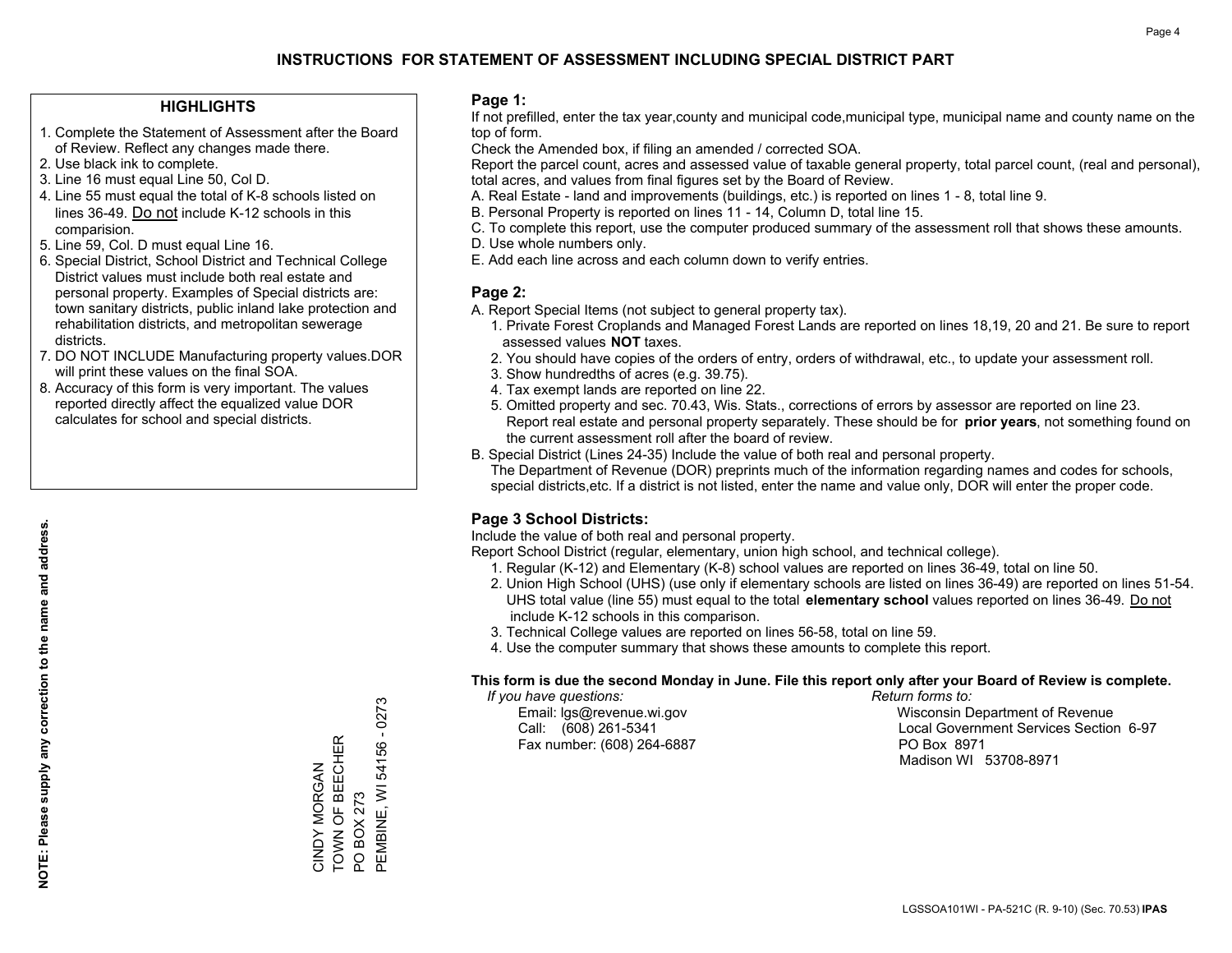# INSTRUCTIONS FOR STATEMENT OF ASSESSMENT INCLUDING SPECIAL DISTRICT PART

## HIGHLIGHTS

1. Complete the Statement of Assessment after the Board of Review. Reflect any changes made there.
2. Use black ink to complete.
3. Line 16 must equal Line 50, Col D.
4. Line 55 must equal the total of K-8 schools listed on lines 36-49. Do not include K-12 schools in this comparision.
5. Line 59, Col. D must equal Line 16.
6. Special District, School District and Technical College District values must include both real estate and personal property. Examples of Special districts are: town sanitary districts, public inland lake protection and rehabilitation districts, and metropolitan sewerage districts.
7. DO NOT INCLUDE Manufacturing property values.DOR will print these values on the final SOA.
8. Accuracy of this form is very important. The values reported directly affect the equalized value DOR calculates for school and special districts.

**NOTE: Please supply any correction to the name and address.**

CINDY MORGAN
TOWN OF BEECHER
PO BOX 273
PEMBINE, WI 54156 - 0273

## Page 1:

If not prefilled, enter the tax year,county and municipal code,municipal type, municipal name and county name on the top of form.

Check the Amended box, if filing an amended / corrected SOA.

Report the parcel count, acres and assessed value of taxable general property, total parcel count, (real and personal), total acres, and values from final figures set by the Board of Review.

A. Real Estate - land and improvements (buildings, etc.) is reported on lines 1 - 8, total line 9.
B. Personal Property is reported on lines 11 - 14, Column D, total line 15.
C. To complete this report, use the computer produced summary of the assessment roll that shows these amounts.
D. Use whole numbers only.
E. Add each line across and each column down to verify entries.

## Page 2:

A. Report Special Items (not subject to general property tax).
   1. Private Forest Croplands and Managed Forest Lands are reported on lines 18,19, 20 and 21. Be sure to report assessed values **NOT** taxes.
   2. You should have copies of the orders of entry, orders of withdrawal, etc., to update your assessment roll.
   3. Show hundredths of acres (e.g. 39.75).
   4. Tax exempt lands are reported on line 22.
   5. Omitted property and sec. 70.43, Wis. Stats., corrections of errors by assessor are reported on line 23. Report real estate and personal property separately. These should be for **prior years**, not something found on the current assessment roll after the board of review.
B. Special District (Lines 24-35) Include the value of both real and personal property.
   The Department of Revenue (DOR) preprints much of the information regarding names and codes for schools, special districts,etc. If a district is not listed, enter the name and value only, DOR will enter the proper code.

## Page 3 School Districts:

Include the value of both real and personal property.

Report School District (regular, elementary, union high school, and technical college).

1. Regular (K-12) and Elementary (K-8) school values are reported on lines 36-49, total on line 50.
2. Union High School (UHS) (use only if elementary schools are listed on lines 36-49) are reported on lines 51-54. UHS total value (line 55) must equal to the total **elementary school** values reported on lines 36-49. Do not include K-12 schools in this comparison.
3. Technical College values are reported on lines 56-58, total on line 59.
4. Use the computer summary that shows these amounts to complete this report.

**This form is due the second Monday in June. File this report only after your Board of Review is complete.**

*If you have questions:*
Email: lgs@revenue.wi.gov
Call: (608) 261-5341
Fax number: (608) 264-6887

*Return forms to:*
Wisconsin Department of Revenue
Local Government Services Section 6-97
PO Box 8971
Madison WI 53708-8971

LGSSOA101WI - PA-521C (R. 9-10) (Sec. 70.53) **IPAS**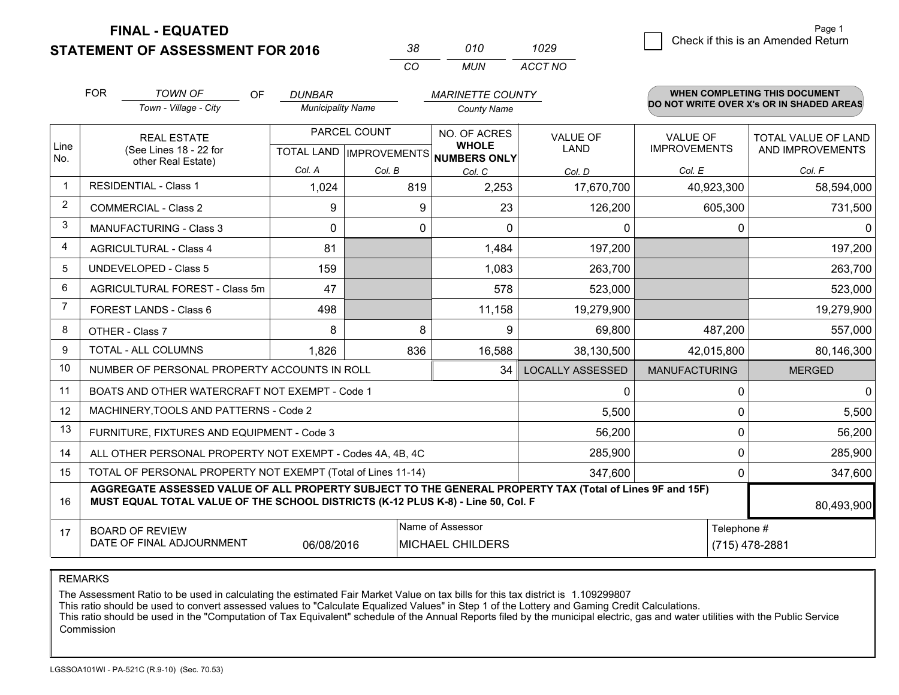# FINAL - EQUATED
## STATEMENT OF ASSESSMENT FOR 2016

| 38 | 010 | 1029 |
|---|---|---|
| CO | MUN | ACCT NO |

Page 1

☐ Check if this is an Amended Return

FOR *TOWN OF* (Town - Village - City) OF *DUNBAR* (Municipality Name) *MARINETTE COUNTY* (County Name)

**WHEN COMPLETING THIS DOCUMENT DO NOT WRITE OVER X's OR IN SHADED AREAS**

| Line No. | REAL ESTATE (See Lines 18 - 22 for other Real Estate) | PARCEL COUNT | | NO. OF ACRES WHOLE NUMBERS ONLY | VALUE OF LAND | VALUE OF IMPROVEMENTS | TOTAL VALUE OF LAND AND IMPROVEMENTS |
|---|---|---|---|---|---|---|---|
| | | TOTAL LAND | IMPROVEMENTS | | | | |
| | | Col. A | Col. B | Col. C | Col. D | Col. E | Col. F |
| 1 | RESIDENTIAL - Class 1 | 1,024 | 819 | 2,253 | 17,670,700 | 40,923,300 | 58,594,000 |
| 2 | COMMERCIAL - Class 2 | 9 | 9 | 23 | 126,200 | 605,300 | 731,500 |
| 3 | MANUFACTURING - Class 3 | 0 | 0 | 0 | 0 | 0 | 0 |
| 4 | AGRICULTURAL - Class 4 | 81 | | 1,484 | 197,200 | | 197,200 |
| 5 | UNDEVELOPED - Class 5 | 159 | | 1,083 | 263,700 | | 263,700 |
| 6 | AGRICULTURAL FOREST - Class 5m | 47 | | 578 | 523,000 | | 523,000 |
| 7 | FOREST LANDS - Class 6 | 498 | | 11,158 | 19,279,900 | | 19,279,900 |
| 8 | OTHER - Class 7 | 8 | 8 | 9 | 69,800 | 487,200 | 557,000 |
| 9 | TOTAL - ALL COLUMNS | 1,826 | 836 | 16,588 | 38,130,500 | 42,015,800 | 80,146,300 |
| 10 | NUMBER OF PERSONAL PROPERTY ACCOUNTS IN ROLL | | | 34 | LOCALLY ASSESSED | MANUFACTURING | MERGED |
| 11 | BOATS AND OTHER WATERCRAFT NOT EXEMPT - Code 1 | | | | 0 | 0 | 0 |
| 12 | MACHINERY,TOOLS AND PATTERNS - Code 2 | | | | 5,500 | 0 | 5,500 |
| 13 | FURNITURE, FIXTURES AND EQUIPMENT - Code 3 | | | | 56,200 | 0 | 56,200 |
| 14 | ALL OTHER PERSONAL PROPERTY NOT EXEMPT - Codes 4A, 4B, 4C | | | | 285,900 | 0 | 285,900 |
| 15 | TOTAL OF PERSONAL PROPERTY NOT EXEMPT (Total of Lines 11-14) | | | | 347,600 | 0 | 347,600 |
| 16 | **AGGREGATE ASSESSED VALUE OF ALL PROPERTY SUBJECT TO THE GENERAL PROPERTY TAX (Total of Lines 9F and 15F) MUST EQUAL TOTAL VALUE OF THE SCHOOL DISTRICTS (K-12 PLUS K-8) - Line 50, Col. F** | | | | | | 80,493,900 |
| 17 | BOARD OF REVIEW DATE OF FINAL ADJOURNMENT | 06/08/2016 | | Name of Assessor: MICHAEL CHILDERS | | Telephone #: (715) 478-2881 | |

REMARKS

The Assessment Ratio to be used in calculating the estimated Fair Market Value on tax bills for this tax district is 1.109299807
This ratio should be used to convert assessed values to "Calculate Equalized Values" in Step 1 of the Lottery and Gaming Credit Calculations.
This ratio should be used in the "Computation of Tax Equivalent" schedule of the Annual Reports filed by the municipal electric, gas and water utilities with the Public Service Commission

LGSSOA101WI - PA-521C (R.9-10) (Sec. 70.53)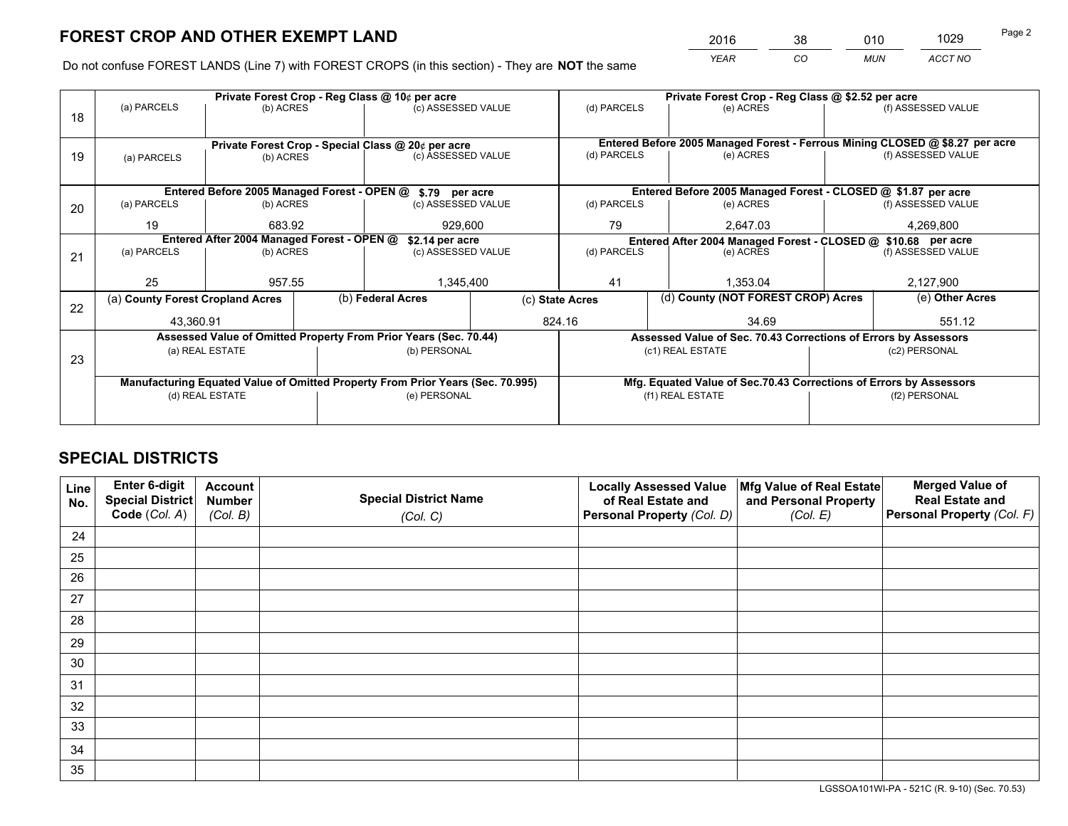# FOREST CROP AND OTHER EXEMPT LAND

| 2016 | 38 | 010 | 1029 |
|---|---|---|---|
| *YEAR* | *CO* | *MUN* | *ACCT NO* |

Do not confuse FOREST LANDS (Line 7) with FOREST CROPS (in this section) - They are **NOT** the same

| Line | Private Forest Crop - Reg Class @ 10¢ per acre | | | Private Forest Crop - Reg Class @ $2.52 per acre | | |
|---|---|---|---|---|---|---|
| 18 | (a) PARCELS | (b) ACRES | (c) ASSESSED VALUE | (d) PARCELS | (e) ACRES | (f) ASSESSED VALUE |
| | | | | | | |
| | **Private Forest Crop - Special Class @ 20¢ per acre** | | | **Entered Before 2005 Managed Forest - Ferrous Mining CLOSED @ $8.27 per acre** | | |
| 19 | (a) PARCELS | (b) ACRES | (c) ASSESSED VALUE | (d) PARCELS | (e) ACRES | (f) ASSESSED VALUE |
| | | | | | | |
| | **Entered Before 2005 Managed Forest - OPEN @ $.79 per acre** | | | **Entered Before 2005 Managed Forest - CLOSED @ $1.87 per acre** | | |
| 20 | (a) PARCELS | (b) ACRES | (c) ASSESSED VALUE | (d) PARCELS | (e) ACRES | (f) ASSESSED VALUE |
| | 19 | 683.92 | 929,600 | 79 | 2,647.03 | 4,269,800 |
| | **Entered After 2004 Managed Forest - OPEN @ $2.14 per acre** | | | **Entered After 2004 Managed Forest - CLOSED @ $10.68 per acre** | | |
| 21 | (a) PARCELS | (b) ACRES | (c) ASSESSED VALUE | (d) PARCELS | (e) ACRES | (f) ASSESSED VALUE |
| | 25 | 957.55 | 1,345,400 | 41 | 1,353.04 | 2,127,900 |

| Line | (a) County Forest Cropland Acres | (b) Federal Acres | (c) State Acres | (d) County (NOT FOREST CROP) Acres | (e) Other Acres |
|---|---|---|---|---|---|
| 22 | 43,360.91 | | 824.16 | 34.69 | 551.12 |

| Line | Assessed Value of Omitted Property From Prior Years (Sec. 70.44) | | Assessed Value of Sec. 70.43 Corrections of Errors by Assessors | |
|---|---|---|---|---|
| 23 | (a) REAL ESTATE | (b) PERSONAL | (c1) REAL ESTATE | (c2) PERSONAL |
| | | | | |
| | **Manufacturing Equated Value of Omitted Property From Prior Years (Sec. 70.995)** | | **Mfg. Equated Value of Sec.70.43 Corrections of Errors by Assessors** | |
| | (d) REAL ESTATE | (e) PERSONAL | (f1) REAL ESTATE | (f2) PERSONAL |
| | | | | |

# SPECIAL DISTRICTS

| Line No. | Enter 6-digit Special District Code (*Col. A*) | Account Number (*Col. B*) | Special District Name (*Col. C*) | Locally Assessed Value of Real Estate and Personal Property (*Col. D*) | Mfg Value of Real Estate and Personal Property (*Col. E*) | Merged Value of Real Estate and Personal Property (*Col. F*) |
|---|---|---|---|---|---|---|
| 24 | | | | | | |
| 25 | | | | | | |
| 26 | | | | | | |
| 27 | | | | | | |
| 28 | | | | | | |
| 29 | | | | | | |
| 30 | | | | | | |
| 31 | | | | | | |
| 32 | | | | | | |
| 33 | | | | | | |
| 34 | | | | | | |
| 35 | | | | | | |

LGSSOA101WI-PA - 521C (R. 9-10) (Sec. 70.53)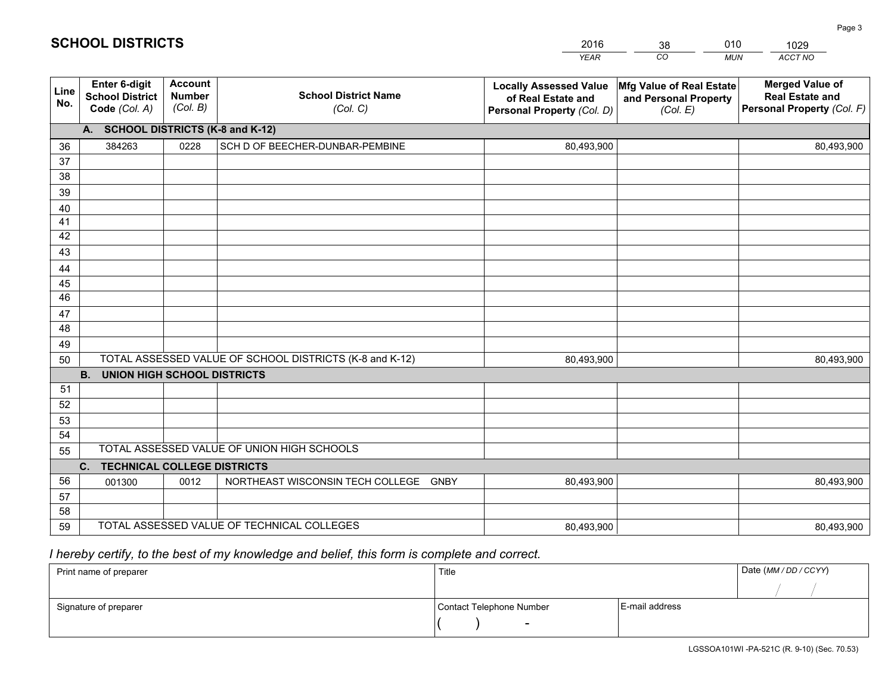## SCHOOL DISTRICTS

| 2016 | 38 | 010 | 1029 |
|---|---|---|---|
| *YEAR* | *CO* | *MUN* | *ACCT NO* |

| Line No. | Enter 6-digit School District Code *(Col. A)* | Account Number *(Col. B)* | School District Name *(Col. C)* | Locally Assessed Value of Real Estate and Personal Property *(Col. D)* | Mfg Value of Real Estate and Personal Property *(Col. E)* | Merged Value of Real Estate and Personal Property *(Col. F)* |
|---|---|---|---|---|---|---|
| | **A. SCHOOL DISTRICTS (K-8 and K-12)** | | | | | |
| 36 | 384263 | 0228 | SCH D OF BEECHER-DUNBAR-PEMBINE | 80,493,900 | | 80,493,900 |
| 37 | | | | | | |
| 38 | | | | | | |
| 39 | | | | | | |
| 40 | | | | | | |
| 41 | | | | | | |
| 42 | | | | | | |
| 43 | | | | | | |
| 44 | | | | | | |
| 45 | | | | | | |
| 46 | | | | | | |
| 47 | | | | | | |
| 48 | | | | | | |
| 49 | | | | | | |
| 50 | TOTAL ASSESSED VALUE OF SCHOOL DISTRICTS (K-8 and K-12) | | | 80,493,900 | | 80,493,900 |
| | **B. UNION HIGH SCHOOL DISTRICTS** | | | | | |
| 51 | | | | | | |
| 52 | | | | | | |
| 53 | | | | | | |
| 54 | | | | | | |
| 55 | TOTAL ASSESSED VALUE OF UNION HIGH SCHOOLS | | | | | |
| | **C. TECHNICAL COLLEGE DISTRICTS** | | | | | |
| 56 | 001300 | 0012 | NORTHEAST WISCONSIN TECH COLLEGE GNBY | 80,493,900 | | 80,493,900 |
| 57 | | | | | | |
| 58 | | | | | | |
| 59 | TOTAL ASSESSED VALUE OF TECHNICAL COLLEGES | | | 80,493,900 | | 80,493,900 |

*I hereby certify, to the best of my knowledge and belief, this form is complete and correct.*

| Print name of preparer | Title | | Date *(MM / DD / CCYY)* |
|---|---|---|---|
| | | | / / |
| Signature of preparer | Contact Telephone Number | E-mail address | |
| | ( ) - | | |

LGSSOA101WI -PA-521C (R. 9-10) (Sec. 70.53)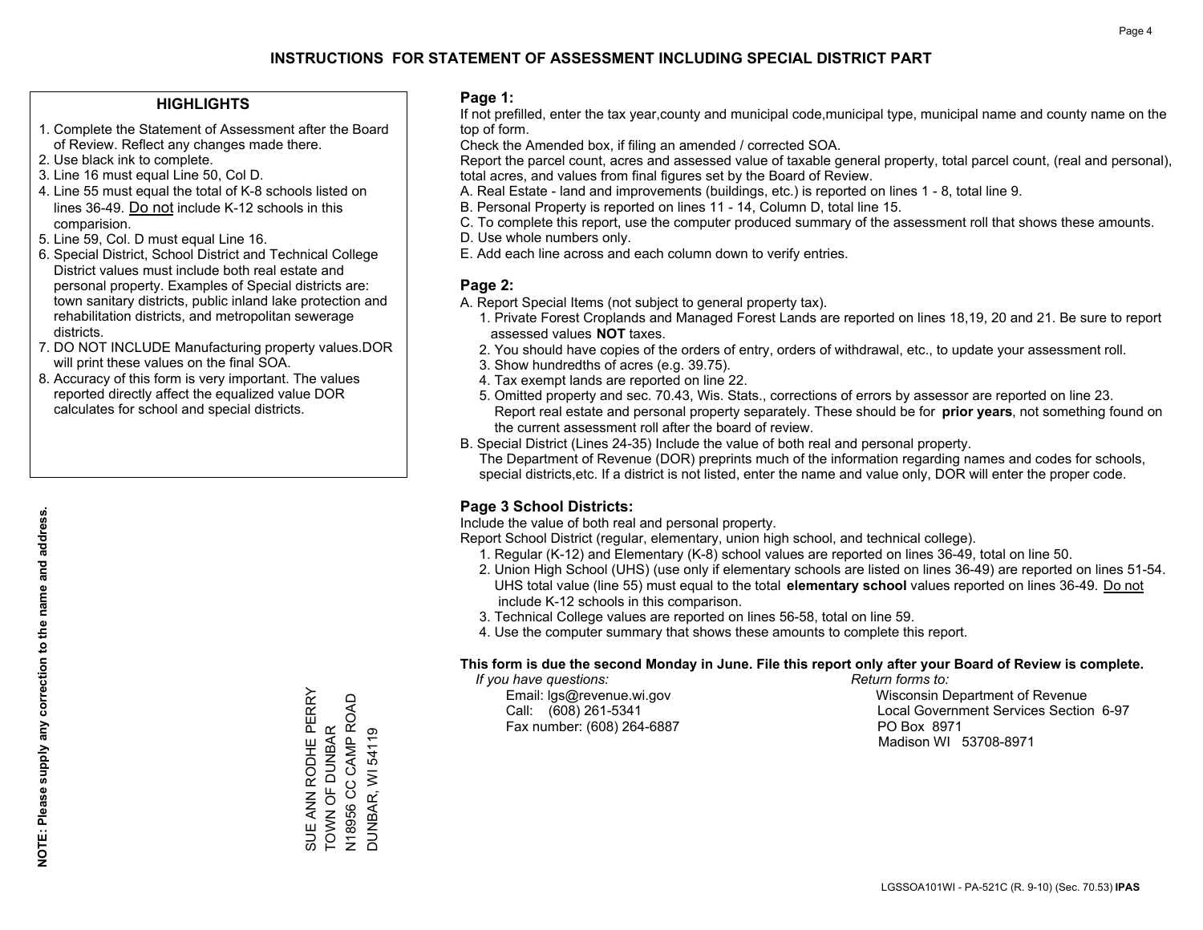# INSTRUCTIONS FOR STATEMENT OF ASSESSMENT INCLUDING SPECIAL DISTRICT PART

## HIGHLIGHTS

1. Complete the Statement of Assessment after the Board of Review. Reflect any changes made there.
2. Use black ink to complete.
3. Line 16 must equal Line 50, Col D.
4. Line 55 must equal the total of K-8 schools listed on lines 36-49. Do not include K-12 schools in this comparision.
5. Line 59, Col. D must equal Line 16.
6. Special District, School District and Technical College District values must include both real estate and personal property. Examples of Special districts are: town sanitary districts, public inland lake protection and rehabilitation districts, and metropolitan sewerage districts.
7. DO NOT INCLUDE Manufacturing property values.DOR will print these values on the final SOA.
8. Accuracy of this form is very important. The values reported directly affect the equalized value DOR calculates for school and special districts.

**NOTE: Please supply any correction to the name and address.**

SUE ANN RODHE PERRY
TOWN OF DUNBAR
N18956 CC CAMP ROAD
DUNBAR, WI 54119

## Page 1:

If not prefilled, enter the tax year,county and municipal code,municipal type, municipal name and county name on the top of form.

Check the Amended box, if filing an amended / corrected SOA.

Report the parcel count, acres and assessed value of taxable general property, total parcel count, (real and personal), total acres, and values from final figures set by the Board of Review.

A. Real Estate - land and improvements (buildings, etc.) is reported on lines 1 - 8, total line 9.
B. Personal Property is reported on lines 11 - 14, Column D, total line 15.
C. To complete this report, use the computer produced summary of the assessment roll that shows these amounts.
D. Use whole numbers only.
E. Add each line across and each column down to verify entries.

## Page 2:

A. Report Special Items (not subject to general property tax).
   1. Private Forest Croplands and Managed Forest Lands are reported on lines 18,19, 20 and 21. Be sure to report assessed values **NOT** taxes.
   2. You should have copies of the orders of entry, orders of withdrawal, etc., to update your assessment roll.
   3. Show hundredths of acres (e.g. 39.75).
   4. Tax exempt lands are reported on line 22.
   5. Omitted property and sec. 70.43, Wis. Stats., corrections of errors by assessor are reported on line 23. Report real estate and personal property separately. These should be for **prior years**, not something found on the current assessment roll after the board of review.
B. Special District (Lines 24-35) Include the value of both real and personal property.
   The Department of Revenue (DOR) preprints much of the information regarding names and codes for schools, special districts,etc. If a district is not listed, enter the name and value only, DOR will enter the proper code.

## Page 3 School Districts:

Include the value of both real and personal property.

Report School District (regular, elementary, union high school, and technical college).

1. Regular (K-12) and Elementary (K-8) school values are reported on lines 36-49, total on line 50.
2. Union High School (UHS) (use only if elementary schools are listed on lines 36-49) are reported on lines 51-54. UHS total value (line 55) must equal to the total **elementary school** values reported on lines 36-49. Do not include K-12 schools in this comparison.
3. Technical College values are reported on lines 56-58, total on line 59.
4. Use the computer summary that shows these amounts to complete this report.

**This form is due the second Monday in June. File this report only after your Board of Review is complete.**

*If you have questions:*
Email: lgs@revenue.wi.gov
Call: (608) 261-5341
Fax number: (608) 264-6887

*Return forms to:*
Wisconsin Department of Revenue
Local Government Services Section 6-97
PO Box 8971
Madison WI 53708-8971

LGSSOA101WI - PA-521C (R. 9-10) (Sec. 70.53) **IPAS**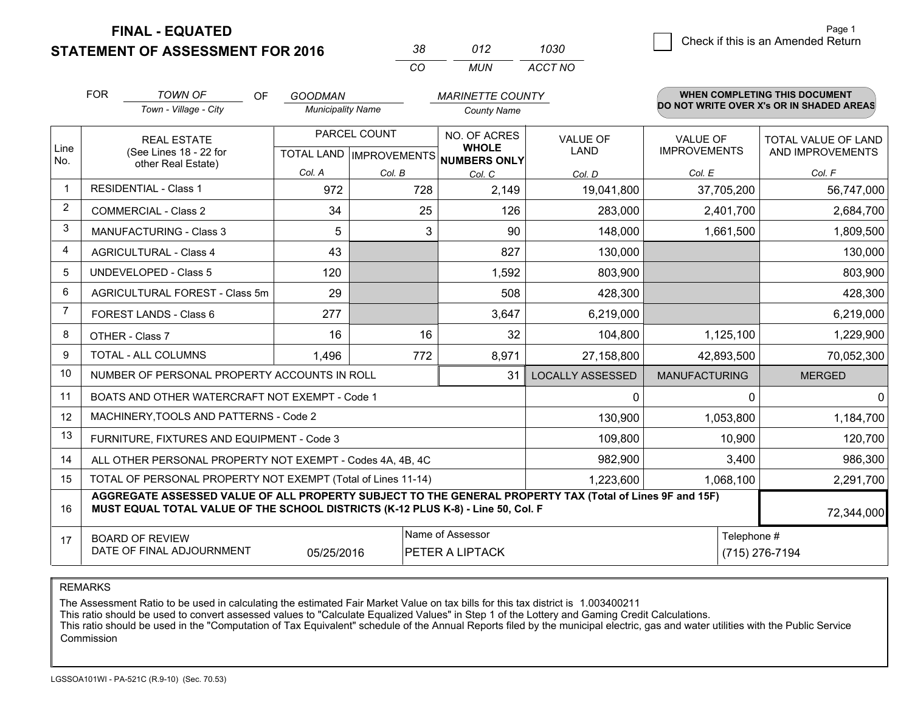# FINAL - EQUATED
## STATEMENT OF ASSESSMENT FOR 2016

| 38 | 012 | 1030 |
|---|---|---|
| CO | MUN | ACCT NO |

Page 1

☐ Check if this is an Amended Return

FOR *TOWN OF* (Town - Village - City) OF *GOODMAN* (Municipality Name) *MARINETTE COUNTY* (County Name)

**WHEN COMPLETING THIS DOCUMENT DO NOT WRITE OVER X's OR IN SHADED AREAS**

| Line No. | REAL ESTATE (See Lines 18 - 22 for other Real Estate) | PARCEL COUNT TOTAL LAND Col. A | PARCEL COUNT IMPROVEMENTS Col. B | NO. OF ACRES WHOLE NUMBERS ONLY Col. C | VALUE OF LAND Col. D | VALUE OF IMPROVEMENTS Col. E | TOTAL VALUE OF LAND AND IMPROVEMENTS Col. F |
|---|---|---|---|---|---|---|---|
| 1 | RESIDENTIAL - Class 1 | 972 | 728 | 2,149 | 19,041,800 | 37,705,200 | 56,747,000 |
| 2 | COMMERCIAL - Class 2 | 34 | 25 | 126 | 283,000 | 2,401,700 | 2,684,700 |
| 3 | MANUFACTURING - Class 3 | 5 | 3 | 90 | 148,000 | 1,661,500 | 1,809,500 |
| 4 | AGRICULTURAL - Class 4 | 43 | | 827 | 130,000 | | 130,000 |
| 5 | UNDEVELOPED - Class 5 | 120 | | 1,592 | 803,900 | | 803,900 |
| 6 | AGRICULTURAL FOREST - Class 5m | 29 | | 508 | 428,300 | | 428,300 |
| 7 | FOREST LANDS - Class 6 | 277 | | 3,647 | 6,219,000 | | 6,219,000 |
| 8 | OTHER - Class 7 | 16 | 16 | 32 | 104,800 | 1,125,100 | 1,229,900 |
| 9 | TOTAL - ALL COLUMNS | 1,496 | 772 | 8,971 | 27,158,800 | 42,893,500 | 70,052,300 |
| 10 | NUMBER OF PERSONAL PROPERTY ACCOUNTS IN ROLL | | | 31 | LOCALLY ASSESSED | MANUFACTURING | MERGED |
| 11 | BOATS AND OTHER WATERCRAFT NOT EXEMPT - Code 1 | | | | 0 | 0 | 0 |
| 12 | MACHINERY,TOOLS AND PATTERNS - Code 2 | | | | 130,900 | 1,053,800 | 1,184,700 |
| 13 | FURNITURE, FIXTURES AND EQUIPMENT - Code 3 | | | | 109,800 | 10,900 | 120,700 |
| 14 | ALL OTHER PERSONAL PROPERTY NOT EXEMPT - Codes 4A, 4B, 4C | | | | 982,900 | 3,400 | 986,300 |
| 15 | TOTAL OF PERSONAL PROPERTY NOT EXEMPT (Total of Lines 11-14) | | | | 1,223,600 | 1,068,100 | 2,291,700 |
| 16 | **AGGREGATE ASSESSED VALUE OF ALL PROPERTY SUBJECT TO THE GENERAL PROPERTY TAX (Total of Lines 9F and 15F) MUST EQUAL TOTAL VALUE OF THE SCHOOL DISTRICTS (K-12 PLUS K-8) - Line 50, Col. F** | | | | | | 72,344,000 |
| 17 | BOARD OF REVIEW DATE OF FINAL ADJOURNMENT | 05/25/2016 | Name of Assessor | PETER A LIPTACK | | Telephone # | (715) 276-7194 |

REMARKS

The Assessment Ratio to be used in calculating the estimated Fair Market Value on tax bills for this tax district is 1.003400211
This ratio should be used to convert assessed values to "Calculate Equalized Values" in Step 1 of the Lottery and Gaming Credit Calculations.
This ratio should be used in the "Computation of Tax Equivalent" schedule of the Annual Reports filed by the municipal electric, gas and water utilities with the Public Service Commission

LGSSOA101WI - PA-521C (R.9-10) (Sec. 70.53)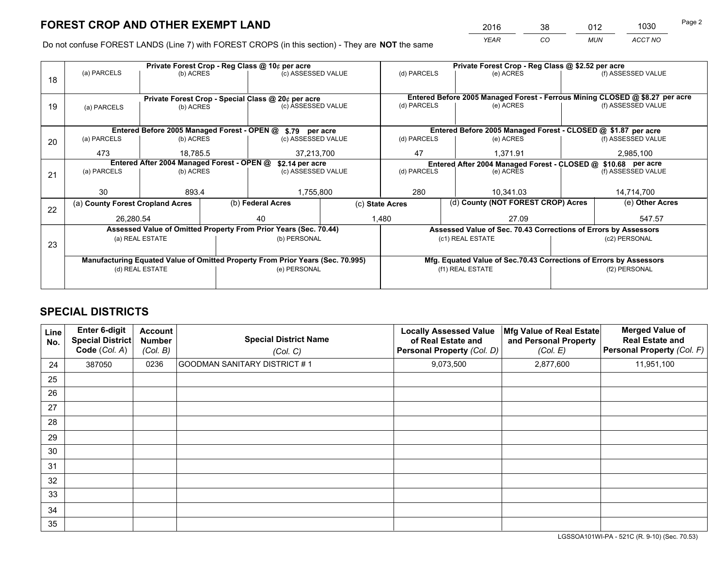# FOREST CROP AND OTHER EXEMPT LAND

| 2016 | 38 | 012 | 1030 |
|---|---|---|---|
| YEAR | CO | MUN | ACCT NO |

Do not confuse FOREST LANDS (Line 7) with FOREST CROPS (in this section) - They are **NOT** the same

| Line | Private Forest Crop - Reg Class @ 10¢ per acre | | | Private Forest Crop - Reg Class @ $2.52 per acre | | |
|---|---|---|---|---|---|---|
| 18 | (a) PARCELS | (b) ACRES | (c) ASSESSED VALUE | (d) PARCELS | (e) ACRES | (f) ASSESSED VALUE |
| | | | | | | |
| | **Private Forest Crop - Special Class @ 20¢ per acre** | | | **Entered Before 2005 Managed Forest - Ferrous Mining CLOSED @ $8.27 per acre** | | |
| 19 | (a) PARCELS | (b) ACRES | (c) ASSESSED VALUE | (d) PARCELS | (e) ACRES | (f) ASSESSED VALUE |
| | | | | | | |
| | **Entered Before 2005 Managed Forest - OPEN @ $.79 per acre** | | | **Entered Before 2005 Managed Forest - CLOSED @ $1.87 per acre** | | |
| 20 | (a) PARCELS | (b) ACRES | (c) ASSESSED VALUE | (d) PARCELS | (e) ACRES | (f) ASSESSED VALUE |
| | 473 | 18,785.5 | 37,213,700 | 47 | 1,371.91 | 2,985,100 |
| | **Entered After 2004 Managed Forest - OPEN @ $2.14 per acre** | | | **Entered After 2004 Managed Forest - CLOSED @ $10.68 per acre** | | |
| 21 | (a) PARCELS | (b) ACRES | (c) ASSESSED VALUE | (d) PARCELS | (e) ACRES | (f) ASSESSED VALUE |
| | 30 | 893.4 | 1,755,800 | 280 | 10,341.03 | 14,714,700 |

| Line | (a) County Forest Cropland Acres | (b) Federal Acres | (c) State Acres | (d) County (NOT FOREST CROP) Acres | (e) Other Acres |
|---|---|---|---|---|---|
| 22 | 26,280.54 | 40 | 1,480 | 27.09 | 547.57 |

| Line | Assessed Value of Omitted Property From Prior Years (Sec. 70.44) | | Assessed Value of Sec. 70.43 Corrections of Errors by Assessors | |
|---|---|---|---|---|
| 23 | (a) REAL ESTATE | (b) PERSONAL | (c1) REAL ESTATE | (c2) PERSONAL |
| | | | | |
| | **Manufacturing Equated Value of Omitted Property From Prior Years (Sec. 70.995)** | | **Mfg. Equated Value of Sec.70.43 Corrections of Errors by Assessors** | |
| | (d) REAL ESTATE | (e) PERSONAL | (f1) REAL ESTATE | (f2) PERSONAL |
| | | | | |

# SPECIAL DISTRICTS

| Line No. | Enter 6-digit Special District Code (Col. A) | Account Number (Col. B) | Special District Name (Col. C) | Locally Assessed Value of Real Estate and Personal Property (Col. D) | Mfg Value of Real Estate and Personal Property (Col. E) | Merged Value of Real Estate and Personal Property (Col. F) |
|---|---|---|---|---|---|---|
| 24 | 387050 | 0236 | GOODMAN SANITARY DISTRICT # 1 | 9,073,500 | 2,877,600 | 11,951,100 |
| 25 | | | | | | |
| 26 | | | | | | |
| 27 | | | | | | |
| 28 | | | | | | |
| 29 | | | | | | |
| 30 | | | | | | |
| 31 | | | | | | |
| 32 | | | | | | |
| 33 | | | | | | |
| 34 | | | | | | |
| 35 | | | | | | |

LGSSOA101WI-PA - 521C (R. 9-10) (Sec. 70.53)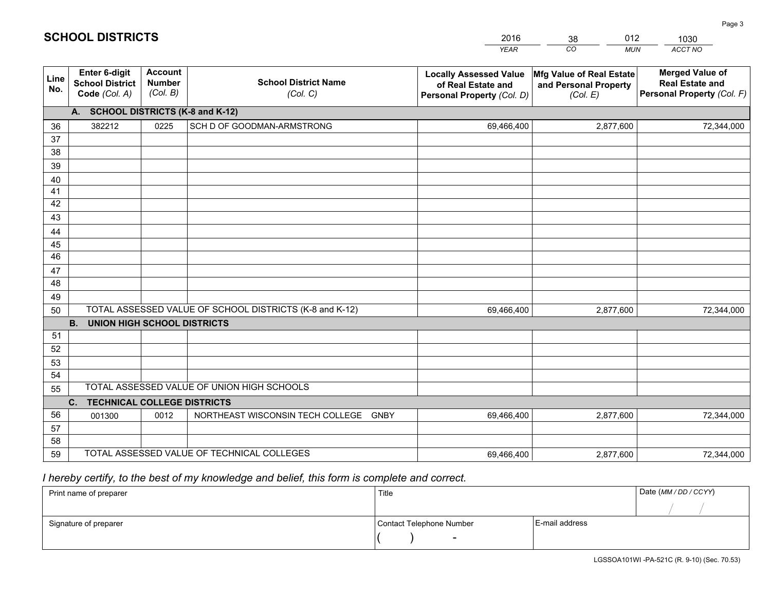# SCHOOL DISTRICTS

| 2016 | 38 | 012 | 1030 |
|---|---|---|---|
| *YEAR* | *CO* | *MUN* | *ACCT NO* |

| Line No. | Enter 6-digit School District Code *(Col. A)* | Account Number *(Col. B)* | School District Name *(Col. C)* | Locally Assessed Value of Real Estate and Personal Property *(Col. D)* | Mfg Value of Real Estate and Personal Property *(Col. E)* | Merged Value of Real Estate and Personal Property *(Col. F)* |
|---|---|---|---|---|---|---|
| **A.** | **SCHOOL DISTRICTS (K-8 and K-12)** | | | | | |
| 36 | 382212 | 0225 | SCH D OF GOODMAN-ARMSTRONG | 69,466,400 | 2,877,600 | 72,344,000 |
| 37 | | | | | | |
| 38 | | | | | | |
| 39 | | | | | | |
| 40 | | | | | | |
| 41 | | | | | | |
| 42 | | | | | | |
| 43 | | | | | | |
| 44 | | | | | | |
| 45 | | | | | | |
| 46 | | | | | | |
| 47 | | | | | | |
| 48 | | | | | | |
| 49 | | | | | | |
| 50 | TOTAL ASSESSED VALUE OF SCHOOL DISTRICTS (K-8 and K-12) | | | 69,466,400 | 2,877,600 | 72,344,000 |
| **B.** | **UNION HIGH SCHOOL DISTRICTS** | | | | | |
| 51 | | | | | | |
| 52 | | | | | | |
| 53 | | | | | | |
| 54 | | | | | | |
| 55 | TOTAL ASSESSED VALUE OF UNION HIGH SCHOOLS | | | | | |
| **C.** | **TECHNICAL COLLEGE DISTRICTS** | | | | | |
| 56 | 001300 | 0012 | NORTHEAST WISCONSIN TECH COLLEGE GNBY | 69,466,400 | 2,877,600 | 72,344,000 |
| 57 | | | | | | |
| 58 | | | | | | |
| 59 | TOTAL ASSESSED VALUE OF TECHNICAL COLLEGES | | | 69,466,400 | 2,877,600 | 72,344,000 |

*I hereby certify, to the best of my knowledge and belief, this form is complete and correct.*

| Print name of preparer | Title | | Date *(MM / DD / CCYY)* |
|---|---|---|---|
| | | | / / |
| Signature of preparer | Contact Telephone Number | E-mail address | |
| | ( ) - | | |

LGSSOA101WI -PA-521C (R. 9-10) (Sec. 70.53)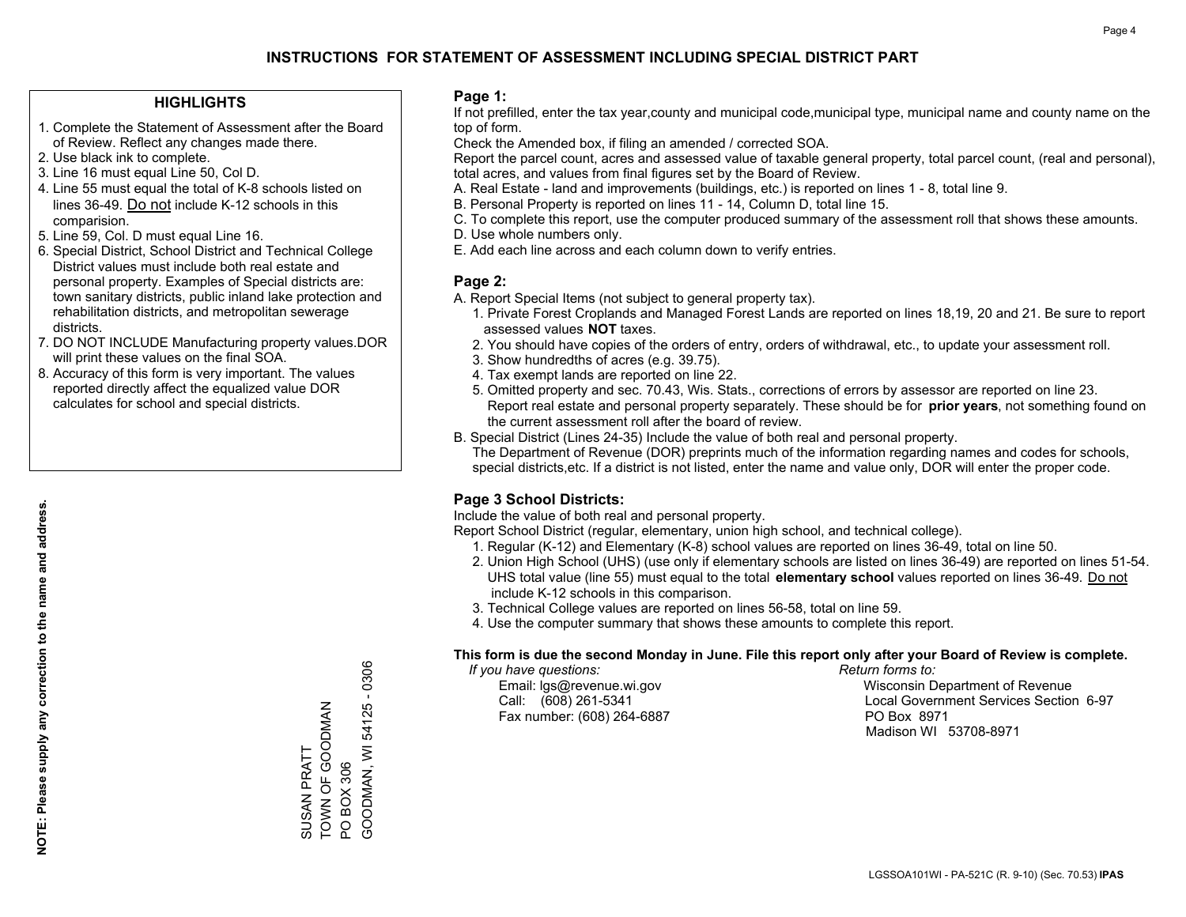# INSTRUCTIONS FOR STATEMENT OF ASSESSMENT INCLUDING SPECIAL DISTRICT PART

## HIGHLIGHTS

1. Complete the Statement of Assessment after the Board of Review. Reflect any changes made there.
2. Use black ink to complete.
3. Line 16 must equal Line 50, Col D.
4. Line 55 must equal the total of K-8 schools listed on lines 36-49. Do not include K-12 schools in this comparision.
5. Line 59, Col. D must equal Line 16.
6. Special District, School District and Technical College District values must include both real estate and personal property. Examples of Special districts are: town sanitary districts, public inland lake protection and rehabilitation districts, and metropolitan sewerage districts.
7. DO NOT INCLUDE Manufacturing property values.DOR will print these values on the final SOA.
8. Accuracy of this form is very important. The values reported directly affect the equalized value DOR calculates for school and special districts.

**NOTE: Please supply any correction to the name and address.**

SUSAN PRATT
TOWN OF GOODMAN
PO BOX 306
GOODMAN, WI 54125 - 0306

## Page 1:

If not prefilled, enter the tax year,county and municipal code,municipal type, municipal name and county name on the top of form.

Check the Amended box, if filing an amended / corrected SOA.

Report the parcel count, acres and assessed value of taxable general property, total parcel count, (real and personal), total acres, and values from final figures set by the Board of Review.

A. Real Estate - land and improvements (buildings, etc.) is reported on lines 1 - 8, total line 9.
B. Personal Property is reported on lines 11 - 14, Column D, total line 15.
C. To complete this report, use the computer produced summary of the assessment roll that shows these amounts.
D. Use whole numbers only.
E. Add each line across and each column down to verify entries.

## Page 2:

A. Report Special Items (not subject to general property tax).
1. Private Forest Croplands and Managed Forest Lands are reported on lines 18,19, 20 and 21. Be sure to report assessed values **NOT** taxes.
2. You should have copies of the orders of entry, orders of withdrawal, etc., to update your assessment roll.
3. Show hundredths of acres (e.g. 39.75).
4. Tax exempt lands are reported on line 22.
5. Omitted property and sec. 70.43, Wis. Stats., corrections of errors by assessor are reported on line 23. Report real estate and personal property separately. These should be for **prior years**, not something found on the current assessment roll after the board of review.

B. Special District (Lines 24-35) Include the value of both real and personal property.
The Department of Revenue (DOR) preprints much of the information regarding names and codes for schools, special districts,etc. If a district is not listed, enter the name and value only, DOR will enter the proper code.

## Page 3 School Districts:

Include the value of both real and personal property.

Report School District (regular, elementary, union high school, and technical college).

1. Regular (K-12) and Elementary (K-8) school values are reported on lines 36-49, total on line 50.
2. Union High School (UHS) (use only if elementary schools are listed on lines 36-49) are reported on lines 51-54. UHS total value (line 55) must equal to the total **elementary school** values reported on lines 36-49. Do not include K-12 schools in this comparison.
3. Technical College values are reported on lines 56-58, total on line 59.
4. Use the computer summary that shows these amounts to complete this report.

**This form is due the second Monday in June. File this report only after your Board of Review is complete.**

*If you have questions:*
Email: lgs@revenue.wi.gov
Call: (608) 261-5341
Fax number: (608) 264-6887

*Return forms to:*
Wisconsin Department of Revenue
Local Government Services Section 6-97
PO Box 8971
Madison WI 53708-8971

LGSSOA101WI - PA-521C (R. 9-10) (Sec. 70.53) **IPAS**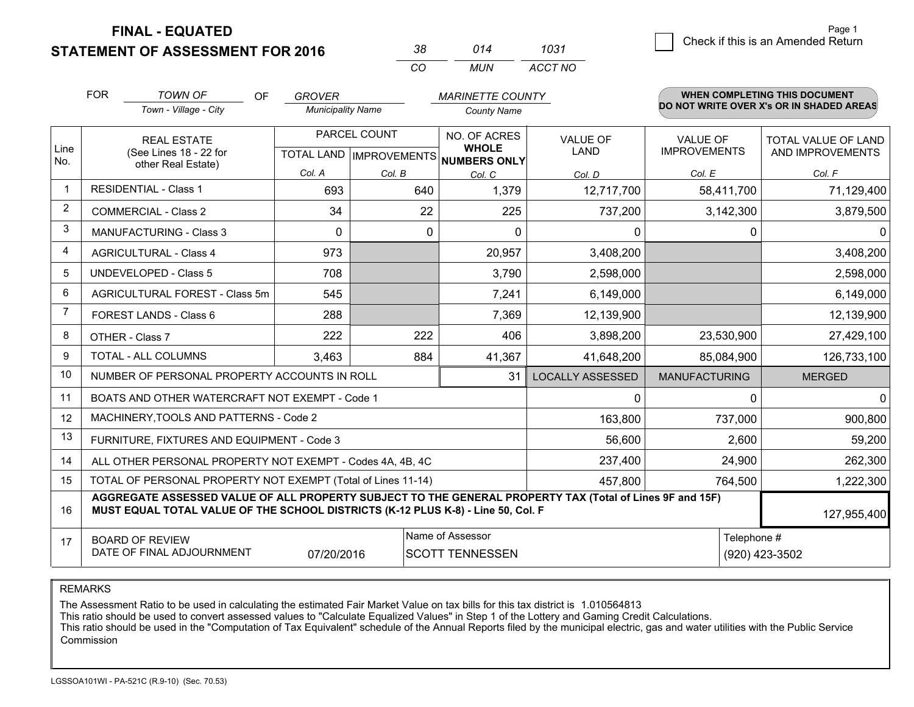**FINAL - EQUATED**

**STATEMENT OF ASSESSMENT FOR 2016**

| 38 | 014 | 1031 |
|---|---|---|
| CO | MUN | ACCT NO |

Page 1

☐ Check if this is an Amended Return

FOR *TOWN OF* (Town - Village - City) OF *GROVER* (Municipality Name) *MARINETTE COUNTY* (County Name)

**WHEN COMPLETING THIS DOCUMENT DO NOT WRITE OVER X's OR IN SHADED AREAS**

| Line No. | REAL ESTATE (See Lines 18 - 22 for other Real Estate) | PARCEL COUNT TOTAL LAND Col. A | PARCEL COUNT IMPROVEMENTS Col. B | NO. OF ACRES WHOLE NUMBERS ONLY Col. C | VALUE OF LAND Col. D | VALUE OF IMPROVEMENTS Col. E | TOTAL VALUE OF LAND AND IMPROVEMENTS Col. F |
|---|---|---|---|---|---|---|---|
| 1 | RESIDENTIAL - Class 1 | 693 | 640 | 1,379 | 12,717,700 | 58,411,700 | 71,129,400 |
| 2 | COMMERCIAL - Class 2 | 34 | 22 | 225 | 737,200 | 3,142,300 | 3,879,500 |
| 3 | MANUFACTURING - Class 3 | 0 | 0 | 0 | 0 | 0 | 0 |
| 4 | AGRICULTURAL - Class 4 | 973 | | 20,957 | 3,408,200 | | 3,408,200 |
| 5 | UNDEVELOPED - Class 5 | 708 | | 3,790 | 2,598,000 | | 2,598,000 |
| 6 | AGRICULTURAL FOREST - Class 5m | 545 | | 7,241 | 6,149,000 | | 6,149,000 |
| 7 | FOREST LANDS - Class 6 | 288 | | 7,369 | 12,139,900 | | 12,139,900 |
| 8 | OTHER - Class 7 | 222 | 222 | 406 | 3,898,200 | 23,530,900 | 27,429,100 |
| 9 | TOTAL - ALL COLUMNS | 3,463 | 884 | 41,367 | 41,648,200 | 85,084,900 | 126,733,100 |
| 10 | NUMBER OF PERSONAL PROPERTY ACCOUNTS IN ROLL | | | 31 | LOCALLY ASSESSED | MANUFACTURING | MERGED |
| 11 | BOATS AND OTHER WATERCRAFT NOT EXEMPT - Code 1 | | | | 0 | 0 | 0 |
| 12 | MACHINERY,TOOLS AND PATTERNS - Code 2 | | | | 163,800 | 737,000 | 900,800 |
| 13 | FURNITURE, FIXTURES AND EQUIPMENT - Code 3 | | | | 56,600 | 2,600 | 59,200 |
| 14 | ALL OTHER PERSONAL PROPERTY NOT EXEMPT - Codes 4A, 4B, 4C | | | | 237,400 | 24,900 | 262,300 |
| 15 | TOTAL OF PERSONAL PROPERTY NOT EXEMPT (Total of Lines 11-14) | | | | 457,800 | 764,500 | 1,222,300 |
| 16 | **AGGREGATE ASSESSED VALUE OF ALL PROPERTY SUBJECT TO THE GENERAL PROPERTY TAX (Total of Lines 9F and 15F) MUST EQUAL TOTAL VALUE OF THE SCHOOL DISTRICTS (K-12 PLUS K-8) - Line 50, Col. F** | | | | | | 127,955,400 |
| 17 | BOARD OF REVIEW DATE OF FINAL ADJOURNMENT | 07/20/2016 | Name of Assessor | SCOTT TENNESSEN | | Telephone # | (920) 423-3502 |

REMARKS

The Assessment Ratio to be used in calculating the estimated Fair Market Value on tax bills for this tax district is 1.010564813
This ratio should be used to convert assessed values to "Calculate Equalized Values" in Step 1 of the Lottery and Gaming Credit Calculations.
This ratio should be used in the "Computation of Tax Equivalent" schedule of the Annual Reports filed by the municipal electric, gas and water utilities with the Public Service Commission

LGSSOA101WI - PA-521C (R.9-10) (Sec. 70.53)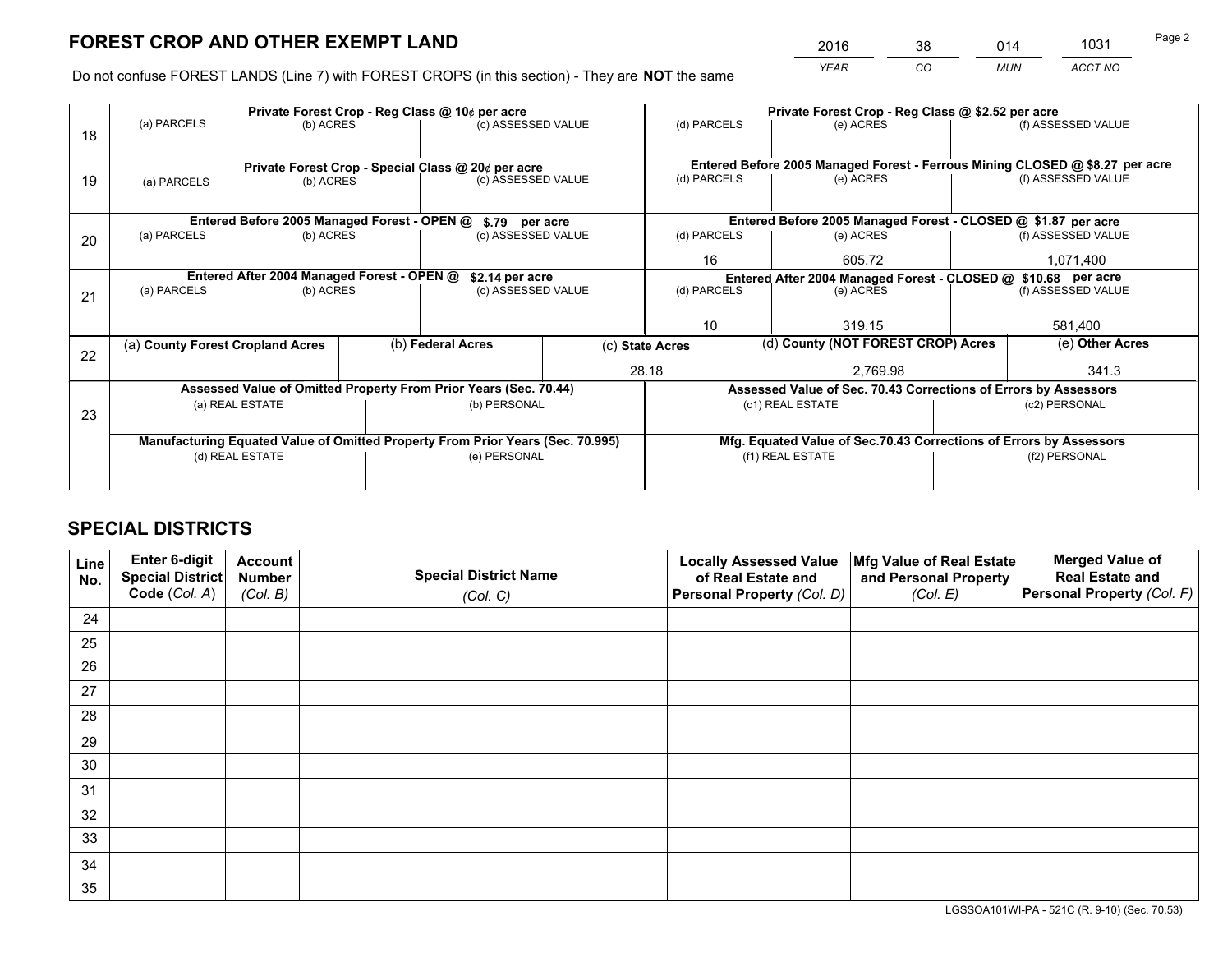# FOREST CROP AND OTHER EXEMPT LAND

| YEAR | CO | MUN | ACCT NO |
|---|---|---|---|
| 2016 | 38 | 014 | 1031 |

Do not confuse FOREST LANDS (Line 7) with FOREST CROPS (in this section) - They are **NOT** the same

| Line | Private Forest Crop - Reg Class @ 10¢ per acre | | | Private Forest Crop - Reg Class @ $2.52 per acre | | |
|---|---|---|---|---|---|---|
| | (a) PARCELS | (b) ACRES | (c) ASSESSED VALUE | (d) PARCELS | (e) ACRES | (f) ASSESSED VALUE |
| 18 | | | | | | |
| | **Private Forest Crop - Special Class @ 20¢ per acre** | | | **Entered Before 2005 Managed Forest - Ferrous Mining CLOSED @ $8.27 per acre** | | |
| | (a) PARCELS | (b) ACRES | (c) ASSESSED VALUE | (d) PARCELS | (e) ACRES | (f) ASSESSED VALUE |
| 19 | | | | | | |
| | **Entered Before 2005 Managed Forest - OPEN @ $.79 per acre** | | | **Entered Before 2005 Managed Forest - CLOSED @ $1.87 per acre** | | |
| | (a) PARCELS | (b) ACRES | (c) ASSESSED VALUE | (d) PARCELS | (e) ACRES | (f) ASSESSED VALUE |
| 20 | | | | 16 | 605.72 | 1,071,400 |
| | **Entered After 2004 Managed Forest - OPEN @ $2.14 per acre** | | | **Entered After 2004 Managed Forest - CLOSED @ $10.68 per acre** | | |
| | (a) PARCELS | (b) ACRES | (c) ASSESSED VALUE | (d) PARCELS | (e) ACRES | (f) ASSESSED VALUE |
| 21 | | | | 10 | 319.15 | 581,400 |

| Line | (a) County Forest Cropland Acres | (b) Federal Acres | (c) State Acres | (d) County (NOT FOREST CROP) Acres | (e) Other Acres |
|---|---|---|---|---|---|
| 22 | | | 28.18 | 2,769.98 | 341.3 |

| Line | Assessed Value of Omitted Property From Prior Years (Sec. 70.44) | | Assessed Value of Sec. 70.43 Corrections of Errors by Assessors | |
|---|---|---|---|---|
| | (a) REAL ESTATE | (b) PERSONAL | (c1) REAL ESTATE | (c2) PERSONAL |
| 23 | | | | |
| | **Manufacturing Equated Value of Omitted Property From Prior Years (Sec. 70.995)** | | **Mfg. Equated Value of Sec.70.43 Corrections of Errors by Assessors** | |
| | (d) REAL ESTATE | (e) PERSONAL | (f1) REAL ESTATE | (f2) PERSONAL |
| | | | | |

# SPECIAL DISTRICTS

| Line No. | Enter 6-digit Special District Code (Col. A) | Account Number (Col. B) | Special District Name (Col. C) | Locally Assessed Value of Real Estate and Personal Property (Col. D) | Mfg Value of Real Estate and Personal Property (Col. E) | Merged Value of Real Estate and Personal Property (Col. F) |
|---|---|---|---|---|---|---|
| 24 | | | | | | |
| 25 | | | | | | |
| 26 | | | | | | |
| 27 | | | | | | |
| 28 | | | | | | |
| 29 | | | | | | |
| 30 | | | | | | |
| 31 | | | | | | |
| 32 | | | | | | |
| 33 | | | | | | |
| 34 | | | | | | |
| 35 | | | | | | |

LGSSOA101WI-PA - 521C (R. 9-10) (Sec. 70.53)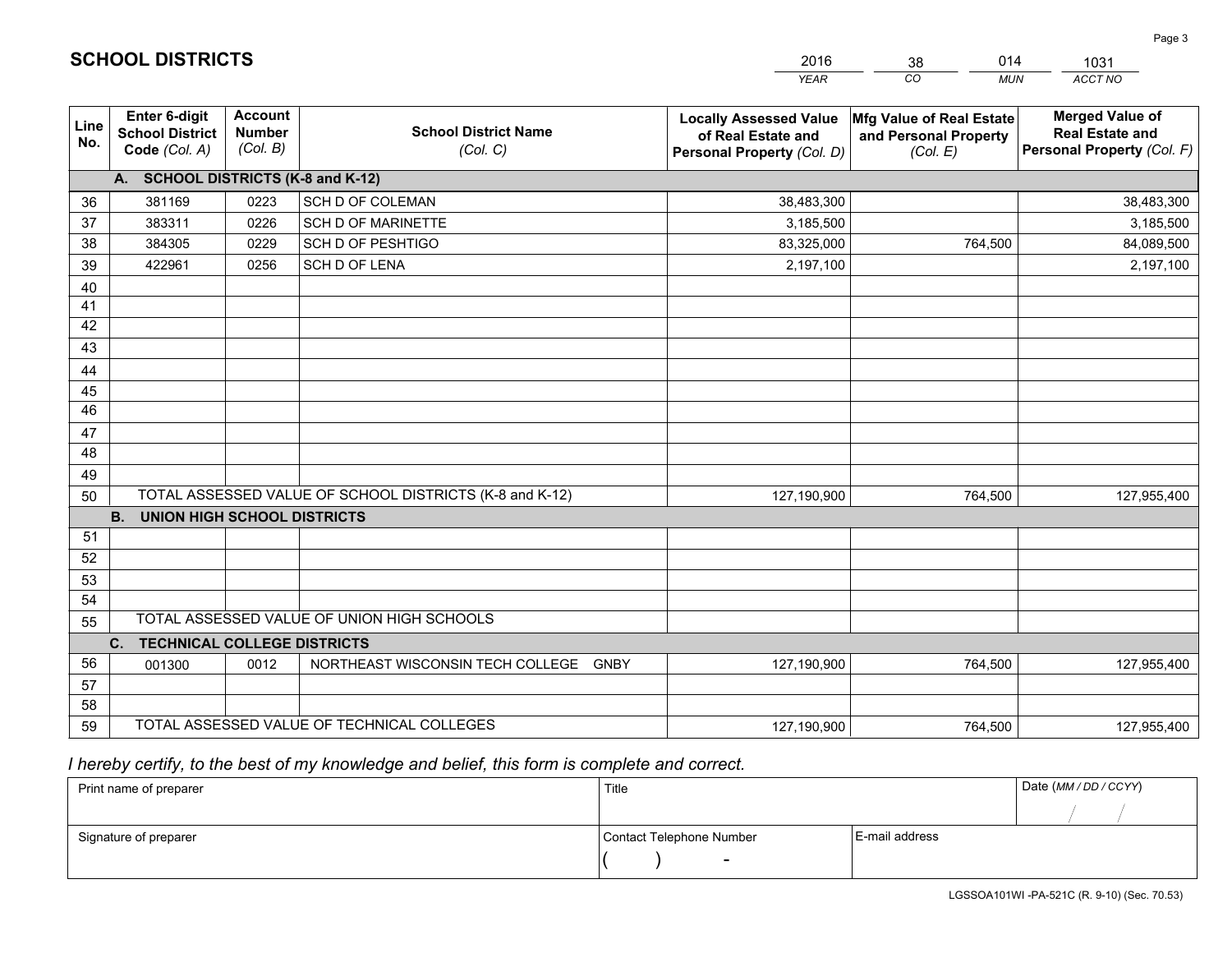# SCHOOL DISTRICTS

| 2016 | 38 | 014 | 1031 |
|---|---|---|---|
| *YEAR* | *CO* | *MUN* | *ACCT NO* |

| Line No. | Enter 6-digit School District Code *(Col. A)* | Account Number *(Col. B)* | School District Name *(Col. C)* | Locally Assessed Value of Real Estate and Personal Property *(Col. D)* | Mfg Value of Real Estate and Personal Property *(Col. E)* | Merged Value of Real Estate and Personal Property *(Col. F)* |
|---|---|---|---|---|---|---|
| **A. SCHOOL DISTRICTS (K-8 and K-12)** | | | | | | |
| 36 | 381169 | 0223 | SCH D OF COLEMAN | 38,483,300 | | 38,483,300 |
| 37 | 383311 | 0226 | SCH D OF MARINETTE | 3,185,500 | | 3,185,500 |
| 38 | 384305 | 0229 | SCH D OF PESHTIGO | 83,325,000 | 764,500 | 84,089,500 |
| 39 | 422961 | 0256 | SCH D OF LENA | 2,197,100 | | 2,197,100 |
| 40 | | | | | | |
| 41 | | | | | | |
| 42 | | | | | | |
| 43 | | | | | | |
| 44 | | | | | | |
| 45 | | | | | | |
| 46 | | | | | | |
| 47 | | | | | | |
| 48 | | | | | | |
| 49 | | | | | | |
| 50 | TOTAL ASSESSED VALUE OF SCHOOL DISTRICTS (K-8 and K-12) | | | 127,190,900 | 764,500 | 127,955,400 |
| **B. UNION HIGH SCHOOL DISTRICTS** | | | | | | |
| 51 | | | | | | |
| 52 | | | | | | |
| 53 | | | | | | |
| 54 | | | | | | |
| 55 | TOTAL ASSESSED VALUE OF UNION HIGH SCHOOLS | | | | | |
| **C. TECHNICAL COLLEGE DISTRICTS** | | | | | | |
| 56 | 001300 | 0012 | NORTHEAST WISCONSIN TECH COLLEGE GNBY | 127,190,900 | 764,500 | 127,955,400 |
| 57 | | | | | | |
| 58 | | | | | | |
| 59 | TOTAL ASSESSED VALUE OF TECHNICAL COLLEGES | | | 127,190,900 | 764,500 | 127,955,400 |

*I hereby certify, to the best of my knowledge and belief, this form is complete and correct.*

| Print name of preparer | Title | | Date *(MM / DD / CCYY)* |
|---|---|---|---|
| | | | / / |
| Signature of preparer | Contact Telephone Number | E-mail address | |
| | ( ) - | | |

LGSSOA101WI -PA-521C (R. 9-10) (Sec. 70.53)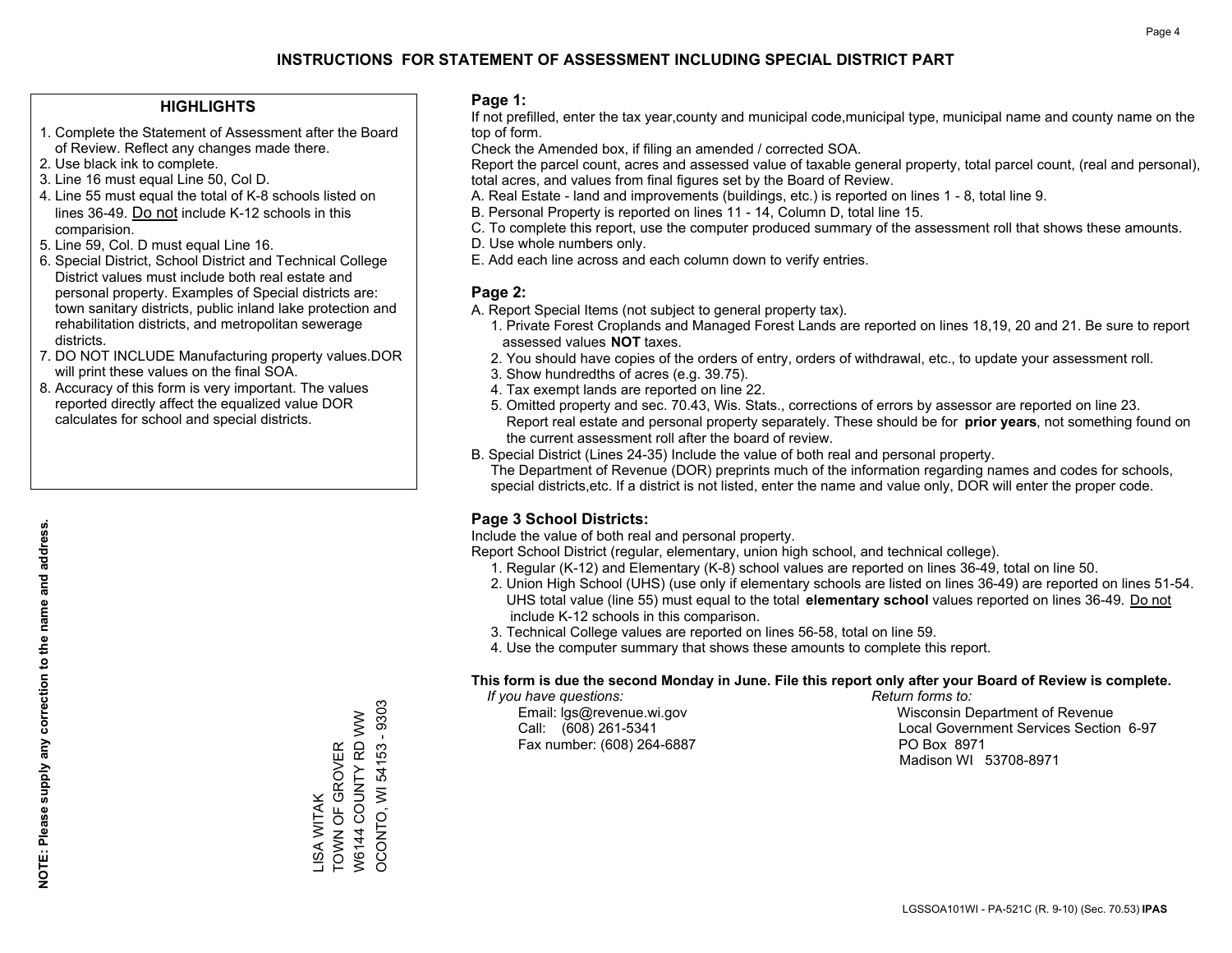# INSTRUCTIONS FOR STATEMENT OF ASSESSMENT INCLUDING SPECIAL DISTRICT PART

## HIGHLIGHTS

1. Complete the Statement of Assessment after the Board of Review. Reflect any changes made there.
2. Use black ink to complete.
3. Line 16 must equal Line 50, Col D.
4. Line 55 must equal the total of K-8 schools listed on lines 36-49. Do not include K-12 schools in this comparision.
5. Line 59, Col. D must equal Line 16.
6. Special District, School District and Technical College District values must include both real estate and personal property. Examples of Special districts are: town sanitary districts, public inland lake protection and rehabilitation districts, and metropolitan sewerage districts.
7. DO NOT INCLUDE Manufacturing property values.DOR will print these values on the final SOA.
8. Accuracy of this form is very important. The values reported directly affect the equalized value DOR calculates for school and special districts.

**NOTE: Please supply any correction to the name and address.**

LISA WITAK
TOWN OF GROVER
W6144 COUNTY RD WW
OCONTO, WI 54153 - 9303

## Page 1:

If not prefilled, enter the tax year,county and municipal code,municipal type, municipal name and county name on the top of form.

Check the Amended box, if filing an amended / corrected SOA.

Report the parcel count, acres and assessed value of taxable general property, total parcel count, (real and personal), total acres, and values from final figures set by the Board of Review.

A. Real Estate - land and improvements (buildings, etc.) is reported on lines 1 - 8, total line 9.
B. Personal Property is reported on lines 11 - 14, Column D, total line 15.
C. To complete this report, use the computer produced summary of the assessment roll that shows these amounts.
D. Use whole numbers only.
E. Add each line across and each column down to verify entries.

## Page 2:

A. Report Special Items (not subject to general property tax).
   1. Private Forest Croplands and Managed Forest Lands are reported on lines 18,19, 20 and 21. Be sure to report assessed values **NOT** taxes.
   2. You should have copies of the orders of entry, orders of withdrawal, etc., to update your assessment roll.
   3. Show hundredths of acres (e.g. 39.75).
   4. Tax exempt lands are reported on line 22.
   5. Omitted property and sec. 70.43, Wis. Stats., corrections of errors by assessor are reported on line 23. Report real estate and personal property separately. These should be for **prior years**, not something found on the current assessment roll after the board of review.
B. Special District (Lines 24-35) Include the value of both real and personal property.
   The Department of Revenue (DOR) preprints much of the information regarding names and codes for schools, special districts,etc. If a district is not listed, enter the name and value only, DOR will enter the proper code.

## Page 3 School Districts:

Include the value of both real and personal property.

Report School District (regular, elementary, union high school, and technical college).

1. Regular (K-12) and Elementary (K-8) school values are reported on lines 36-49, total on line 50.
2. Union High School (UHS) (use only if elementary schools are listed on lines 36-49) are reported on lines 51-54. UHS total value (line 55) must equal to the total **elementary school** values reported on lines 36-49. Do not include K-12 schools in this comparison.
3. Technical College values are reported on lines 56-58, total on line 59.
4. Use the computer summary that shows these amounts to complete this report.

**This form is due the second Monday in June. File this report only after your Board of Review is complete.**

*If you have questions:*
Email: lgs@revenue.wi.gov
Call: (608) 261-5341
Fax number: (608) 264-6887

*Return forms to:*
Wisconsin Department of Revenue
Local Government Services Section 6-97
PO Box 8971
Madison WI 53708-8971

LGSSOA101WI - PA-521C (R. 9-10) (Sec. 70.53) **IPAS**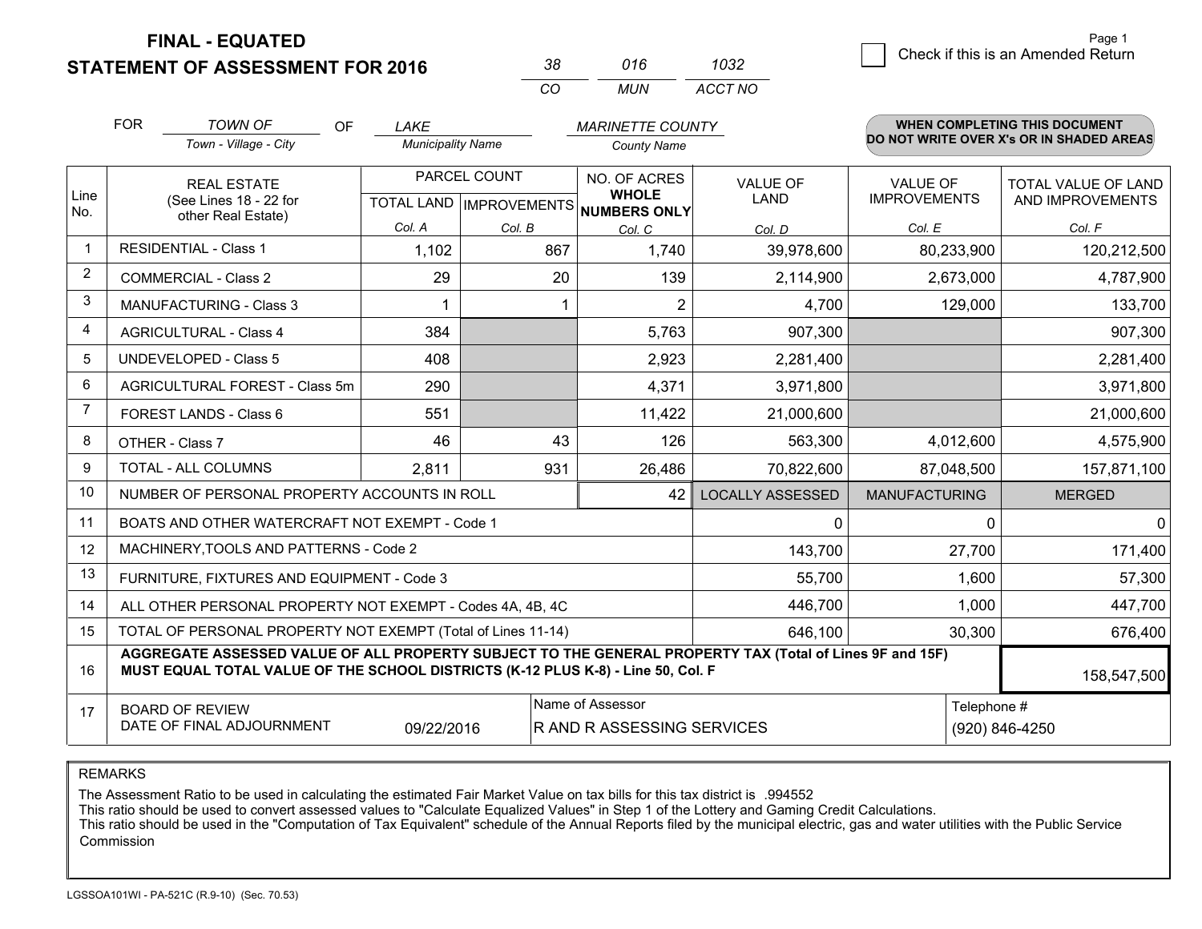# FINAL - EQUATED
# STATEMENT OF ASSESSMENT FOR 2016

| 38 | 016 | 1032 |
|---|---|---|
| CO | MUN | ACCT NO |

Page 1

☐ Check if this is an Amended Return

FOR *TOWN OF* (Town - Village - City) OF *LAKE* (Municipality Name) *MARINETTE COUNTY* (County Name)

**WHEN COMPLETING THIS DOCUMENT DO NOT WRITE OVER X's OR IN SHADED AREAS**

| Line No. | REAL ESTATE (See Lines 18 - 22 for other Real Estate) | PARCEL COUNT | | NO. OF ACRES WHOLE NUMBERS ONLY | VALUE OF LAND | VALUE OF IMPROVEMENTS | TOTAL VALUE OF LAND AND IMPROVEMENTS |
|---|---|---|---|---|---|---|---|
| | | TOTAL LAND | IMPROVEMENTS | | | | |
| | | Col. A | Col. B | Col. C | Col. D | Col. E | Col. F |
| 1 | RESIDENTIAL - Class 1 | 1,102 | 867 | 1,740 | 39,978,600 | 80,233,900 | 120,212,500 |
| 2 | COMMERCIAL - Class 2 | 29 | 20 | 139 | 2,114,900 | 2,673,000 | 4,787,900 |
| 3 | MANUFACTURING - Class 3 | 1 | 1 | 2 | 4,700 | 129,000 | 133,700 |
| 4 | AGRICULTURAL - Class 4 | 384 | | 5,763 | 907,300 | | 907,300 |
| 5 | UNDEVELOPED - Class 5 | 408 | | 2,923 | 2,281,400 | | 2,281,400 |
| 6 | AGRICULTURAL FOREST - Class 5m | 290 | | 4,371 | 3,971,800 | | 3,971,800 |
| 7 | FOREST LANDS - Class 6 | 551 | | 11,422 | 21,000,600 | | 21,000,600 |
| 8 | OTHER - Class 7 | 46 | 43 | 126 | 563,300 | 4,012,600 | 4,575,900 |
| 9 | TOTAL - ALL COLUMNS | 2,811 | 931 | 26,486 | 70,822,600 | 87,048,500 | 157,871,100 |
| 10 | NUMBER OF PERSONAL PROPERTY ACCOUNTS IN ROLL | | | 42 | LOCALLY ASSESSED | MANUFACTURING | MERGED |
| 11 | BOATS AND OTHER WATERCRAFT NOT EXEMPT - Code 1 | | | | 0 | 0 | 0 |
| 12 | MACHINERY,TOOLS AND PATTERNS - Code 2 | | | | 143,700 | 27,700 | 171,400 |
| 13 | FURNITURE, FIXTURES AND EQUIPMENT - Code 3 | | | | 55,700 | 1,600 | 57,300 |
| 14 | ALL OTHER PERSONAL PROPERTY NOT EXEMPT - Codes 4A, 4B, 4C | | | | 446,700 | 1,000 | 447,700 |
| 15 | TOTAL OF PERSONAL PROPERTY NOT EXEMPT (Total of Lines 11-14) | | | | 646,100 | 30,300 | 676,400 |
| 16 | **AGGREGATE ASSESSED VALUE OF ALL PROPERTY SUBJECT TO THE GENERAL PROPERTY TAX (Total of Lines 9F and 15F) MUST EQUAL TOTAL VALUE OF THE SCHOOL DISTRICTS (K-12 PLUS K-8) - Line 50, Col. F** | | | | | | 158,547,500 |
| 17 | BOARD OF REVIEW DATE OF FINAL ADJOURNMENT | 09/22/2016 | | Name of Assessor: R AND R ASSESSING SERVICES | | | Telephone #: (920) 846-4250 |

REMARKS

The Assessment Ratio to be used in calculating the estimated Fair Market Value on tax bills for this tax district is .994552
This ratio should be used to convert assessed values to "Calculate Equalized Values" in Step 1 of the Lottery and Gaming Credit Calculations.
This ratio should be used in the "Computation of Tax Equivalent" schedule of the Annual Reports filed by the municipal electric, gas and water utilities with the Public Service Commission

LGSSOA101WI - PA-521C (R.9-10) (Sec. 70.53)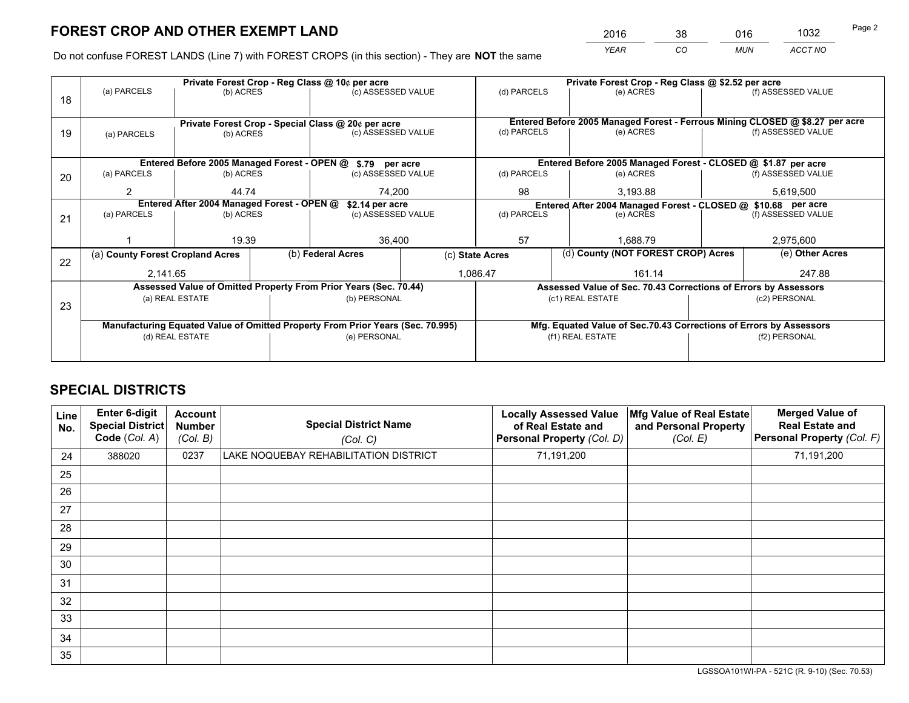# FOREST CROP AND OTHER EXEMPT LAND

| 2016 | 38 | 016 | 1032 |
|---|---|---|---|
| *YEAR* | *CO* | *MUN* | *ACCT NO* |

Do not confuse FOREST LANDS (Line 7) with FOREST CROPS (in this section) - They are **NOT** the same

| Line | | | | | | |
|---|---|---|---|---|---|---|
| 18 | Private Forest Crop - Reg Class @ 10¢ per acre | | | Private Forest Crop - Reg Class @ $2.52 per acre | | |
| | (a) PARCELS | (b) ACRES | (c) ASSESSED VALUE | (d) PARCELS | (e) ACRES | (f) ASSESSED VALUE |
| | | | | | | |
| 19 | Private Forest Crop - Special Class @ 20¢ per acre | | | Entered Before 2005 Managed Forest - Ferrous Mining CLOSED @ $8.27 per acre | | |
| | (a) PARCELS | (b) ACRES | (c) ASSESSED VALUE | (d) PARCELS | (e) ACRES | (f) ASSESSED VALUE |
| | | | | | | |
| 20 | Entered Before 2005 Managed Forest - OPEN @ $.79 per acre | | | Entered Before 2005 Managed Forest - CLOSED @ $1.87 per acre | | |
| | (a) PARCELS | (b) ACRES | (c) ASSESSED VALUE | (d) PARCELS | (e) ACRES | (f) ASSESSED VALUE |
| | 2 | 44.74 | 74,200 | 98 | 3,193.88 | 5,619,500 |
| 21 | Entered After 2004 Managed Forest - OPEN @ $2.14 per acre | | | Entered After 2004 Managed Forest - CLOSED @ $10.68 per acre | | |
| | (a) PARCELS | (b) ACRES | (c) ASSESSED VALUE | (d) PARCELS | (e) ACRES | (f) ASSESSED VALUE |
| | 1 | 19.39 | 36,400 | 57 | 1,688.79 | 2,975,600 |

| Line | (a) County Forest Cropland Acres | (b) Federal Acres | (c) State Acres | (d) County (NOT FOREST CROP) Acres | (e) Other Acres |
|---|---|---|---|---|---|
| 22 | 2,141.65 | | 1,086.47 | 161.14 | 247.88 |

| Line | Assessed Value of Omitted Property From Prior Years (Sec. 70.44) | | Assessed Value of Sec. 70.43 Corrections of Errors by Assessors | |
|---|---|---|---|---|
| 23 | (a) REAL ESTATE | (b) PERSONAL | (c1) REAL ESTATE | (c2) PERSONAL |
| | | | | |
| | Manufacturing Equated Value of Omitted Property From Prior Years (Sec. 70.995) | | Mfg. Equated Value of Sec.70.43 Corrections of Errors by Assessors | |
| | (d) REAL ESTATE | (e) PERSONAL | (f1) REAL ESTATE | (f2) PERSONAL |
| | | | | |

# SPECIAL DISTRICTS

| Line No. | Enter 6-digit Special District Code (*Col. A*) | Account Number (*Col. B*) | Special District Name (*Col. C*) | Locally Assessed Value of Real Estate and Personal Property (*Col. D*) | Mfg Value of Real Estate and Personal Property (*Col. E*) | Merged Value of Real Estate and Personal Property (*Col. F*) |
|---|---|---|---|---|---|---|
| 24 | 388020 | 0237 | LAKE NOQUEBAY REHABILITATION DISTRICT | 71,191,200 | | 71,191,200 |
| 25 | | | | | | |
| 26 | | | | | | |
| 27 | | | | | | |
| 28 | | | | | | |
| 29 | | | | | | |
| 30 | | | | | | |
| 31 | | | | | | |
| 32 | | | | | | |
| 33 | | | | | | |
| 34 | | | | | | |
| 35 | | | | | | |

LGSSOA101WI-PA - 521C (R. 9-10) (Sec. 70.53)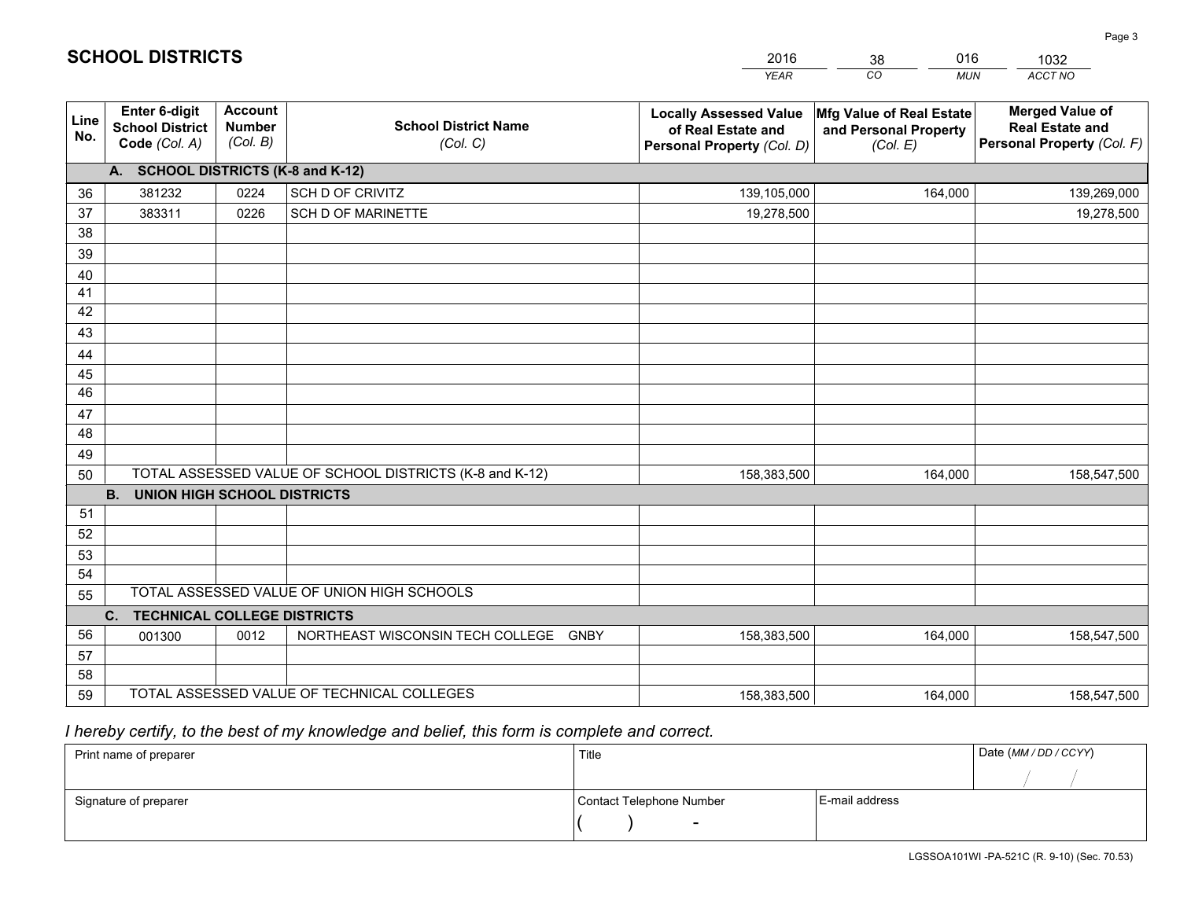# SCHOOL DISTRICTS

| 2016 | 38 | 016 | 1032 |
|---|---|---|---|
| *YEAR* | *CO* | *MUN* | *ACCT NO* |

| Line No. | Enter 6-digit School District Code *(Col. A)* | Account Number *(Col. B)* | School District Name *(Col. C)* | Locally Assessed Value of Real Estate and Personal Property *(Col. D)* | Mfg Value of Real Estate and Personal Property *(Col. E)* | Merged Value of Real Estate and Personal Property *(Col. F)* |
|---|---|---|---|---|---|---|
| | **A. SCHOOL DISTRICTS (K-8 and K-12)** | | | | | |
| 36 | 381232 | 0224 | SCH D OF CRIVITZ | 139,105,000 | 164,000 | 139,269,000 |
| 37 | 383311 | 0226 | SCH D OF MARINETTE | 19,278,500 | | 19,278,500 |
| 38 | | | | | | |
| 39 | | | | | | |
| 40 | | | | | | |
| 41 | | | | | | |
| 42 | | | | | | |
| 43 | | | | | | |
| 44 | | | | | | |
| 45 | | | | | | |
| 46 | | | | | | |
| 47 | | | | | | |
| 48 | | | | | | |
| 49 | | | | | | |
| 50 | TOTAL ASSESSED VALUE OF SCHOOL DISTRICTS (K-8 and K-12) | | | 158,383,500 | 164,000 | 158,547,500 |
| | **B. UNION HIGH SCHOOL DISTRICTS** | | | | | |
| 51 | | | | | | |
| 52 | | | | | | |
| 53 | | | | | | |
| 54 | | | | | | |
| 55 | TOTAL ASSESSED VALUE OF UNION HIGH SCHOOLS | | | | | |
| | **C. TECHNICAL COLLEGE DISTRICTS** | | | | | |
| 56 | 001300 | 0012 | NORTHEAST WISCONSIN TECH COLLEGE GNBY | 158,383,500 | 164,000 | 158,547,500 |
| 57 | | | | | | |
| 58 | | | | | | |
| 59 | TOTAL ASSESSED VALUE OF TECHNICAL COLLEGES | | | 158,383,500 | 164,000 | 158,547,500 |

*I hereby certify, to the best of my knowledge and belief, this form is complete and correct.*

| Print name of preparer | Title | | Date *(MM / DD / CCYY)* |
|---|---|---|---|
| | | | / / |
| Signature of preparer | Contact Telephone Number | E-mail address | |
| | ( ) - | | |

LGSSOA101WI -PA-521C (R. 9-10) (Sec. 70.53)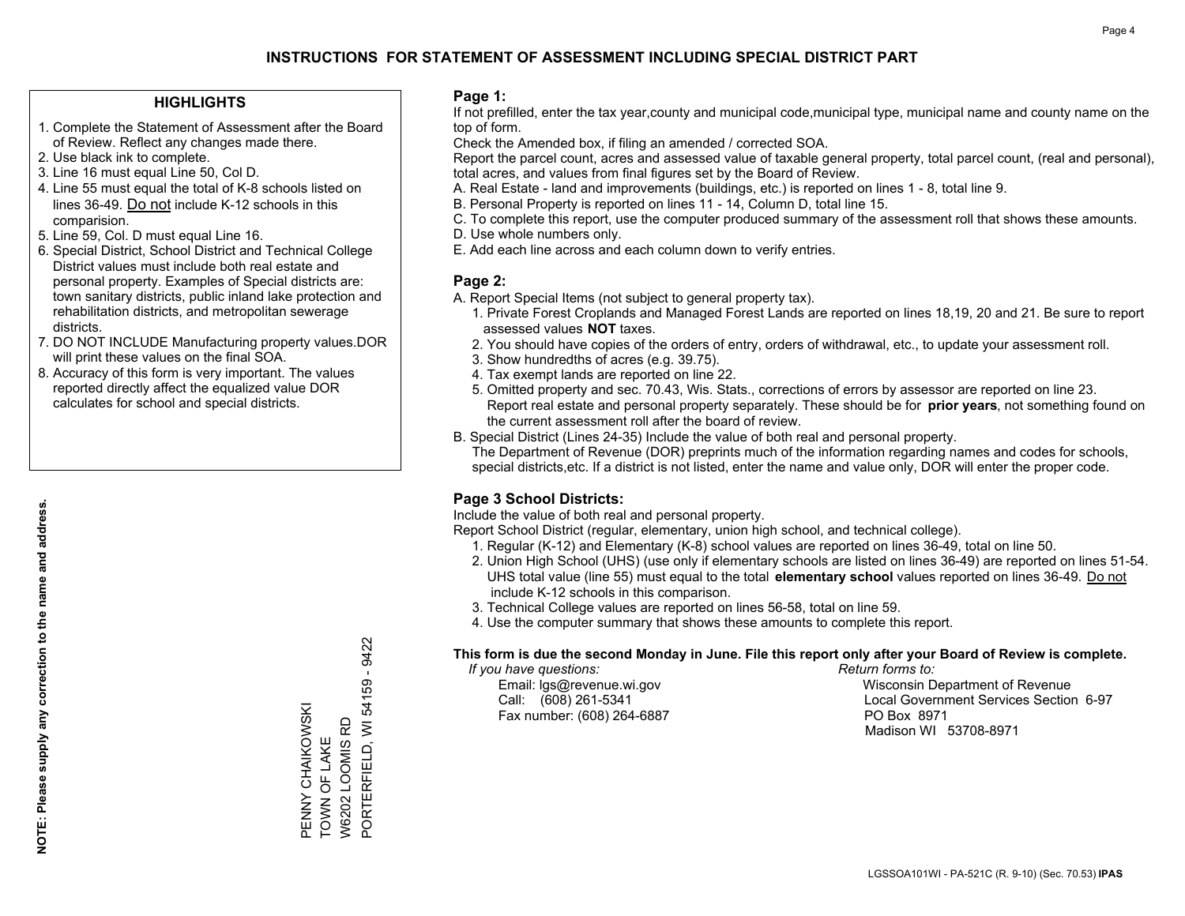# INSTRUCTIONS FOR STATEMENT OF ASSESSMENT INCLUDING SPECIAL DISTRICT PART

## HIGHLIGHTS

1. Complete the Statement of Assessment after the Board of Review. Reflect any changes made there.
2. Use black ink to complete.
3. Line 16 must equal Line 50, Col D.
4. Line 55 must equal the total of K-8 schools listed on lines 36-49. Do not include K-12 schools in this comparision.
5. Line 59, Col. D must equal Line 16.
6. Special District, School District and Technical College District values must include both real estate and personal property. Examples of Special districts are: town sanitary districts, public inland lake protection and rehabilitation districts, and metropolitan sewerage districts.
7. DO NOT INCLUDE Manufacturing property values.DOR will print these values on the final SOA.
8. Accuracy of this form is very important. The values reported directly affect the equalized value DOR calculates for school and special districts.

**NOTE: Please supply any correction to the name and address.**

PENNY CHAIKOWSKI
TOWN OF LAKE
W6202 LOOMIS RD
PORTERFIELD, WI 54159 - 9422

## Page 1:

If not prefilled, enter the tax year,county and municipal code,municipal type, municipal name and county name on the top of form.

Check the Amended box, if filing an amended / corrected SOA.

Report the parcel count, acres and assessed value of taxable general property, total parcel count, (real and personal), total acres, and values from final figures set by the Board of Review.

A. Real Estate - land and improvements (buildings, etc.) is reported on lines 1 - 8, total line 9.
B. Personal Property is reported on lines 11 - 14, Column D, total line 15.
C. To complete this report, use the computer produced summary of the assessment roll that shows these amounts.
D. Use whole numbers only.
E. Add each line across and each column down to verify entries.

## Page 2:

A. Report Special Items (not subject to general property tax).
   1. Private Forest Croplands and Managed Forest Lands are reported on lines 18,19, 20 and 21. Be sure to report assessed values **NOT** taxes.
   2. You should have copies of the orders of entry, orders of withdrawal, etc., to update your assessment roll.
   3. Show hundredths of acres (e.g. 39.75).
   4. Tax exempt lands are reported on line 22.
   5. Omitted property and sec. 70.43, Wis. Stats., corrections of errors by assessor are reported on line 23. Report real estate and personal property separately. These should be for **prior years**, not something found on the current assessment roll after the board of review.
B. Special District (Lines 24-35) Include the value of both real and personal property.
   The Department of Revenue (DOR) preprints much of the information regarding names and codes for schools, special districts,etc. If a district is not listed, enter the name and value only, DOR will enter the proper code.

## Page 3 School Districts:

Include the value of both real and personal property.

Report School District (regular, elementary, union high school, and technical college).

1. Regular (K-12) and Elementary (K-8) school values are reported on lines 36-49, total on line 50.
2. Union High School (UHS) (use only if elementary schools are listed on lines 36-49) are reported on lines 51-54. UHS total value (line 55) must equal to the total **elementary school** values reported on lines 36-49. Do not include K-12 schools in this comparison.
3. Technical College values are reported on lines 56-58, total on line 59.
4. Use the computer summary that shows these amounts to complete this report.

**This form is due the second Monday in June. File this report only after your Board of Review is complete.**

*If you have questions:*
Email: lgs@revenue.wi.gov
Call: (608) 261-5341
Fax number: (608) 264-6887

*Return forms to:*
Wisconsin Department of Revenue
Local Government Services Section 6-97
PO Box 8971
Madison WI 53708-8971

LGSSOA101WI - PA-521C (R. 9-10) (Sec. 70.53) **IPAS**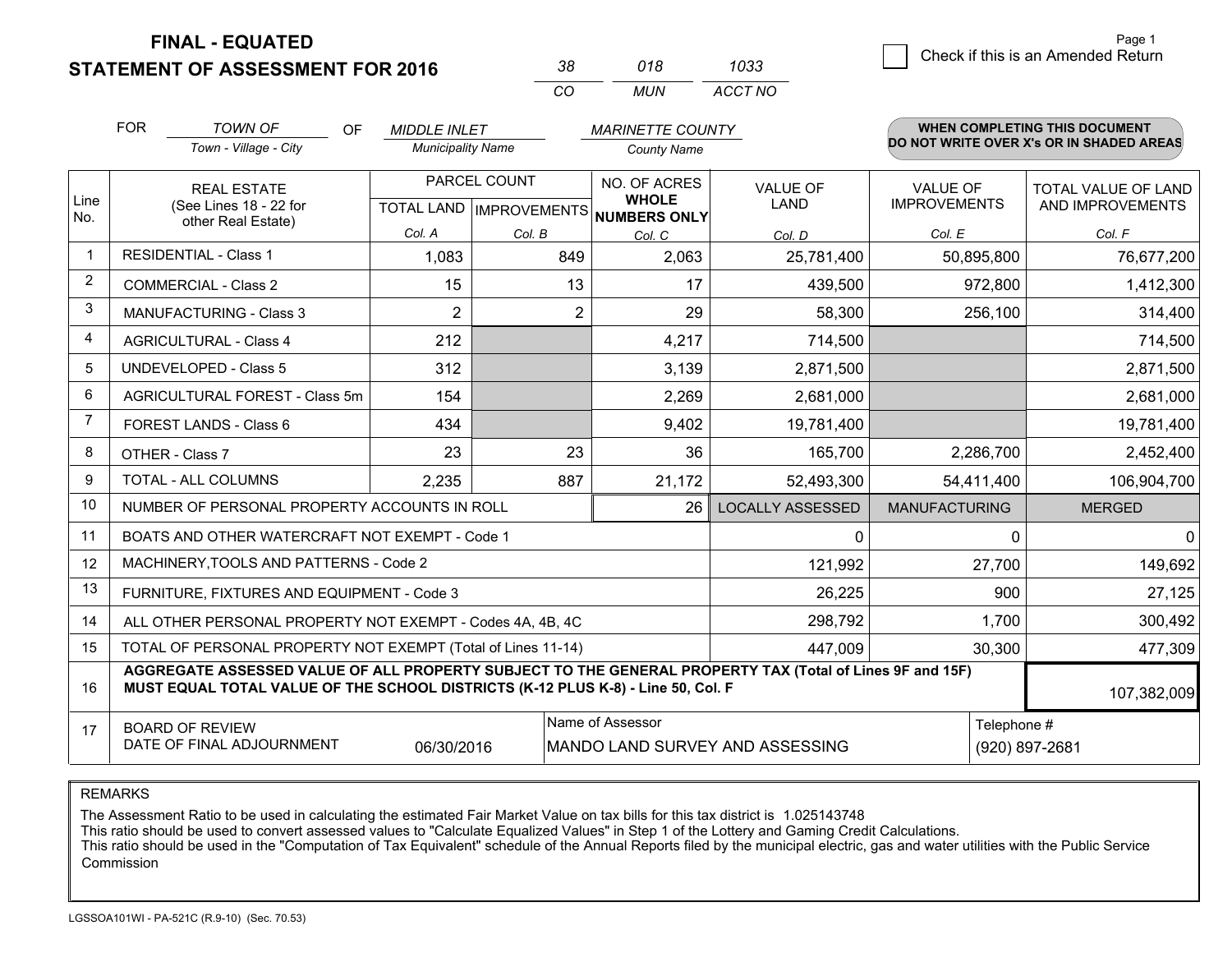**FINAL - EQUATED**

**STATEMENT OF ASSESSMENT FOR 2016**

| 38 | 018 | 1033 |
|---|---|---|
| CO | MUN | ACCT NO |

☐ Check if this is an Amended Return

Page 1

FOR *TOWN OF* (Town - Village - City) OF *MIDDLE INLET* (Municipality Name) *MARINETTE COUNTY* (County Name)

**WHEN COMPLETING THIS DOCUMENT DO NOT WRITE OVER X's OR IN SHADED AREAS**

| Line No. | REAL ESTATE (See Lines 18 - 22 for other Real Estate) | PARCEL COUNT TOTAL LAND Col. A | PARCEL COUNT IMPROVEMENTS Col. B | NO. OF ACRES WHOLE NUMBERS ONLY Col. C | VALUE OF LAND Col. D | VALUE OF IMPROVEMENTS Col. E | TOTAL VALUE OF LAND AND IMPROVEMENTS Col. F |
|---|---|---|---|---|---|---|---|
| 1 | RESIDENTIAL - Class 1 | 1,083 | 849 | 2,063 | 25,781,400 | 50,895,800 | 76,677,200 |
| 2 | COMMERCIAL - Class 2 | 15 | 13 | 17 | 439,500 | 972,800 | 1,412,300 |
| 3 | MANUFACTURING - Class 3 | 2 | 2 | 29 | 58,300 | 256,100 | 314,400 |
| 4 | AGRICULTURAL - Class 4 | 212 | | 4,217 | 714,500 | | 714,500 |
| 5 | UNDEVELOPED - Class 5 | 312 | | 3,139 | 2,871,500 | | 2,871,500 |
| 6 | AGRICULTURAL FOREST - Class 5m | 154 | | 2,269 | 2,681,000 | | 2,681,000 |
| 7 | FOREST LANDS - Class 6 | 434 | | 9,402 | 19,781,400 | | 19,781,400 |
| 8 | OTHER - Class 7 | 23 | 23 | 36 | 165,700 | 2,286,700 | 2,452,400 |
| 9 | TOTAL - ALL COLUMNS | 2,235 | 887 | 21,172 | 52,493,300 | 54,411,400 | 106,904,700 |
| 10 | NUMBER OF PERSONAL PROPERTY ACCOUNTS IN ROLL | | | 26 | LOCALLY ASSESSED | MANUFACTURING | MERGED |
| 11 | BOATS AND OTHER WATERCRAFT NOT EXEMPT - Code 1 | | | | 0 | 0 | 0 |
| 12 | MACHINERY,TOOLS AND PATTERNS - Code 2 | | | | 121,992 | 27,700 | 149,692 |
| 13 | FURNITURE, FIXTURES AND EQUIPMENT - Code 3 | | | | 26,225 | 900 | 27,125 |
| 14 | ALL OTHER PERSONAL PROPERTY NOT EXEMPT - Codes 4A, 4B, 4C | | | | 298,792 | 1,700 | 300,492 |
| 15 | TOTAL OF PERSONAL PROPERTY NOT EXEMPT (Total of Lines 11-14) | | | | 447,009 | 30,300 | 477,309 |
| 16 | **AGGREGATE ASSESSED VALUE OF ALL PROPERTY SUBJECT TO THE GENERAL PROPERTY TAX (Total of Lines 9F and 15F) MUST EQUAL TOTAL VALUE OF THE SCHOOL DISTRICTS (K-12 PLUS K-8) - Line 50, Col. F** | | | | | | 107,382,009 |
| 17 | BOARD OF REVIEW DATE OF FINAL ADJOURNMENT | 06/30/2016 | Name of Assessor: MANDO LAND SURVEY AND ASSESSING | | | Telephone #: (920) 897-2681 | |

REMARKS

The Assessment Ratio to be used in calculating the estimated Fair Market Value on tax bills for this tax district is 1.025143748
This ratio should be used to convert assessed values to "Calculate Equalized Values" in Step 1 of the Lottery and Gaming Credit Calculations.
This ratio should be used in the "Computation of Tax Equivalent" schedule of the Annual Reports filed by the municipal electric, gas and water utilities with the Public Service Commission

LGSSOA101WI - PA-521C (R.9-10) (Sec. 70.53)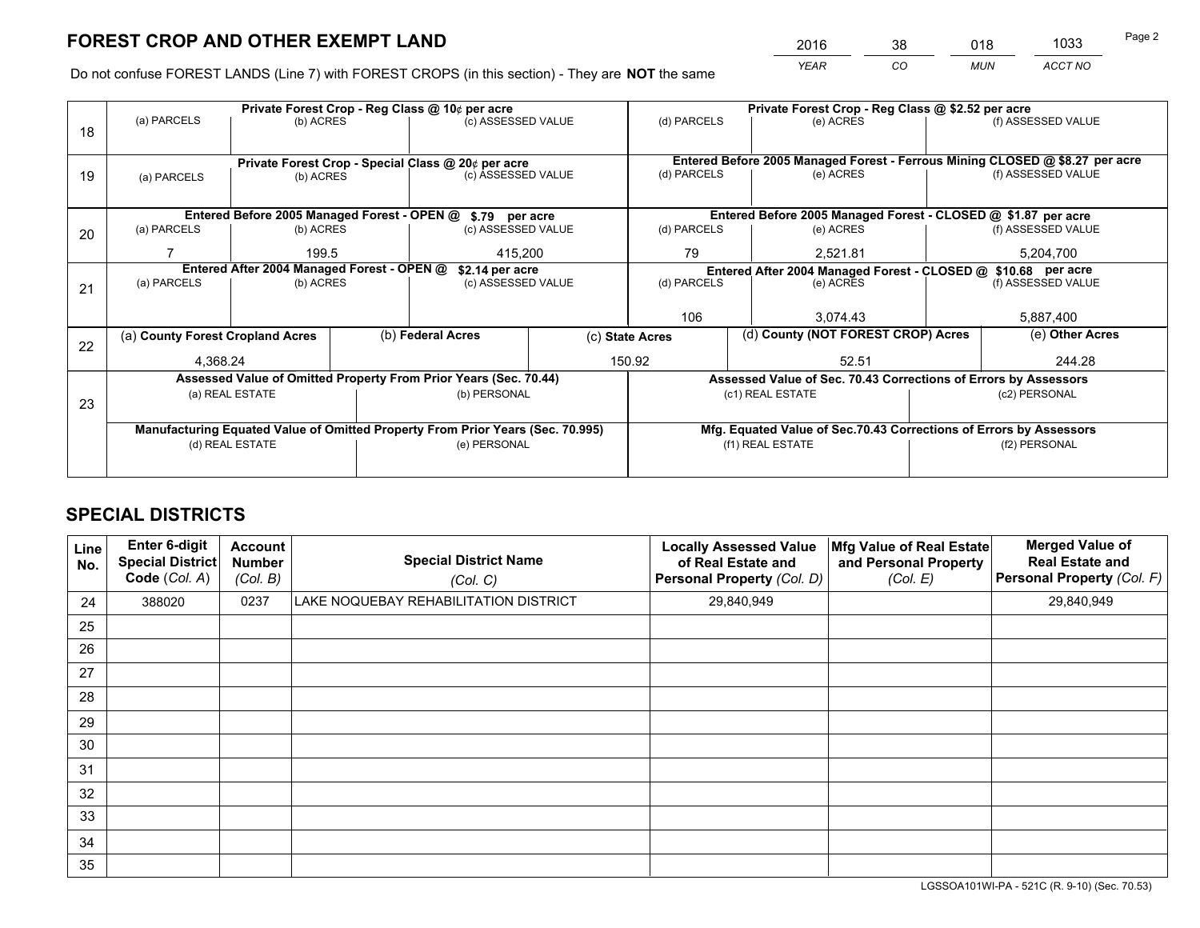# FOREST CROP AND OTHER EXEMPT LAND

| 2016 | 38 | 018 | 1033 |
|---|---|---|---|
| *YEAR* | *CO* | *MUN* | *ACCT NO* |

Do not confuse FOREST LANDS (Line 7) with FOREST CROPS (in this section) - They are **NOT** the same

| Line | Private Forest Crop - Reg Class @ 10¢ per acre | | | Private Forest Crop - Reg Class @ $2.52 per acre | | |
|---|---|---|---|---|---|---|
| 18 | (a) PARCELS | (b) ACRES | (c) ASSESSED VALUE | (d) PARCELS | (e) ACRES | (f) ASSESSED VALUE |
| | | | | | | |
| | **Private Forest Crop - Special Class @ 20¢ per acre** | | | **Entered Before 2005 Managed Forest - Ferrous Mining CLOSED @ $8.27 per acre** | | |
| 19 | (a) PARCELS | (b) ACRES | (c) ASSESSED VALUE | (d) PARCELS | (e) ACRES | (f) ASSESSED VALUE |
| | | | | | | |
| | **Entered Before 2005 Managed Forest - OPEN @ $.79 per acre** | | | **Entered Before 2005 Managed Forest - CLOSED @ $1.87 per acre** | | |
| 20 | (a) PARCELS | (b) ACRES | (c) ASSESSED VALUE | (d) PARCELS | (e) ACRES | (f) ASSESSED VALUE |
| | 7 | 199.5 | 415,200 | 79 | 2,521.81 | 5,204,700 |
| | **Entered After 2004 Managed Forest - OPEN @ $2.14 per acre** | | | **Entered After 2004 Managed Forest - CLOSED @ $10.68 per acre** | | |
| 21 | (a) PARCELS | (b) ACRES | (c) ASSESSED VALUE | (d) PARCELS | (e) ACRES | (f) ASSESSED VALUE |
| | | | | 106 | 3,074.43 | 5,887,400 |

| Line | (a) **County Forest Cropland Acres** | (b) **Federal Acres** | (c) **State Acres** | (d) **County (NOT FOREST CROP) Acres** | (e) **Other Acres** |
|---|---|---|---|---|---|
| 22 | 4,368.24 | | 150.92 | 52.51 | 244.28 |

| Line | **Assessed Value of Omitted Property From Prior Years (Sec. 70.44)** | | **Assessed Value of Sec. 70.43 Corrections of Errors by Assessors** | |
|---|---|---|---|---|
| 23 | (a) REAL ESTATE | (b) PERSONAL | (c1) REAL ESTATE | (c2) PERSONAL |
| | | | | |
| | **Manufacturing Equated Value of Omitted Property From Prior Years (Sec. 70.995)** | | **Mfg. Equated Value of Sec.70.43 Corrections of Errors by Assessors** | |
| | (d) REAL ESTATE | (e) PERSONAL | (f1) REAL ESTATE | (f2) PERSONAL |
| | | | | |

# SPECIAL DISTRICTS

| Line No. | Enter 6-digit Special District Code (*Col. A*) | Account Number (*Col. B*) | Special District Name (*Col. C*) | Locally Assessed Value of Real Estate and Personal Property (*Col. D*) | Mfg Value of Real Estate and Personal Property (*Col. E*) | Merged Value of Real Estate and Personal Property (*Col. F*) |
|---|---|---|---|---|---|---|
| 24 | 388020 | 0237 | LAKE NOQUEBAY REHABILITATION DISTRICT | 29,840,949 | | 29,840,949 |
| 25 | | | | | | |
| 26 | | | | | | |
| 27 | | | | | | |
| 28 | | | | | | |
| 29 | | | | | | |
| 30 | | | | | | |
| 31 | | | | | | |
| 32 | | | | | | |
| 33 | | | | | | |
| 34 | | | | | | |
| 35 | | | | | | |

LGSSOA101WI-PA - 521C (R. 9-10) (Sec. 70.53)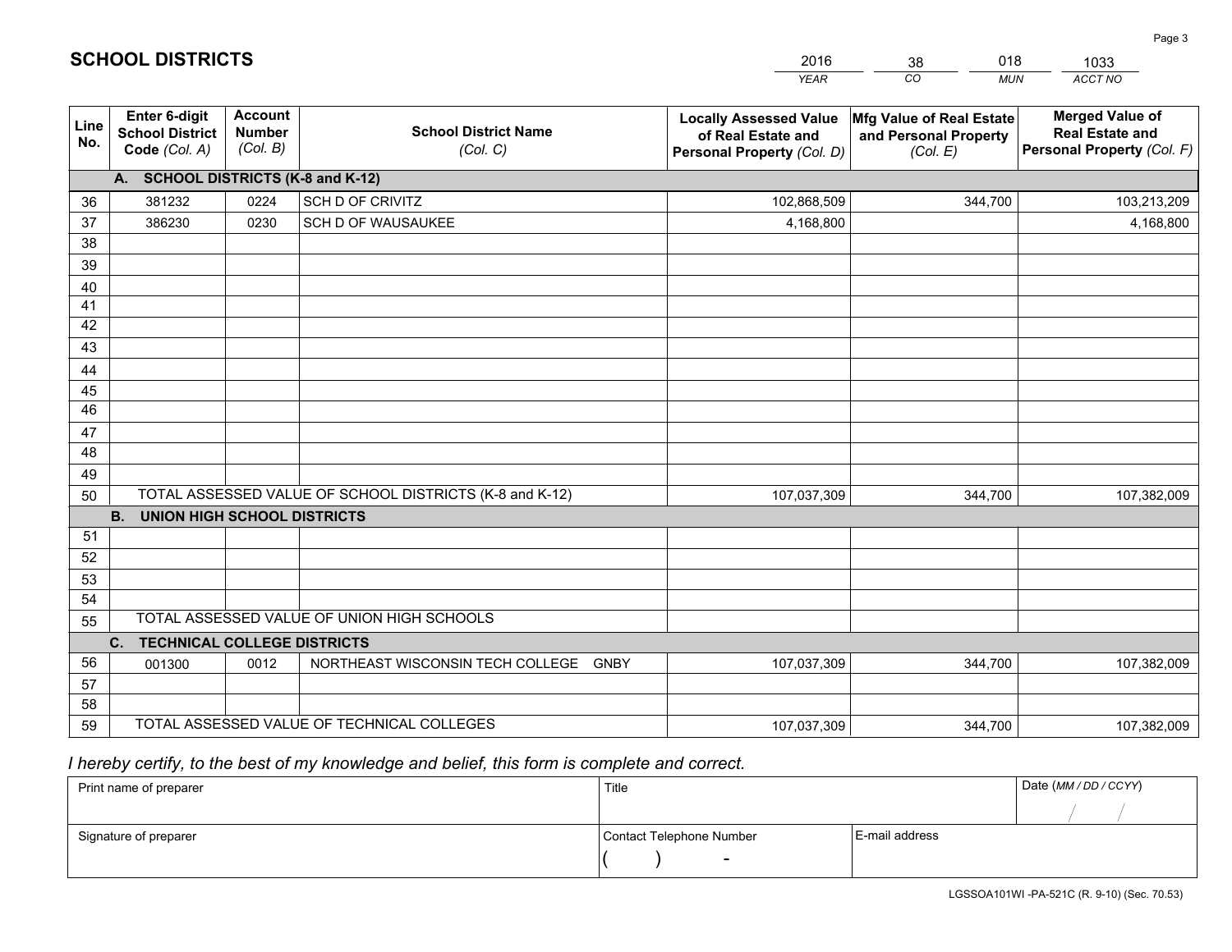# SCHOOL DISTRICTS

| 2016 | 38 | 018 | 1033 |
|---|---|---|---|
| *YEAR* | *CO* | *MUN* | *ACCT NO* |

| Line No. | Enter 6-digit School District Code *(Col. A)* | Account Number *(Col. B)* | School District Name *(Col. C)* | Locally Assessed Value of Real Estate and Personal Property *(Col. D)* | Mfg Value of Real Estate and Personal Property *(Col. E)* | Merged Value of Real Estate and Personal Property *(Col. F)* |
|---|---|---|---|---|---|---|
| | **A. SCHOOL DISTRICTS (K-8 and K-12)** | | | | | |
| 36 | 381232 | 0224 | SCH D OF CRIVITZ | 102,868,509 | 344,700 | 103,213,209 |
| 37 | 386230 | 0230 | SCH D OF WAUSAUKEE | 4,168,800 | | 4,168,800 |
| 38 | | | | | | |
| 39 | | | | | | |
| 40 | | | | | | |
| 41 | | | | | | |
| 42 | | | | | | |
| 43 | | | | | | |
| 44 | | | | | | |
| 45 | | | | | | |
| 46 | | | | | | |
| 47 | | | | | | |
| 48 | | | | | | |
| 49 | | | | | | |
| 50 | TOTAL ASSESSED VALUE OF SCHOOL DISTRICTS (K-8 and K-12) | | | 107,037,309 | 344,700 | 107,382,009 |
| | **B. UNION HIGH SCHOOL DISTRICTS** | | | | | |
| 51 | | | | | | |
| 52 | | | | | | |
| 53 | | | | | | |
| 54 | | | | | | |
| 55 | TOTAL ASSESSED VALUE OF UNION HIGH SCHOOLS | | | | | |
| | **C. TECHNICAL COLLEGE DISTRICTS** | | | | | |
| 56 | 001300 | 0012 | NORTHEAST WISCONSIN TECH COLLEGE GNBY | 107,037,309 | 344,700 | 107,382,009 |
| 57 | | | | | | |
| 58 | | | | | | |
| 59 | TOTAL ASSESSED VALUE OF TECHNICAL COLLEGES | | | 107,037,309 | 344,700 | 107,382,009 |

*I hereby certify, to the best of my knowledge and belief, this form is complete and correct.*

| Print name of preparer | Title | | Date *(MM / DD / CCYY)* |
|---|---|---|---|
| | | | / / |
| Signature of preparer | Contact Telephone Number | E-mail address | |
| | ( ) - | | |

LGSSOA101WI -PA-521C (R. 9-10) (Sec. 70.53)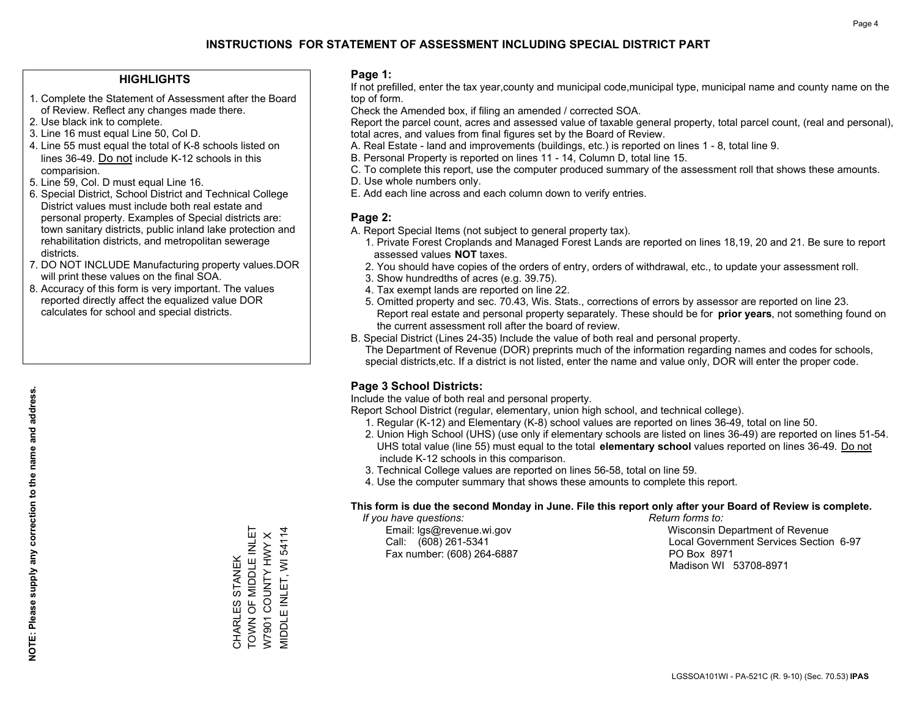# INSTRUCTIONS FOR STATEMENT OF ASSESSMENT INCLUDING SPECIAL DISTRICT PART

## HIGHLIGHTS

1. Complete the Statement of Assessment after the Board of Review. Reflect any changes made there.
2. Use black ink to complete.
3. Line 16 must equal Line 50, Col D.
4. Line 55 must equal the total of K-8 schools listed on lines 36-49. Do not include K-12 schools in this comparision.
5. Line 59, Col. D must equal Line 16.
6. Special District, School District and Technical College District values must include both real estate and personal property. Examples of Special districts are: town sanitary districts, public inland lake protection and rehabilitation districts, and metropolitan sewerage districts.
7. DO NOT INCLUDE Manufacturing property values.DOR will print these values on the final SOA.
8. Accuracy of this form is very important. The values reported directly affect the equalized value DOR calculates for school and special districts.

**NOTE: Please supply any correction to the name and address.**

CHARLES STANEK
TOWN OF MIDDLE INLET
W7901 COUNTY HWY X
MIDDLE INLET, WI 54114

## Page 1:

If not prefilled, enter the tax year,county and municipal code,municipal type, municipal name and county name on the top of form.

Check the Amended box, if filing an amended / corrected SOA.

Report the parcel count, acres and assessed value of taxable general property, total parcel count, (real and personal), total acres, and values from final figures set by the Board of Review.

A. Real Estate - land and improvements (buildings, etc.) is reported on lines 1 - 8, total line 9.
B. Personal Property is reported on lines 11 - 14, Column D, total line 15.
C. To complete this report, use the computer produced summary of the assessment roll that shows these amounts.
D. Use whole numbers only.
E. Add each line across and each column down to verify entries.

## Page 2:

A. Report Special Items (not subject to general property tax).
   1. Private Forest Croplands and Managed Forest Lands are reported on lines 18,19, 20 and 21. Be sure to report assessed values **NOT** taxes.
   2. You should have copies of the orders of entry, orders of withdrawal, etc., to update your assessment roll.
   3. Show hundredths of acres (e.g. 39.75).
   4. Tax exempt lands are reported on line 22.
   5. Omitted property and sec. 70.43, Wis. Stats., corrections of errors by assessor are reported on line 23. Report real estate and personal property separately. These should be for **prior years**, not something found on the current assessment roll after the board of review.
B. Special District (Lines 24-35) Include the value of both real and personal property.
   The Department of Revenue (DOR) preprints much of the information regarding names and codes for schools, special districts,etc. If a district is not listed, enter the name and value only, DOR will enter the proper code.

## Page 3 School Districts:

Include the value of both real and personal property.

Report School District (regular, elementary, union high school, and technical college).

1. Regular (K-12) and Elementary (K-8) school values are reported on lines 36-49, total on line 50.
2. Union High School (UHS) (use only if elementary schools are listed on lines 36-49) are reported on lines 51-54. UHS total value (line 55) must equal to the total **elementary school** values reported on lines 36-49. Do not include K-12 schools in this comparison.
3. Technical College values are reported on lines 56-58, total on line 59.
4. Use the computer summary that shows these amounts to complete this report.

**This form is due the second Monday in June. File this report only after your Board of Review is complete.**

*If you have questions:*
Email: lgs@revenue.wi.gov
Call: (608) 261-5341
Fax number: (608) 264-6887

*Return forms to:*
Wisconsin Department of Revenue
Local Government Services Section 6-97
PO Box 8971
Madison WI 53708-8971

LGSSOA101WI - PA-521C (R. 9-10) (Sec. 70.53) **IPAS**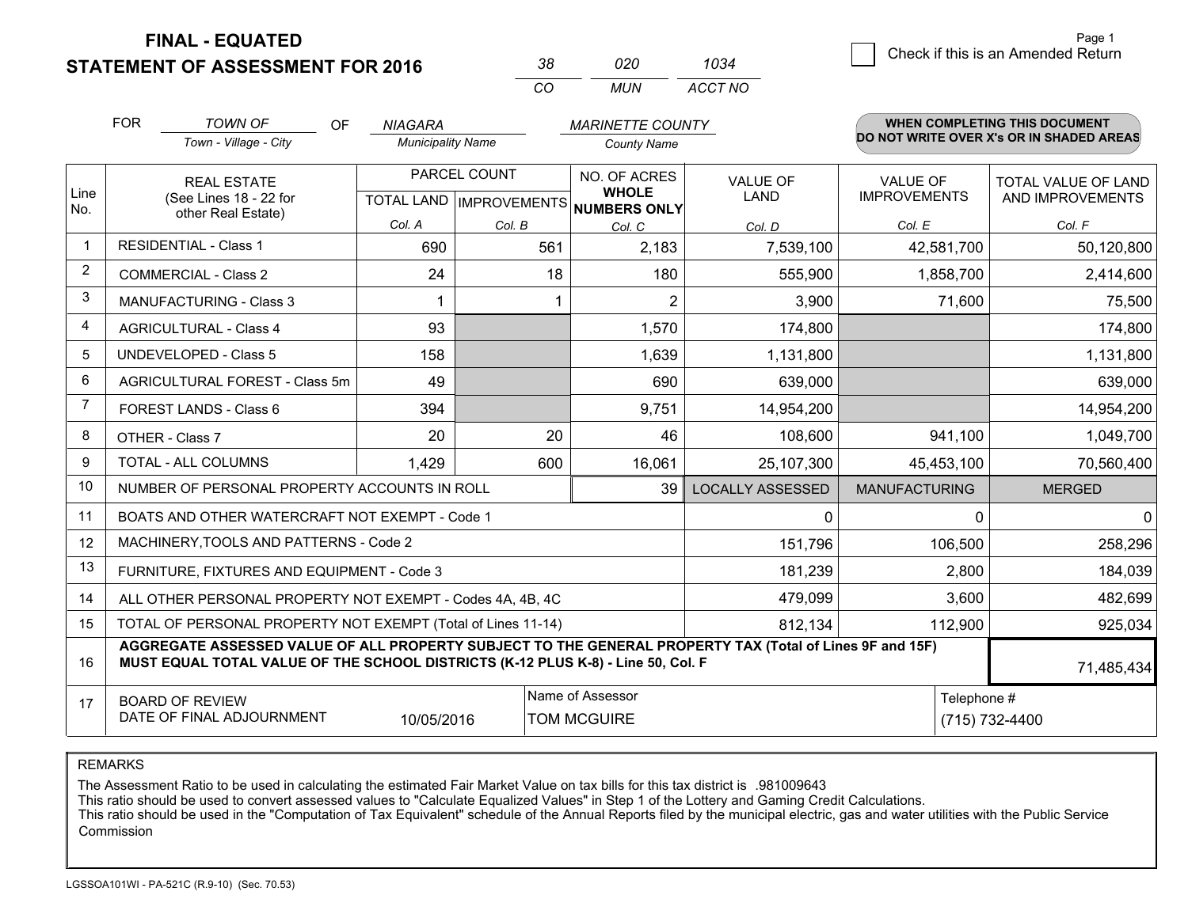**FINAL - EQUATED**

**STATEMENT OF ASSESSMENT FOR 2016**

| 38 | 020 | 1034 |
|---|---|---|
| CO | MUN | ACCT NO |

Page 1

☐ Check if this is an Amended Return

FOR *TOWN OF* (Town - Village - City) OF *NIAGARA* (Municipality Name) *MARINETTE COUNTY* (County Name)

**WHEN COMPLETING THIS DOCUMENT DO NOT WRITE OVER X's OR IN SHADED AREAS**

| Line No. | REAL ESTATE (See Lines 18 - 22 for other Real Estate) | PARCEL COUNT TOTAL LAND Col. A | PARCEL COUNT IMPROVEMENTS Col. B | NO. OF ACRES WHOLE NUMBERS ONLY Col. C | VALUE OF LAND Col. D | VALUE OF IMPROVEMENTS Col. E | TOTAL VALUE OF LAND AND IMPROVEMENTS Col. F |
|---|---|---|---|---|---|---|---|
| 1 | RESIDENTIAL - Class 1 | 690 | 561 | 2,183 | 7,539,100 | 42,581,700 | 50,120,800 |
| 2 | COMMERCIAL - Class 2 | 24 | 18 | 180 | 555,900 | 1,858,700 | 2,414,600 |
| 3 | MANUFACTURING - Class 3 | 1 | 1 | 2 | 3,900 | 71,600 | 75,500 |
| 4 | AGRICULTURAL - Class 4 | 93 | | 1,570 | 174,800 | | 174,800 |
| 5 | UNDEVELOPED - Class 5 | 158 | | 1,639 | 1,131,800 | | 1,131,800 |
| 6 | AGRICULTURAL FOREST - Class 5m | 49 | | 690 | 639,000 | | 639,000 |
| 7 | FOREST LANDS - Class 6 | 394 | | 9,751 | 14,954,200 | | 14,954,200 |
| 8 | OTHER - Class 7 | 20 | 20 | 46 | 108,600 | 941,100 | 1,049,700 |
| 9 | TOTAL - ALL COLUMNS | 1,429 | 600 | 16,061 | 25,107,300 | 45,453,100 | 70,560,400 |
| 10 | NUMBER OF PERSONAL PROPERTY ACCOUNTS IN ROLL | | | 39 | LOCALLY ASSESSED | MANUFACTURING | MERGED |
| 11 | BOATS AND OTHER WATERCRAFT NOT EXEMPT - Code 1 | | | | 0 | 0 | 0 |
| 12 | MACHINERY,TOOLS AND PATTERNS - Code 2 | | | | 151,796 | 106,500 | 258,296 |
| 13 | FURNITURE, FIXTURES AND EQUIPMENT - Code 3 | | | | 181,239 | 2,800 | 184,039 |
| 14 | ALL OTHER PERSONAL PROPERTY NOT EXEMPT - Codes 4A, 4B, 4C | | | | 479,099 | 3,600 | 482,699 |
| 15 | TOTAL OF PERSONAL PROPERTY NOT EXEMPT (Total of Lines 11-14) | | | | 812,134 | 112,900 | 925,034 |
| 16 | **AGGREGATE ASSESSED VALUE OF ALL PROPERTY SUBJECT TO THE GENERAL PROPERTY TAX (Total of Lines 9F and 15F) MUST EQUAL TOTAL VALUE OF THE SCHOOL DISTRICTS (K-12 PLUS K-8) - Line 50, Col. F** | | | | | | 71,485,434 |
| 17 | BOARD OF REVIEW DATE OF FINAL ADJOURNMENT | 10/05/2016 | | Name of Assessor: TOM MCGUIRE | | Telephone #: (715) 732-4400 | |

REMARKS

The Assessment Ratio to be used in calculating the estimated Fair Market Value on tax bills for this tax district is .981009643
This ratio should be used to convert assessed values to "Calculate Equalized Values" in Step 1 of the Lottery and Gaming Credit Calculations.
This ratio should be used in the "Computation of Tax Equivalent" schedule of the Annual Reports filed by the municipal electric, gas and water utilities with the Public Service Commission

LGSSOA101WI - PA-521C (R.9-10) (Sec. 70.53)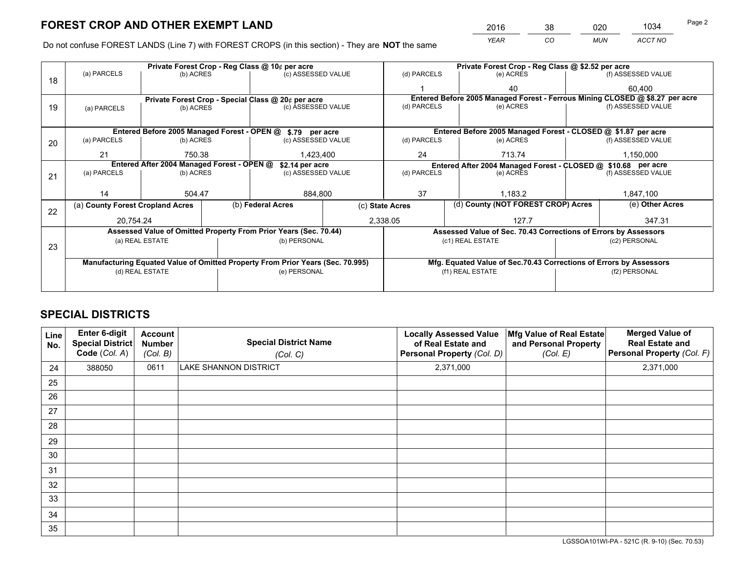# FOREST CROP AND OTHER EXEMPT LAND

| 2016 | 38 | 020 | 1034 |
|---|---|---|---|
| *YEAR* | *CO* | *MUN* | *ACCT NO* |

Do not confuse FOREST LANDS (Line 7) with FOREST CROPS (in this section) - They are **NOT** the same

| Line | Private Forest Crop - Reg Class @ 10¢ per acre | | | Private Forest Crop - Reg Class @ \$2.52 per acre | | |
|---|---|---|---|---|---|---|
| 18 | (a) PARCELS | (b) ACRES | (c) ASSESSED VALUE | (d) PARCELS | (e) ACRES | (f) ASSESSED VALUE |
| | | | | 1 | 40 | 60,400 |
| | **Private Forest Crop - Special Class @ 20¢ per acre** | | | **Entered Before 2005 Managed Forest - Ferrous Mining CLOSED @ \$8.27 per acre** | | |
| 19 | (a) PARCELS | (b) ACRES | (c) ASSESSED VALUE | (d) PARCELS | (e) ACRES | (f) ASSESSED VALUE |
| | | | | | | |
| | **Entered Before 2005 Managed Forest - OPEN @ \$.79 per acre** | | | **Entered Before 2005 Managed Forest - CLOSED @ \$1.87 per acre** | | |
| 20 | (a) PARCELS | (b) ACRES | (c) ASSESSED VALUE | (d) PARCELS | (e) ACRES | (f) ASSESSED VALUE |
| | 21 | 750.38 | 1,423,400 | 24 | 713.74 | 1,150,000 |
| | **Entered After 2004 Managed Forest - OPEN @ \$2.14 per acre** | | | **Entered After 2004 Managed Forest - CLOSED @ \$10.68 per acre** | | |
| 21 | (a) PARCELS | (b) ACRES | (c) ASSESSED VALUE | (d) PARCELS | (e) ACRES | (f) ASSESSED VALUE |
| | 14 | 504.47 | 884,800 | 37 | 1,183.2 | 1,847,100 |

| Line | (a) County Forest Cropland Acres | (b) Federal Acres | (c) State Acres | (d) County (NOT FOREST CROP) Acres | (e) Other Acres |
|---|---|---|---|---|---|
| 22 | 20,754.24 | | 2,338.05 | 127.7 | 347.31 |

| Line | Assessed Value of Omitted Property From Prior Years (Sec. 70.44) | | Assessed Value of Sec. 70.43 Corrections of Errors by Assessors | |
|---|---|---|---|---|
| 23 | (a) REAL ESTATE | (b) PERSONAL | (c1) REAL ESTATE | (c2) PERSONAL |
| | | | | |
| | **Manufacturing Equated Value of Omitted Property From Prior Years (Sec. 70.995)** | | **Mfg. Equated Value of Sec.70.43 Corrections of Errors by Assessors** | |
| | (d) REAL ESTATE | (e) PERSONAL | (f1) REAL ESTATE | (f2) PERSONAL |
| | | | | |

# SPECIAL DISTRICTS

| Line No. | Enter 6-digit Special District Code (Col. A) | Account Number (Col. B) | Special District Name (Col. C) | Locally Assessed Value of Real Estate and Personal Property (Col. D) | Mfg Value of Real Estate and Personal Property (Col. E) | Merged Value of Real Estate and Personal Property (Col. F) |
|---|---|---|---|---|---|---|
| 24 | 388050 | 0611 | LAKE SHANNON DISTRICT | 2,371,000 | | 2,371,000 |
| 25 | | | | | | |
| 26 | | | | | | |
| 27 | | | | | | |
| 28 | | | | | | |
| 29 | | | | | | |
| 30 | | | | | | |
| 31 | | | | | | |
| 32 | | | | | | |
| 33 | | | | | | |
| 34 | | | | | | |
| 35 | | | | | | |

LGSSOA101WI-PA - 521C (R. 9-10) (Sec. 70.53)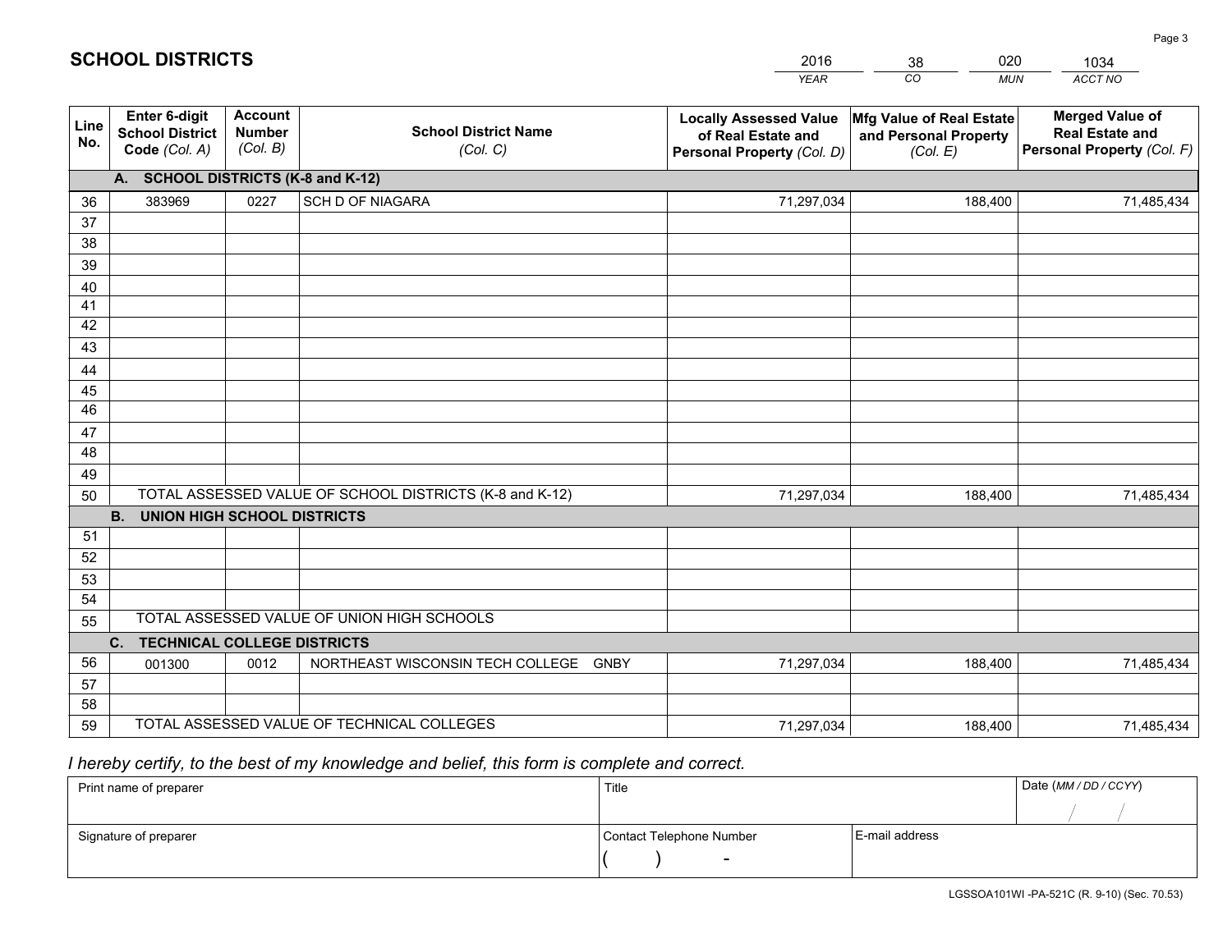# SCHOOL DISTRICTS

| 2016 | 38 | 020 | 1034 |
|---|---|---|---|
| *YEAR* | *CO* | *MUN* | *ACCT NO* |

| Line No. | Enter 6-digit School District Code *(Col. A)* | Account Number *(Col. B)* | School District Name *(Col. C)* | Locally Assessed Value of Real Estate and Personal Property *(Col. D)* | Mfg Value of Real Estate and Personal Property *(Col. E)* | Merged Value of Real Estate and Personal Property *(Col. F)* |
|---|---|---|---|---|---|---|
| | **A. SCHOOL DISTRICTS (K-8 and K-12)** | | | | | |
| 36 | 383969 | 0227 | SCH D OF NIAGARA | 71,297,034 | 188,400 | 71,485,434 |
| 37 | | | | | | |
| 38 | | | | | | |
| 39 | | | | | | |
| 40 | | | | | | |
| 41 | | | | | | |
| 42 | | | | | | |
| 43 | | | | | | |
| 44 | | | | | | |
| 45 | | | | | | |
| 46 | | | | | | |
| 47 | | | | | | |
| 48 | | | | | | |
| 49 | | | | | | |
| 50 | TOTAL ASSESSED VALUE OF SCHOOL DISTRICTS (K-8 and K-12) | | | 71,297,034 | 188,400 | 71,485,434 |
| | **B. UNION HIGH SCHOOL DISTRICTS** | | | | | |
| 51 | | | | | | |
| 52 | | | | | | |
| 53 | | | | | | |
| 54 | | | | | | |
| 55 | TOTAL ASSESSED VALUE OF UNION HIGH SCHOOLS | | | | | |
| | **C. TECHNICAL COLLEGE DISTRICTS** | | | | | |
| 56 | 001300 | 0012 | NORTHEAST WISCONSIN TECH COLLEGE GNBY | 71,297,034 | 188,400 | 71,485,434 |
| 57 | | | | | | |
| 58 | | | | | | |
| 59 | TOTAL ASSESSED VALUE OF TECHNICAL COLLEGES | | | 71,297,034 | 188,400 | 71,485,434 |

*I hereby certify, to the best of my knowledge and belief, this form is complete and correct.*

| Print name of preparer | Title | | Date *(MM / DD / CCYY)* |
|---|---|---|---|
| | | | / / |
| Signature of preparer | Contact Telephone Number | E-mail address | |
| | ( ) - | | |

LGSSOA101WI -PA-521C (R. 9-10) (Sec. 70.53)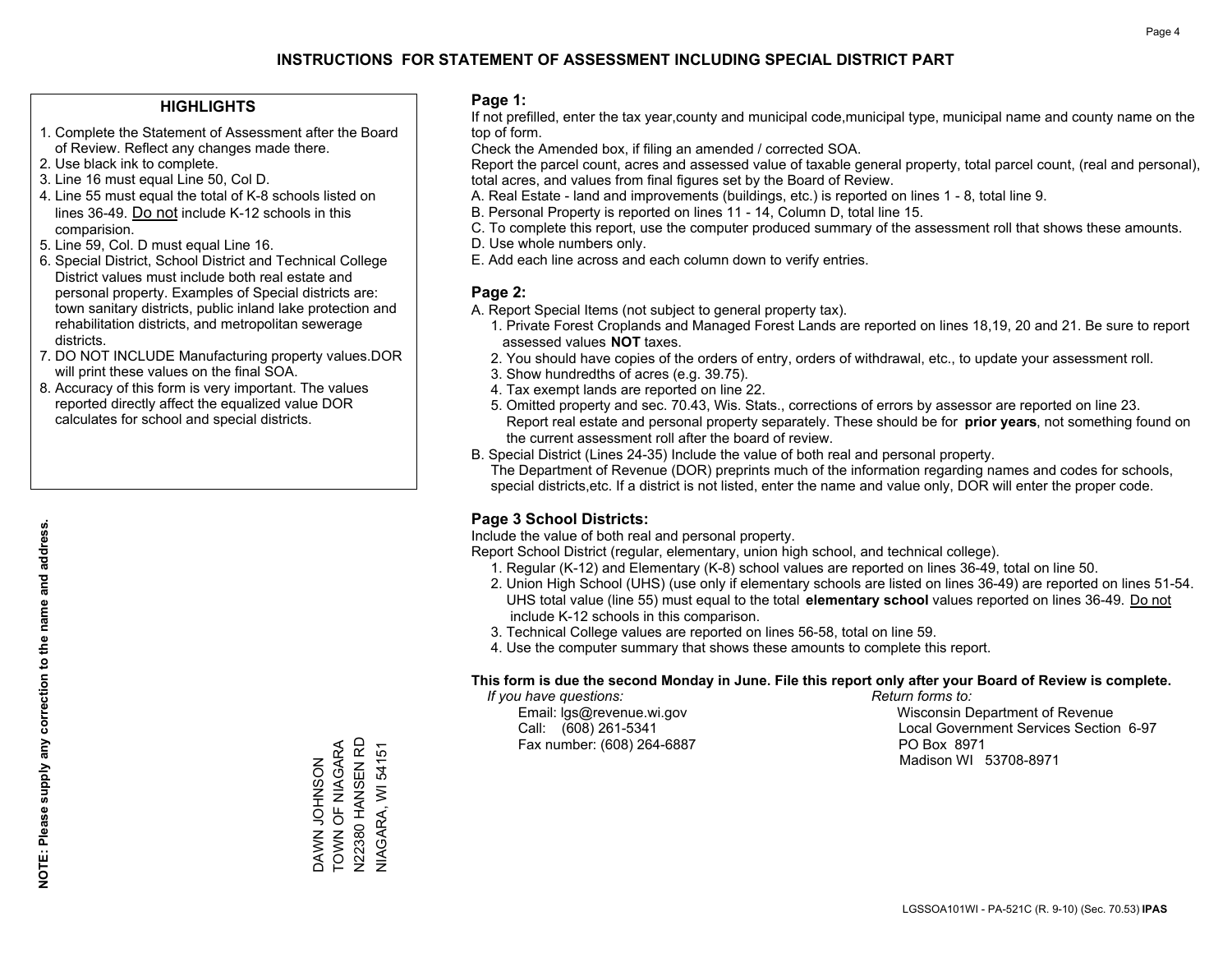# INSTRUCTIONS FOR STATEMENT OF ASSESSMENT INCLUDING SPECIAL DISTRICT PART

## HIGHLIGHTS

1. Complete the Statement of Assessment after the Board of Review. Reflect any changes made there.
2. Use black ink to complete.
3. Line 16 must equal Line 50, Col D.
4. Line 55 must equal the total of K-8 schools listed on lines 36-49. Do not include K-12 schools in this comparision.
5. Line 59, Col. D must equal Line 16.
6. Special District, School District and Technical College District values must include both real estate and personal property. Examples of Special districts are: town sanitary districts, public inland lake protection and rehabilitation districts, and metropolitan sewerage districts.
7. DO NOT INCLUDE Manufacturing property values.DOR will print these values on the final SOA.
8. Accuracy of this form is very important. The values reported directly affect the equalized value DOR calculates for school and special districts.

**NOTE: Please supply any correction to the name and address.**

DAWN JOHNSON
TOWN OF NIAGARA
N22380 HANSEN RD
NIAGARA, WI 54151

## Page 1:

If not prefilled, enter the tax year,county and municipal code,municipal type, municipal name and county name on the top of form.

Check the Amended box, if filing an amended / corrected SOA.

Report the parcel count, acres and assessed value of taxable general property, total parcel count, (real and personal), total acres, and values from final figures set by the Board of Review.

A. Real Estate - land and improvements (buildings, etc.) is reported on lines 1 - 8, total line 9.
B. Personal Property is reported on lines 11 - 14, Column D, total line 15.
C. To complete this report, use the computer produced summary of the assessment roll that shows these amounts.
D. Use whole numbers only.
E. Add each line across and each column down to verify entries.

## Page 2:

A. Report Special Items (not subject to general property tax).
   1. Private Forest Croplands and Managed Forest Lands are reported on lines 18,19, 20 and 21. Be sure to report assessed values **NOT** taxes.
   2. You should have copies of the orders of entry, orders of withdrawal, etc., to update your assessment roll.
   3. Show hundredths of acres (e.g. 39.75).
   4. Tax exempt lands are reported on line 22.
   5. Omitted property and sec. 70.43, Wis. Stats., corrections of errors by assessor are reported on line 23. Report real estate and personal property separately. These should be for **prior years**, not something found on the current assessment roll after the board of review.
B. Special District (Lines 24-35) Include the value of both real and personal property.
   The Department of Revenue (DOR) preprints much of the information regarding names and codes for schools, special districts,etc. If a district is not listed, enter the name and value only, DOR will enter the proper code.

## Page 3 School Districts:

Include the value of both real and personal property.

Report School District (regular, elementary, union high school, and technical college).

1. Regular (K-12) and Elementary (K-8) school values are reported on lines 36-49, total on line 50.
2. Union High School (UHS) (use only if elementary schools are listed on lines 36-49) are reported on lines 51-54. UHS total value (line 55) must equal to the total **elementary school** values reported on lines 36-49. Do not include K-12 schools in this comparison.
3. Technical College values are reported on lines 56-58, total on line 59.
4. Use the computer summary that shows these amounts to complete this report.

**This form is due the second Monday in June. File this report only after your Board of Review is complete.**

*If you have questions:*
Email: lgs@revenue.wi.gov
Call: (608) 261-5341
Fax number: (608) 264-6887

*Return forms to:*
Wisconsin Department of Revenue
Local Government Services Section 6-97
PO Box 8971
Madison WI 53708-8971

LGSSOA101WI - PA-521C (R. 9-10) (Sec. 70.53) **IPAS**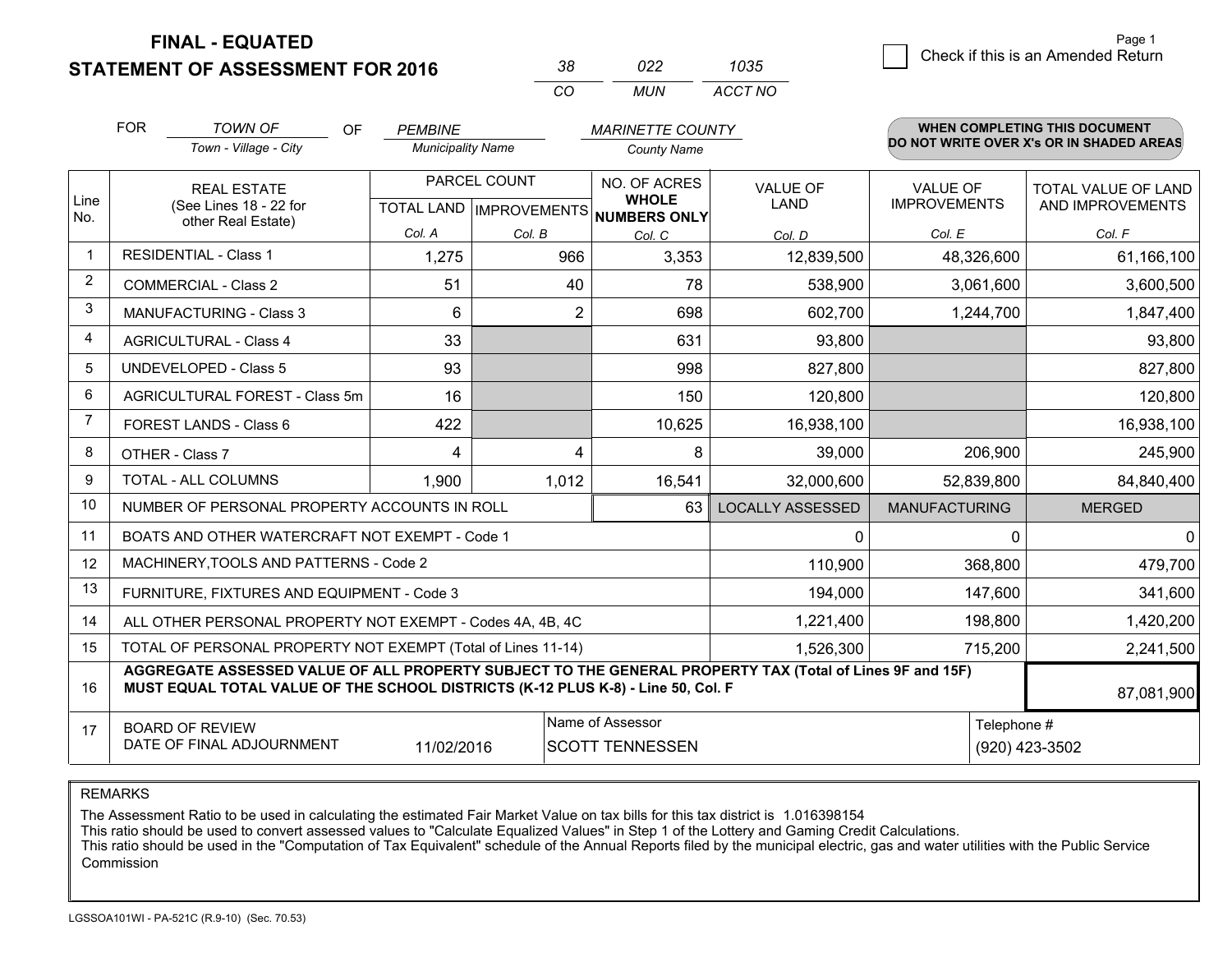**FINAL - EQUATED**
**STATEMENT OF ASSESSMENT FOR 2016**

| 38 | 022 | 1035 |
|---|---|---|
| CO | MUN | ACCT NO |

☐ Check if this is an Amended Return

Page 1

FOR *TOWN OF* (Town - Village - City) OF *PEMBINE* (Municipality Name) *MARINETTE COUNTY* (County Name)

**WHEN COMPLETING THIS DOCUMENT DO NOT WRITE OVER X's OR IN SHADED AREAS**

| Line No. | REAL ESTATE (See Lines 18 - 22 for other Real Estate) | PARCEL COUNT TOTAL LAND Col. A | PARCEL COUNT IMPROVEMENTS Col. B | NO. OF ACRES WHOLE NUMBERS ONLY Col. C | VALUE OF LAND Col. D | VALUE OF IMPROVEMENTS Col. E | TOTAL VALUE OF LAND AND IMPROVEMENTS Col. F |
|---|---|---|---|---|---|---|---|
| 1 | RESIDENTIAL - Class 1 | 1,275 | 966 | 3,353 | 12,839,500 | 48,326,600 | 61,166,100 |
| 2 | COMMERCIAL - Class 2 | 51 | 40 | 78 | 538,900 | 3,061,600 | 3,600,500 |
| 3 | MANUFACTURING - Class 3 | 6 | 2 | 698 | 602,700 | 1,244,700 | 1,847,400 |
| 4 | AGRICULTURAL - Class 4 | 33 | | 631 | 93,800 | | 93,800 |
| 5 | UNDEVELOPED - Class 5 | 93 | | 998 | 827,800 | | 827,800 |
| 6 | AGRICULTURAL FOREST - Class 5m | 16 | | 150 | 120,800 | | 120,800 |
| 7 | FOREST LANDS - Class 6 | 422 | | 10,625 | 16,938,100 | | 16,938,100 |
| 8 | OTHER - Class 7 | 4 | 4 | 8 | 39,000 | 206,900 | 245,900 |
| 9 | TOTAL - ALL COLUMNS | 1,900 | 1,012 | 16,541 | 32,000,600 | 52,839,800 | 84,840,400 |
| 10 | NUMBER OF PERSONAL PROPERTY ACCOUNTS IN ROLL | | | 63 | LOCALLY ASSESSED | MANUFACTURING | MERGED |
| 11 | BOATS AND OTHER WATERCRAFT NOT EXEMPT - Code 1 | | | | 0 | 0 | 0 |
| 12 | MACHINERY,TOOLS AND PATTERNS - Code 2 | | | | 110,900 | 368,800 | 479,700 |
| 13 | FURNITURE, FIXTURES AND EQUIPMENT - Code 3 | | | | 194,000 | 147,600 | 341,600 |
| 14 | ALL OTHER PERSONAL PROPERTY NOT EXEMPT - Codes 4A, 4B, 4C | | | | 1,221,400 | 198,800 | 1,420,200 |
| 15 | TOTAL OF PERSONAL PROPERTY NOT EXEMPT (Total of Lines 11-14) | | | | 1,526,300 | 715,200 | 2,241,500 |
| 16 | **AGGREGATE ASSESSED VALUE OF ALL PROPERTY SUBJECT TO THE GENERAL PROPERTY TAX (Total of Lines 9F and 15F) MUST EQUAL TOTAL VALUE OF THE SCHOOL DISTRICTS (K-12 PLUS K-8) - Line 50, Col. F** | | | | | | 87,081,900 |
| 17 | BOARD OF REVIEW DATE OF FINAL ADJOURNMENT | 11/02/2016 | Name of Assessor: SCOTT TENNESSEN | | | Telephone #: (920) 423-3502 | |

REMARKS

The Assessment Ratio to be used in calculating the estimated Fair Market Value on tax bills for this tax district is 1.016398154
This ratio should be used to convert assessed values to "Calculate Equalized Values" in Step 1 of the Lottery and Gaming Credit Calculations.
This ratio should be used in the "Computation of Tax Equivalent" schedule of the Annual Reports filed by the municipal electric, gas and water utilities with the Public Service Commission

LGSSOA101WI - PA-521C (R.9-10) (Sec. 70.53)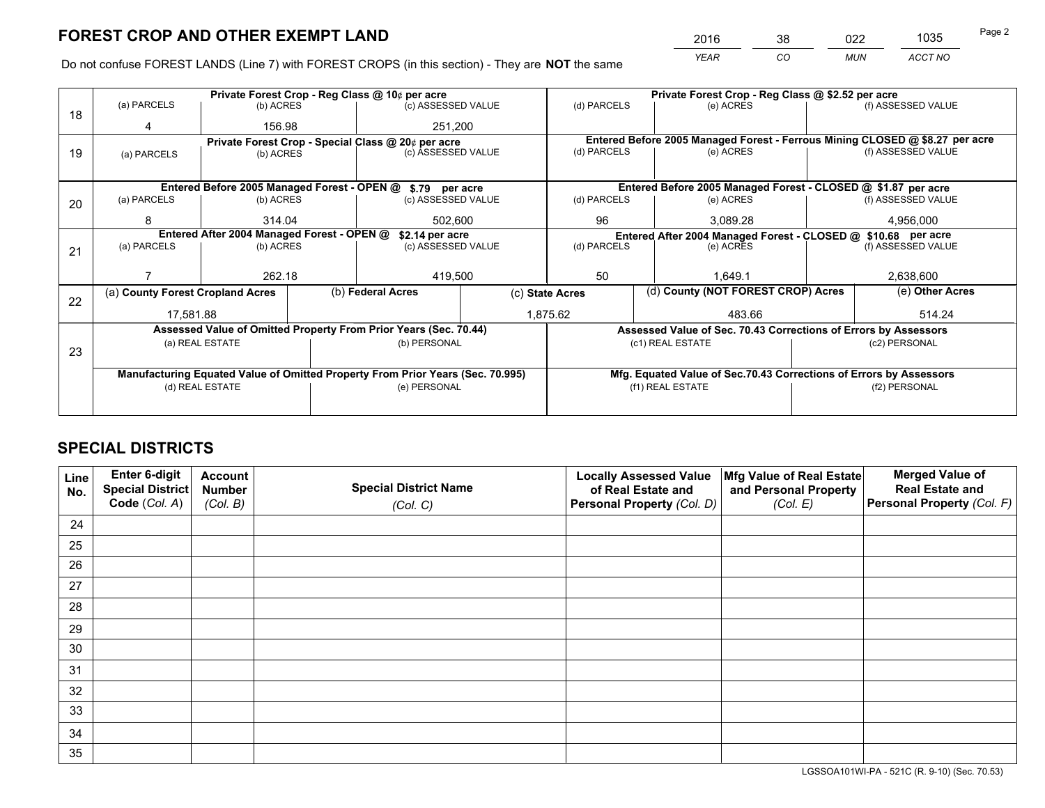# FOREST CROP AND OTHER EXEMPT LAND

| 2016 | 38 | 022 | 1035 |
|---|---|---|---|
| *YEAR* | *CO* | *MUN* | *ACCT NO* |

Do not confuse FOREST LANDS (Line 7) with FOREST CROPS (in this section) - They are **NOT** the same

| Line | Private Forest Crop - Reg Class @ 10¢ per acre | | | Private Forest Crop - Reg Class @ $2.52 per acre | | |
|---|---|---|---|---|---|---|
| 18 | (a) PARCELS | (b) ACRES | (c) ASSESSED VALUE | (d) PARCELS | (e) ACRES | (f) ASSESSED VALUE |
| | 4 | 156.98 | 251,200 | | | |
| | **Private Forest Crop - Special Class @ 20¢ per acre** | | | **Entered Before 2005 Managed Forest - Ferrous Mining CLOSED @ $8.27 per acre** | | |
| 19 | (a) PARCELS | (b) ACRES | (c) ASSESSED VALUE | (d) PARCELS | (e) ACRES | (f) ASSESSED VALUE |
| | | | | | | |
| | **Entered Before 2005 Managed Forest - OPEN @ $.79 per acre** | | | **Entered Before 2005 Managed Forest - CLOSED @ $1.87 per acre** | | |
| 20 | (a) PARCELS | (b) ACRES | (c) ASSESSED VALUE | (d) PARCELS | (e) ACRES | (f) ASSESSED VALUE |
| | 8 | 314.04 | 502,600 | 96 | 3,089.28 | 4,956,000 |
| | **Entered After 2004 Managed Forest - OPEN @ $2.14 per acre** | | | **Entered After 2004 Managed Forest - CLOSED @ $10.68 per acre** | | |
| 21 | (a) PARCELS | (b) ACRES | (c) ASSESSED VALUE | (d) PARCELS | (e) ACRES | (f) ASSESSED VALUE |
| | 7 | 262.18 | 419,500 | 50 | 1,649.1 | 2,638,600 |

| Line | (a) County Forest Cropland Acres | (b) Federal Acres | (c) State Acres | (d) County (NOT FOREST CROP) Acres | (e) Other Acres |
|---|---|---|---|---|---|
| 22 | 17,581.88 | | 1,875.62 | 483.66 | 514.24 |

| Line | Assessed Value of Omitted Property From Prior Years (Sec. 70.44) | | Assessed Value of Sec. 70.43 Corrections of Errors by Assessors | |
|---|---|---|---|---|
| 23 | (a) REAL ESTATE | (b) PERSONAL | (c1) REAL ESTATE | (c2) PERSONAL |
| | | | | |
| | **Manufacturing Equated Value of Omitted Property From Prior Years (Sec. 70.995)** | | **Mfg. Equated Value of Sec.70.43 Corrections of Errors by Assessors** | |
| | (d) REAL ESTATE | (e) PERSONAL | (f1) REAL ESTATE | (f2) PERSONAL |
| | | | | |

# SPECIAL DISTRICTS

| Line No. | Enter 6-digit Special District Code (*Col. A*) | Account Number (*Col. B*) | Special District Name (*Col. C*) | Locally Assessed Value of Real Estate and Personal Property (*Col. D*) | Mfg Value of Real Estate and Personal Property (*Col. E*) | Merged Value of Real Estate and Personal Property (*Col. F*) |
|---|---|---|---|---|---|---|
| 24 | | | | | | |
| 25 | | | | | | |
| 26 | | | | | | |
| 27 | | | | | | |
| 28 | | | | | | |
| 29 | | | | | | |
| 30 | | | | | | |
| 31 | | | | | | |
| 32 | | | | | | |
| 33 | | | | | | |
| 34 | | | | | | |
| 35 | | | | | | |

LGSSOA101WI-PA - 521C (R. 9-10) (Sec. 70.53)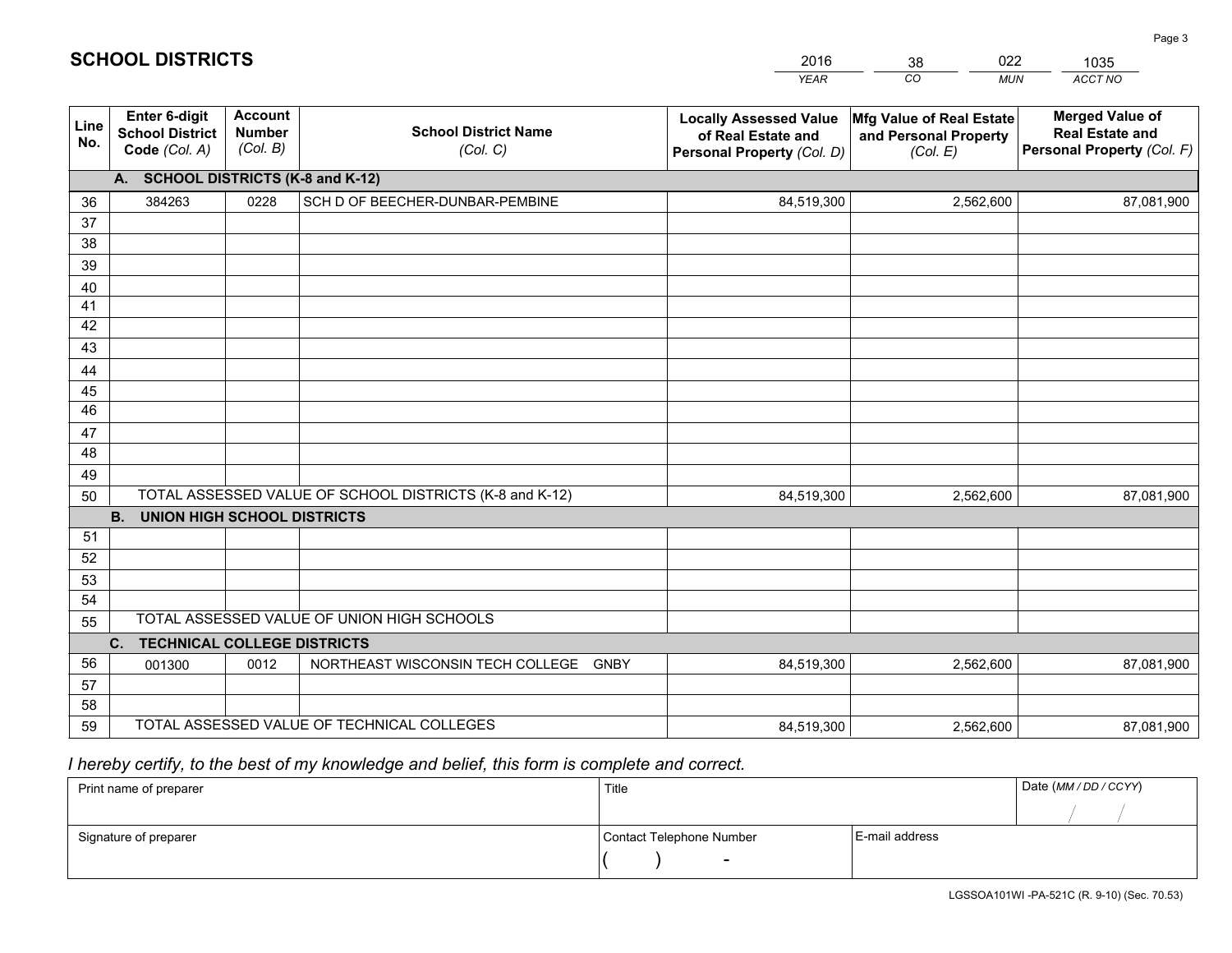# SCHOOL DISTRICTS

| 2016 | 38 | 022 | 1035 |
|---|---|---|---|
| YEAR | CO | MUN | ACCT NO |

| Line No. | Enter 6-digit School District Code (Col. A) | Account Number (Col. B) | School District Name (Col. C) | Locally Assessed Value of Real Estate and Personal Property (Col. D) | Mfg Value of Real Estate and Personal Property (Col. E) | Merged Value of Real Estate and Personal Property (Col. F) |
|---|---|---|---|---|---|---|
| **A. SCHOOL DISTRICTS (K-8 and K-12)** | | | | | | |
| 36 | 384263 | 0228 | SCH D OF BEECHER-DUNBAR-PEMBINE | 84,519,300 | 2,562,600 | 87,081,900 |
| 37 | | | | | | |
| 38 | | | | | | |
| 39 | | | | | | |
| 40 | | | | | | |
| 41 | | | | | | |
| 42 | | | | | | |
| 43 | | | | | | |
| 44 | | | | | | |
| 45 | | | | | | |
| 46 | | | | | | |
| 47 | | | | | | |
| 48 | | | | | | |
| 49 | | | | | | |
| 50 | TOTAL ASSESSED VALUE OF SCHOOL DISTRICTS (K-8 and K-12) | | | 84,519,300 | 2,562,600 | 87,081,900 |
| **B. UNION HIGH SCHOOL DISTRICTS** | | | | | | |
| 51 | | | | | | |
| 52 | | | | | | |
| 53 | | | | | | |
| 54 | | | | | | |
| 55 | TOTAL ASSESSED VALUE OF UNION HIGH SCHOOLS | | | | | |
| **C. TECHNICAL COLLEGE DISTRICTS** | | | | | | |
| 56 | 001300 | 0012 | NORTHEAST WISCONSIN TECH COLLEGE GNBY | 84,519,300 | 2,562,600 | 87,081,900 |
| 57 | | | | | | |
| 58 | | | | | | |
| 59 | TOTAL ASSESSED VALUE OF TECHNICAL COLLEGES | | | 84,519,300 | 2,562,600 | 87,081,900 |

*I hereby certify, to the best of my knowledge and belief, this form is complete and correct.*

| Print name of preparer | Title | | Date (MM / DD / CCYY) |
|---|---|---|---|
| | | | / / |
| Signature of preparer | Contact Telephone Number | E-mail address | |
| | ( ) - | | |

LGSSOA101WI -PA-521C (R. 9-10) (Sec. 70.53)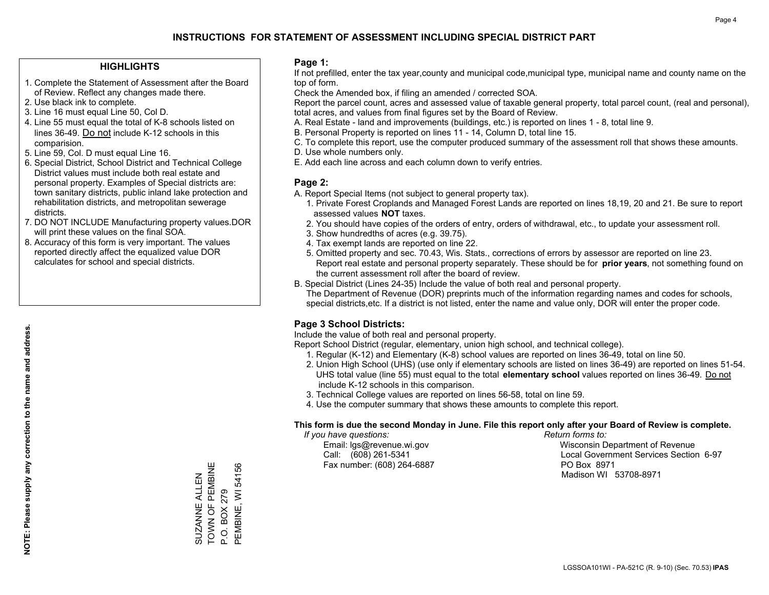# INSTRUCTIONS FOR STATEMENT OF ASSESSMENT INCLUDING SPECIAL DISTRICT PART

### HIGHLIGHTS

1. Complete the Statement of Assessment after the Board of Review. Reflect any changes made there.
2. Use black ink to complete.
3. Line 16 must equal Line 50, Col D.
4. Line 55 must equal the total of K-8 schools listed on lines 36-49. Do not include K-12 schools in this comparision.
5. Line 59, Col. D must equal Line 16.
6. Special District, School District and Technical College District values must include both real estate and personal property. Examples of Special districts are: town sanitary districts, public inland lake protection and rehabilitation districts, and metropolitan sewerage districts.
7. DO NOT INCLUDE Manufacturing property values.DOR will print these values on the final SOA.
8. Accuracy of this form is very important. The values reported directly affect the equalized value DOR calculates for school and special districts.

**NOTE: Please supply any correction to the name and address.**

SUZANNE ALLEN
TOWN OF PEMBINE
P.O. BOX 279
PEMBINE, WI 54156

### Page 1:

If not prefilled, enter the tax year,county and municipal code,municipal type, municipal name and county name on the top of form.

Check the Amended box, if filing an amended / corrected SOA.

Report the parcel count, acres and assessed value of taxable general property, total parcel count, (real and personal), total acres, and values from final figures set by the Board of Review.

A. Real Estate - land and improvements (buildings, etc.) is reported on lines 1 - 8, total line 9.
B. Personal Property is reported on lines 11 - 14, Column D, total line 15.
C. To complete this report, use the computer produced summary of the assessment roll that shows these amounts.
D. Use whole numbers only.
E. Add each line across and each column down to verify entries.

### Page 2:

A. Report Special Items (not subject to general property tax).
   1. Private Forest Croplands and Managed Forest Lands are reported on lines 18,19, 20 and 21. Be sure to report assessed values **NOT** taxes.
   2. You should have copies of the orders of entry, orders of withdrawal, etc., to update your assessment roll.
   3. Show hundredths of acres (e.g. 39.75).
   4. Tax exempt lands are reported on line 22.
   5. Omitted property and sec. 70.43, Wis. Stats., corrections of errors by assessor are reported on line 23. Report real estate and personal property separately. These should be for **prior years**, not something found on the current assessment roll after the board of review.
B. Special District (Lines 24-35) Include the value of both real and personal property.
   The Department of Revenue (DOR) preprints much of the information regarding names and codes for schools, special districts,etc. If a district is not listed, enter the name and value only, DOR will enter the proper code.

### Page 3 School Districts:

Include the value of both real and personal property.

Report School District (regular, elementary, union high school, and technical college).

1. Regular (K-12) and Elementary (K-8) school values are reported on lines 36-49, total on line 50.
2. Union High School (UHS) (use only if elementary schools are listed on lines 36-49) are reported on lines 51-54. UHS total value (line 55) must equal to the total **elementary school** values reported on lines 36-49. Do not include K-12 schools in this comparison.
3. Technical College values are reported on lines 56-58, total on line 59.
4. Use the computer summary that shows these amounts to complete this report.

**This form is due the second Monday in June. File this report only after your Board of Review is complete.**

*If you have questions:*
Email: lgs@revenue.wi.gov
Call: (608) 261-5341
Fax number: (608) 264-6887

*Return forms to:*
Wisconsin Department of Revenue
Local Government Services Section 6-97
PO Box 8971
Madison WI 53708-8971

LGSSOA101WI - PA-521C (R. 9-10) (Sec. 70.53) **IPAS**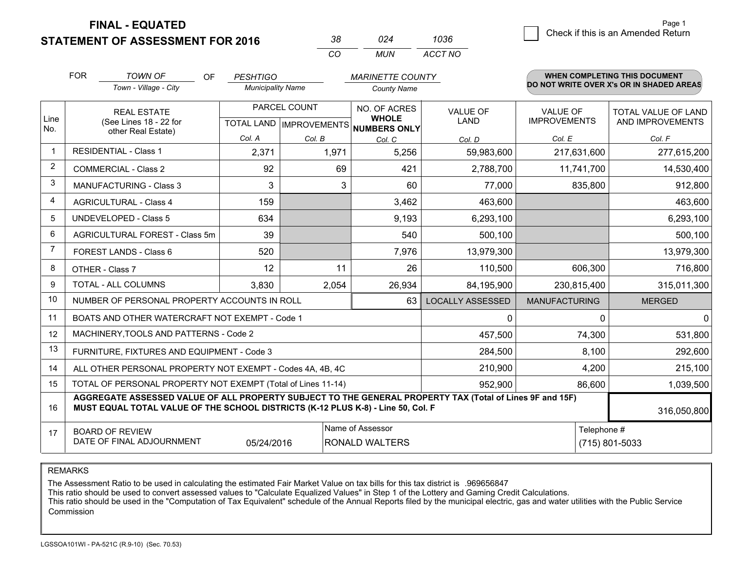# FINAL - EQUATED
## STATEMENT OF ASSESSMENT FOR 2016

| 38 | 024 | 1036 |
|---|---|---|
| CO | MUN | ACCT NO |

Page 1

☐ Check if this is an Amended Return

FOR *TOWN OF* (Town - Village - City) OF *PESHTIGO* (Municipality Name) *MARINETTE COUNTY* (County Name)

**WHEN COMPLETING THIS DOCUMENT DO NOT WRITE OVER X's OR IN SHADED AREAS**

| Line No. | REAL ESTATE (See Lines 18 - 22 for other Real Estate) | PARCEL COUNT TOTAL LAND Col. A | PARCEL COUNT IMPROVEMENTS Col. B | NO. OF ACRES WHOLE NUMBERS ONLY Col. C | VALUE OF LAND Col. D | VALUE OF IMPROVEMENTS Col. E | TOTAL VALUE OF LAND AND IMPROVEMENTS Col. F |
|---|---|---|---|---|---|---|---|
| 1 | RESIDENTIAL - Class 1 | 2,371 | 1,971 | 5,256 | 59,983,600 | 217,631,600 | 277,615,200 |
| 2 | COMMERCIAL - Class 2 | 92 | 69 | 421 | 2,788,700 | 11,741,700 | 14,530,400 |
| 3 | MANUFACTURING - Class 3 | 3 | 3 | 60 | 77,000 | 835,800 | 912,800 |
| 4 | AGRICULTURAL - Class 4 | 159 | | 3,462 | 463,600 | | 463,600 |
| 5 | UNDEVELOPED - Class 5 | 634 | | 9,193 | 6,293,100 | | 6,293,100 |
| 6 | AGRICULTURAL FOREST - Class 5m | 39 | | 540 | 500,100 | | 500,100 |
| 7 | FOREST LANDS - Class 6 | 520 | | 7,976 | 13,979,300 | | 13,979,300 |
| 8 | OTHER - Class 7 | 12 | 11 | 26 | 110,500 | 606,300 | 716,800 |
| 9 | TOTAL - ALL COLUMNS | 3,830 | 2,054 | 26,934 | 84,195,900 | 230,815,400 | 315,011,300 |
| 10 | NUMBER OF PERSONAL PROPERTY ACCOUNTS IN ROLL | | | 63 | LOCALLY ASSESSED | MANUFACTURING | MERGED |
| 11 | BOATS AND OTHER WATERCRAFT NOT EXEMPT - Code 1 | | | | 0 | 0 | 0 |
| 12 | MACHINERY,TOOLS AND PATTERNS - Code 2 | | | | 457,500 | 74,300 | 531,800 |
| 13 | FURNITURE, FIXTURES AND EQUIPMENT - Code 3 | | | | 284,500 | 8,100 | 292,600 |
| 14 | ALL OTHER PERSONAL PROPERTY NOT EXEMPT - Codes 4A, 4B, 4C | | | | 210,900 | 4,200 | 215,100 |
| 15 | TOTAL OF PERSONAL PROPERTY NOT EXEMPT (Total of Lines 11-14) | | | | 952,900 | 86,600 | 1,039,500 |
| 16 | **AGGREGATE ASSESSED VALUE OF ALL PROPERTY SUBJECT TO THE GENERAL PROPERTY TAX (Total of Lines 9F and 15F) MUST EQUAL TOTAL VALUE OF THE SCHOOL DISTRICTS (K-12 PLUS K-8) - Line 50, Col. F** | | | | | | 316,050,800 |
| 17 | BOARD OF REVIEW DATE OF FINAL ADJOURNMENT | 05/24/2016 | Name of Assessor: RONALD WALTERS | | | | Telephone #: (715) 801-5033 |

REMARKS

The Assessment Ratio to be used in calculating the estimated Fair Market Value on tax bills for this tax district is .969656847
This ratio should be used to convert assessed values to "Calculate Equalized Values" in Step 1 of the Lottery and Gaming Credit Calculations.
This ratio should be used in the "Computation of Tax Equivalent" schedule of the Annual Reports filed by the municipal electric, gas and water utilities with the Public Service Commission

LGSSOA101WI - PA-521C (R.9-10) (Sec. 70.53)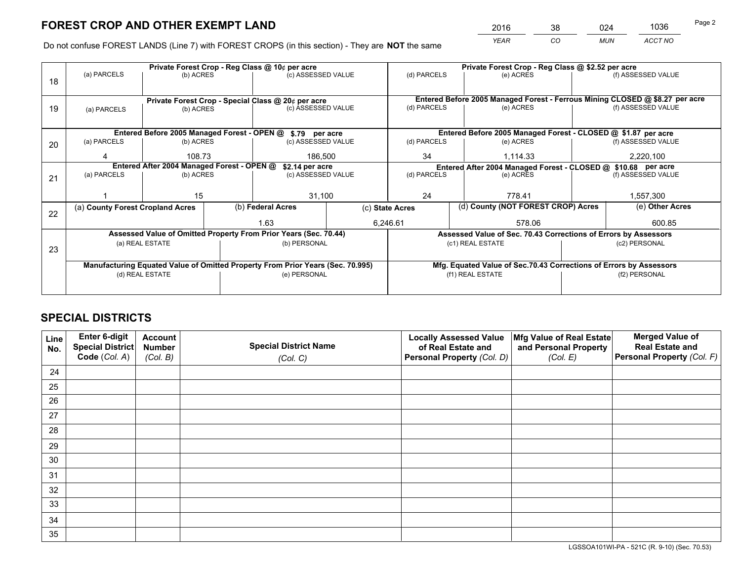# FOREST CROP AND OTHER EXEMPT LAND

| 2016 | 38 | 024 | 1036 |
|---|---|---|---|
| YEAR | CO | MUN | ACCT NO |

Do not confuse FOREST LANDS (Line 7) with FOREST CROPS (in this section) - They are **NOT** the same

| Line | Private Forest Crop - Reg Class @ 10¢ per acre | | | Private Forest Crop - Reg Class @ $2.52 per acre | | |
|---|---|---|---|---|---|---|
| 18 | (a) PARCELS | (b) ACRES | (c) ASSESSED VALUE | (d) PARCELS | (e) ACRES | (f) ASSESSED VALUE |
| | | | | | | |
| | **Private Forest Crop - Special Class @ 20¢ per acre** | | | **Entered Before 2005 Managed Forest - Ferrous Mining CLOSED @ $8.27 per acre** | | |
| 19 | (a) PARCELS | (b) ACRES | (c) ASSESSED VALUE | (d) PARCELS | (e) ACRES | (f) ASSESSED VALUE |
| | | | | | | |
| | **Entered Before 2005 Managed Forest - OPEN @ $.79 per acre** | | | **Entered Before 2005 Managed Forest - CLOSED @ $1.87 per acre** | | |
| 20 | (a) PARCELS | (b) ACRES | (c) ASSESSED VALUE | (d) PARCELS | (e) ACRES | (f) ASSESSED VALUE |
| | 4 | 108.73 | 186,500 | 34 | 1,114.33 | 2,220,100 |
| | **Entered After 2004 Managed Forest - OPEN @ $2.14 per acre** | | | **Entered After 2004 Managed Forest - CLOSED @ $10.68 per acre** | | |
| 21 | (a) PARCELS | (b) ACRES | (c) ASSESSED VALUE | (d) PARCELS | (e) ACRES | (f) ASSESSED VALUE |
| | 1 | 15 | 31,100 | 24 | 778.41 | 1,557,300 |

| Line | (a) County Forest Cropland Acres | (b) Federal Acres | (c) State Acres | (d) County (NOT FOREST CROP) Acres | (e) Other Acres |
|---|---|---|---|---|---|
| 22 | | 1.63 | 6,246.61 | 578.06 | 600.85 |

| Line | Assessed Value of Omitted Property From Prior Years (Sec. 70.44) | | Assessed Value of Sec. 70.43 Corrections of Errors by Assessors | |
|---|---|---|---|---|
| 23 | (a) REAL ESTATE | (b) PERSONAL | (c1) REAL ESTATE | (c2) PERSONAL |
| | | | | |
| | **Manufacturing Equated Value of Omitted Property From Prior Years (Sec. 70.995)** | | **Mfg. Equated Value of Sec.70.43 Corrections of Errors by Assessors** | |
| | (d) REAL ESTATE | (e) PERSONAL | (f1) REAL ESTATE | (f2) PERSONAL |
| | | | | |

# SPECIAL DISTRICTS

| Line No. | Enter 6-digit Special District Code (Col. A) | Account Number (Col. B) | Special District Name (Col. C) | Locally Assessed Value of Real Estate and Personal Property (Col. D) | Mfg Value of Real Estate and Personal Property (Col. E) | Merged Value of Real Estate and Personal Property (Col. F) |
|---|---|---|---|---|---|---|
| 24 | | | | | | |
| 25 | | | | | | |
| 26 | | | | | | |
| 27 | | | | | | |
| 28 | | | | | | |
| 29 | | | | | | |
| 30 | | | | | | |
| 31 | | | | | | |
| 32 | | | | | | |
| 33 | | | | | | |
| 34 | | | | | | |
| 35 | | | | | | |

LGSSOA101WI-PA - 521C (R. 9-10) (Sec. 70.53)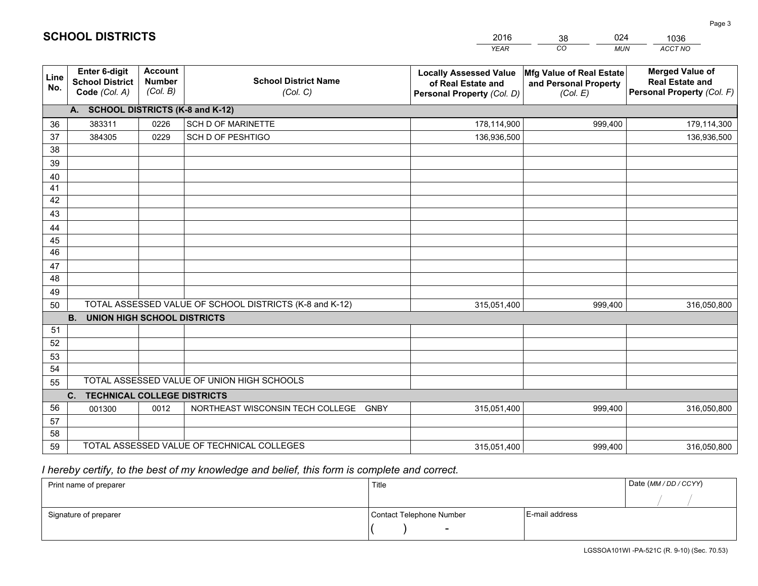# SCHOOL DISTRICTS

| 2016 | 38 | 024 | 1036 |
|---|---|---|---|
| *YEAR* | *CO* | *MUN* | *ACCT NO* |

| Line No. | Enter 6-digit School District Code *(Col. A)* | Account Number *(Col. B)* | School District Name *(Col. C)* | Locally Assessed Value of Real Estate and Personal Property *(Col. D)* | Mfg Value of Real Estate and Personal Property *(Col. E)* | Merged Value of Real Estate and Personal Property *(Col. F)* |
|---|---|---|---|---|---|---|
| | **A. SCHOOL DISTRICTS (K-8 and K-12)** | | | | | |
| 36 | 383311 | 0226 | SCH D OF MARINETTE | 178,114,900 | 999,400 | 179,114,300 |
| 37 | 384305 | 0229 | SCH D OF PESHTIGO | 136,936,500 | | 136,936,500 |
| 38 | | | | | | |
| 39 | | | | | | |
| 40 | | | | | | |
| 41 | | | | | | |
| 42 | | | | | | |
| 43 | | | | | | |
| 44 | | | | | | |
| 45 | | | | | | |
| 46 | | | | | | |
| 47 | | | | | | |
| 48 | | | | | | |
| 49 | | | | | | |
| 50 | TOTAL ASSESSED VALUE OF SCHOOL DISTRICTS (K-8 and K-12) | | | 315,051,400 | 999,400 | 316,050,800 |
| | **B. UNION HIGH SCHOOL DISTRICTS** | | | | | |
| 51 | | | | | | |
| 52 | | | | | | |
| 53 | | | | | | |
| 54 | | | | | | |
| 55 | TOTAL ASSESSED VALUE OF UNION HIGH SCHOOLS | | | | | |
| | **C. TECHNICAL COLLEGE DISTRICTS** | | | | | |
| 56 | 001300 | 0012 | NORTHEAST WISCONSIN TECH COLLEGE GNBY | 315,051,400 | 999,400 | 316,050,800 |
| 57 | | | | | | |
| 58 | | | | | | |
| 59 | TOTAL ASSESSED VALUE OF TECHNICAL COLLEGES | | | 315,051,400 | 999,400 | 316,050,800 |

*I hereby certify, to the best of my knowledge and belief, this form is complete and correct.*

| Print name of preparer | Title | | Date *(MM / DD / CCYY)* |
|---|---|---|---|
| | | | / / |
| Signature of preparer | Contact Telephone Number | E-mail address | |
| | ( ) - | | |

LGSSOA101WI -PA-521C (R. 9-10) (Sec. 70.53)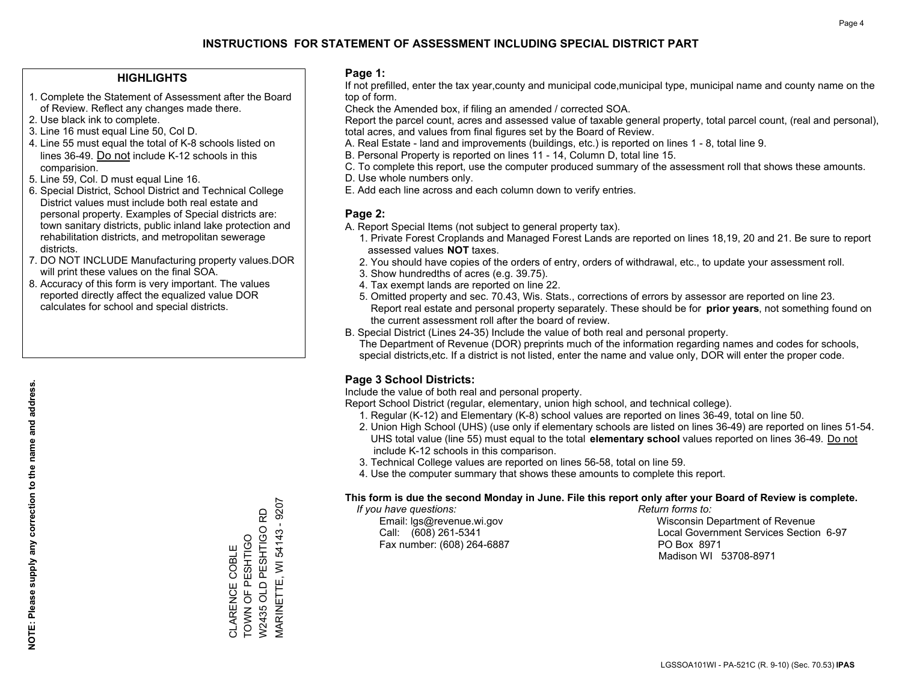# INSTRUCTIONS FOR STATEMENT OF ASSESSMENT INCLUDING SPECIAL DISTRICT PART

## HIGHLIGHTS

1. Complete the Statement of Assessment after the Board of Review. Reflect any changes made there.
2. Use black ink to complete.
3. Line 16 must equal Line 50, Col D.
4. Line 55 must equal the total of K-8 schools listed on lines 36-49. Do not include K-12 schools in this comparision.
5. Line 59, Col. D must equal Line 16.
6. Special District, School District and Technical College District values must include both real estate and personal property. Examples of Special districts are: town sanitary districts, public inland lake protection and rehabilitation districts, and metropolitan sewerage districts.
7. DO NOT INCLUDE Manufacturing property values.DOR will print these values on the final SOA.
8. Accuracy of this form is very important. The values reported directly affect the equalized value DOR calculates for school and special districts.

**NOTE: Please supply any correction to the name and address.**

CLARENCE COBLE
TOWN OF PESHTIGO
W2435 OLD PESHTIGO RD
MARINETTE, WI 54143 - 9207

## Page 1:

If not prefilled, enter the tax year,county and municipal code,municipal type, municipal name and county name on the top of form.

Check the Amended box, if filing an amended / corrected SOA.

Report the parcel count, acres and assessed value of taxable general property, total parcel count, (real and personal), total acres, and values from final figures set by the Board of Review.

A. Real Estate - land and improvements (buildings, etc.) is reported on lines 1 - 8, total line 9.
B. Personal Property is reported on lines 11 - 14, Column D, total line 15.
C. To complete this report, use the computer produced summary of the assessment roll that shows these amounts.
D. Use whole numbers only.
E. Add each line across and each column down to verify entries.

## Page 2:

A. Report Special Items (not subject to general property tax).
   1. Private Forest Croplands and Managed Forest Lands are reported on lines 18,19, 20 and 21. Be sure to report assessed values **NOT** taxes.
   2. You should have copies of the orders of entry, orders of withdrawal, etc., to update your assessment roll.
   3. Show hundredths of acres (e.g. 39.75).
   4. Tax exempt lands are reported on line 22.
   5. Omitted property and sec. 70.43, Wis. Stats., corrections of errors by assessor are reported on line 23. Report real estate and personal property separately. These should be for **prior years**, not something found on the current assessment roll after the board of review.

B. Special District (Lines 24-35) Include the value of both real and personal property.
   The Department of Revenue (DOR) preprints much of the information regarding names and codes for schools, special districts,etc. If a district is not listed, enter the name and value only, DOR will enter the proper code.

## Page 3 School Districts:

Include the value of both real and personal property.

Report School District (regular, elementary, union high school, and technical college).

1. Regular (K-12) and Elementary (K-8) school values are reported on lines 36-49, total on line 50.
2. Union High School (UHS) (use only if elementary schools are listed on lines 36-49) are reported on lines 51-54. UHS total value (line 55) must equal to the total **elementary school** values reported on lines 36-49. Do not include K-12 schools in this comparison.
3. Technical College values are reported on lines 56-58, total on line 59.
4. Use the computer summary that shows these amounts to complete this report.

**This form is due the second Monday in June. File this report only after your Board of Review is complete.**

*If you have questions:*
Email: lgs@revenue.wi.gov
Call: (608) 261-5341
Fax number: (608) 264-6887

*Return forms to:*
Wisconsin Department of Revenue
Local Government Services Section 6-97
PO Box 8971
Madison WI 53708-8971

LGSSOA101WI - PA-521C (R. 9-10) (Sec. 70.53) **IPAS**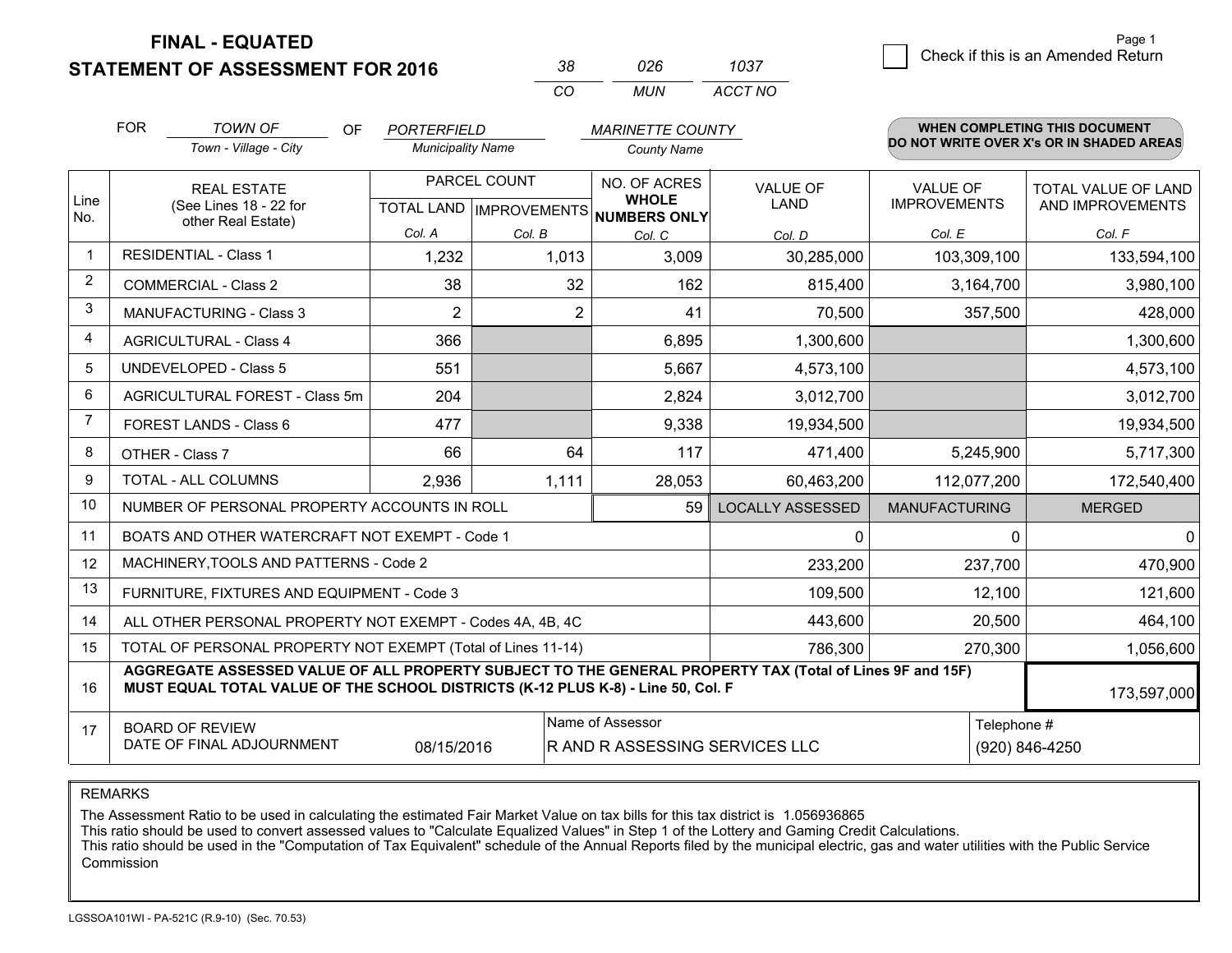**FINAL - EQUATED**
**STATEMENT OF ASSESSMENT FOR 2016**

| 38 | 026 | 1037 |
|---|---|---|
| CO | MUN | ACCT NO |

Page 1

☐ Check if this is an Amended Return

FOR *TOWN OF* (Town - Village - City) OF *PORTERFIELD* (Municipality Name) *MARINETTE COUNTY* (County Name)

**WHEN COMPLETING THIS DOCUMENT DO NOT WRITE OVER X's OR IN SHADED AREAS**

| Line No. | REAL ESTATE (See Lines 18 - 22 for other Real Estate) | PARCEL COUNT | | NO. OF ACRES WHOLE NUMBERS ONLY | VALUE OF LAND | VALUE OF IMPROVEMENTS | TOTAL VALUE OF LAND AND IMPROVEMENTS |
|---|---|---|---|---|---|---|---|
| | | TOTAL LAND | IMPROVEMENTS | | | | |
| | | Col. A | Col. B | Col. C | Col. D | Col. E | Col. F |
| 1 | RESIDENTIAL - Class 1 | 1,232 | 1,013 | 3,009 | 30,285,000 | 103,309,100 | 133,594,100 |
| 2 | COMMERCIAL - Class 2 | 38 | 32 | 162 | 815,400 | 3,164,700 | 3,980,100 |
| 3 | MANUFACTURING - Class 3 | 2 | 2 | 41 | 70,500 | 357,500 | 428,000 |
| 4 | AGRICULTURAL - Class 4 | 366 | | 6,895 | 1,300,600 | | 1,300,600 |
| 5 | UNDEVELOPED - Class 5 | 551 | | 5,667 | 4,573,100 | | 4,573,100 |
| 6 | AGRICULTURAL FOREST - Class 5m | 204 | | 2,824 | 3,012,700 | | 3,012,700 |
| 7 | FOREST LANDS - Class 6 | 477 | | 9,338 | 19,934,500 | | 19,934,500 |
| 8 | OTHER - Class 7 | 66 | 64 | 117 | 471,400 | 5,245,900 | 5,717,300 |
| 9 | TOTAL - ALL COLUMNS | 2,936 | 1,111 | 28,053 | 60,463,200 | 112,077,200 | 172,540,400 |
| 10 | NUMBER OF PERSONAL PROPERTY ACCOUNTS IN ROLL | | | 59 | LOCALLY ASSESSED | MANUFACTURING | MERGED |
| 11 | BOATS AND OTHER WATERCRAFT NOT EXEMPT - Code 1 | | | | 0 | 0 | 0 |
| 12 | MACHINERY,TOOLS AND PATTERNS - Code 2 | | | | 233,200 | 237,700 | 470,900 |
| 13 | FURNITURE, FIXTURES AND EQUIPMENT - Code 3 | | | | 109,500 | 12,100 | 121,600 |
| 14 | ALL OTHER PERSONAL PROPERTY NOT EXEMPT - Codes 4A, 4B, 4C | | | | 443,600 | 20,500 | 464,100 |
| 15 | TOTAL OF PERSONAL PROPERTY NOT EXEMPT (Total of Lines 11-14) | | | | 786,300 | 270,300 | 1,056,600 |
| 16 | **AGGREGATE ASSESSED VALUE OF ALL PROPERTY SUBJECT TO THE GENERAL PROPERTY TAX (Total of Lines 9F and 15F) MUST EQUAL TOTAL VALUE OF THE SCHOOL DISTRICTS (K-12 PLUS K-8) - Line 50, Col. F** | | | | | | 173,597,000 |
| 17 | BOARD OF REVIEW DATE OF FINAL ADJOURNMENT | 08/15/2016 | | Name of Assessor: R AND R ASSESSING SERVICES LLC | | | Telephone #: (920) 846-4250 |

REMARKS

The Assessment Ratio to be used in calculating the estimated Fair Market Value on tax bills for this tax district is 1.056936865
This ratio should be used to convert assessed values to "Calculate Equalized Values" in Step 1 of the Lottery and Gaming Credit Calculations.
This ratio should be used in the "Computation of Tax Equivalent" schedule of the Annual Reports filed by the municipal electric, gas and water utilities with the Public Service Commission

LGSSOA101WI - PA-521C (R.9-10) (Sec. 70.53)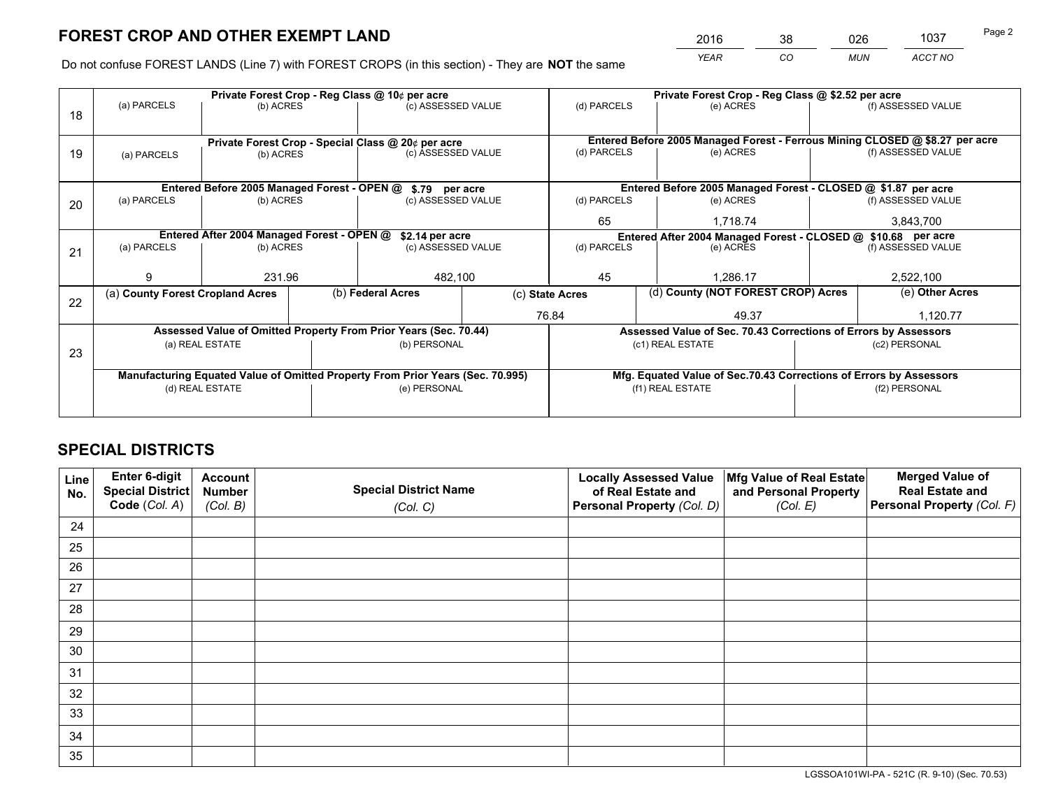# FOREST CROP AND OTHER EXEMPT LAND

| 2016 | 38 | 026 | 1037 |
|---|---|---|---|
| *YEAR* | *CO* | *MUN* | *ACCT NO* |

Do not confuse FOREST LANDS (Line 7) with FOREST CROPS (in this section) - They are **NOT** the same

| Line | Private Forest Crop - Reg Class @ 10¢ per acre | | | Private Forest Crop - Reg Class @ $2.52 per acre | | |
|---|---|---|---|---|---|---|
| 18 | (a) PARCELS | (b) ACRES | (c) ASSESSED VALUE | (d) PARCELS | (e) ACRES | (f) ASSESSED VALUE |
| | | | | | | |
| | **Private Forest Crop - Special Class @ 20¢ per acre** | | | **Entered Before 2005 Managed Forest - Ferrous Mining CLOSED @ $8.27 per acre** | | |
| 19 | (a) PARCELS | (b) ACRES | (c) ASSESSED VALUE | (d) PARCELS | (e) ACRES | (f) ASSESSED VALUE |
| | | | | | | |
| | **Entered Before 2005 Managed Forest - OPEN @ $.79 per acre** | | | **Entered Before 2005 Managed Forest - CLOSED @ $1.87 per acre** | | |
| 20 | (a) PARCELS | (b) ACRES | (c) ASSESSED VALUE | (d) PARCELS | (e) ACRES | (f) ASSESSED VALUE |
| | | | | 65 | 1,718.74 | 3,843,700 |
| | **Entered After 2004 Managed Forest - OPEN @ $2.14 per acre** | | | **Entered After 2004 Managed Forest - CLOSED @ $10.68 per acre** | | |
| 21 | (a) PARCELS | (b) ACRES | (c) ASSESSED VALUE | (d) PARCELS | (e) ACRES | (f) ASSESSED VALUE |
| | 9 | 231.96 | 482,100 | 45 | 1,286.17 | 2,522,100 |

| Line | (a) County Forest Cropland Acres | (b) Federal Acres | (c) State Acres | (d) County (NOT FOREST CROP) Acres | (e) Other Acres |
|---|---|---|---|---|---|
| 22 | | | 76.84 | 49.37 | 1,120.77 |

| Line | Assessed Value of Omitted Property From Prior Years (Sec. 70.44) | | Assessed Value of Sec. 70.43 Corrections of Errors by Assessors | |
|---|---|---|---|---|
| 23 | (a) REAL ESTATE | (b) PERSONAL | (c1) REAL ESTATE | (c2) PERSONAL |
| | | | | |
| | **Manufacturing Equated Value of Omitted Property From Prior Years (Sec. 70.995)** | | **Mfg. Equated Value of Sec.70.43 Corrections of Errors by Assessors** | |
| | (d) REAL ESTATE | (e) PERSONAL | (f1) REAL ESTATE | (f2) PERSONAL |
| | | | | |

# SPECIAL DISTRICTS

| Line No. | Enter 6-digit Special District Code (*Col. A*) | Account Number (*Col. B*) | Special District Name (*Col. C*) | Locally Assessed Value of Real Estate and Personal Property (*Col. D*) | Mfg Value of Real Estate and Personal Property (*Col. E*) | Merged Value of Real Estate and Personal Property (*Col. F*) |
|---|---|---|---|---|---|---|
| 24 | | | | | | |
| 25 | | | | | | |
| 26 | | | | | | |
| 27 | | | | | | |
| 28 | | | | | | |
| 29 | | | | | | |
| 30 | | | | | | |
| 31 | | | | | | |
| 32 | | | | | | |
| 33 | | | | | | |
| 34 | | | | | | |
| 35 | | | | | | |

LGSSOA101WI-PA - 521C (R. 9-10) (Sec. 70.53)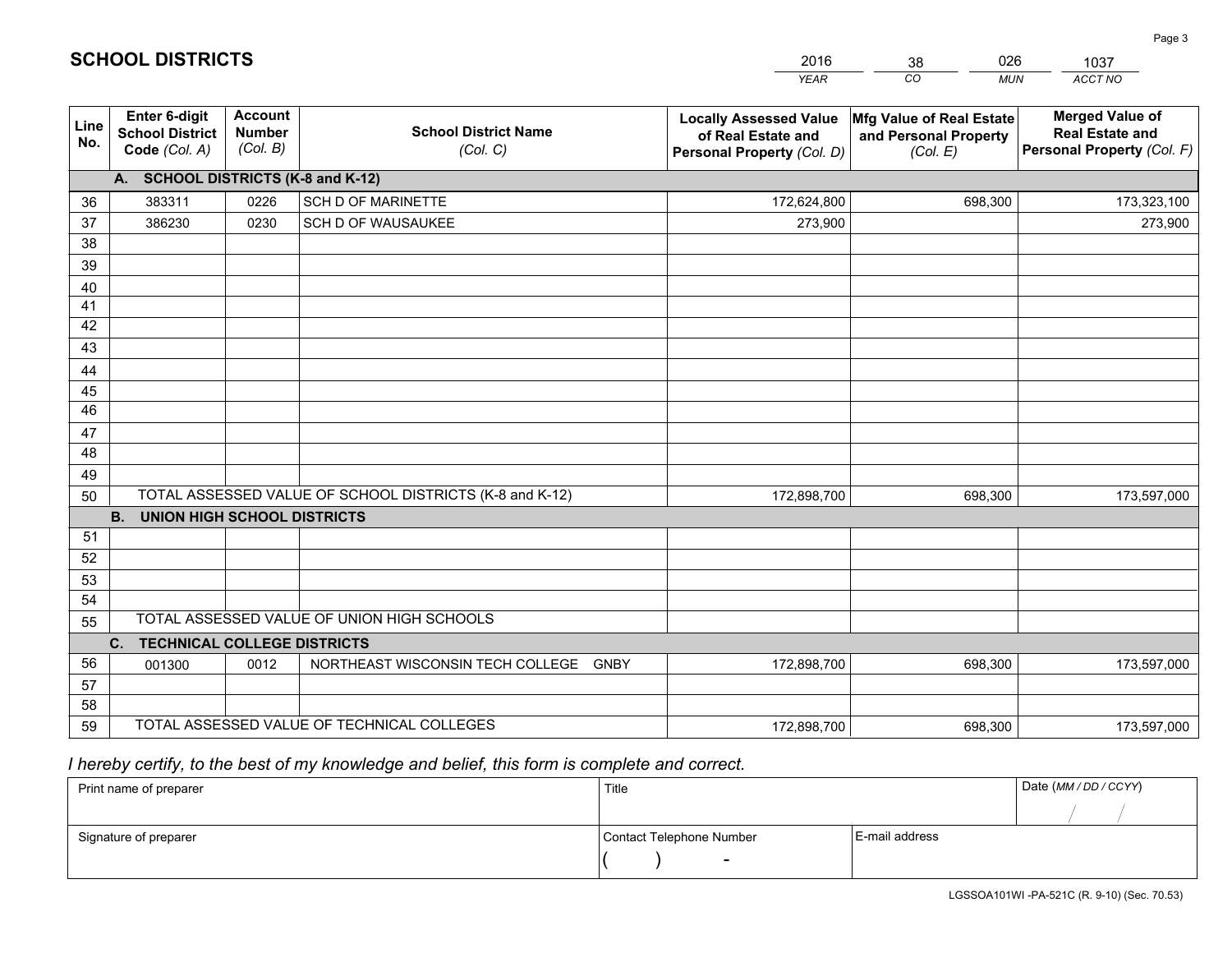# SCHOOL DISTRICTS

| 2016 | 38 | 026 | 1037 |
|---|---|---|---|
| *YEAR* | *CO* | *MUN* | *ACCT NO* |

| Line No. | Enter 6-digit School District Code *(Col. A)* | Account Number *(Col. B)* | School District Name *(Col. C)* | Locally Assessed Value of Real Estate and Personal Property *(Col. D)* | Mfg Value of Real Estate and Personal Property *(Col. E)* | Merged Value of Real Estate and Personal Property *(Col. F)* |
|---|---|---|---|---|---|---|
| | **A. SCHOOL DISTRICTS (K-8 and K-12)** | | | | | |
| 36 | 383311 | 0226 | SCH D OF MARINETTE | 172,624,800 | 698,300 | 173,323,100 |
| 37 | 386230 | 0230 | SCH D OF WAUSAUKEE | 273,900 | | 273,900 |
| 38 | | | | | | |
| 39 | | | | | | |
| 40 | | | | | | |
| 41 | | | | | | |
| 42 | | | | | | |
| 43 | | | | | | |
| 44 | | | | | | |
| 45 | | | | | | |
| 46 | | | | | | |
| 47 | | | | | | |
| 48 | | | | | | |
| 49 | | | | | | |
| 50 | TOTAL ASSESSED VALUE OF SCHOOL DISTRICTS (K-8 and K-12) | | | 172,898,700 | 698,300 | 173,597,000 |
| | **B. UNION HIGH SCHOOL DISTRICTS** | | | | | |
| 51 | | | | | | |
| 52 | | | | | | |
| 53 | | | | | | |
| 54 | | | | | | |
| 55 | TOTAL ASSESSED VALUE OF UNION HIGH SCHOOLS | | | | | |
| | **C. TECHNICAL COLLEGE DISTRICTS** | | | | | |
| 56 | 001300 | 0012 | NORTHEAST WISCONSIN TECH COLLEGE GNBY | 172,898,700 | 698,300 | 173,597,000 |
| 57 | | | | | | |
| 58 | | | | | | |
| 59 | TOTAL ASSESSED VALUE OF TECHNICAL COLLEGES | | | 172,898,700 | 698,300 | 173,597,000 |

*I hereby certify, to the best of my knowledge and belief, this form is complete and correct.*

| Print name of preparer | Title | | Date *(MM / DD / CCYY)* |
|---|---|---|---|
| | | | / / |
| Signature of preparer | Contact Telephone Number | E-mail address | |
| | ( ) - | | |

LGSSOA101WI -PA-521C (R. 9-10) (Sec. 70.53)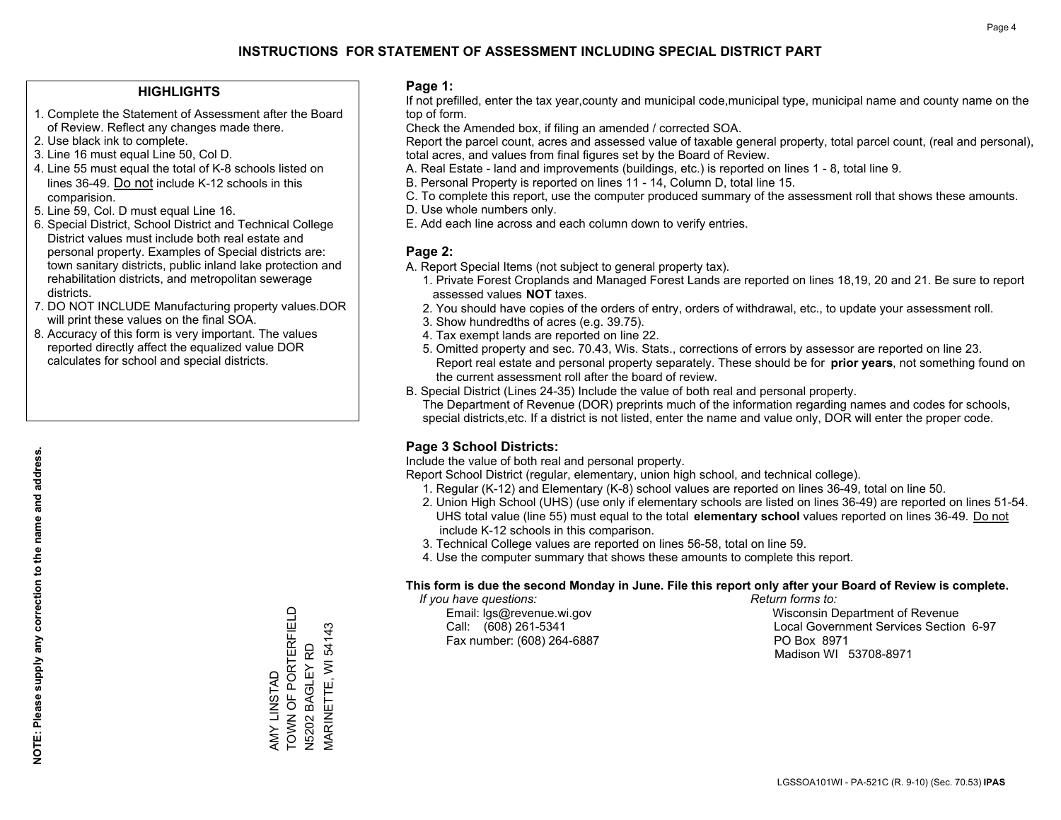# INSTRUCTIONS FOR STATEMENT OF ASSESSMENT INCLUDING SPECIAL DISTRICT PART

## HIGHLIGHTS

1. Complete the Statement of Assessment after the Board of Review. Reflect any changes made there.
2. Use black ink to complete.
3. Line 16 must equal Line 50, Col D.
4. Line 55 must equal the total of K-8 schools listed on lines 36-49. Do not include K-12 schools in this comparision.
5. Line 59, Col. D must equal Line 16.
6. Special District, School District and Technical College District values must include both real estate and personal property. Examples of Special districts are: town sanitary districts, public inland lake protection and rehabilitation districts, and metropolitan sewerage districts.
7. DO NOT INCLUDE Manufacturing property values.DOR will print these values on the final SOA.
8. Accuracy of this form is very important. The values reported directly affect the equalized value DOR calculates for school and special districts.

**NOTE: Please supply any correction to the name and address.**

AMY LINSTAD
TOWN OF PORTERFIELD
N5202 BAGLEY RD
MARINETTE, WI 54143

## Page 1:

If not prefilled, enter the tax year,county and municipal code,municipal type, municipal name and county name on the top of form.

Check the Amended box, if filing an amended / corrected SOA.

Report the parcel count, acres and assessed value of taxable general property, total parcel count, (real and personal), total acres, and values from final figures set by the Board of Review.

A. Real Estate - land and improvements (buildings, etc.) is reported on lines 1 - 8, total line 9.
B. Personal Property is reported on lines 11 - 14, Column D, total line 15.
C. To complete this report, use the computer produced summary of the assessment roll that shows these amounts.
D. Use whole numbers only.
E. Add each line across and each column down to verify entries.

## Page 2:

A. Report Special Items (not subject to general property tax).
   1. Private Forest Croplands and Managed Forest Lands are reported on lines 18,19, 20 and 21. Be sure to report assessed values **NOT** taxes.
   2. You should have copies of the orders of entry, orders of withdrawal, etc., to update your assessment roll.
   3. Show hundredths of acres (e.g. 39.75).
   4. Tax exempt lands are reported on line 22.
   5. Omitted property and sec. 70.43, Wis. Stats., corrections of errors by assessor are reported on line 23. Report real estate and personal property separately. These should be for **prior years**, not something found on the current assessment roll after the board of review.
B. Special District (Lines 24-35) Include the value of both real and personal property.
   The Department of Revenue (DOR) preprints much of the information regarding names and codes for schools, special districts,etc. If a district is not listed, enter the name and value only, DOR will enter the proper code.

## Page 3 School Districts:

Include the value of both real and personal property.

Report School District (regular, elementary, union high school, and technical college).

1. Regular (K-12) and Elementary (K-8) school values are reported on lines 36-49, total on line 50.
2. Union High School (UHS) (use only if elementary schools are listed on lines 36-49) are reported on lines 51-54. UHS total value (line 55) must equal to the total **elementary school** values reported on lines 36-49. Do not include K-12 schools in this comparison.
3. Technical College values are reported on lines 56-58, total on line 59.
4. Use the computer summary that shows these amounts to complete this report.

**This form is due the second Monday in June. File this report only after your Board of Review is complete.**

*If you have questions:*
Email: lgs@revenue.wi.gov
Call: (608) 261-5341
Fax number: (608) 264-6887

*Return forms to:*
Wisconsin Department of Revenue
Local Government Services Section 6-97
PO Box 8971
Madison WI 53708-8971

LGSSOA101WI - PA-521C (R. 9-10) (Sec. 70.53) **IPAS**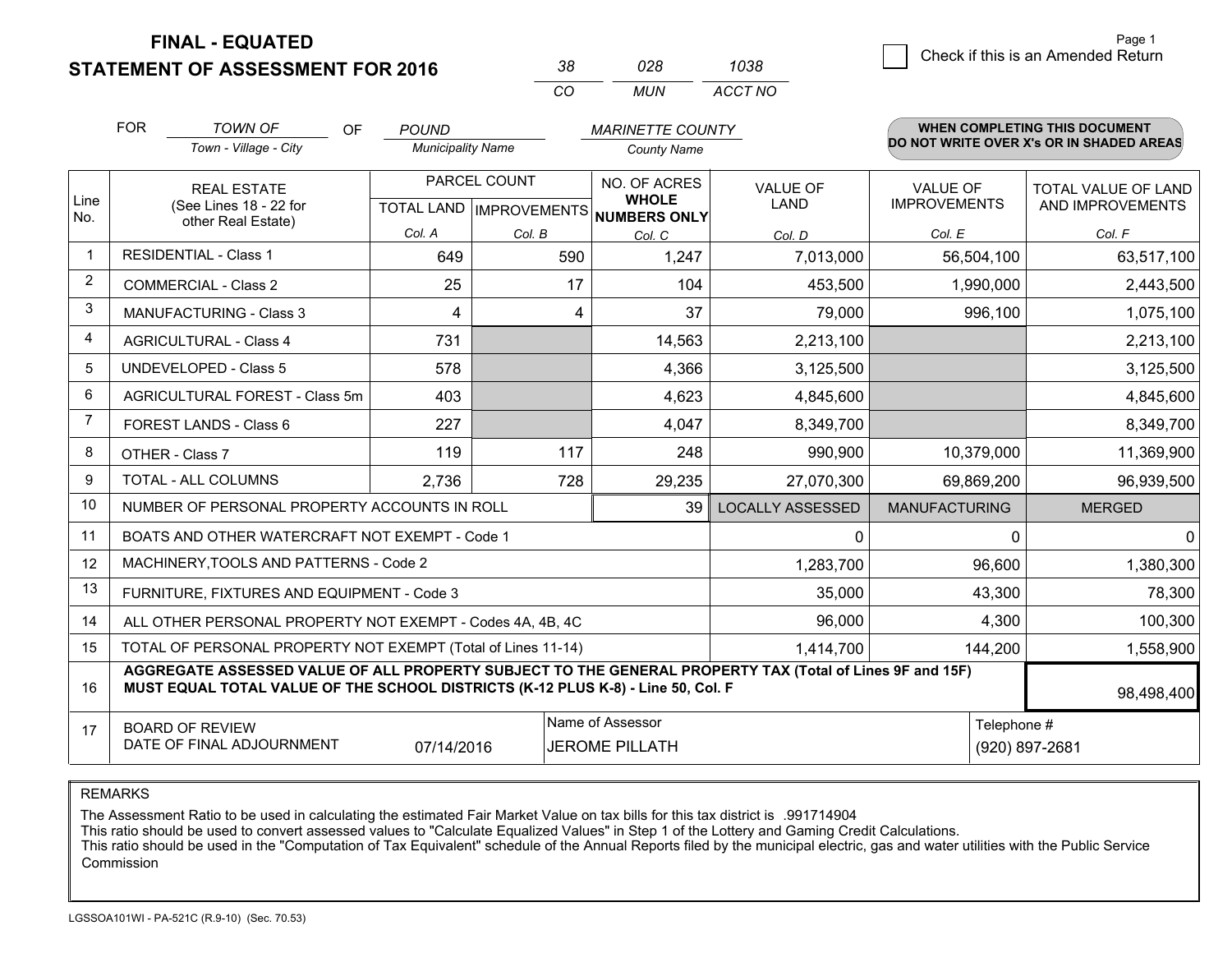# FINAL - EQUATED
## STATEMENT OF ASSESSMENT FOR 2016

| 38 | 028 | 1038 |
|---|---|---|
| CO | MUN | ACCT NO |

☐ Check if this is an Amended Return

Page 1

FOR *TOWN OF* (Town - Village - City) OF *POUND* (Municipality Name) *MARINETTE COUNTY* (County Name)

**WHEN COMPLETING THIS DOCUMENT DO NOT WRITE OVER X's OR IN SHADED AREAS**

| Line No. | REAL ESTATE (See Lines 18 - 22 for other Real Estate) | PARCEL COUNT TOTAL LAND Col. A | PARCEL COUNT IMPROVEMENTS Col. B | NO. OF ACRES WHOLE NUMBERS ONLY Col. C | VALUE OF LAND Col. D | VALUE OF IMPROVEMENTS Col. E | TOTAL VALUE OF LAND AND IMPROVEMENTS Col. F |
|---|---|---|---|---|---|---|---|
| 1 | RESIDENTIAL - Class 1 | 649 | 590 | 1,247 | 7,013,000 | 56,504,100 | 63,517,100 |
| 2 | COMMERCIAL - Class 2 | 25 | 17 | 104 | 453,500 | 1,990,000 | 2,443,500 |
| 3 | MANUFACTURING - Class 3 | 4 | 4 | 37 | 79,000 | 996,100 | 1,075,100 |
| 4 | AGRICULTURAL - Class 4 | 731 | | 14,563 | 2,213,100 | | 2,213,100 |
| 5 | UNDEVELOPED - Class 5 | 578 | | 4,366 | 3,125,500 | | 3,125,500 |
| 6 | AGRICULTURAL FOREST - Class 5m | 403 | | 4,623 | 4,845,600 | | 4,845,600 |
| 7 | FOREST LANDS - Class 6 | 227 | | 4,047 | 8,349,700 | | 8,349,700 |
| 8 | OTHER - Class 7 | 119 | 117 | 248 | 990,900 | 10,379,000 | 11,369,900 |
| 9 | TOTAL - ALL COLUMNS | 2,736 | 728 | 29,235 | 27,070,300 | 69,869,200 | 96,939,500 |
| 10 | NUMBER OF PERSONAL PROPERTY ACCOUNTS IN ROLL | | | 39 | LOCALLY ASSESSED | MANUFACTURING | MERGED |
| 11 | BOATS AND OTHER WATERCRAFT NOT EXEMPT - Code 1 | | | | 0 | 0 | 0 |
| 12 | MACHINERY,TOOLS AND PATTERNS - Code 2 | | | | 1,283,700 | 96,600 | 1,380,300 |
| 13 | FURNITURE, FIXTURES AND EQUIPMENT - Code 3 | | | | 35,000 | 43,300 | 78,300 |
| 14 | ALL OTHER PERSONAL PROPERTY NOT EXEMPT - Codes 4A, 4B, 4C | | | | 96,000 | 4,300 | 100,300 |
| 15 | TOTAL OF PERSONAL PROPERTY NOT EXEMPT (Total of Lines 11-14) | | | | 1,414,700 | 144,200 | 1,558,900 |
| 16 | **AGGREGATE ASSESSED VALUE OF ALL PROPERTY SUBJECT TO THE GENERAL PROPERTY TAX (Total of Lines 9F and 15F) MUST EQUAL TOTAL VALUE OF THE SCHOOL DISTRICTS (K-12 PLUS K-8) - Line 50, Col. F** | | | | | | 98,498,400 |
| 17 | BOARD OF REVIEW DATE OF FINAL ADJOURNMENT | 07/14/2016 | | Name of Assessor: JEROME PILLATH | | Telephone #: (920) 897-2681 | |

REMARKS

The Assessment Ratio to be used in calculating the estimated Fair Market Value on tax bills for this tax district is .991714904
This ratio should be used to convert assessed values to "Calculate Equalized Values" in Step 1 of the Lottery and Gaming Credit Calculations.
This ratio should be used in the "Computation of Tax Equivalent" schedule of the Annual Reports filed by the municipal electric, gas and water utilities with the Public Service Commission

LGSSOA101WI - PA-521C (R.9-10) (Sec. 70.53)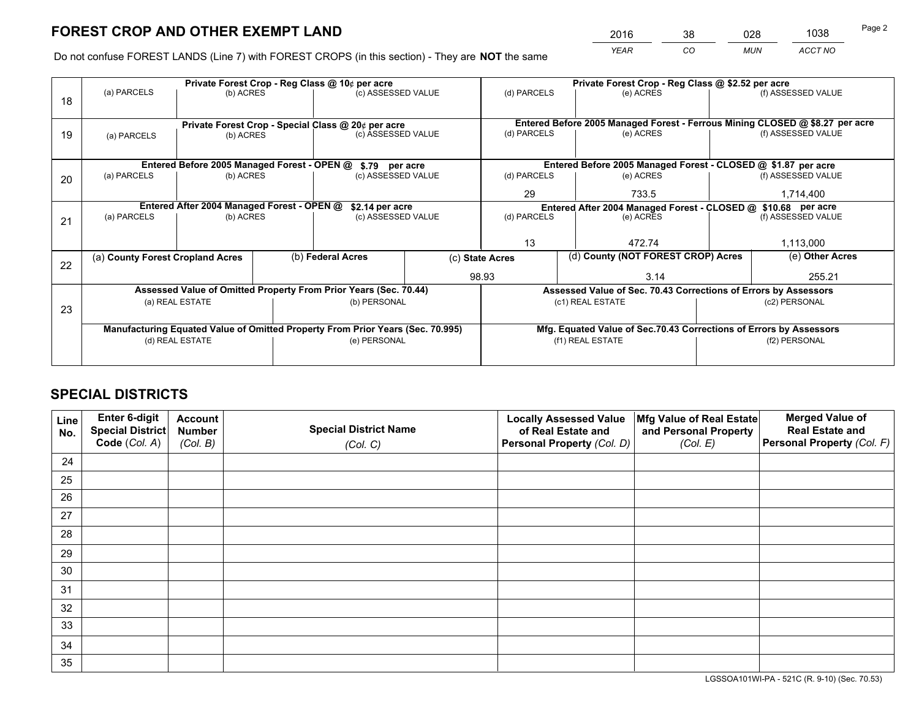# FOREST CROP AND OTHER EXEMPT LAND

| 2016 | 38 | 028 | 1038 |
|---|---|---|---|
| *YEAR* | *CO* | *MUN* | *ACCT NO* |

Do not confuse FOREST LANDS (Line 7) with FOREST CROPS (in this section) - They are **NOT** the same

| Line | Private Forest Crop - Reg Class @ 10¢ per acre | | | Private Forest Crop - Reg Class @ $2.52 per acre | | |
|---|---|---|---|---|---|---|
| 18 | (a) PARCELS | (b) ACRES | (c) ASSESSED VALUE | (d) PARCELS | (e) ACRES | (f) ASSESSED VALUE |
| | | | | | | |
| | **Private Forest Crop - Special Class @ 20¢ per acre** | | | **Entered Before 2005 Managed Forest - Ferrous Mining CLOSED @ $8.27 per acre** | | |
| 19 | (a) PARCELS | (b) ACRES | (c) ASSESSED VALUE | (d) PARCELS | (e) ACRES | (f) ASSESSED VALUE |
| | | | | | | |
| | **Entered Before 2005 Managed Forest - OPEN @ $.79 per acre** | | | **Entered Before 2005 Managed Forest - CLOSED @ $1.87 per acre** | | |
| 20 | (a) PARCELS | (b) ACRES | (c) ASSESSED VALUE | (d) PARCELS | (e) ACRES | (f) ASSESSED VALUE |
| | | | | 29 | 733.5 | 1,714,400 |
| | **Entered After 2004 Managed Forest - OPEN @ $2.14 per acre** | | | **Entered After 2004 Managed Forest - CLOSED @ $10.68 per acre** | | |
| 21 | (a) PARCELS | (b) ACRES | (c) ASSESSED VALUE | (d) PARCELS | (e) ACRES | (f) ASSESSED VALUE |
| | | | | 13 | 472.74 | 1,113,000 |

| Line | (a) County Forest Cropland Acres | (b) Federal Acres | (c) State Acres | (d) County (NOT FOREST CROP) Acres | (e) Other Acres |
|---|---|---|---|---|---|
| 22 | | | 98.93 | 3.14 | 255.21 |

| Line | Assessed Value of Omitted Property From Prior Years (Sec. 70.44) | | Assessed Value of Sec. 70.43 Corrections of Errors by Assessors | |
|---|---|---|---|---|
| 23 | (a) REAL ESTATE | (b) PERSONAL | (c1) REAL ESTATE | (c2) PERSONAL |
| | | | | |
| | **Manufacturing Equated Value of Omitted Property From Prior Years (Sec. 70.995)** | | **Mfg. Equated Value of Sec.70.43 Corrections of Errors by Assessors** | |
| | (d) REAL ESTATE | (e) PERSONAL | (f1) REAL ESTATE | (f2) PERSONAL |
| | | | | |

## SPECIAL DISTRICTS

| Line No. | Enter 6-digit Special District Code (*Col. A*) | Account Number (*Col. B*) | Special District Name (*Col. C*) | Locally Assessed Value of Real Estate and Personal Property (*Col. D*) | Mfg Value of Real Estate and Personal Property (*Col. E*) | Merged Value of Real Estate and Personal Property (*Col. F*) |
|---|---|---|---|---|---|---|
| 24 | | | | | | |
| 25 | | | | | | |
| 26 | | | | | | |
| 27 | | | | | | |
| 28 | | | | | | |
| 29 | | | | | | |
| 30 | | | | | | |
| 31 | | | | | | |
| 32 | | | | | | |
| 33 | | | | | | |
| 34 | | | | | | |
| 35 | | | | | | |

LGSSOA101WI-PA - 521C (R. 9-10) (Sec. 70.53)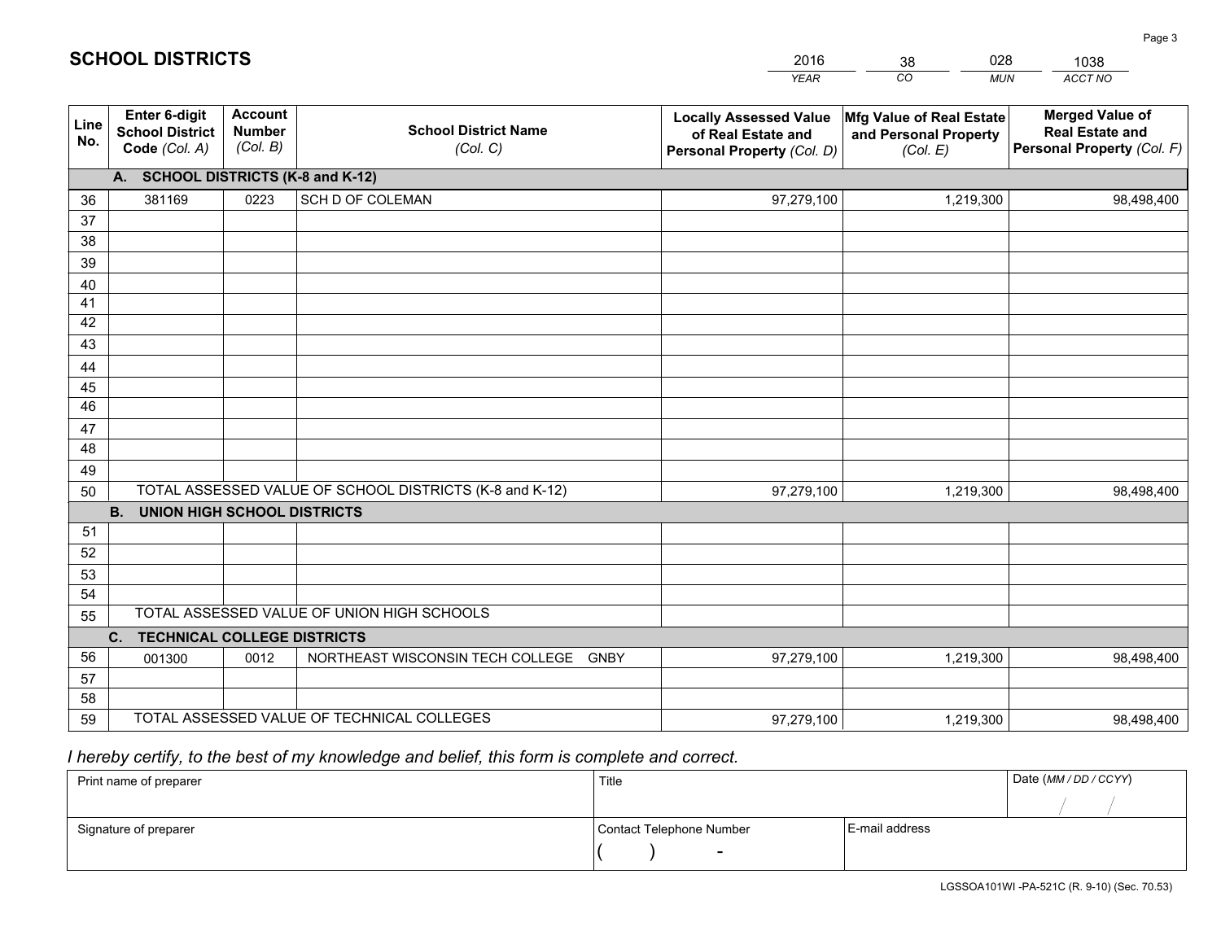# SCHOOL DISTRICTS

| 2016 | 38 | 028 | 1038 |
|---|---|---|---|
| YEAR | CO | MUN | ACCT NO |

| Line No. | Enter 6-digit School District Code (Col. A) | Account Number (Col. B) | School District Name (Col. C) | Locally Assessed Value of Real Estate and Personal Property (Col. D) | Mfg Value of Real Estate and Personal Property (Col. E) | Merged Value of Real Estate and Personal Property (Col. F) |
|---|---|---|---|---|---|---|
| | **A. SCHOOL DISTRICTS (K-8 and K-12)** | | | | | |
| 36 | 381169 | 0223 | SCH D OF COLEMAN | 97,279,100 | 1,219,300 | 98,498,400 |
| 37 | | | | | | |
| 38 | | | | | | |
| 39 | | | | | | |
| 40 | | | | | | |
| 41 | | | | | | |
| 42 | | | | | | |
| 43 | | | | | | |
| 44 | | | | | | |
| 45 | | | | | | |
| 46 | | | | | | |
| 47 | | | | | | |
| 48 | | | | | | |
| 49 | | | | | | |
| 50 | TOTAL ASSESSED VALUE OF SCHOOL DISTRICTS (K-8 and K-12) | | | 97,279,100 | 1,219,300 | 98,498,400 |
| | **B. UNION HIGH SCHOOL DISTRICTS** | | | | | |
| 51 | | | | | | |
| 52 | | | | | | |
| 53 | | | | | | |
| 54 | | | | | | |
| 55 | TOTAL ASSESSED VALUE OF UNION HIGH SCHOOLS | | | | | |
| | **C. TECHNICAL COLLEGE DISTRICTS** | | | | | |
| 56 | 001300 | 0012 | NORTHEAST WISCONSIN TECH COLLEGE GNBY | 97,279,100 | 1,219,300 | 98,498,400 |
| 57 | | | | | | |
| 58 | | | | | | |
| 59 | TOTAL ASSESSED VALUE OF TECHNICAL COLLEGES | | | 97,279,100 | 1,219,300 | 98,498,400 |

*I hereby certify, to the best of my knowledge and belief, this form is complete and correct.*

| Print name of preparer | Title | | Date (MM / DD / CCYY) |
|---|---|---|---|
| | | | / / |
| Signature of preparer | Contact Telephone Number | E-mail address | |
| | ( ) - | | |

LGSSOA101WI -PA-521C (R. 9-10) (Sec. 70.53)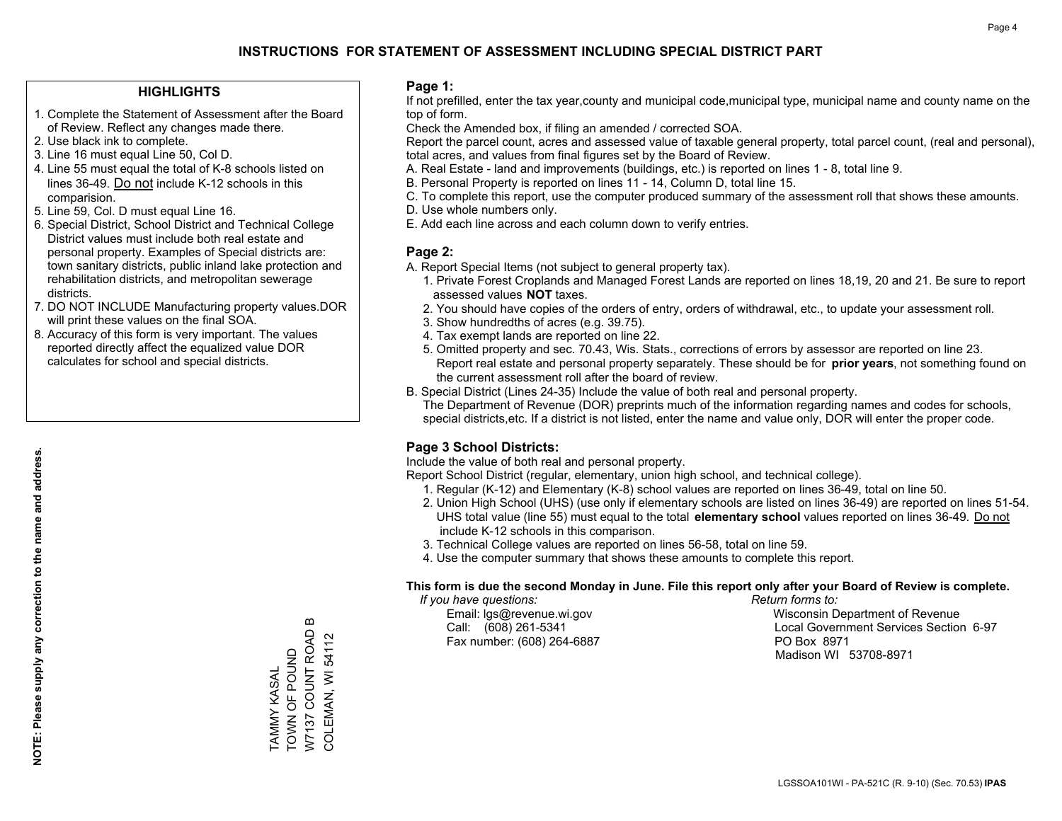# INSTRUCTIONS FOR STATEMENT OF ASSESSMENT INCLUDING SPECIAL DISTRICT PART

## HIGHLIGHTS

1. Complete the Statement of Assessment after the Board of Review. Reflect any changes made there.
2. Use black ink to complete.
3. Line 16 must equal Line 50, Col D.
4. Line 55 must equal the total of K-8 schools listed on lines 36-49. Do not include K-12 schools in this comparision.
5. Line 59, Col. D must equal Line 16.
6. Special District, School District and Technical College District values must include both real estate and personal property. Examples of Special districts are: town sanitary districts, public inland lake protection and rehabilitation districts, and metropolitan sewerage districts.
7. DO NOT INCLUDE Manufacturing property values.DOR will print these values on the final SOA.
8. Accuracy of this form is very important. The values reported directly affect the equalized value DOR calculates for school and special districts.

**NOTE: Please supply any correction to the name and address.**

TAMMY KASAL
TOWN OF POUND
W7137 COUNT ROAD B
COLEMAN, WI 54112

## Page 1:

If not prefilled, enter the tax year,county and municipal code,municipal type, municipal name and county name on the top of form.

Check the Amended box, if filing an amended / corrected SOA.

Report the parcel count, acres and assessed value of taxable general property, total parcel count, (real and personal), total acres, and values from final figures set by the Board of Review.

A. Real Estate - land and improvements (buildings, etc.) is reported on lines 1 - 8, total line 9.
B. Personal Property is reported on lines 11 - 14, Column D, total line 15.
C. To complete this report, use the computer produced summary of the assessment roll that shows these amounts.
D. Use whole numbers only.
E. Add each line across and each column down to verify entries.

## Page 2:

A. Report Special Items (not subject to general property tax).
   1. Private Forest Croplands and Managed Forest Lands are reported on lines 18,19, 20 and 21. Be sure to report assessed values **NOT** taxes.
   2. You should have copies of the orders of entry, orders of withdrawal, etc., to update your assessment roll.
   3. Show hundredths of acres (e.g. 39.75).
   4. Tax exempt lands are reported on line 22.
   5. Omitted property and sec. 70.43, Wis. Stats., corrections of errors by assessor are reported on line 23. Report real estate and personal property separately. These should be for **prior years**, not something found on the current assessment roll after the board of review.
B. Special District (Lines 24-35) Include the value of both real and personal property.
   The Department of Revenue (DOR) preprints much of the information regarding names and codes for schools, special districts,etc. If a district is not listed, enter the name and value only, DOR will enter the proper code.

## Page 3 School Districts:

Include the value of both real and personal property.

Report School District (regular, elementary, union high school, and technical college).

1. Regular (K-12) and Elementary (K-8) school values are reported on lines 36-49, total on line 50.
2. Union High School (UHS) (use only if elementary schools are listed on lines 36-49) are reported on lines 51-54. UHS total value (line 55) must equal to the total **elementary school** values reported on lines 36-49. Do not include K-12 schools in this comparison.
3. Technical College values are reported on lines 56-58, total on line 59.
4. Use the computer summary that shows these amounts to complete this report.

**This form is due the second Monday in June. File this report only after your Board of Review is complete.**

*If you have questions:*
Email: lgs@revenue.wi.gov
Call: (608) 261-5341
Fax number: (608) 264-6887

*Return forms to:*
Wisconsin Department of Revenue
Local Government Services Section 6-97
PO Box 8971
Madison WI 53708-8971

LGSSOA101WI - PA-521C (R. 9-10) (Sec. 70.53) **IPAS**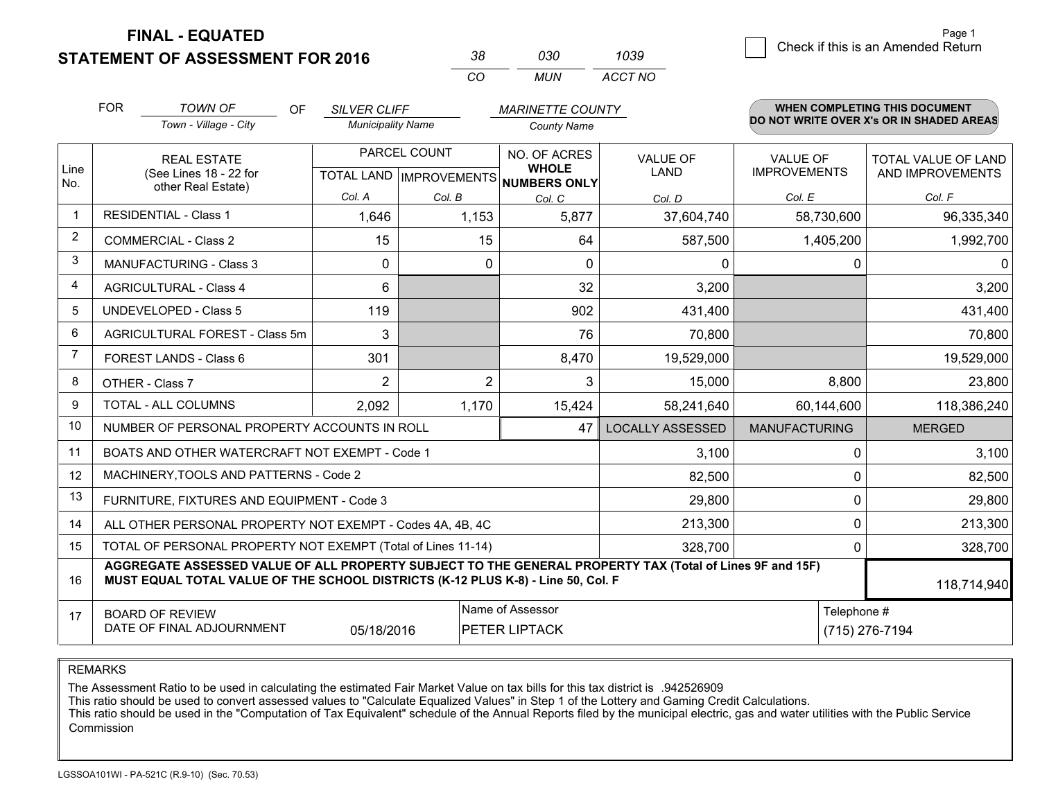**FINAL - EQUATED**

**STATEMENT OF ASSESSMENT FOR 2016**

| 38 | 030 | 1039 |
|---|---|---|
| CO | MUN | ACCT NO |

☐ Check if this is an Amended Return

FOR *TOWN OF* (Town - Village - City) OF *SILVER CLIFF* (Municipality Name) *MARINETTE COUNTY* (County Name)

**WHEN COMPLETING THIS DOCUMENT DO NOT WRITE OVER X's OR IN SHADED AREAS**

| Line No. | REAL ESTATE (See Lines 18 - 22 for other Real Estate) | PARCEL COUNT TOTAL LAND Col. A | PARCEL COUNT IMPROVEMENTS Col. B | NO. OF ACRES WHOLE NUMBERS ONLY Col. C | VALUE OF LAND Col. D | VALUE OF IMPROVEMENTS Col. E | TOTAL VALUE OF LAND AND IMPROVEMENTS Col. F |
|---|---|---|---|---|---|---|---|
| 1 | RESIDENTIAL - Class 1 | 1,646 | 1,153 | 5,877 | 37,604,740 | 58,730,600 | 96,335,340 |
| 2 | COMMERCIAL - Class 2 | 15 | 15 | 64 | 587,500 | 1,405,200 | 1,992,700 |
| 3 | MANUFACTURING - Class 3 | 0 | 0 | 0 | 0 | 0 | 0 |
| 4 | AGRICULTURAL - Class 4 | 6 | | 32 | 3,200 | | 3,200 |
| 5 | UNDEVELOPED - Class 5 | 119 | | 902 | 431,400 | | 431,400 |
| 6 | AGRICULTURAL FOREST - Class 5m | 3 | | 76 | 70,800 | | 70,800 |
| 7 | FOREST LANDS - Class 6 | 301 | | 8,470 | 19,529,000 | | 19,529,000 |
| 8 | OTHER - Class 7 | 2 | 2 | 3 | 15,000 | 8,800 | 23,800 |
| 9 | TOTAL - ALL COLUMNS | 2,092 | 1,170 | 15,424 | 58,241,640 | 60,144,600 | 118,386,240 |
| 10 | NUMBER OF PERSONAL PROPERTY ACCOUNTS IN ROLL | | | 47 | LOCALLY ASSESSED | MANUFACTURING | MERGED |
| 11 | BOATS AND OTHER WATERCRAFT NOT EXEMPT - Code 1 | | | | 3,100 | 0 | 3,100 |
| 12 | MACHINERY,TOOLS AND PATTERNS - Code 2 | | | | 82,500 | 0 | 82,500 |
| 13 | FURNITURE, FIXTURES AND EQUIPMENT - Code 3 | | | | 29,800 | 0 | 29,800 |
| 14 | ALL OTHER PERSONAL PROPERTY NOT EXEMPT - Codes 4A, 4B, 4C | | | | 213,300 | 0 | 213,300 |
| 15 | TOTAL OF PERSONAL PROPERTY NOT EXEMPT (Total of Lines 11-14) | | | | 328,700 | 0 | 328,700 |
| 16 | **AGGREGATE ASSESSED VALUE OF ALL PROPERTY SUBJECT TO THE GENERAL PROPERTY TAX (Total of Lines 9F and 15F) MUST EQUAL TOTAL VALUE OF THE SCHOOL DISTRICTS (K-12 PLUS K-8) - Line 50, Col. F** | | | | | | 118,714,940 |
| 17 | BOARD OF REVIEW DATE OF FINAL ADJOURNMENT | 05/18/2016 | | Name of Assessor: PETER LIPTACK | | Telephone #: (715) 276-7194 | |

REMARKS

The Assessment Ratio to be used in calculating the estimated Fair Market Value on tax bills for this tax district is .942526909
This ratio should be used to convert assessed values to "Calculate Equalized Values" in Step 1 of the Lottery and Gaming Credit Calculations.
This ratio should be used in the "Computation of Tax Equivalent" schedule of the Annual Reports filed by the municipal electric, gas and water utilities with the Public Service Commission

LGSSOA101WI - PA-521C (R.9-10) (Sec. 70.53)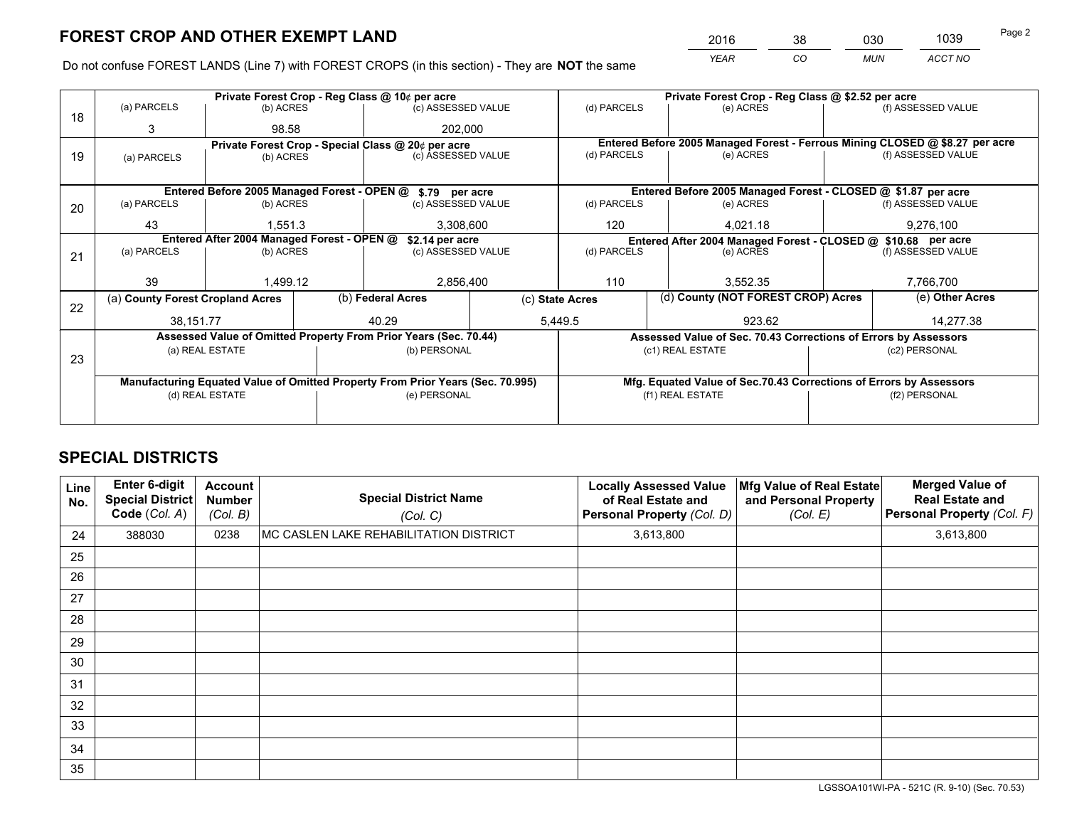# FOREST CROP AND OTHER EXEMPT LAND

| YEAR | CO | MUN | ACCT NO |
|---|---|---|---|
| 2016 | 38 | 030 | 1039 |

Do not confuse FOREST LANDS (Line 7) with FOREST CROPS (in this section) - They are **NOT** the same

| Line | Private Forest Crop - Reg Class @ 10¢ per acre | | | Private Forest Crop - Reg Class @ $2.52 per acre | | |
|---|---|---|---|---|---|---|
| 18 | (a) PARCELS | (b) ACRES | (c) ASSESSED VALUE | (d) PARCELS | (e) ACRES | (f) ASSESSED VALUE |
| | 3 | 98.58 | 202,000 | | | |
| | **Private Forest Crop - Special Class @ 20¢ per acre** | | | **Entered Before 2005 Managed Forest - Ferrous Mining CLOSED @ $8.27 per acre** | | |
| 19 | (a) PARCELS | (b) ACRES | (c) ASSESSED VALUE | (d) PARCELS | (e) ACRES | (f) ASSESSED VALUE |
| | | | | | | |
| | **Entered Before 2005 Managed Forest - OPEN @ $.79 per acre** | | | **Entered Before 2005 Managed Forest - CLOSED @ $1.87 per acre** | | |
| 20 | (a) PARCELS | (b) ACRES | (c) ASSESSED VALUE | (d) PARCELS | (e) ACRES | (f) ASSESSED VALUE |
| | 43 | 1,551.3 | 3,308,600 | 120 | 4,021.18 | 9,276,100 |
| | **Entered After 2004 Managed Forest - OPEN @ $2.14 per acre** | | | **Entered After 2004 Managed Forest - CLOSED @ $10.68 per acre** | | |
| 21 | (a) PARCELS | (b) ACRES | (c) ASSESSED VALUE | (d) PARCELS | (e) ACRES | (f) ASSESSED VALUE |
| | 39 | 1,499.12 | 2,856,400 | 110 | 3,552.35 | 7,766,700 |

| Line | (a) County Forest Cropland Acres | (b) Federal Acres | (c) State Acres | (d) County (NOT FOREST CROP) Acres | (e) Other Acres |
|---|---|---|---|---|---|
| 22 | 38,151.77 | 40.29 | 5,449.5 | 923.62 | 14,277.38 |

| Line | Assessed Value of Omitted Property From Prior Years (Sec. 70.44) | | Assessed Value of Sec. 70.43 Corrections of Errors by Assessors | |
|---|---|---|---|---|
| 23 | (a) REAL ESTATE | (b) PERSONAL | (c1) REAL ESTATE | (c2) PERSONAL |
| | | | | |
| | **Manufacturing Equated Value of Omitted Property From Prior Years (Sec. 70.995)** | | **Mfg. Equated Value of Sec.70.43 Corrections of Errors by Assessors** | |
| | (d) REAL ESTATE | (e) PERSONAL | (f1) REAL ESTATE | (f2) PERSONAL |
| | | | | |

# SPECIAL DISTRICTS

| Line No. | Enter 6-digit Special District Code (Col. A) | Account Number (Col. B) | Special District Name (Col. C) | Locally Assessed Value of Real Estate and Personal Property (Col. D) | Mfg Value of Real Estate and Personal Property (Col. E) | Merged Value of Real Estate and Personal Property (Col. F) |
|---|---|---|---|---|---|---|
| 24 | 388030 | 0238 | MC CASLEN LAKE REHABILITATION DISTRICT | 3,613,800 | | 3,613,800 |
| 25 | | | | | | |
| 26 | | | | | | |
| 27 | | | | | | |
| 28 | | | | | | |
| 29 | | | | | | |
| 30 | | | | | | |
| 31 | | | | | | |
| 32 | | | | | | |
| 33 | | | | | | |
| 34 | | | | | | |
| 35 | | | | | | |

LGSSOA101WI-PA - 521C (R. 9-10) (Sec. 70.53)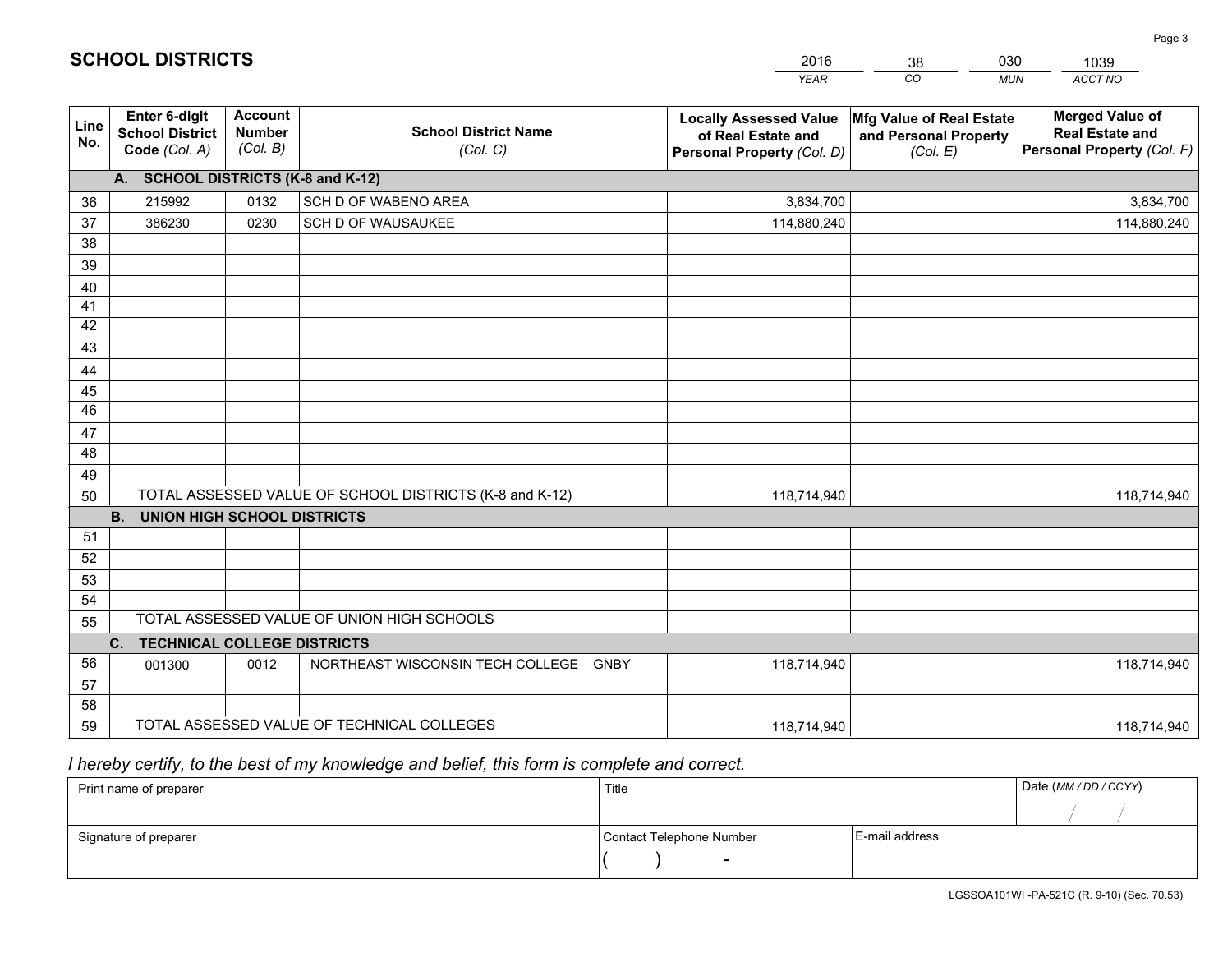# SCHOOL DISTRICTS

| 2016 | 38 | 030 | 1039 |
|---|---|---|---|
| *YEAR* | *CO* | *MUN* | *ACCT NO* |

| Line No. | Enter 6-digit School District Code *(Col. A)* | Account Number *(Col. B)* | School District Name *(Col. C)* | Locally Assessed Value of Real Estate and Personal Property *(Col. D)* | Mfg Value of Real Estate and Personal Property *(Col. E)* | Merged Value of Real Estate and Personal Property *(Col. F)* |
|---|---|---|---|---|---|---|
| | **A. SCHOOL DISTRICTS (K-8 and K-12)** | | | | | |
| 36 | 215992 | 0132 | SCH D OF WABENO AREA | 3,834,700 | | 3,834,700 |
| 37 | 386230 | 0230 | SCH D OF WAUSAUKEE | 114,880,240 | | 114,880,240 |
| 38 | | | | | | |
| 39 | | | | | | |
| 40 | | | | | | |
| 41 | | | | | | |
| 42 | | | | | | |
| 43 | | | | | | |
| 44 | | | | | | |
| 45 | | | | | | |
| 46 | | | | | | |
| 47 | | | | | | |
| 48 | | | | | | |
| 49 | | | | | | |
| 50 | TOTAL ASSESSED VALUE OF SCHOOL DISTRICTS (K-8 and K-12) | | | 118,714,940 | | 118,714,940 |
| | **B. UNION HIGH SCHOOL DISTRICTS** | | | | | |
| 51 | | | | | | |
| 52 | | | | | | |
| 53 | | | | | | |
| 54 | | | | | | |
| 55 | TOTAL ASSESSED VALUE OF UNION HIGH SCHOOLS | | | | | |
| | **C. TECHNICAL COLLEGE DISTRICTS** | | | | | |
| 56 | 001300 | 0012 | NORTHEAST WISCONSIN TECH COLLEGE GNBY | 118,714,940 | | 118,714,940 |
| 57 | | | | | | |
| 58 | | | | | | |
| 59 | TOTAL ASSESSED VALUE OF TECHNICAL COLLEGES | | | 118,714,940 | | 118,714,940 |

*I hereby certify, to the best of my knowledge and belief, this form is complete and correct.*

| Print name of preparer | Title | | Date *(MM / DD / CCYY)* |
|---|---|---|---|
| | | | / / |
| Signature of preparer | Contact Telephone Number | E-mail address | |
| | ( ) - | | |

LGSSOA101WI -PA-521C (R. 9-10) (Sec. 70.53)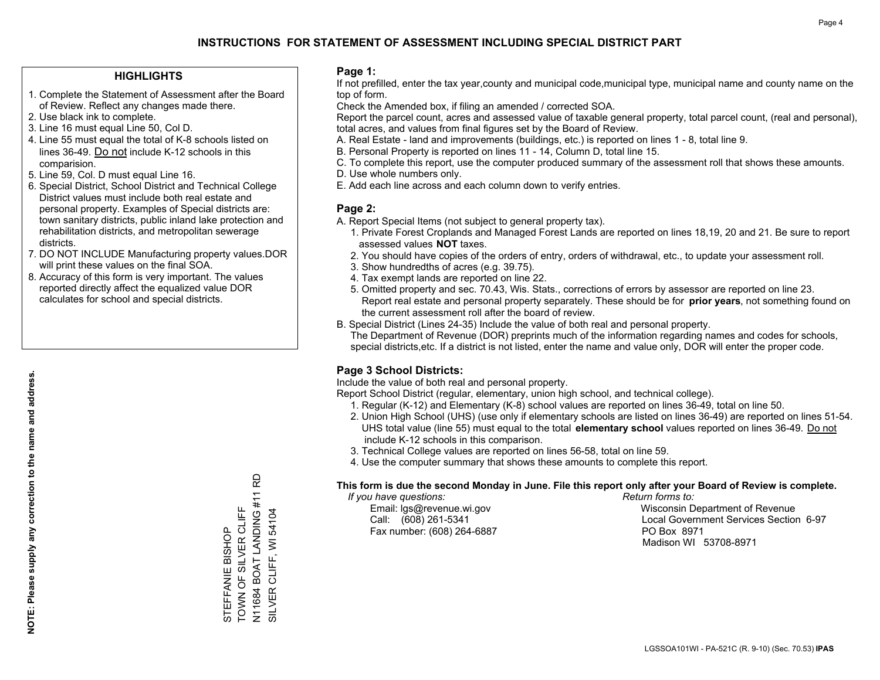# INSTRUCTIONS FOR STATEMENT OF ASSESSMENT INCLUDING SPECIAL DISTRICT PART

## HIGHLIGHTS

1. Complete the Statement of Assessment after the Board of Review. Reflect any changes made there.
2. Use black ink to complete.
3. Line 16 must equal Line 50, Col D.
4. Line 55 must equal the total of K-8 schools listed on lines 36-49. Do not include K-12 schools in this comparision.
5. Line 59, Col. D must equal Line 16.
6. Special District, School District and Technical College District values must include both real estate and personal property. Examples of Special districts are: town sanitary districts, public inland lake protection and rehabilitation districts, and metropolitan sewerage districts.
7. DO NOT INCLUDE Manufacturing property values.DOR will print these values on the final SOA.
8. Accuracy of this form is very important. The values reported directly affect the equalized value DOR calculates for school and special districts.

**NOTE: Please supply any correction to the name and address.**

STEFFANIE BISHOP
TOWN OF SILVER CLIFF
N11684 BOAT LANDING #11 RD
SILVER CLIFF, WI 54104

## Page 1:

If not prefilled, enter the tax year,county and municipal code,municipal type, municipal name and county name on the top of form.

Check the Amended box, if filing an amended / corrected SOA.

Report the parcel count, acres and assessed value of taxable general property, total parcel count, (real and personal), total acres, and values from final figures set by the Board of Review.

A. Real Estate - land and improvements (buildings, etc.) is reported on lines 1 - 8, total line 9.
B. Personal Property is reported on lines 11 - 14, Column D, total line 15.
C. To complete this report, use the computer produced summary of the assessment roll that shows these amounts.
D. Use whole numbers only.
E. Add each line across and each column down to verify entries.

## Page 2:

A. Report Special Items (not subject to general property tax).
 1. Private Forest Croplands and Managed Forest Lands are reported on lines 18,19, 20 and 21. Be sure to report assessed values **NOT** taxes.
 2. You should have copies of the orders of entry, orders of withdrawal, etc., to update your assessment roll.
 3. Show hundredths of acres (e.g. 39.75).
 4. Tax exempt lands are reported on line 22.
 5. Omitted property and sec. 70.43, Wis. Stats., corrections of errors by assessor are reported on line 23. Report real estate and personal property separately. These should be for **prior years**, not something found on the current assessment roll after the board of review.

B. Special District (Lines 24-35) Include the value of both real and personal property.
The Department of Revenue (DOR) preprints much of the information regarding names and codes for schools, special districts,etc. If a district is not listed, enter the name and value only, DOR will enter the proper code.

## Page 3 School Districts:

Include the value of both real and personal property.

Report School District (regular, elementary, union high school, and technical college).

1. Regular (K-12) and Elementary (K-8) school values are reported on lines 36-49, total on line 50.
2. Union High School (UHS) (use only if elementary schools are listed on lines 36-49) are reported on lines 51-54. UHS total value (line 55) must equal to the total **elementary school** values reported on lines 36-49. Do not include K-12 schools in this comparison.
3. Technical College values are reported on lines 56-58, total on line 59.
4. Use the computer summary that shows these amounts to complete this report.

**This form is due the second Monday in June. File this report only after your Board of Review is complete.**

*If you have questions:*
Email: lgs@revenue.wi.gov
Call: (608) 261-5341
Fax number: (608) 264-6887

*Return forms to:*
Wisconsin Department of Revenue
Local Government Services Section 6-97
PO Box 8971
Madison WI 53708-8971

LGSSOA101WI - PA-521C (R. 9-10) (Sec. 70.53) **IPAS**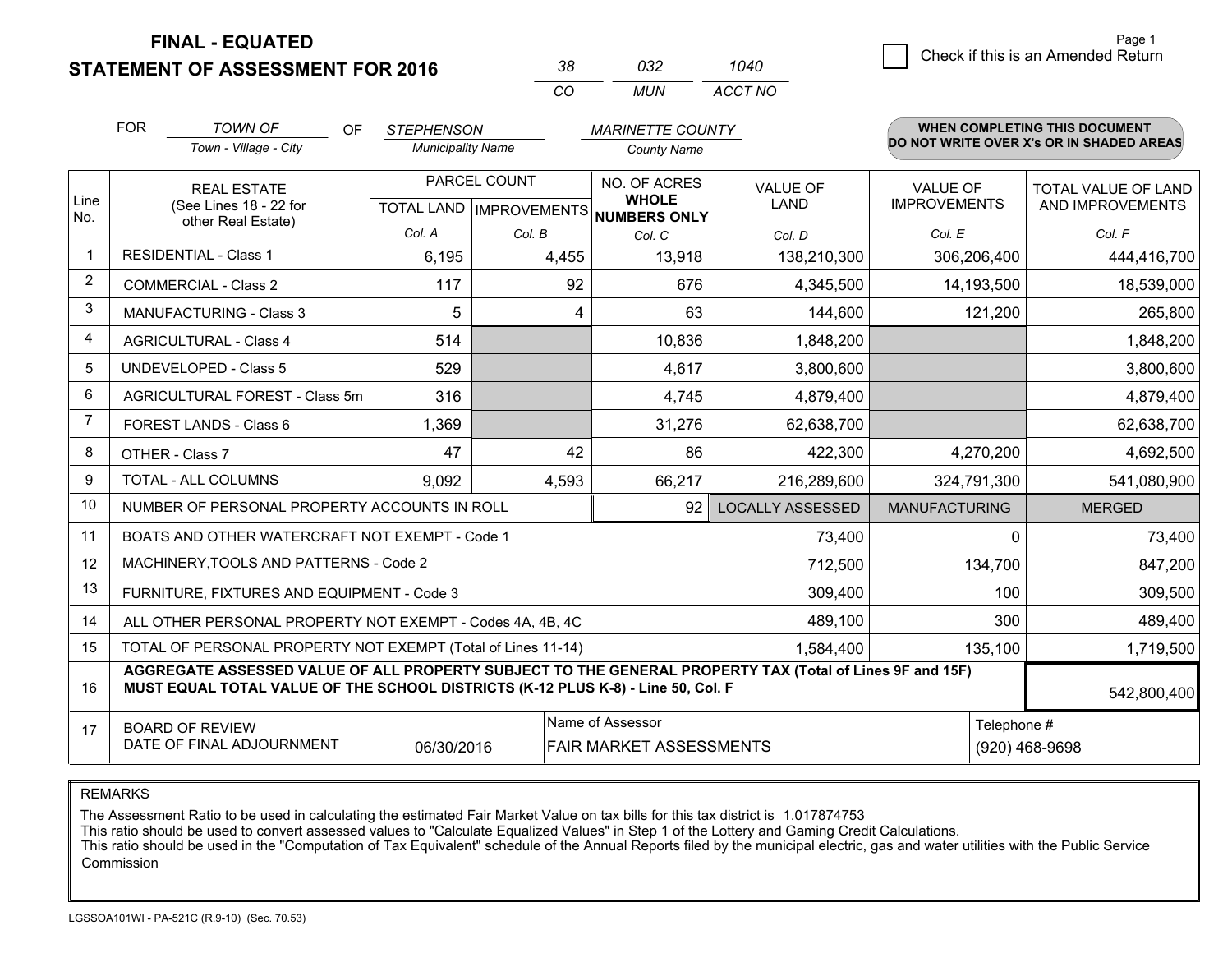**FINAL - EQUATED**
**STATEMENT OF ASSESSMENT FOR 2016**

| 38 | 032 | 1040 |
|---|---|---|
| CO | MUN | ACCT NO |

Page 1

☐ Check if this is an Amended Return

FOR *TOWN OF* (Town - Village - City) OF *STEPHENSON* (Municipality Name) *MARINETTE COUNTY* (County Name)

**WHEN COMPLETING THIS DOCUMENT DO NOT WRITE OVER X's OR IN SHADED AREAS**

| Line No. | REAL ESTATE (See Lines 18 - 22 for other Real Estate) | PARCEL COUNT TOTAL LAND Col. A | PARCEL COUNT IMPROVEMENTS Col. B | NO. OF ACRES WHOLE NUMBERS ONLY Col. C | VALUE OF LAND Col. D | VALUE OF IMPROVEMENTS Col. E | TOTAL VALUE OF LAND AND IMPROVEMENTS Col. F |
|---|---|---|---|---|---|---|---|
| 1 | RESIDENTIAL - Class 1 | 6,195 | 4,455 | 13,918 | 138,210,300 | 306,206,400 | 444,416,700 |
| 2 | COMMERCIAL - Class 2 | 117 | 92 | 676 | 4,345,500 | 14,193,500 | 18,539,000 |
| 3 | MANUFACTURING - Class 3 | 5 | 4 | 63 | 144,600 | 121,200 | 265,800 |
| 4 | AGRICULTURAL - Class 4 | 514 | | 10,836 | 1,848,200 | | 1,848,200 |
| 5 | UNDEVELOPED - Class 5 | 529 | | 4,617 | 3,800,600 | | 3,800,600 |
| 6 | AGRICULTURAL FOREST - Class 5m | 316 | | 4,745 | 4,879,400 | | 4,879,400 |
| 7 | FOREST LANDS - Class 6 | 1,369 | | 31,276 | 62,638,700 | | 62,638,700 |
| 8 | OTHER - Class 7 | 47 | 42 | 86 | 422,300 | 4,270,200 | 4,692,500 |
| 9 | TOTAL - ALL COLUMNS | 9,092 | 4,593 | 66,217 | 216,289,600 | 324,791,300 | 541,080,900 |
| 10 | NUMBER OF PERSONAL PROPERTY ACCOUNTS IN ROLL | | | 92 | LOCALLY ASSESSED | MANUFACTURING | MERGED |
| 11 | BOATS AND OTHER WATERCRAFT NOT EXEMPT - Code 1 | | | | 73,400 | 0 | 73,400 |
| 12 | MACHINERY,TOOLS AND PATTERNS - Code 2 | | | | 712,500 | 134,700 | 847,200 |
| 13 | FURNITURE, FIXTURES AND EQUIPMENT - Code 3 | | | | 309,400 | 100 | 309,500 |
| 14 | ALL OTHER PERSONAL PROPERTY NOT EXEMPT - Codes 4A, 4B, 4C | | | | 489,100 | 300 | 489,400 |
| 15 | TOTAL OF PERSONAL PROPERTY NOT EXEMPT (Total of Lines 11-14) | | | | 1,584,400 | 135,100 | 1,719,500 |
| 16 | **AGGREGATE ASSESSED VALUE OF ALL PROPERTY SUBJECT TO THE GENERAL PROPERTY TAX (Total of Lines 9F and 15F) MUST EQUAL TOTAL VALUE OF THE SCHOOL DISTRICTS (K-12 PLUS K-8) - Line 50, Col. F** | | | | | | 542,800,400 |
| 17 | BOARD OF REVIEW DATE OF FINAL ADJOURNMENT | 06/30/2016 | | Name of Assessor: FAIR MARKET ASSESSMENTS | | Telephone #: (920) 468-9698 | |

REMARKS

The Assessment Ratio to be used in calculating the estimated Fair Market Value on tax bills for this tax district is 1.017874753
This ratio should be used to convert assessed values to "Calculate Equalized Values" in Step 1 of the Lottery and Gaming Credit Calculations.
This ratio should be used in the "Computation of Tax Equivalent" schedule of the Annual Reports filed by the municipal electric, gas and water utilities with the Public Service Commission

LGSSOA101WI - PA-521C (R.9-10) (Sec. 70.53)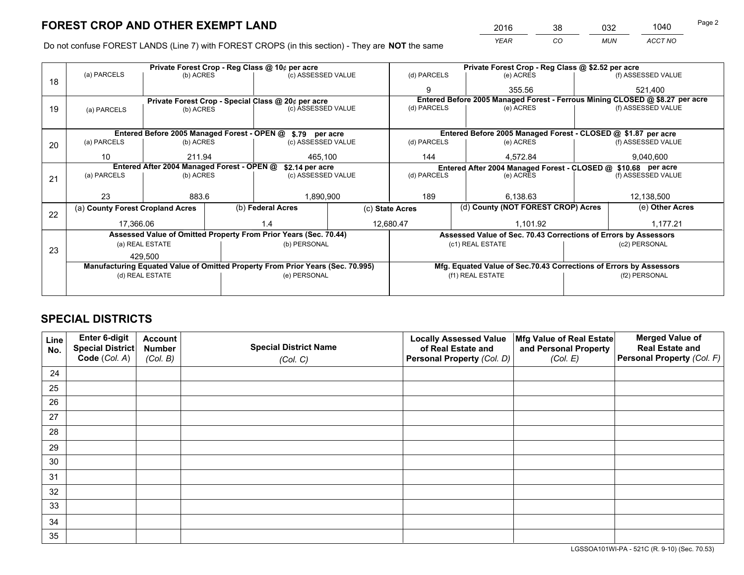# FOREST CROP AND OTHER EXEMPT LAND

| 2016 | 38 | 032 | 1040 |
|---|---|---|---|
| *YEAR* | *CO* | *MUN* | *ACCT NO* |

Do not confuse FOREST LANDS (Line 7) with FOREST CROPS (in this section) - They are **NOT** the same

| Line | Private Forest Crop - Reg Class @ 10¢ per acre | | | Private Forest Crop - Reg Class @ \$2.52 per acre | | |
|---|---|---|---|---|---|---|
| 18 | (a) PARCELS | (b) ACRES | (c) ASSESSED VALUE | (d) PARCELS | (e) ACRES | (f) ASSESSED VALUE |
| | | | | 9 | 355.56 | 521,400 |
| | **Private Forest Crop - Special Class @ 20¢ per acre** | | | **Entered Before 2005 Managed Forest - Ferrous Mining CLOSED @ \$8.27 per acre** | | |
| 19 | (a) PARCELS | (b) ACRES | (c) ASSESSED VALUE | (d) PARCELS | (e) ACRES | (f) ASSESSED VALUE |
| | | | | | | |
| | **Entered Before 2005 Managed Forest - OPEN @ \$.79 per acre** | | | **Entered Before 2005 Managed Forest - CLOSED @ \$1.87 per acre** | | |
| 20 | (a) PARCELS | (b) ACRES | (c) ASSESSED VALUE | (d) PARCELS | (e) ACRES | (f) ASSESSED VALUE |
| | 10 | 211.94 | 465,100 | 144 | 4,572.84 | 9,040,600 |
| | **Entered After 2004 Managed Forest - OPEN @ \$2.14 per acre** | | | **Entered After 2004 Managed Forest - CLOSED @ \$10.68 per acre** | | |
| 21 | (a) PARCELS | (b) ACRES | (c) ASSESSED VALUE | (d) PARCELS | (e) ACRES | (f) ASSESSED VALUE |
| | 23 | 883.6 | 1,890,900 | 189 | 6,138.63 | 12,138,500 |

| Line | (a) County Forest Cropland Acres | (b) Federal Acres | (c) State Acres | (d) County (NOT FOREST CROP) Acres | (e) Other Acres |
|---|---|---|---|---|---|
| 22 | 17,366.06 | 1.4 | 12,680.47 | 1,101.92 | 1,177.21 |

| Line | Assessed Value of Omitted Property From Prior Years (Sec. 70.44) | | Assessed Value of Sec. 70.43 Corrections of Errors by Assessors | |
|---|---|---|---|---|
| 23 | (a) REAL ESTATE | (b) PERSONAL | (c1) REAL ESTATE | (c2) PERSONAL |
| | 429,500 | | | |
| | **Manufacturing Equated Value of Omitted Property From Prior Years (Sec. 70.995)** | | **Mfg. Equated Value of Sec.70.43 Corrections of Errors by Assessors** | |
| | (d) REAL ESTATE | (e) PERSONAL | (f1) REAL ESTATE | (f2) PERSONAL |
| | | | | |

# SPECIAL DISTRICTS

| Line No. | Enter 6-digit Special District Code (*Col. A*) | Account Number (*Col. B*) | Special District Name (*Col. C*) | Locally Assessed Value of Real Estate and Personal Property (*Col. D*) | Mfg Value of Real Estate and Personal Property (*Col. E*) | Merged Value of Real Estate and Personal Property (*Col. F*) |
|---|---|---|---|---|---|---|
| 24 | | | | | | |
| 25 | | | | | | |
| 26 | | | | | | |
| 27 | | | | | | |
| 28 | | | | | | |
| 29 | | | | | | |
| 30 | | | | | | |
| 31 | | | | | | |
| 32 | | | | | | |
| 33 | | | | | | |
| 34 | | | | | | |
| 35 | | | | | | |

LGSSOA101WI-PA - 521C (R. 9-10) (Sec. 70.53)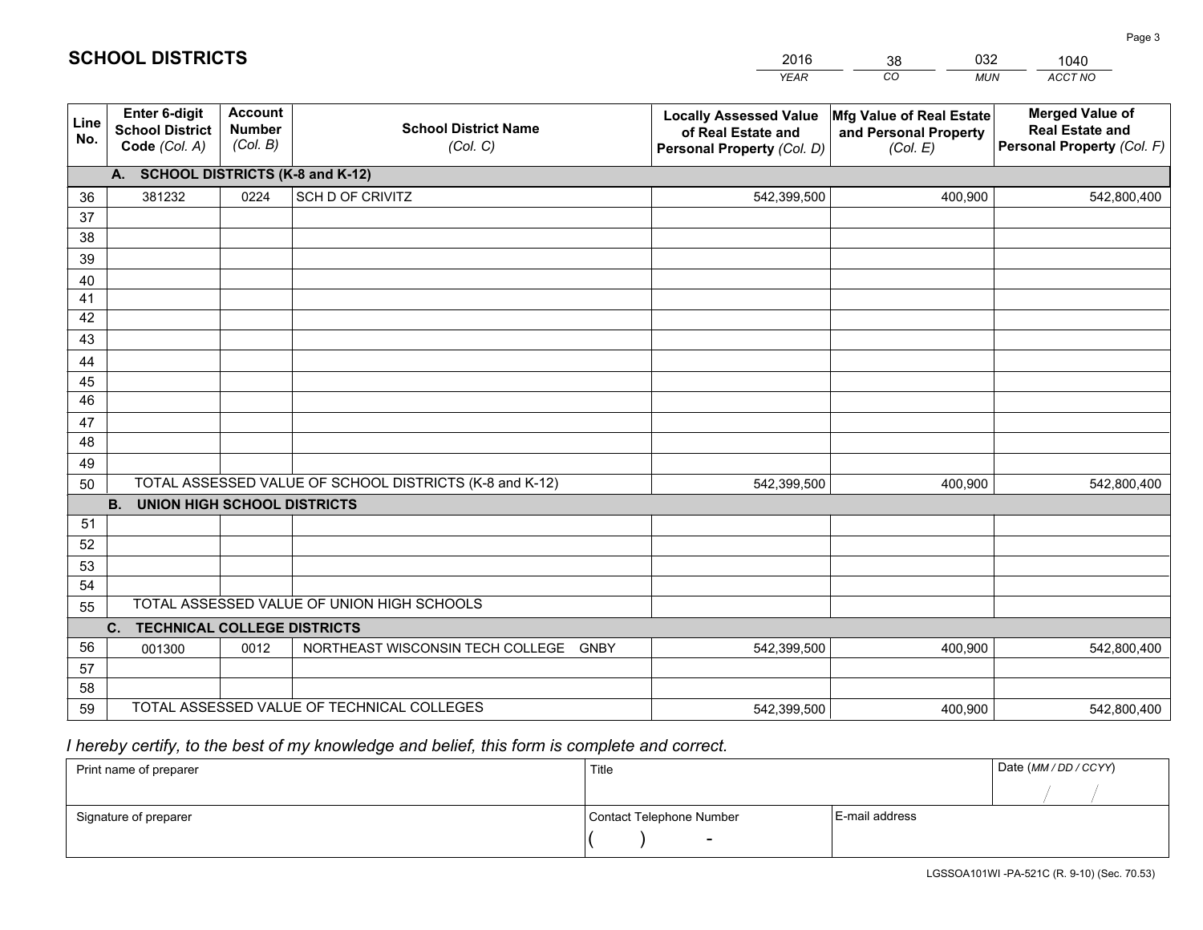# SCHOOL DISTRICTS

| 2016 | 38 | 032 | 1040 |
|---|---|---|---|
| *YEAR* | *CO* | *MUN* | *ACCT NO* |

| Line No. | Enter 6-digit School District Code (Col. A) | Account Number (Col. B) | School District Name (Col. C) | Locally Assessed Value of Real Estate and Personal Property (Col. D) | Mfg Value of Real Estate and Personal Property (Col. E) | Merged Value of Real Estate and Personal Property (Col. F) |
|---|---|---|---|---|---|---|
| **A. SCHOOL DISTRICTS (K-8 and K-12)** | | | | | | |
| 36 | 381232 | 0224 | SCH D OF CRIVITZ | 542,399,500 | 400,900 | 542,800,400 |
| 37 | | | | | | |
| 38 | | | | | | |
| 39 | | | | | | |
| 40 | | | | | | |
| 41 | | | | | | |
| 42 | | | | | | |
| 43 | | | | | | |
| 44 | | | | | | |
| 45 | | | | | | |
| 46 | | | | | | |
| 47 | | | | | | |
| 48 | | | | | | |
| 49 | | | | | | |
| 50 | TOTAL ASSESSED VALUE OF SCHOOL DISTRICTS (K-8 and K-12) | | | 542,399,500 | 400,900 | 542,800,400 |
| **B. UNION HIGH SCHOOL DISTRICTS** | | | | | | |
| 51 | | | | | | |
| 52 | | | | | | |
| 53 | | | | | | |
| 54 | | | | | | |
| 55 | TOTAL ASSESSED VALUE OF UNION HIGH SCHOOLS | | | | | |
| **C. TECHNICAL COLLEGE DISTRICTS** | | | | | | |
| 56 | 001300 | 0012 | NORTHEAST WISCONSIN TECH COLLEGE GNBY | 542,399,500 | 400,900 | 542,800,400 |
| 57 | | | | | | |
| 58 | | | | | | |
| 59 | TOTAL ASSESSED VALUE OF TECHNICAL COLLEGES | | | 542,399,500 | 400,900 | 542,800,400 |

*I hereby certify, to the best of my knowledge and belief, this form is complete and correct.*

| Print name of preparer | Title | | Date (MM / DD / CCYY) |
|---|---|---|---|
| | | | / / |
| Signature of preparer | Contact Telephone Number | E-mail address | |
| | ( ) - | | |

LGSSOA101WI -PA-521C (R. 9-10) (Sec. 70.53)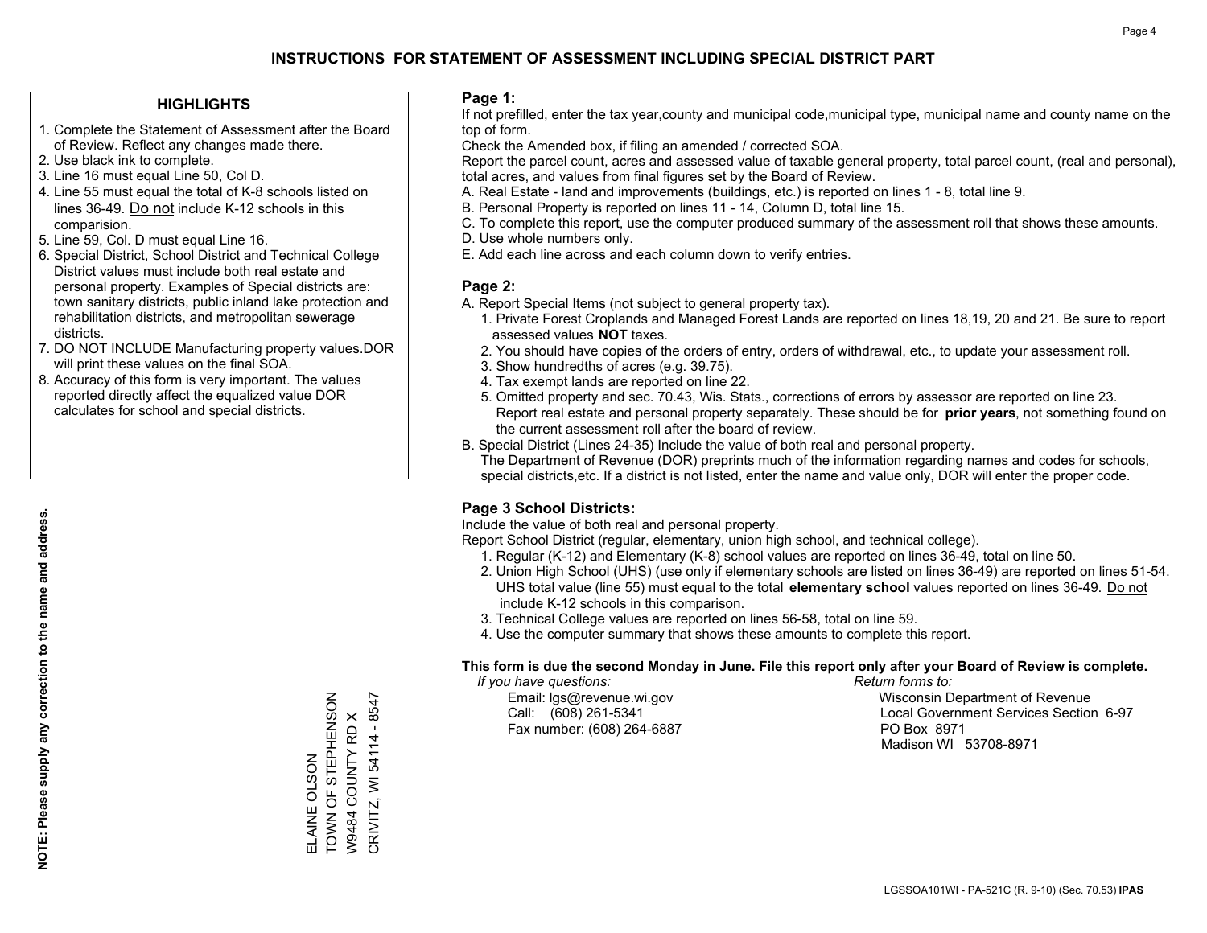# INSTRUCTIONS FOR STATEMENT OF ASSESSMENT INCLUDING SPECIAL DISTRICT PART

## HIGHLIGHTS

1. Complete the Statement of Assessment after the Board of Review. Reflect any changes made there.
2. Use black ink to complete.
3. Line 16 must equal Line 50, Col D.
4. Line 55 must equal the total of K-8 schools listed on lines 36-49. Do not include K-12 schools in this comparision.
5. Line 59, Col. D must equal Line 16.
6. Special District, School District and Technical College District values must include both real estate and personal property. Examples of Special districts are: town sanitary districts, public inland lake protection and rehabilitation districts, and metropolitan sewerage districts.
7. DO NOT INCLUDE Manufacturing property values.DOR will print these values on the final SOA.
8. Accuracy of this form is very important. The values reported directly affect the equalized value DOR calculates for school and special districts.

**NOTE: Please supply any correction to the name and address.**

ELAINE OLSON
TOWN OF STEPHENSON
W9484 COUNTY RD X
CRIVITZ, WI 54114 - 8547

## Page 1:

If not prefilled, enter the tax year,county and municipal code,municipal type, municipal name and county name on the top of form.

Check the Amended box, if filing an amended / corrected SOA.

Report the parcel count, acres and assessed value of taxable general property, total parcel count, (real and personal), total acres, and values from final figures set by the Board of Review.

A. Real Estate - land and improvements (buildings, etc.) is reported on lines 1 - 8, total line 9.
B. Personal Property is reported on lines 11 - 14, Column D, total line 15.
C. To complete this report, use the computer produced summary of the assessment roll that shows these amounts.
D. Use whole numbers only.
E. Add each line across and each column down to verify entries.

## Page 2:

A. Report Special Items (not subject to general property tax).
   1. Private Forest Croplands and Managed Forest Lands are reported on lines 18,19, 20 and 21. Be sure to report assessed values **NOT** taxes.
   2. You should have copies of the orders of entry, orders of withdrawal, etc., to update your assessment roll.
   3. Show hundredths of acres (e.g. 39.75).
   4. Tax exempt lands are reported on line 22.
   5. Omitted property and sec. 70.43, Wis. Stats., corrections of errors by assessor are reported on line 23. Report real estate and personal property separately. These should be for **prior years**, not something found on the current assessment roll after the board of review.
B. Special District (Lines 24-35) Include the value of both real and personal property.
   The Department of Revenue (DOR) preprints much of the information regarding names and codes for schools, special districts,etc. If a district is not listed, enter the name and value only, DOR will enter the proper code.

## Page 3 School Districts:

Include the value of both real and personal property.

Report School District (regular, elementary, union high school, and technical college).

1. Regular (K-12) and Elementary (K-8) school values are reported on lines 36-49, total on line 50.
2. Union High School (UHS) (use only if elementary schools are listed on lines 36-49) are reported on lines 51-54. UHS total value (line 55) must equal to the total **elementary school** values reported on lines 36-49. Do not include K-12 schools in this comparison.
3. Technical College values are reported on lines 56-58, total on line 59.
4. Use the computer summary that shows these amounts to complete this report.

**This form is due the second Monday in June. File this report only after your Board of Review is complete.**

*If you have questions:*
Email: lgs@revenue.wi.gov
Call: (608) 261-5341
Fax number: (608) 264-6887

*Return forms to:*
Wisconsin Department of Revenue
Local Government Services Section 6-97
PO Box 8971
Madison WI 53708-8971

LGSSOA101WI - PA-521C (R. 9-10) (Sec. 70.53) **IPAS**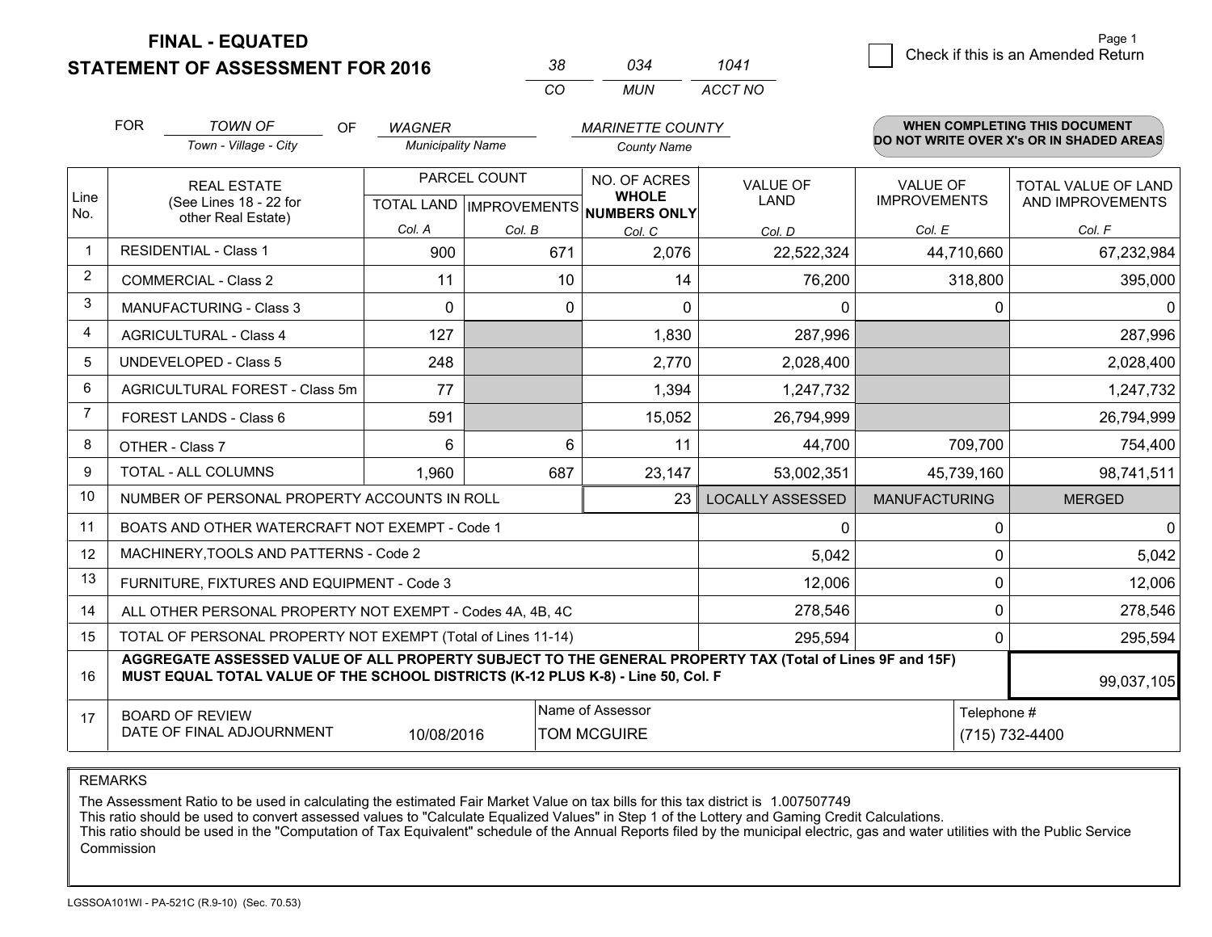**FINAL - EQUATED**

**STATEMENT OF ASSESSMENT FOR 2016**

| 38 | 034 | 1041 |
|---|---|---|
| CO | MUN | ACCT NO |

Page 1

☐ Check if this is an Amended Return

FOR *TOWN OF* (Town - Village - City) OF *WAGNER* (Municipality Name) *MARINETTE COUNTY* (County Name)

**WHEN COMPLETING THIS DOCUMENT DO NOT WRITE OVER X's OR IN SHADED AREAS**

| Line No. | REAL ESTATE (See Lines 18 - 22 for other Real Estate) | PARCEL COUNT TOTAL LAND Col. A | IMPROVEMENTS Col. B | NO. OF ACRES WHOLE NUMBERS ONLY Col. C | VALUE OF LAND Col. D | VALUE OF IMPROVEMENTS Col. E | TOTAL VALUE OF LAND AND IMPROVEMENTS Col. F |
|---|---|---|---|---|---|---|---|
| 1 | RESIDENTIAL - Class 1 | 900 | 671 | 2,076 | 22,522,324 | 44,710,660 | 67,232,984 |
| 2 | COMMERCIAL - Class 2 | 11 | 10 | 14 | 76,200 | 318,800 | 395,000 |
| 3 | MANUFACTURING - Class 3 | 0 | 0 | 0 | 0 | 0 | 0 |
| 4 | AGRICULTURAL - Class 4 | 127 | | 1,830 | 287,996 | | 287,996 |
| 5 | UNDEVELOPED - Class 5 | 248 | | 2,770 | 2,028,400 | | 2,028,400 |
| 6 | AGRICULTURAL FOREST - Class 5m | 77 | | 1,394 | 1,247,732 | | 1,247,732 |
| 7 | FOREST LANDS - Class 6 | 591 | | 15,052 | 26,794,999 | | 26,794,999 |
| 8 | OTHER - Class 7 | 6 | 6 | 11 | 44,700 | 709,700 | 754,400 |
| 9 | TOTAL - ALL COLUMNS | 1,960 | 687 | 23,147 | 53,002,351 | 45,739,160 | 98,741,511 |
| 10 | NUMBER OF PERSONAL PROPERTY ACCOUNTS IN ROLL | | | 23 | LOCALLY ASSESSED | MANUFACTURING | MERGED |
| 11 | BOATS AND OTHER WATERCRAFT NOT EXEMPT - Code 1 | | | | 0 | 0 | 0 |
| 12 | MACHINERY,TOOLS AND PATTERNS - Code 2 | | | | 5,042 | 0 | 5,042 |
| 13 | FURNITURE, FIXTURES AND EQUIPMENT - Code 3 | | | | 12,006 | 0 | 12,006 |
| 14 | ALL OTHER PERSONAL PROPERTY NOT EXEMPT - Codes 4A, 4B, 4C | | | | 278,546 | 0 | 278,546 |
| 15 | TOTAL OF PERSONAL PROPERTY NOT EXEMPT (Total of Lines 11-14) | | | | 295,594 | 0 | 295,594 |
| 16 | **AGGREGATE ASSESSED VALUE OF ALL PROPERTY SUBJECT TO THE GENERAL PROPERTY TAX (Total of Lines 9F and 15F) MUST EQUAL TOTAL VALUE OF THE SCHOOL DISTRICTS (K-12 PLUS K-8) - Line 50, Col. F** | | | | | | 99,037,105 |
| 17 | BOARD OF REVIEW DATE OF FINAL ADJOURNMENT | 10/08/2016 | Name of Assessor: TOM MCGUIRE | | | Telephone #: (715) 732-4400 | |

REMARKS

The Assessment Ratio to be used in calculating the estimated Fair Market Value on tax bills for this tax district is 1.007507749
This ratio should be used to convert assessed values to "Calculate Equalized Values" in Step 1 of the Lottery and Gaming Credit Calculations.
This ratio should be used in the "Computation of Tax Equivalent" schedule of the Annual Reports filed by the municipal electric, gas and water utilities with the Public Service Commission

LGSSOA101WI - PA-521C (R.9-10) (Sec. 70.53)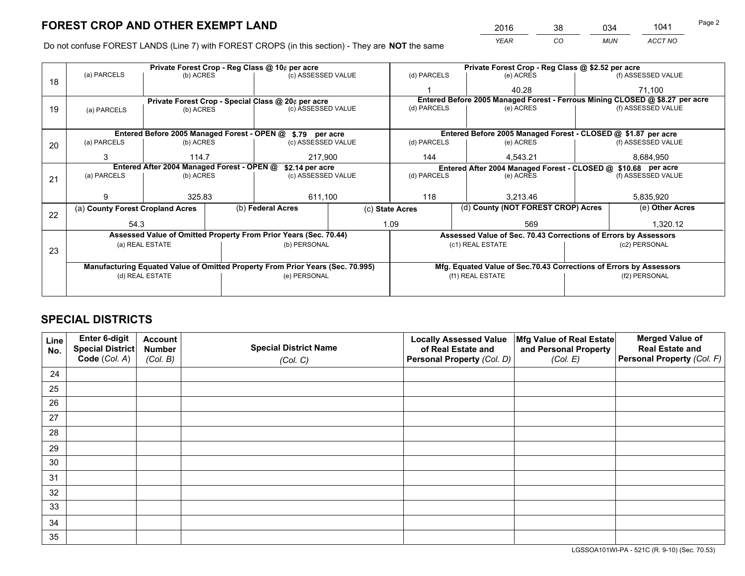# FOREST CROP AND OTHER EXEMPT LAND

| 2016 | 38 | 034 | 1041 |
|---|---|---|---|
| *YEAR* | *CO* | *MUN* | *ACCT NO* |

Do not confuse FOREST LANDS (Line 7) with FOREST CROPS (in this section) - They are **NOT** the same

| Line | Private Forest Crop - Reg Class @ 10¢ per acre | | | Private Forest Crop - Reg Class @ $2.52 per acre | | |
|---|---|---|---|---|---|---|
| 18 | (a) PARCELS | (b) ACRES | (c) ASSESSED VALUE | (d) PARCELS | (e) ACRES | (f) ASSESSED VALUE |
| | | | | 1 | 40.28 | 71,100 |
| | **Private Forest Crop - Special Class @ 20¢ per acre** | | | **Entered Before 2005 Managed Forest - Ferrous Mining CLOSED @ $8.27 per acre** | | |
| 19 | (a) PARCELS | (b) ACRES | (c) ASSESSED VALUE | (d) PARCELS | (e) ACRES | (f) ASSESSED VALUE |
| | | | | | | |
| | **Entered Before 2005 Managed Forest - OPEN @ $.79 per acre** | | | **Entered Before 2005 Managed Forest - CLOSED @ $1.87 per acre** | | |
| 20 | (a) PARCELS | (b) ACRES | (c) ASSESSED VALUE | (d) PARCELS | (e) ACRES | (f) ASSESSED VALUE |
| | 3 | 114.7 | 217,900 | 144 | 4,543.21 | 8,684,950 |
| | **Entered After 2004 Managed Forest - OPEN @ $2.14 per acre** | | | **Entered After 2004 Managed Forest - CLOSED @ $10.68 per acre** | | |
| 21 | (a) PARCELS | (b) ACRES | (c) ASSESSED VALUE | (d) PARCELS | (e) ACRES | (f) ASSESSED VALUE |
| | 9 | 325.83 | 611,100 | 118 | 3,213.46 | 5,835,920 |

| Line | (a) County Forest Cropland Acres | (b) Federal Acres | (c) State Acres | (d) County (NOT FOREST CROP) Acres | (e) Other Acres |
|---|---|---|---|---|---|
| 22 | 54.3 | | 1.09 | 569 | 1,320.12 |

| Line | Assessed Value of Omitted Property From Prior Years (Sec. 70.44) | | Assessed Value of Sec. 70.43 Corrections of Errors by Assessors | |
|---|---|---|---|---|
| 23 | (a) REAL ESTATE | (b) PERSONAL | (c1) REAL ESTATE | (c2) PERSONAL |
| | | | | |
| | **Manufacturing Equated Value of Omitted Property From Prior Years (Sec. 70.995)** | | **Mfg. Equated Value of Sec.70.43 Corrections of Errors by Assessors** | |
| | (d) REAL ESTATE | (e) PERSONAL | (f1) REAL ESTATE | (f2) PERSONAL |
| | | | | |

# SPECIAL DISTRICTS

| Line No. | Enter 6-digit Special District Code (*Col. A*) | Account Number (*Col. B*) | Special District Name (*Col. C*) | Locally Assessed Value of Real Estate and Personal Property (*Col. D*) | Mfg Value of Real Estate and Personal Property (*Col. E*) | Merged Value of Real Estate and Personal Property (*Col. F*) |
|---|---|---|---|---|---|---|
| 24 | | | | | | |
| 25 | | | | | | |
| 26 | | | | | | |
| 27 | | | | | | |
| 28 | | | | | | |
| 29 | | | | | | |
| 30 | | | | | | |
| 31 | | | | | | |
| 32 | | | | | | |
| 33 | | | | | | |
| 34 | | | | | | |
| 35 | | | | | | |

LGSSOA101WI-PA - 521C (R. 9-10) (Sec. 70.53)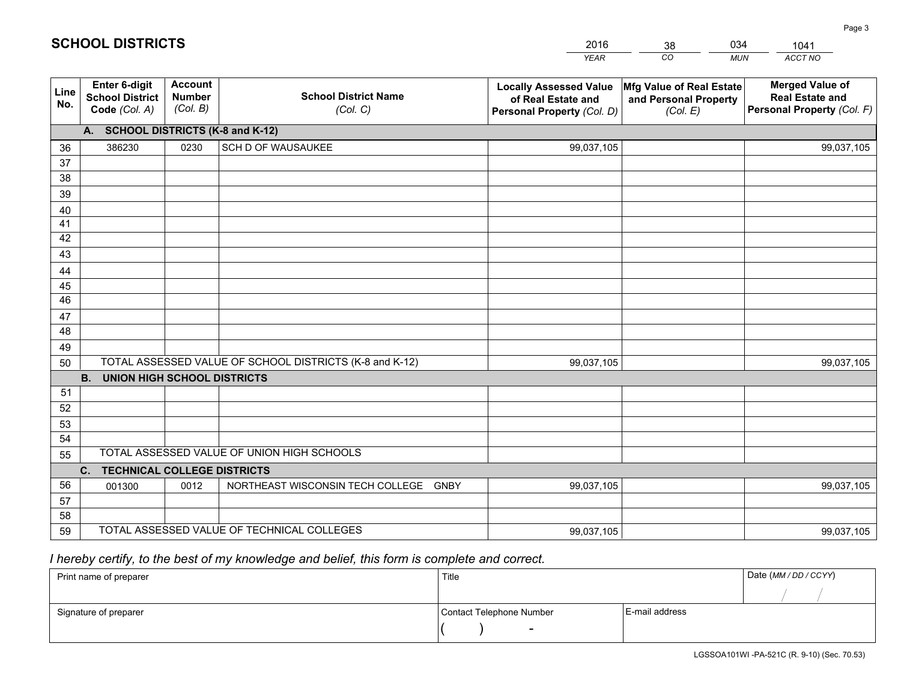# SCHOOL DISTRICTS

| 2016 | 38 | 034 | 1041 |
|---|---|---|---|
| *YEAR* | *CO* | *MUN* | *ACCT NO* |

| Line No. | Enter 6-digit School District Code *(Col. A)* | Account Number *(Col. B)* | School District Name *(Col. C)* | Locally Assessed Value of Real Estate and Personal Property *(Col. D)* | Mfg Value of Real Estate and Personal Property *(Col. E)* | Merged Value of Real Estate and Personal Property *(Col. F)* |
|---|---|---|---|---|---|---|
| | **A. SCHOOL DISTRICTS (K-8 and K-12)** | | | | | |
| 36 | 386230 | 0230 | SCH D OF WAUSAUKEE | 99,037,105 | | 99,037,105 |
| 37 | | | | | | |
| 38 | | | | | | |
| 39 | | | | | | |
| 40 | | | | | | |
| 41 | | | | | | |
| 42 | | | | | | |
| 43 | | | | | | |
| 44 | | | | | | |
| 45 | | | | | | |
| 46 | | | | | | |
| 47 | | | | | | |
| 48 | | | | | | |
| 49 | | | | | | |
| 50 | TOTAL ASSESSED VALUE OF SCHOOL DISTRICTS (K-8 and K-12) | | | 99,037,105 | | 99,037,105 |
| | **B. UNION HIGH SCHOOL DISTRICTS** | | | | | |
| 51 | | | | | | |
| 52 | | | | | | |
| 53 | | | | | | |
| 54 | | | | | | |
| 55 | TOTAL ASSESSED VALUE OF UNION HIGH SCHOOLS | | | | | |
| | **C. TECHNICAL COLLEGE DISTRICTS** | | | | | |
| 56 | 001300 | 0012 | NORTHEAST WISCONSIN TECH COLLEGE GNBY | 99,037,105 | | 99,037,105 |
| 57 | | | | | | |
| 58 | | | | | | |
| 59 | TOTAL ASSESSED VALUE OF TECHNICAL COLLEGES | | | 99,037,105 | | 99,037,105 |

*I hereby certify, to the best of my knowledge and belief, this form is complete and correct.*

| Print name of preparer | Title | | Date *(MM / DD / CCYY)* |
|---|---|---|---|
| | | | / / |
| Signature of preparer | Contact Telephone Number | E-mail address | |
| | ( ) - | | |

LGSSOA101WI -PA-521C (R. 9-10) (Sec. 70.53)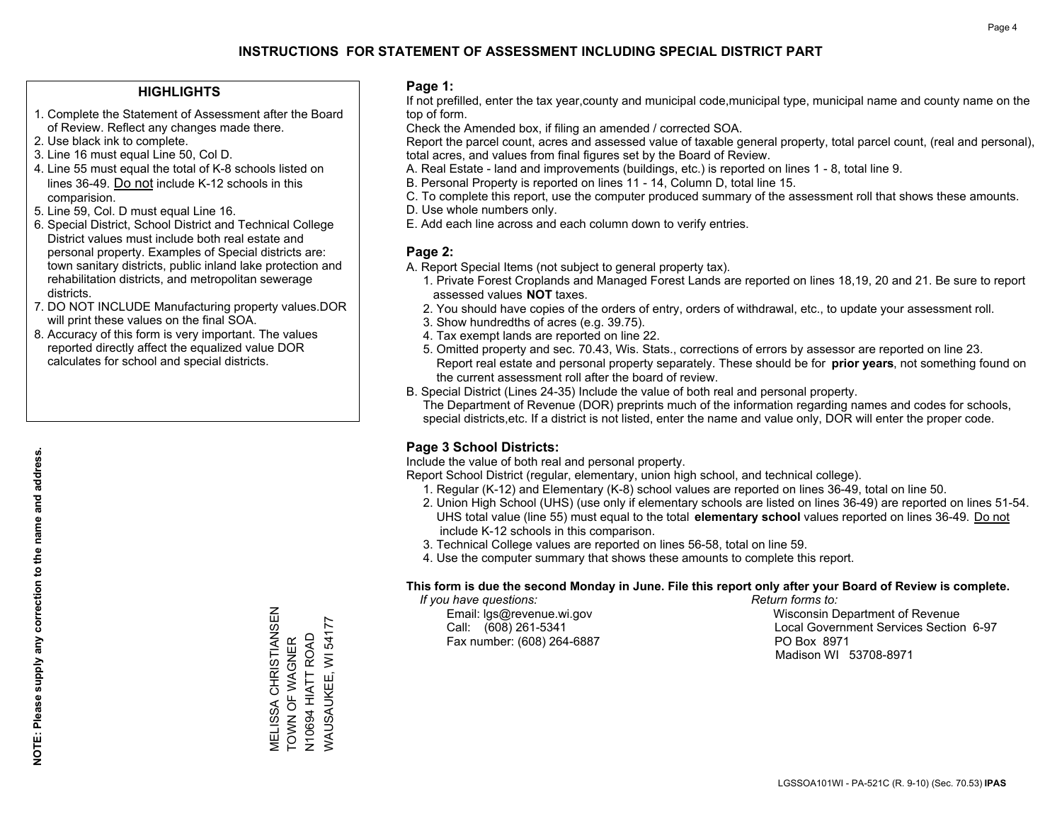# INSTRUCTIONS FOR STATEMENT OF ASSESSMENT INCLUDING SPECIAL DISTRICT PART

## HIGHLIGHTS

1. Complete the Statement of Assessment after the Board of Review. Reflect any changes made there.
2. Use black ink to complete.
3. Line 16 must equal Line 50, Col D.
4. Line 55 must equal the total of K-8 schools listed on lines 36-49. Do not include K-12 schools in this comparision.
5. Line 59, Col. D must equal Line 16.
6. Special District, School District and Technical College District values must include both real estate and personal property. Examples of Special districts are: town sanitary districts, public inland lake protection and rehabilitation districts, and metropolitan sewerage districts.
7. DO NOT INCLUDE Manufacturing property values.DOR will print these values on the final SOA.
8. Accuracy of this form is very important. The values reported directly affect the equalized value DOR calculates for school and special districts.

**NOTE: Please supply any correction to the name and address.**

MELISSA CHRISTIANSEN
TOWN OF WAGNER
N10694 HIATT ROAD
WAUSAUKEE, WI 54177

## Page 1:

If not prefilled, enter the tax year,county and municipal code,municipal type, municipal name and county name on the top of form.

Check the Amended box, if filing an amended / corrected SOA.

Report the parcel count, acres and assessed value of taxable general property, total parcel count, (real and personal), total acres, and values from final figures set by the Board of Review.

A. Real Estate - land and improvements (buildings, etc.) is reported on lines 1 - 8, total line 9.
B. Personal Property is reported on lines 11 - 14, Column D, total line 15.
C. To complete this report, use the computer produced summary of the assessment roll that shows these amounts.
D. Use whole numbers only.
E. Add each line across and each column down to verify entries.

## Page 2:

A. Report Special Items (not subject to general property tax).
   1. Private Forest Croplands and Managed Forest Lands are reported on lines 18,19, 20 and 21. Be sure to report assessed values **NOT** taxes.
   2. You should have copies of the orders of entry, orders of withdrawal, etc., to update your assessment roll.
   3. Show hundredths of acres (e.g. 39.75).
   4. Tax exempt lands are reported on line 22.
   5. Omitted property and sec. 70.43, Wis. Stats., corrections of errors by assessor are reported on line 23. Report real estate and personal property separately. These should be for **prior years**, not something found on the current assessment roll after the board of review.

B. Special District (Lines 24-35) Include the value of both real and personal property.
   The Department of Revenue (DOR) preprints much of the information regarding names and codes for schools, special districts,etc. If a district is not listed, enter the name and value only, DOR will enter the proper code.

## Page 3 School Districts:

Include the value of both real and personal property.

Report School District (regular, elementary, union high school, and technical college).

1. Regular (K-12) and Elementary (K-8) school values are reported on lines 36-49, total on line 50.
2. Union High School (UHS) (use only if elementary schools are listed on lines 36-49) are reported on lines 51-54. UHS total value (line 55) must equal to the total **elementary school** values reported on lines 36-49. Do not include K-12 schools in this comparison.
3. Technical College values are reported on lines 56-58, total on line 59.
4. Use the computer summary that shows these amounts to complete this report.

**This form is due the second Monday in June. File this report only after your Board of Review is complete.**

*If you have questions:*
Email: lgs@revenue.wi.gov
Call: (608) 261-5341
Fax number: (608) 264-6887

*Return forms to:*
Wisconsin Department of Revenue
Local Government Services Section 6-97
PO Box 8971
Madison WI 53708-8971

LGSSOA101WI - PA-521C (R. 9-10) (Sec. 70.53) **IPAS**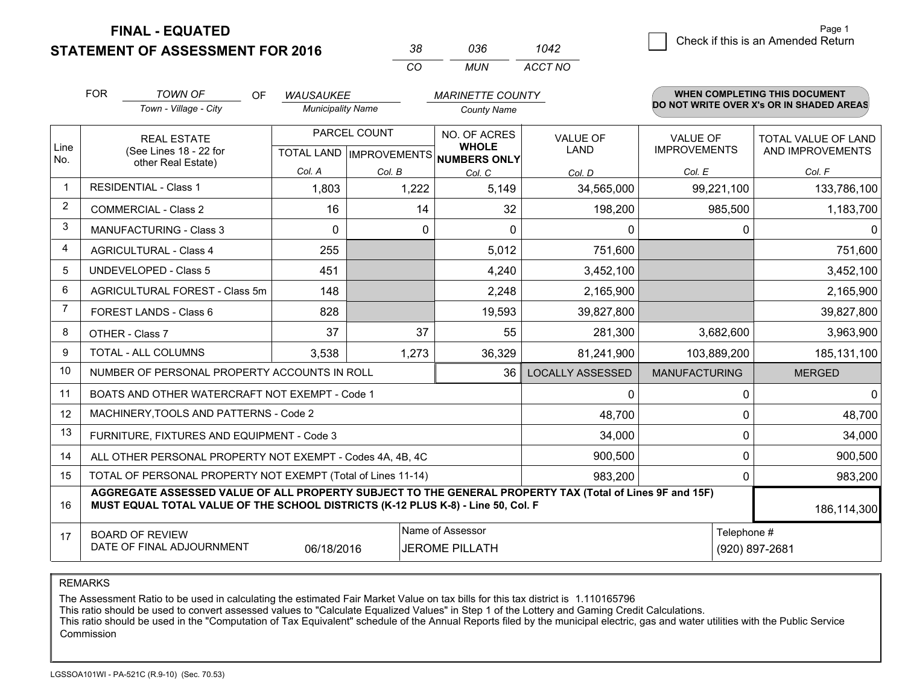**FINAL - EQUATED**

**STATEMENT OF ASSESSMENT FOR 2016**

| 38 | 036 | 1042 |
|---|---|---|
| CO | MUN | ACCT NO |

Page 1

☐ Check if this is an Amended Return

FOR *TOWN OF* (Town - Village - City) OF *WAUSAUKEE* (Municipality Name) *MARINETTE COUNTY* (County Name)

**WHEN COMPLETING THIS DOCUMENT DO NOT WRITE OVER X's OR IN SHADED AREAS**

| Line No. | REAL ESTATE (See Lines 18 - 22 for other Real Estate) | PARCEL COUNT TOTAL LAND Col. A | PARCEL COUNT IMPROVEMENTS Col. B | NO. OF ACRES WHOLE NUMBERS ONLY Col. C | VALUE OF LAND Col. D | VALUE OF IMPROVEMENTS Col. E | TOTAL VALUE OF LAND AND IMPROVEMENTS Col. F |
|---|---|---|---|---|---|---|---|
| 1 | RESIDENTIAL - Class 1 | 1,803 | 1,222 | 5,149 | 34,565,000 | 99,221,100 | 133,786,100 |
| 2 | COMMERCIAL - Class 2 | 16 | 14 | 32 | 198,200 | 985,500 | 1,183,700 |
| 3 | MANUFACTURING - Class 3 | 0 | 0 | 0 | 0 | 0 | 0 |
| 4 | AGRICULTURAL - Class 4 | 255 | | 5,012 | 751,600 | | 751,600 |
| 5 | UNDEVELOPED - Class 5 | 451 | | 4,240 | 3,452,100 | | 3,452,100 |
| 6 | AGRICULTURAL FOREST - Class 5m | 148 | | 2,248 | 2,165,900 | | 2,165,900 |
| 7 | FOREST LANDS - Class 6 | 828 | | 19,593 | 39,827,800 | | 39,827,800 |
| 8 | OTHER - Class 7 | 37 | 37 | 55 | 281,300 | 3,682,600 | 3,963,900 |
| 9 | TOTAL - ALL COLUMNS | 3,538 | 1,273 | 36,329 | 81,241,900 | 103,889,200 | 185,131,100 |
| 10 | NUMBER OF PERSONAL PROPERTY ACCOUNTS IN ROLL | | | 36 | LOCALLY ASSESSED | MANUFACTURING | MERGED |
| 11 | BOATS AND OTHER WATERCRAFT NOT EXEMPT - Code 1 | | | | 0 | 0 | 0 |
| 12 | MACHINERY,TOOLS AND PATTERNS - Code 2 | | | | 48,700 | 0 | 48,700 |
| 13 | FURNITURE, FIXTURES AND EQUIPMENT - Code 3 | | | | 34,000 | 0 | 34,000 |
| 14 | ALL OTHER PERSONAL PROPERTY NOT EXEMPT - Codes 4A, 4B, 4C | | | | 900,500 | 0 | 900,500 |
| 15 | TOTAL OF PERSONAL PROPERTY NOT EXEMPT (Total of Lines 11-14) | | | | 983,200 | 0 | 983,200 |
| 16 | **AGGREGATE ASSESSED VALUE OF ALL PROPERTY SUBJECT TO THE GENERAL PROPERTY TAX (Total of Lines 9F and 15F) MUST EQUAL TOTAL VALUE OF THE SCHOOL DISTRICTS (K-12 PLUS K-8) - Line 50, Col. F** | | | | | | 186,114,300 |
| 17 | BOARD OF REVIEW DATE OF FINAL ADJOURNMENT | 06/18/2016 | Name of Assessor: JEROME PILLATH | | | Telephone #: (920) 897-2681 | |

REMARKS

The Assessment Ratio to be used in calculating the estimated Fair Market Value on tax bills for this tax district is 1.110165796
This ratio should be used to convert assessed values to "Calculate Equalized Values" in Step 1 of the Lottery and Gaming Credit Calculations.
This ratio should be used in the "Computation of Tax Equivalent" schedule of the Annual Reports filed by the municipal electric, gas and water utilities with the Public Service Commission

LGSSOA101WI - PA-521C (R.9-10) (Sec. 70.53)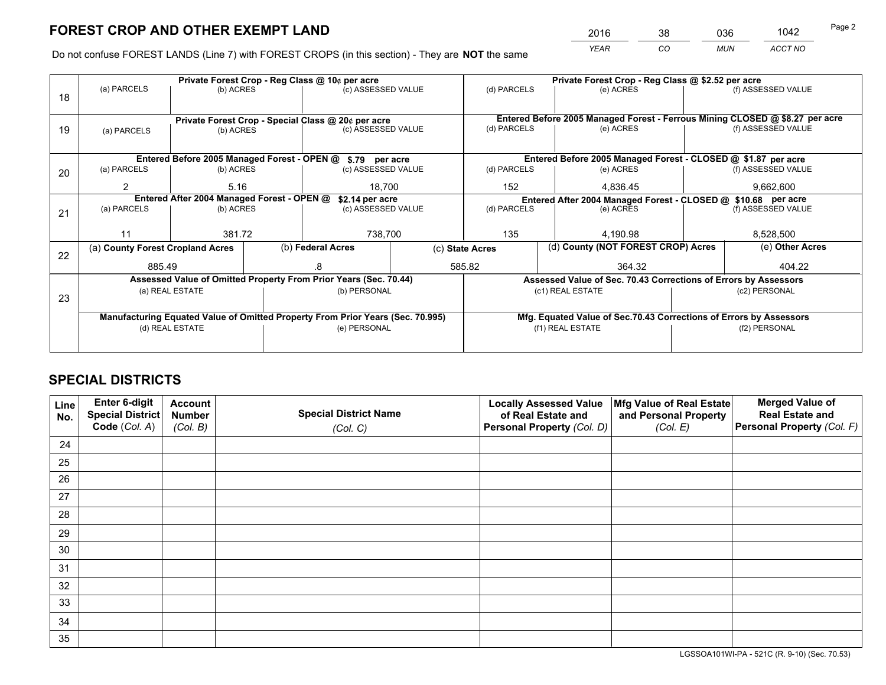# FOREST CROP AND OTHER EXEMPT LAND

| 2016 | 38 | 036 | 1042 |
|---|---|---|---|
| *YEAR* | *CO* | *MUN* | *ACCT NO* |

Do not confuse FOREST LANDS (Line 7) with FOREST CROPS (in this section) - They are **NOT** the same

| Line | Private Forest Crop - Reg Class @ 10¢ per acre | | | Private Forest Crop - Reg Class @ $2.52 per acre | | |
|---|---|---|---|---|---|---|
| 18 | (a) PARCELS | (b) ACRES | (c) ASSESSED VALUE | (d) PARCELS | (e) ACRES | (f) ASSESSED VALUE |
| | | | | | | |
| | **Private Forest Crop - Special Class @ 20¢ per acre** | | | **Entered Before 2005 Managed Forest - Ferrous Mining CLOSED @ $8.27 per acre** | | |
| 19 | (a) PARCELS | (b) ACRES | (c) ASSESSED VALUE | (d) PARCELS | (e) ACRES | (f) ASSESSED VALUE |
| | | | | | | |
| | **Entered Before 2005 Managed Forest - OPEN @ $.79 per acre** | | | **Entered Before 2005 Managed Forest - CLOSED @ $1.87 per acre** | | |
| 20 | (a) PARCELS | (b) ACRES | (c) ASSESSED VALUE | (d) PARCELS | (e) ACRES | (f) ASSESSED VALUE |
| | 2 | 5.16 | 18,700 | 152 | 4,836.45 | 9,662,600 |
| | **Entered After 2004 Managed Forest - OPEN @ $2.14 per acre** | | | **Entered After 2004 Managed Forest - CLOSED @ $10.68 per acre** | | |
| 21 | (a) PARCELS | (b) ACRES | (c) ASSESSED VALUE | (d) PARCELS | (e) ACRES | (f) ASSESSED VALUE |
| | 11 | 381.72 | 738,700 | 135 | 4,190.98 | 8,528,500 |

| Line | (a) County Forest Cropland Acres | (b) Federal Acres | (c) State Acres | (d) County (NOT FOREST CROP) Acres | (e) Other Acres |
|---|---|---|---|---|---|
| 22 | 885.49 | .8 | 585.82 | 364.32 | 404.22 |

| Line | Assessed Value of Omitted Property From Prior Years (Sec. 70.44) | | Assessed Value of Sec. 70.43 Corrections of Errors by Assessors | |
|---|---|---|---|---|
| 23 | (a) REAL ESTATE | (b) PERSONAL | (c1) REAL ESTATE | (c2) PERSONAL |
| | | | | |
| | **Manufacturing Equated Value of Omitted Property From Prior Years (Sec. 70.995)** | | **Mfg. Equated Value of Sec.70.43 Corrections of Errors by Assessors** | |
| | (d) REAL ESTATE | (e) PERSONAL | (f1) REAL ESTATE | (f2) PERSONAL |
| | | | | |

# SPECIAL DISTRICTS

| Line No. | Enter 6-digit Special District Code (Col. A) | Account Number (Col. B) | Special District Name (Col. C) | Locally Assessed Value of Real Estate and Personal Property (Col. D) | Mfg Value of Real Estate and Personal Property (Col. E) | Merged Value of Real Estate and Personal Property (Col. F) |
|---|---|---|---|---|---|---|
| 24 | | | | | | |
| 25 | | | | | | |
| 26 | | | | | | |
| 27 | | | | | | |
| 28 | | | | | | |
| 29 | | | | | | |
| 30 | | | | | | |
| 31 | | | | | | |
| 32 | | | | | | |
| 33 | | | | | | |
| 34 | | | | | | |
| 35 | | | | | | |

LGSSOA101WI-PA - 521C (R. 9-10) (Sec. 70.53)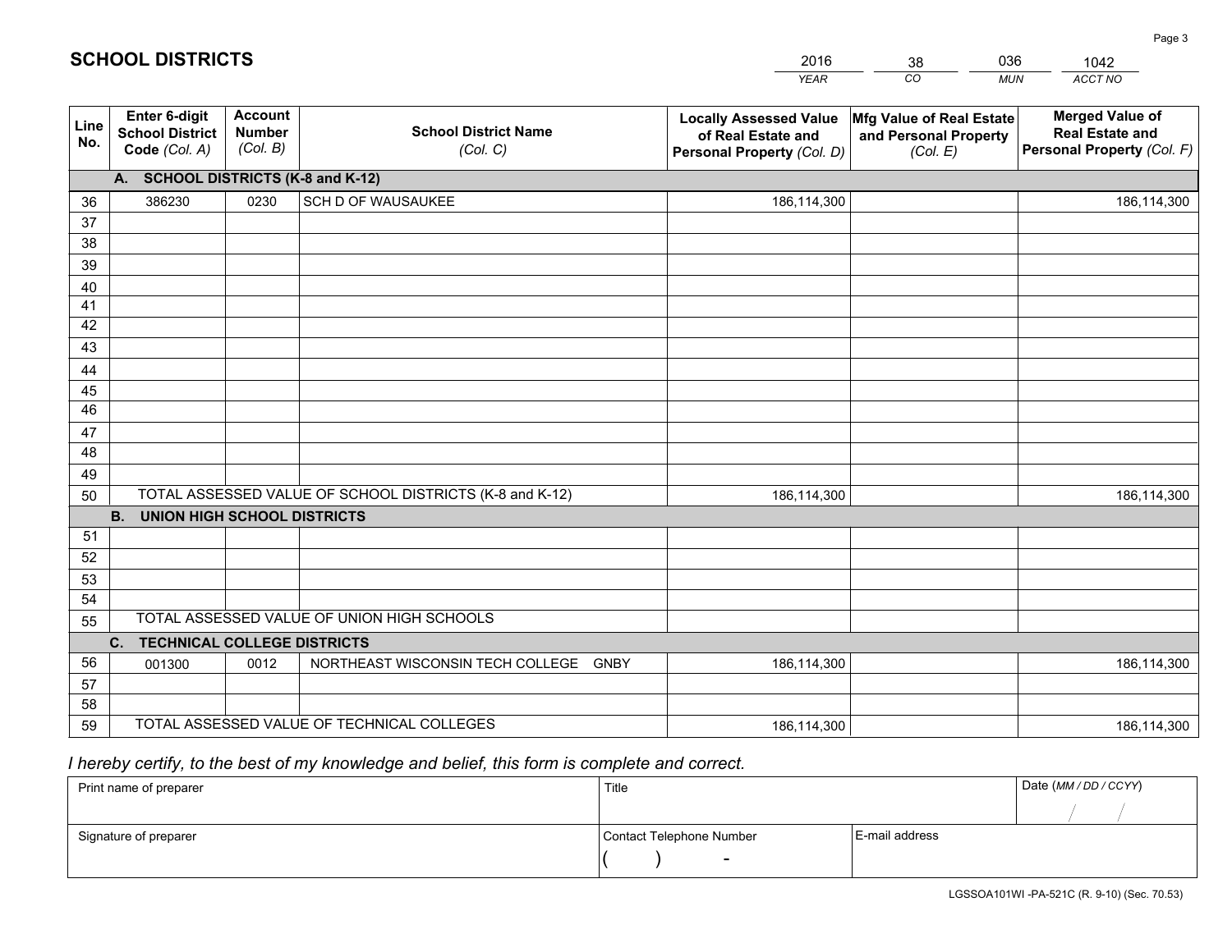# SCHOOL DISTRICTS

| 2016 | 38 | 036 | 1042 |
|---|---|---|---|
| *YEAR* | *CO* | *MUN* | *ACCT NO* |

| Line No. | Enter 6-digit School District Code *(Col. A)* | Account Number *(Col. B)* | School District Name *(Col. C)* | Locally Assessed Value of Real Estate and Personal Property *(Col. D)* | Mfg Value of Real Estate and Personal Property *(Col. E)* | Merged Value of Real Estate and Personal Property *(Col. F)* |
|---|---|---|---|---|---|---|
| | **A. SCHOOL DISTRICTS (K-8 and K-12)** | | | | | |
| 36 | 386230 | 0230 | SCH D OF WAUSAUKEE | 186,114,300 | | 186,114,300 |
| 37 | | | | | | |
| 38 | | | | | | |
| 39 | | | | | | |
| 40 | | | | | | |
| 41 | | | | | | |
| 42 | | | | | | |
| 43 | | | | | | |
| 44 | | | | | | |
| 45 | | | | | | |
| 46 | | | | | | |
| 47 | | | | | | |
| 48 | | | | | | |
| 49 | | | | | | |
| 50 | TOTAL ASSESSED VALUE OF SCHOOL DISTRICTS (K-8 and K-12) | | | 186,114,300 | | 186,114,300 |
| | **B. UNION HIGH SCHOOL DISTRICTS** | | | | | |
| 51 | | | | | | |
| 52 | | | | | | |
| 53 | | | | | | |
| 54 | | | | | | |
| 55 | TOTAL ASSESSED VALUE OF UNION HIGH SCHOOLS | | | | | |
| | **C. TECHNICAL COLLEGE DISTRICTS** | | | | | |
| 56 | 001300 | 0012 | NORTHEAST WISCONSIN TECH COLLEGE GNBY | 186,114,300 | | 186,114,300 |
| 57 | | | | | | |
| 58 | | | | | | |
| 59 | TOTAL ASSESSED VALUE OF TECHNICAL COLLEGES | | | 186,114,300 | | 186,114,300 |

*I hereby certify, to the best of my knowledge and belief, this form is complete and correct.*

| Print name of preparer | Title | | Date *(MM / DD / CCYY)* |
|---|---|---|---|
| | | | / / |
| Signature of preparer | Contact Telephone Number | E-mail address | |
| | ( ) - | | |

LGSSOA101WI -PA-521C (R. 9-10) (Sec. 70.53)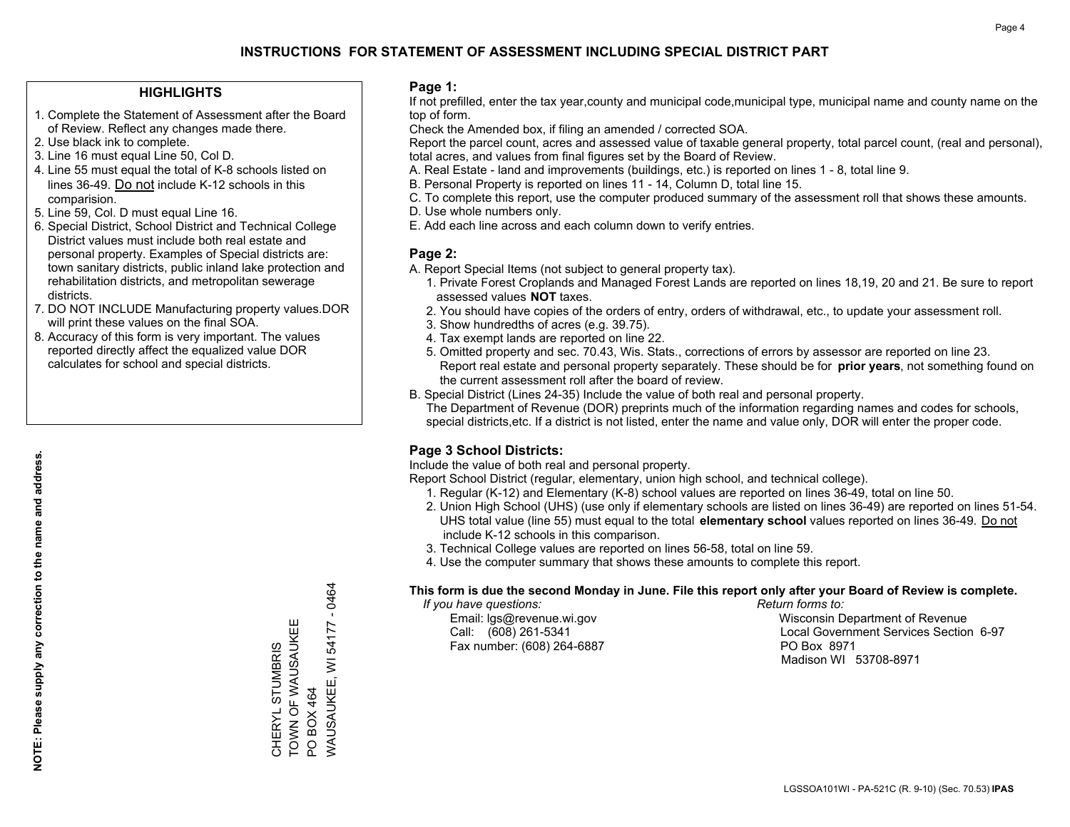# INSTRUCTIONS FOR STATEMENT OF ASSESSMENT INCLUDING SPECIAL DISTRICT PART

## HIGHLIGHTS

1. Complete the Statement of Assessment after the Board of Review. Reflect any changes made there.
2. Use black ink to complete.
3. Line 16 must equal Line 50, Col D.
4. Line 55 must equal the total of K-8 schools listed on lines 36-49. Do not include K-12 schools in this comparision.
5. Line 59, Col. D must equal Line 16.
6. Special District, School District and Technical College District values must include both real estate and personal property. Examples of Special districts are: town sanitary districts, public inland lake protection and rehabilitation districts, and metropolitan sewerage districts.
7. DO NOT INCLUDE Manufacturing property values.DOR will print these values on the final SOA.
8. Accuracy of this form is very important. The values reported directly affect the equalized value DOR calculates for school and special districts.

**NOTE: Please supply any correction to the name and address.**

CHERYL STUMBRIS
TOWN OF WAUSAUKEE
PO BOX 464
WAUSAUKEE, WI 54177 - 0464

## Page 1:

If not prefilled, enter the tax year,county and municipal code,municipal type, municipal name and county name on the top of form.

Check the Amended box, if filing an amended / corrected SOA.

Report the parcel count, acres and assessed value of taxable general property, total parcel count, (real and personal), total acres, and values from final figures set by the Board of Review.

A. Real Estate - land and improvements (buildings, etc.) is reported on lines 1 - 8, total line 9.
B. Personal Property is reported on lines 11 - 14, Column D, total line 15.
C. To complete this report, use the computer produced summary of the assessment roll that shows these amounts.
D. Use whole numbers only.
E. Add each line across and each column down to verify entries.

## Page 2:

A. Report Special Items (not subject to general property tax).
   1. Private Forest Croplands and Managed Forest Lands are reported on lines 18,19, 20 and 21. Be sure to report assessed values **NOT** taxes.
   2. You should have copies of the orders of entry, orders of withdrawal, etc., to update your assessment roll.
   3. Show hundredths of acres (e.g. 39.75).
   4. Tax exempt lands are reported on line 22.
   5. Omitted property and sec. 70.43, Wis. Stats., corrections of errors by assessor are reported on line 23. Report real estate and personal property separately. These should be for **prior years**, not something found on the current assessment roll after the board of review.
B. Special District (Lines 24-35) Include the value of both real and personal property.
   The Department of Revenue (DOR) preprints much of the information regarding names and codes for schools, special districts,etc. If a district is not listed, enter the name and value only, DOR will enter the proper code.

## Page 3 School Districts:

Include the value of both real and personal property.

Report School District (regular, elementary, union high school, and technical college).

1. Regular (K-12) and Elementary (K-8) school values are reported on lines 36-49, total on line 50.
2. Union High School (UHS) (use only if elementary schools are listed on lines 36-49) are reported on lines 51-54. UHS total value (line 55) must equal to the total **elementary school** values reported on lines 36-49. Do not include K-12 schools in this comparison.
3. Technical College values are reported on lines 56-58, total on line 59.
4. Use the computer summary that shows these amounts to complete this report.

**This form is due the second Monday in June. File this report only after your Board of Review is complete.**

*If you have questions:*
Email: lgs@revenue.wi.gov
Call: (608) 261-5341
Fax number: (608) 264-6887

*Return forms to:*
Wisconsin Department of Revenue
Local Government Services Section 6-97
PO Box 8971
Madison WI 53708-8971

LGSSOA101WI - PA-521C (R. 9-10) (Sec. 70.53) **IPAS**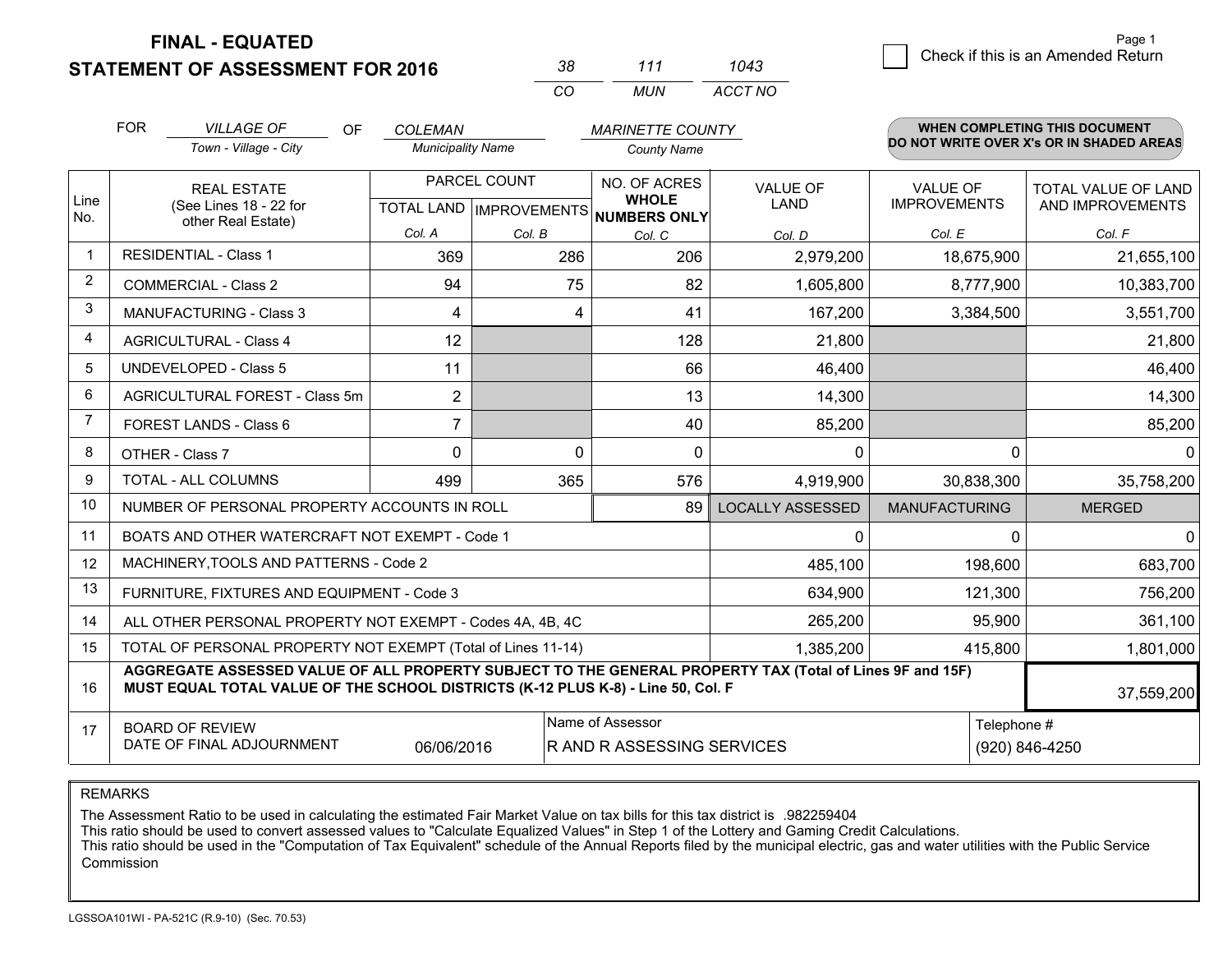# FINAL - EQUATED
## STATEMENT OF ASSESSMENT FOR 2016

| 38 | 111 | 1043 |
|---|---|---|
| CO | MUN | ACCT NO |

☐ Check if this is an Amended Return

FOR *VILLAGE OF* (Town - Village - City) OF *COLEMAN* (Municipality Name) *MARINETTE COUNTY* (County Name)

**WHEN COMPLETING THIS DOCUMENT DO NOT WRITE OVER X's OR IN SHADED AREAS**

| Line No. | REAL ESTATE (See Lines 18 - 22 for other Real Estate) | PARCEL COUNT TOTAL LAND Col. A | PARCEL COUNT IMPROVEMENTS Col. B | NO. OF ACRES WHOLE NUMBERS ONLY Col. C | VALUE OF LAND Col. D | VALUE OF IMPROVEMENTS Col. E | TOTAL VALUE OF LAND AND IMPROVEMENTS Col. F |
|---|---|---|---|---|---|---|---|
| 1 | RESIDENTIAL - Class 1 | 369 | 286 | 206 | 2,979,200 | 18,675,900 | 21,655,100 |
| 2 | COMMERCIAL - Class 2 | 94 | 75 | 82 | 1,605,800 | 8,777,900 | 10,383,700 |
| 3 | MANUFACTURING - Class 3 | 4 | 4 | 41 | 167,200 | 3,384,500 | 3,551,700 |
| 4 | AGRICULTURAL - Class 4 | 12 | | 128 | 21,800 | | 21,800 |
| 5 | UNDEVELOPED - Class 5 | 11 | | 66 | 46,400 | | 46,400 |
| 6 | AGRICULTURAL FOREST - Class 5m | 2 | | 13 | 14,300 | | 14,300 |
| 7 | FOREST LANDS - Class 6 | 7 | | 40 | 85,200 | | 85,200 |
| 8 | OTHER - Class 7 | 0 | 0 | 0 | 0 | 0 | 0 |
| 9 | TOTAL - ALL COLUMNS | 499 | 365 | 576 | 4,919,900 | 30,838,300 | 35,758,200 |
| 10 | NUMBER OF PERSONAL PROPERTY ACCOUNTS IN ROLL | | | 89 | LOCALLY ASSESSED | MANUFACTURING | MERGED |
| 11 | BOATS AND OTHER WATERCRAFT NOT EXEMPT - Code 1 | | | | 0 | 0 | 0 |
| 12 | MACHINERY,TOOLS AND PATTERNS - Code 2 | | | | 485,100 | 198,600 | 683,700 |
| 13 | FURNITURE, FIXTURES AND EQUIPMENT - Code 3 | | | | 634,900 | 121,300 | 756,200 |
| 14 | ALL OTHER PERSONAL PROPERTY NOT EXEMPT - Codes 4A, 4B, 4C | | | | 265,200 | 95,900 | 361,100 |
| 15 | TOTAL OF PERSONAL PROPERTY NOT EXEMPT (Total of Lines 11-14) | | | | 1,385,200 | 415,800 | 1,801,000 |
| 16 | **AGGREGATE ASSESSED VALUE OF ALL PROPERTY SUBJECT TO THE GENERAL PROPERTY TAX (Total of Lines 9F and 15F) MUST EQUAL TOTAL VALUE OF THE SCHOOL DISTRICTS (K-12 PLUS K-8) - Line 50, Col. F** | | | | | | 37,559,200 |
| 17 | BOARD OF REVIEW DATE OF FINAL ADJOURNMENT | 06/06/2016 | Name of Assessor: R AND R ASSESSING SERVICES | | | Telephone #: (920) 846-4250 | |

REMARKS

The Assessment Ratio to be used in calculating the estimated Fair Market Value on tax bills for this tax district is .982259404
This ratio should be used to convert assessed values to "Calculate Equalized Values" in Step 1 of the Lottery and Gaming Credit Calculations.
This ratio should be used in the "Computation of Tax Equivalent" schedule of the Annual Reports filed by the municipal electric, gas and water utilities with the Public Service Commission

LGSSOA101WI - PA-521C (R.9-10) (Sec. 70.53)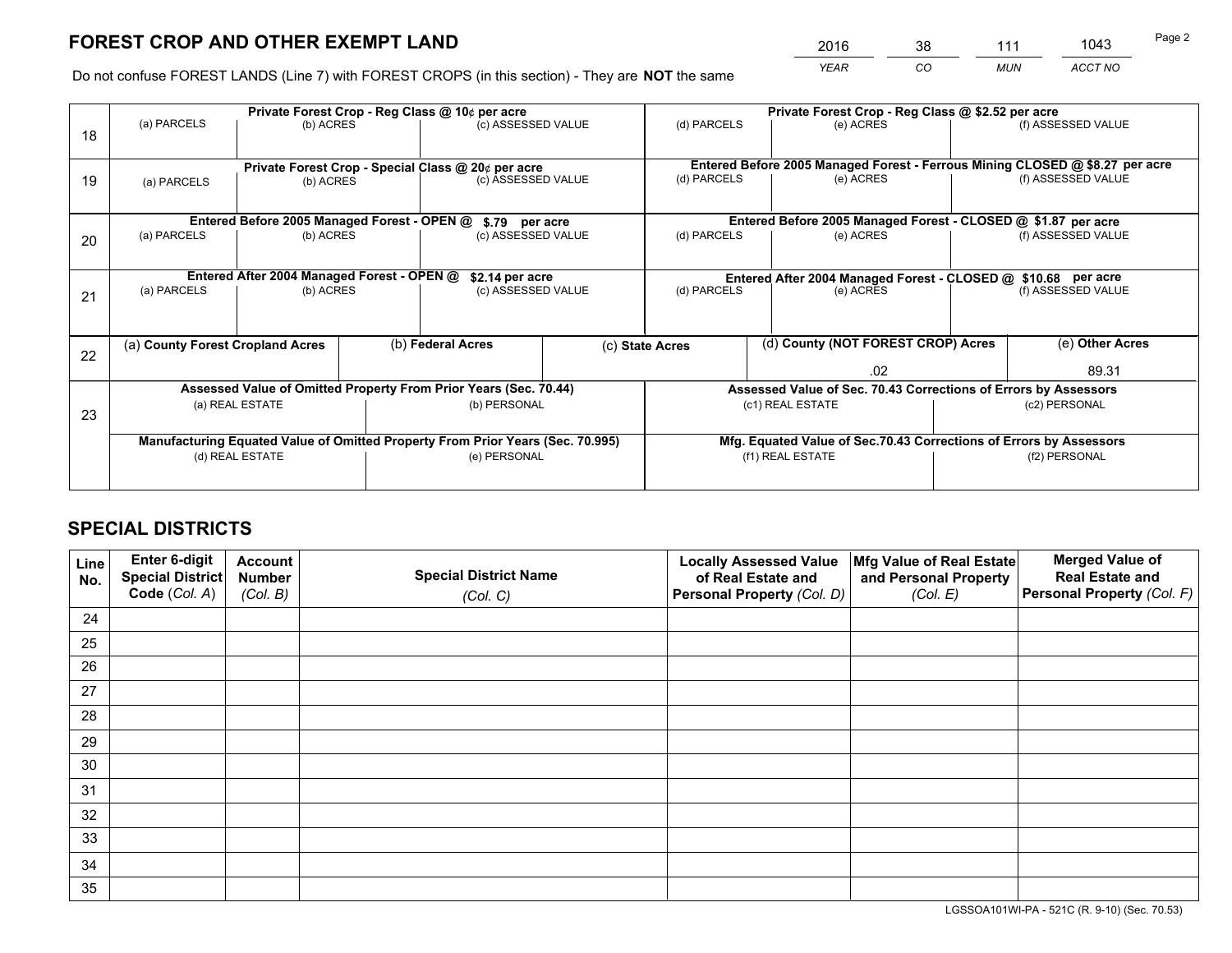# FOREST CROP AND OTHER EXEMPT LAND

| 2016 | 38 | 111 | 1043 |
|---|---|---|---|
| *YEAR* | *CO* | *MUN* | *ACCT NO* |

Do not confuse FOREST LANDS (Line 7) with FOREST CROPS (in this section) - They are **NOT** the same

| Line | Private Forest Crop - Reg Class @ 10¢ per acre | | | Private Forest Crop - Reg Class @ $2.52 per acre | | |
|---|---|---|---|---|---|---|
| 18 | (a) PARCELS | (b) ACRES | (c) ASSESSED VALUE | (d) PARCELS | (e) ACRES | (f) ASSESSED VALUE |
| | | | | | | |

| Line | Private Forest Crop - Special Class @ 20¢ per acre | | | Entered Before 2005 Managed Forest - Ferrous Mining CLOSED @ $8.27 per acre | | |
|---|---|---|---|---|---|---|
| 19 | (a) PARCELS | (b) ACRES | (c) ASSESSED VALUE | (d) PARCELS | (e) ACRES | (f) ASSESSED VALUE |
| | | | | | | |

| Line | Entered Before 2005 Managed Forest - OPEN @ $.79 per acre | | | Entered Before 2005 Managed Forest - CLOSED @ $1.87 per acre | | |
|---|---|---|---|---|---|---|
| 20 | (a) PARCELS | (b) ACRES | (c) ASSESSED VALUE | (d) PARCELS | (e) ACRES | (f) ASSESSED VALUE |
| | | | | | | |

| Line | Entered After 2004 Managed Forest - OPEN @ $2.14 per acre | | | Entered After 2004 Managed Forest - CLOSED @ $10.68 per acre | | |
|---|---|---|---|---|---|---|
| 21 | (a) PARCELS | (b) ACRES | (c) ASSESSED VALUE | (d) PARCELS | (e) ACRES | (f) ASSESSED VALUE |
| | | | | | | |

| Line | (a) County Forest Cropland Acres | (b) Federal Acres | (c) State Acres | (d) County (NOT FOREST CROP) Acres | (e) Other Acres |
|---|---|---|---|---|---|
| 22 | | | | .02 | 89.31 |

| Line | Assessed Value of Omitted Property From Prior Years (Sec. 70.44) | | Assessed Value of Sec. 70.43 Corrections of Errors by Assessors | |
|---|---|---|---|---|
| 23 | (a) REAL ESTATE | (b) PERSONAL | (c1) REAL ESTATE | (c2) PERSONAL |
| | | | | |
| | **Manufacturing Equated Value of Omitted Property From Prior Years (Sec. 70.995)** | | **Mfg. Equated Value of Sec.70.43 Corrections of Errors by Assessors** | |
| | (d) REAL ESTATE | (e) PERSONAL | (f1) REAL ESTATE | (f2) PERSONAL |
| | | | | |

# SPECIAL DISTRICTS

| Line No. | Enter 6-digit Special District Code (*Col. A*) | Account Number (*Col. B*) | Special District Name (*Col. C*) | Locally Assessed Value of Real Estate and Personal Property (*Col. D*) | Mfg Value of Real Estate and Personal Property (*Col. E*) | Merged Value of Real Estate and Personal Property (*Col. F*) |
|---|---|---|---|---|---|---|
| 24 | | | | | | |
| 25 | | | | | | |
| 26 | | | | | | |
| 27 | | | | | | |
| 28 | | | | | | |
| 29 | | | | | | |
| 30 | | | | | | |
| 31 | | | | | | |
| 32 | | | | | | |
| 33 | | | | | | |
| 34 | | | | | | |
| 35 | | | | | | |

LGSSOA101WI-PA - 521C (R. 9-10) (Sec. 70.53)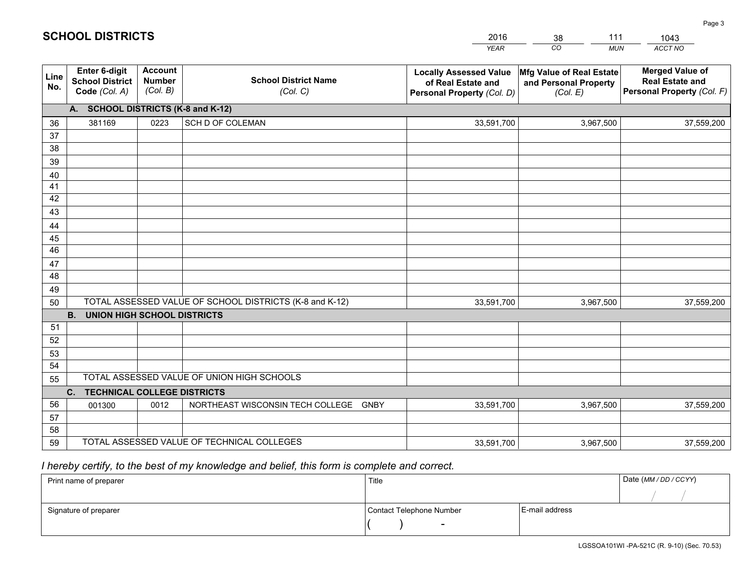# SCHOOL DISTRICTS

| 2016 | 38 | 111 | 1043 |
|---|---|---|---|
| *YEAR* | *CO* | *MUN* | *ACCT NO* |

| Line No. | Enter 6-digit School District Code *(Col. A)* | Account Number *(Col. B)* | School District Name *(Col. C)* | Locally Assessed Value of Real Estate and Personal Property *(Col. D)* | Mfg Value of Real Estate and Personal Property *(Col. E)* | Merged Value of Real Estate and Personal Property *(Col. F)* |
|---|---|---|---|---|---|---|
| | **A. SCHOOL DISTRICTS (K-8 and K-12)** | | | | | |
| 36 | 381169 | 0223 | SCH D OF COLEMAN | 33,591,700 | 3,967,500 | 37,559,200 |
| 37 | | | | | | |
| 38 | | | | | | |
| 39 | | | | | | |
| 40 | | | | | | |
| 41 | | | | | | |
| 42 | | | | | | |
| 43 | | | | | | |
| 44 | | | | | | |
| 45 | | | | | | |
| 46 | | | | | | |
| 47 | | | | | | |
| 48 | | | | | | |
| 49 | | | | | | |
| 50 | TOTAL ASSESSED VALUE OF SCHOOL DISTRICTS (K-8 and K-12) | | | 33,591,700 | 3,967,500 | 37,559,200 |
| | **B. UNION HIGH SCHOOL DISTRICTS** | | | | | |
| 51 | | | | | | |
| 52 | | | | | | |
| 53 | | | | | | |
| 54 | | | | | | |
| 55 | TOTAL ASSESSED VALUE OF UNION HIGH SCHOOLS | | | | | |
| | **C. TECHNICAL COLLEGE DISTRICTS** | | | | | |
| 56 | 001300 | 0012 | NORTHEAST WISCONSIN TECH COLLEGE GNBY | 33,591,700 | 3,967,500 | 37,559,200 |
| 57 | | | | | | |
| 58 | | | | | | |
| 59 | TOTAL ASSESSED VALUE OF TECHNICAL COLLEGES | | | 33,591,700 | 3,967,500 | 37,559,200 |

*I hereby certify, to the best of my knowledge and belief, this form is complete and correct.*

| Print name of preparer | Title | | Date *(MM / DD / CCYY)* |
|---|---|---|---|
| | | | / / |
| Signature of preparer | Contact Telephone Number | E-mail address | |
| | ( ) - | | |

LGSSOA101WI -PA-521C (R. 9-10) (Sec. 70.53)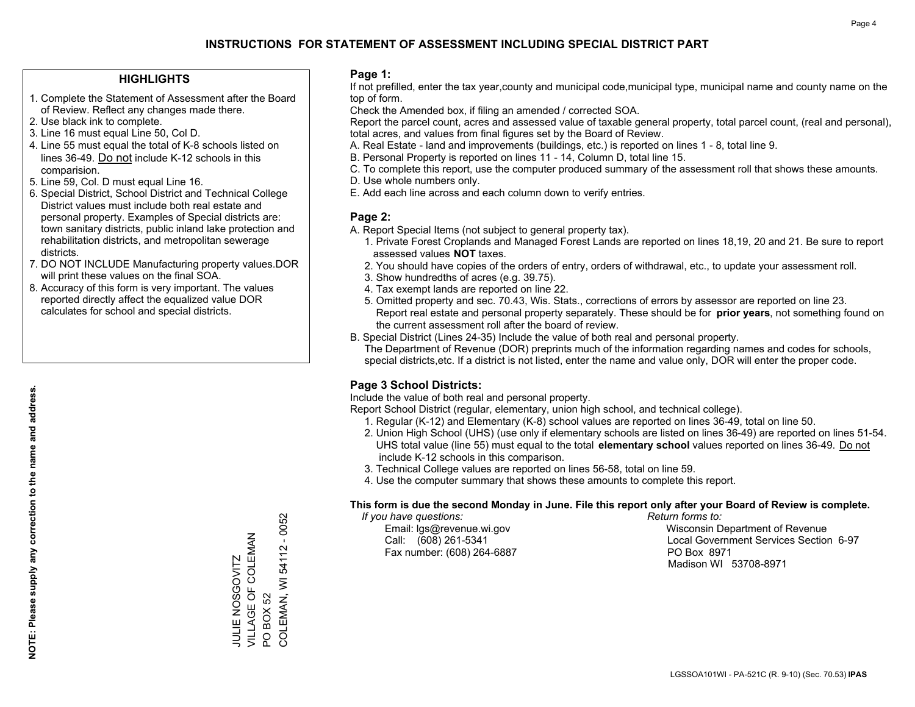# INSTRUCTIONS FOR STATEMENT OF ASSESSMENT INCLUDING SPECIAL DISTRICT PART

## HIGHLIGHTS

1. Complete the Statement of Assessment after the Board of Review. Reflect any changes made there.
2. Use black ink to complete.
3. Line 16 must equal Line 50, Col D.
4. Line 55 must equal the total of K-8 schools listed on lines 36-49. Do not include K-12 schools in this comparision.
5. Line 59, Col. D must equal Line 16.
6. Special District, School District and Technical College District values must include both real estate and personal property. Examples of Special districts are: town sanitary districts, public inland lake protection and rehabilitation districts, and metropolitan sewerage districts.
7. DO NOT INCLUDE Manufacturing property values.DOR will print these values on the final SOA.
8. Accuracy of this form is very important. The values reported directly affect the equalized value DOR calculates for school and special districts.

**NOTE: Please supply any correction to the name and address.**

JULIE NOSGOVITZ
VILLAGE OF COLEMAN
PO BOX 52
COLEMAN, WI 54112 - 0052

## Page 1:

If not prefilled, enter the tax year,county and municipal code,municipal type, municipal name and county name on the top of form.

Check the Amended box, if filing an amended / corrected SOA.

Report the parcel count, acres and assessed value of taxable general property, total parcel count, (real and personal), total acres, and values from final figures set by the Board of Review.

A. Real Estate - land and improvements (buildings, etc.) is reported on lines 1 - 8, total line 9.
B. Personal Property is reported on lines 11 - 14, Column D, total line 15.
C. To complete this report, use the computer produced summary of the assessment roll that shows these amounts.
D. Use whole numbers only.
E. Add each line across and each column down to verify entries.

## Page 2:

A. Report Special Items (not subject to general property tax).
   1. Private Forest Croplands and Managed Forest Lands are reported on lines 18,19, 20 and 21. Be sure to report assessed values **NOT** taxes.
   2. You should have copies of the orders of entry, orders of withdrawal, etc., to update your assessment roll.
   3. Show hundredths of acres (e.g. 39.75).
   4. Tax exempt lands are reported on line 22.
   5. Omitted property and sec. 70.43, Wis. Stats., corrections of errors by assessor are reported on line 23. Report real estate and personal property separately. These should be for **prior years**, not something found on the current assessment roll after the board of review.
B. Special District (Lines 24-35) Include the value of both real and personal property.
   The Department of Revenue (DOR) preprints much of the information regarding names and codes for schools, special districts,etc. If a district is not listed, enter the name and value only, DOR will enter the proper code.

## Page 3 School Districts:

Include the value of both real and personal property.

Report School District (regular, elementary, union high school, and technical college).

1. Regular (K-12) and Elementary (K-8) school values are reported on lines 36-49, total on line 50.
2. Union High School (UHS) (use only if elementary schools are listed on lines 36-49) are reported on lines 51-54. UHS total value (line 55) must equal to the total **elementary school** values reported on lines 36-49. Do not include K-12 schools in this comparison.
3. Technical College values are reported on lines 56-58, total on line 59.
4. Use the computer summary that shows these amounts to complete this report.

**This form is due the second Monday in June. File this report only after your Board of Review is complete.**

*If you have questions:*
Email: lgs@revenue.wi.gov
Call: (608) 261-5341
Fax number: (608) 264-6887

*Return forms to:*
Wisconsin Department of Revenue
Local Government Services Section 6-97
PO Box 8971
Madison WI 53708-8971

LGSSOA101WI - PA-521C (R. 9-10) (Sec. 70.53) **IPAS**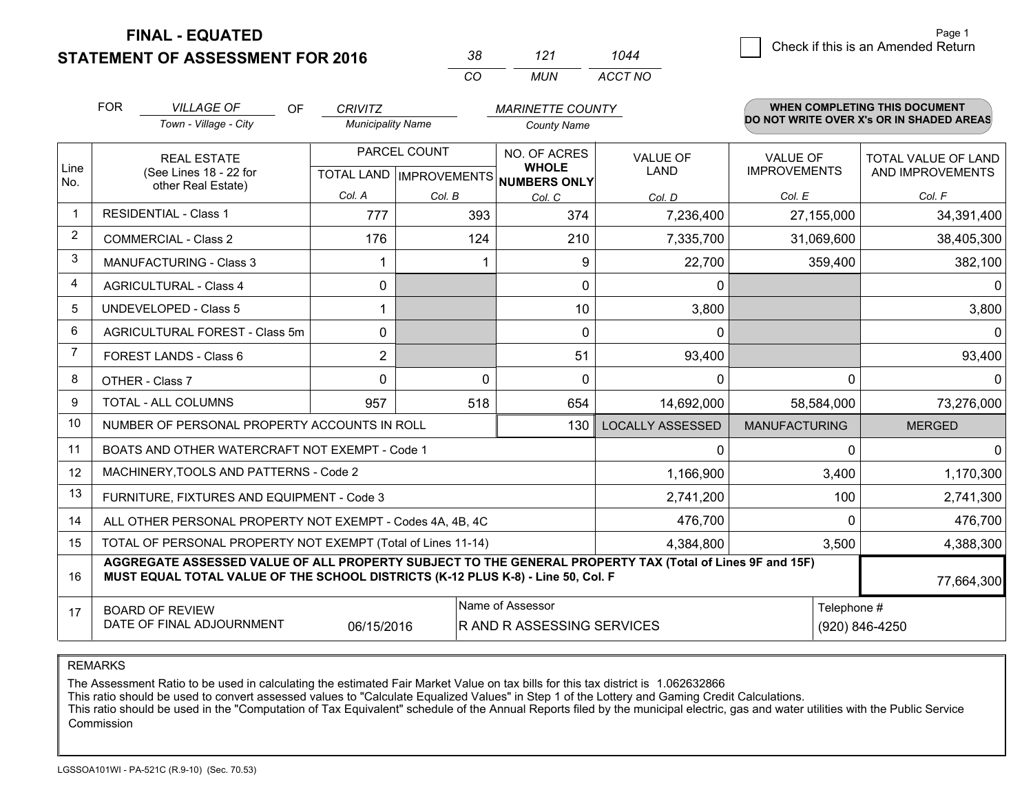# FINAL - EQUATED
## STATEMENT OF ASSESSMENT FOR 2016

| 38 | 121 | 1044 |
|---|---|---|
| CO | MUN | ACCT NO |

☐ Check if this is an Amended Return

FOR *VILLAGE OF* (Town - Village - City) OF *CRIVITZ* (Municipality Name) *MARINETTE COUNTY* (County Name)

**WHEN COMPLETING THIS DOCUMENT DO NOT WRITE OVER X's OR IN SHADED AREAS**

| Line No. | REAL ESTATE (See Lines 18 - 22 for other Real Estate) | PARCEL COUNT TOTAL LAND Col. A | PARCEL COUNT IMPROVEMENTS Col. B | NO. OF ACRES WHOLE NUMBERS ONLY Col. C | VALUE OF LAND Col. D | VALUE OF IMPROVEMENTS Col. E | TOTAL VALUE OF LAND AND IMPROVEMENTS Col. F |
|---|---|---|---|---|---|---|---|
| 1 | RESIDENTIAL - Class 1 | 777 | 393 | 374 | 7,236,400 | 27,155,000 | 34,391,400 |
| 2 | COMMERCIAL - Class 2 | 176 | 124 | 210 | 7,335,700 | 31,069,600 | 38,405,300 |
| 3 | MANUFACTURING - Class 3 | 1 | 1 | 9 | 22,700 | 359,400 | 382,100 |
| 4 | AGRICULTURAL - Class 4 | 0 | | 0 | 0 | | 0 |
| 5 | UNDEVELOPED - Class 5 | 1 | | 10 | 3,800 | | 3,800 |
| 6 | AGRICULTURAL FOREST - Class 5m | 0 | | 0 | 0 | | 0 |
| 7 | FOREST LANDS - Class 6 | 2 | | 51 | 93,400 | | 93,400 |
| 8 | OTHER - Class 7 | 0 | 0 | 0 | 0 | 0 | 0 |
| 9 | TOTAL - ALL COLUMNS | 957 | 518 | 654 | 14,692,000 | 58,584,000 | 73,276,000 |
| 10 | NUMBER OF PERSONAL PROPERTY ACCOUNTS IN ROLL | | | 130 | LOCALLY ASSESSED | MANUFACTURING | MERGED |
| 11 | BOATS AND OTHER WATERCRAFT NOT EXEMPT - Code 1 | | | | 0 | 0 | 0 |
| 12 | MACHINERY,TOOLS AND PATTERNS - Code 2 | | | | 1,166,900 | 3,400 | 1,170,300 |
| 13 | FURNITURE, FIXTURES AND EQUIPMENT - Code 3 | | | | 2,741,200 | 100 | 2,741,300 |
| 14 | ALL OTHER PERSONAL PROPERTY NOT EXEMPT - Codes 4A, 4B, 4C | | | | 476,700 | 0 | 476,700 |
| 15 | TOTAL OF PERSONAL PROPERTY NOT EXEMPT (Total of Lines 11-14) | | | | 4,384,800 | 3,500 | 4,388,300 |
| 16 | **AGGREGATE ASSESSED VALUE OF ALL PROPERTY SUBJECT TO THE GENERAL PROPERTY TAX (Total of Lines 9F and 15F) MUST EQUAL TOTAL VALUE OF THE SCHOOL DISTRICTS (K-12 PLUS K-8) - Line 50, Col. F** | | | | | | 77,664,300 |
| 17 | BOARD OF REVIEW DATE OF FINAL ADJOURNMENT | 06/15/2016 | Name of Assessor: R AND R ASSESSING SERVICES | | | Telephone #: (920) 846-4250 | |

REMARKS

The Assessment Ratio to be used in calculating the estimated Fair Market Value on tax bills for this tax district is 1.062632866
This ratio should be used to convert assessed values to "Calculate Equalized Values" in Step 1 of the Lottery and Gaming Credit Calculations.
This ratio should be used in the "Computation of Tax Equivalent" schedule of the Annual Reports filed by the municipal electric, gas and water utilities with the Public Service Commission

LGSSOA101WI - PA-521C (R.9-10) (Sec. 70.53)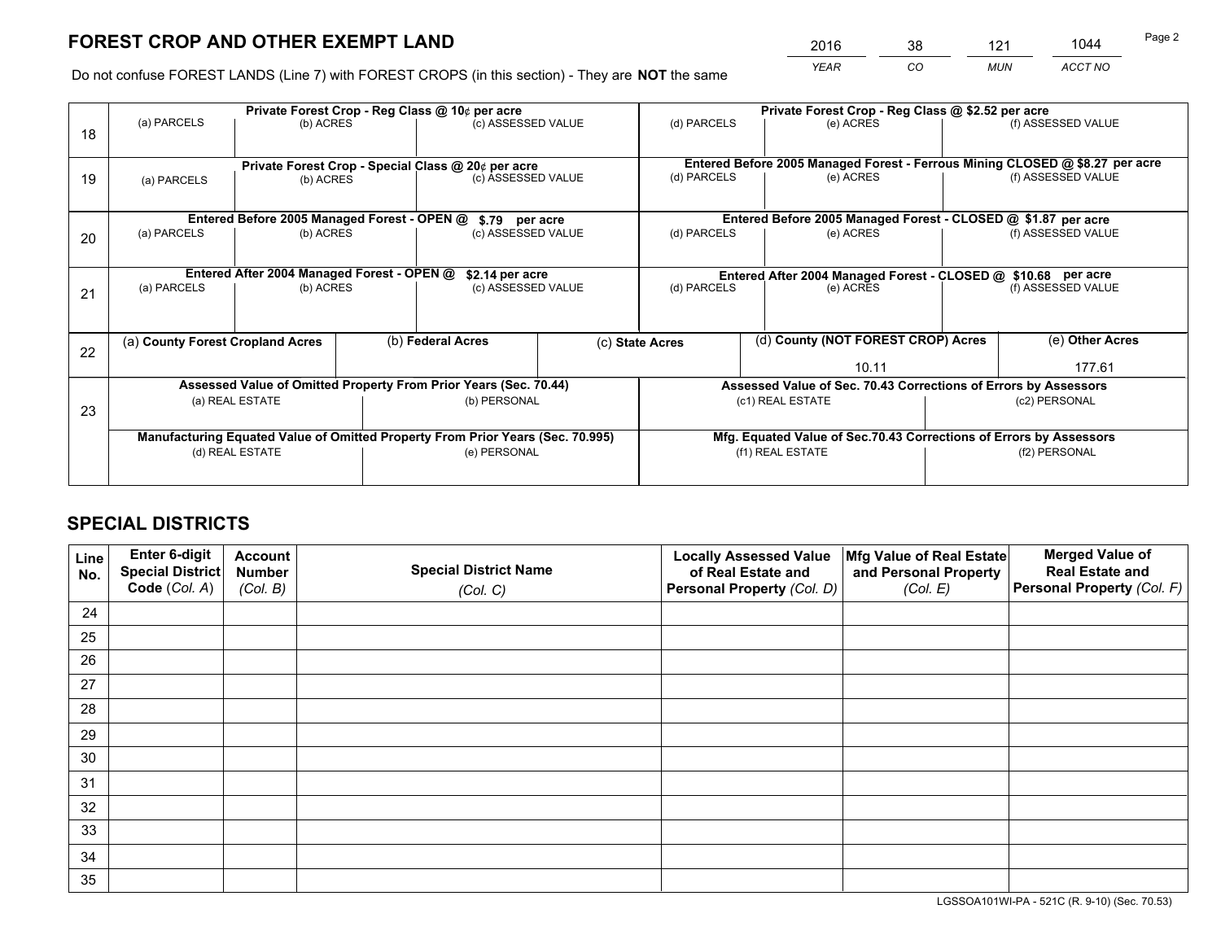# FOREST CROP AND OTHER EXEMPT LAND

| 2016 | 38 | 121 | 1044 |
|---|---|---|---|
| *YEAR* | *CO* | *MUN* | *ACCT NO* |

Do not confuse FOREST LANDS (Line 7) with FOREST CROPS (in this section) - They are **NOT** the same

| Line | Private Forest Crop - Reg Class @ 10¢ per acre | | | Private Forest Crop - Reg Class @ $2.52 per acre | | |
|---|---|---|---|---|---|---|
| | (a) PARCELS | (b) ACRES | (c) ASSESSED VALUE | (d) PARCELS | (e) ACRES | (f) ASSESSED VALUE |
| 18 | | | | | | |
| | **Private Forest Crop - Special Class @ 20¢ per acre** | | | **Entered Before 2005 Managed Forest - Ferrous Mining CLOSED @ $8.27 per acre** | | |
| | (a) PARCELS | (b) ACRES | (c) ASSESSED VALUE | (d) PARCELS | (e) ACRES | (f) ASSESSED VALUE |
| 19 | | | | | | |
| | **Entered Before 2005 Managed Forest - OPEN @ $.79 per acre** | | | **Entered Before 2005 Managed Forest - CLOSED @ $1.87 per acre** | | |
| | (a) PARCELS | (b) ACRES | (c) ASSESSED VALUE | (d) PARCELS | (e) ACRES | (f) ASSESSED VALUE |
| 20 | | | | | | |
| | **Entered After 2004 Managed Forest - OPEN @ $2.14 per acre** | | | **Entered After 2004 Managed Forest - CLOSED @ $10.68 per acre** | | |
| | (a) PARCELS | (b) ACRES | (c) ASSESSED VALUE | (d) PARCELS | (e) ACRES | (f) ASSESSED VALUE |
| 21 | | | | | | |

| Line | (a) County Forest Cropland Acres | (b) Federal Acres | (c) State Acres | (d) County (NOT FOREST CROP) Acres | (e) Other Acres |
|---|---|---|---|---|---|
| 22 | | | | 10.11 | 177.61 |

| Line | Assessed Value of Omitted Property From Prior Years (Sec. 70.44) | | Assessed Value of Sec. 70.43 Corrections of Errors by Assessors | |
|---|---|---|---|---|
| | (a) REAL ESTATE | (b) PERSONAL | (c1) REAL ESTATE | (c2) PERSONAL |
| 23 | | | | |
| | **Manufacturing Equated Value of Omitted Property From Prior Years (Sec. 70.995)** | | **Mfg. Equated Value of Sec.70.43 Corrections of Errors by Assessors** | |
| | (d) REAL ESTATE | (e) PERSONAL | (f1) REAL ESTATE | (f2) PERSONAL |
| | | | | |

# SPECIAL DISTRICTS

| Line No. | Enter 6-digit Special District Code (*Col. A*) | Account Number (*Col. B*) | Special District Name (*Col. C*) | Locally Assessed Value of Real Estate and Personal Property (*Col. D*) | Mfg Value of Real Estate and Personal Property (*Col. E*) | Merged Value of Real Estate and Personal Property (*Col. F*) |
|---|---|---|---|---|---|---|
| 24 | | | | | | |
| 25 | | | | | | |
| 26 | | | | | | |
| 27 | | | | | | |
| 28 | | | | | | |
| 29 | | | | | | |
| 30 | | | | | | |
| 31 | | | | | | |
| 32 | | | | | | |
| 33 | | | | | | |
| 34 | | | | | | |
| 35 | | | | | | |

LGSSOA101WI-PA - 521C (R. 9-10) (Sec. 70.53)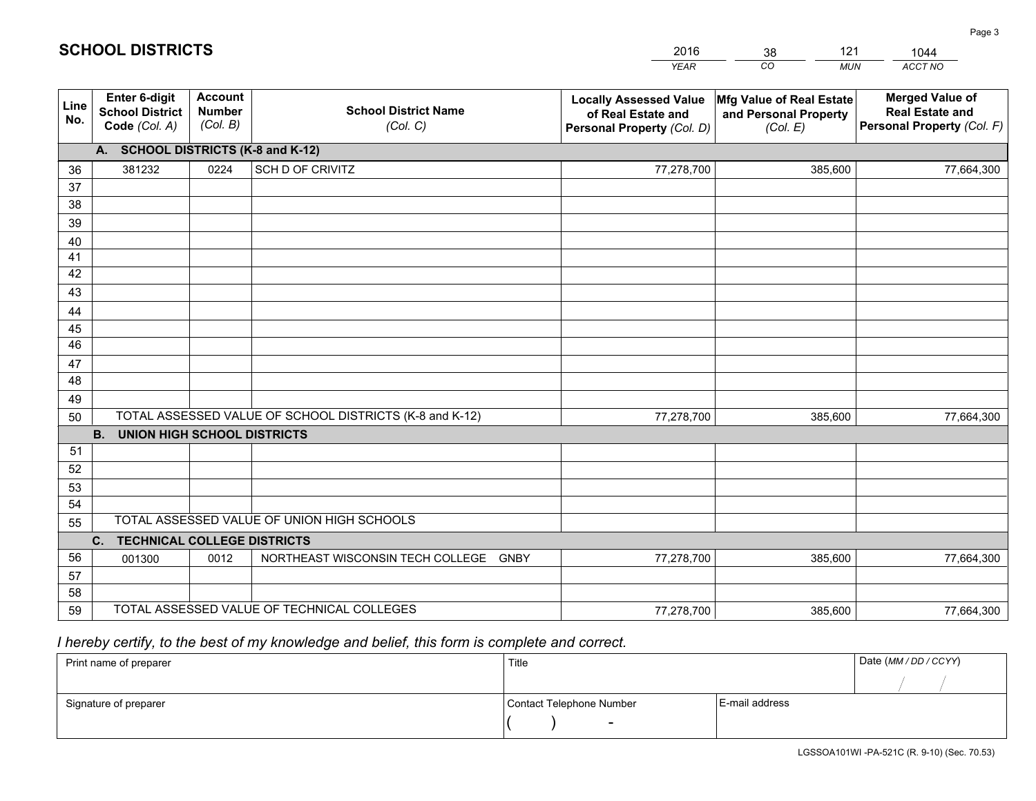# SCHOOL DISTRICTS

| 2016 | 38 | 121 | 1044 |
|---|---|---|---|
| *YEAR* | *CO* | *MUN* | *ACCT NO* |

| Line No. | Enter 6-digit School District Code *(Col. A)* | Account Number *(Col. B)* | School District Name *(Col. C)* | Locally Assessed Value of Real Estate and Personal Property *(Col. D)* | Mfg Value of Real Estate and Personal Property *(Col. E)* | Merged Value of Real Estate and Personal Property *(Col. F)* |
|---|---|---|---|---|---|---|
| | **A. SCHOOL DISTRICTS (K-8 and K-12)** | | | | | |
| 36 | 381232 | 0224 | SCH D OF CRIVITZ | 77,278,700 | 385,600 | 77,664,300 |
| 37 | | | | | | |
| 38 | | | | | | |
| 39 | | | | | | |
| 40 | | | | | | |
| 41 | | | | | | |
| 42 | | | | | | |
| 43 | | | | | | |
| 44 | | | | | | |
| 45 | | | | | | |
| 46 | | | | | | |
| 47 | | | | | | |
| 48 | | | | | | |
| 49 | | | | | | |
| 50 | TOTAL ASSESSED VALUE OF SCHOOL DISTRICTS (K-8 and K-12) | | | 77,278,700 | 385,600 | 77,664,300 |
| | **B. UNION HIGH SCHOOL DISTRICTS** | | | | | |
| 51 | | | | | | |
| 52 | | | | | | |
| 53 | | | | | | |
| 54 | | | | | | |
| 55 | TOTAL ASSESSED VALUE OF UNION HIGH SCHOOLS | | | | | |
| | **C. TECHNICAL COLLEGE DISTRICTS** | | | | | |
| 56 | 001300 | 0012 | NORTHEAST WISCONSIN TECH COLLEGE GNBY | 77,278,700 | 385,600 | 77,664,300 |
| 57 | | | | | | |
| 58 | | | | | | |
| 59 | TOTAL ASSESSED VALUE OF TECHNICAL COLLEGES | | | 77,278,700 | 385,600 | 77,664,300 |

*I hereby certify, to the best of my knowledge and belief, this form is complete and correct.*

| Print name of preparer | Title | | Date *(MM / DD / CCYY)* |
|---|---|---|---|
| | | | / / |
| Signature of preparer | Contact Telephone Number | E-mail address | |
| | ( ) - | | |

LGSSOA101WI -PA-521C (R. 9-10) (Sec. 70.53)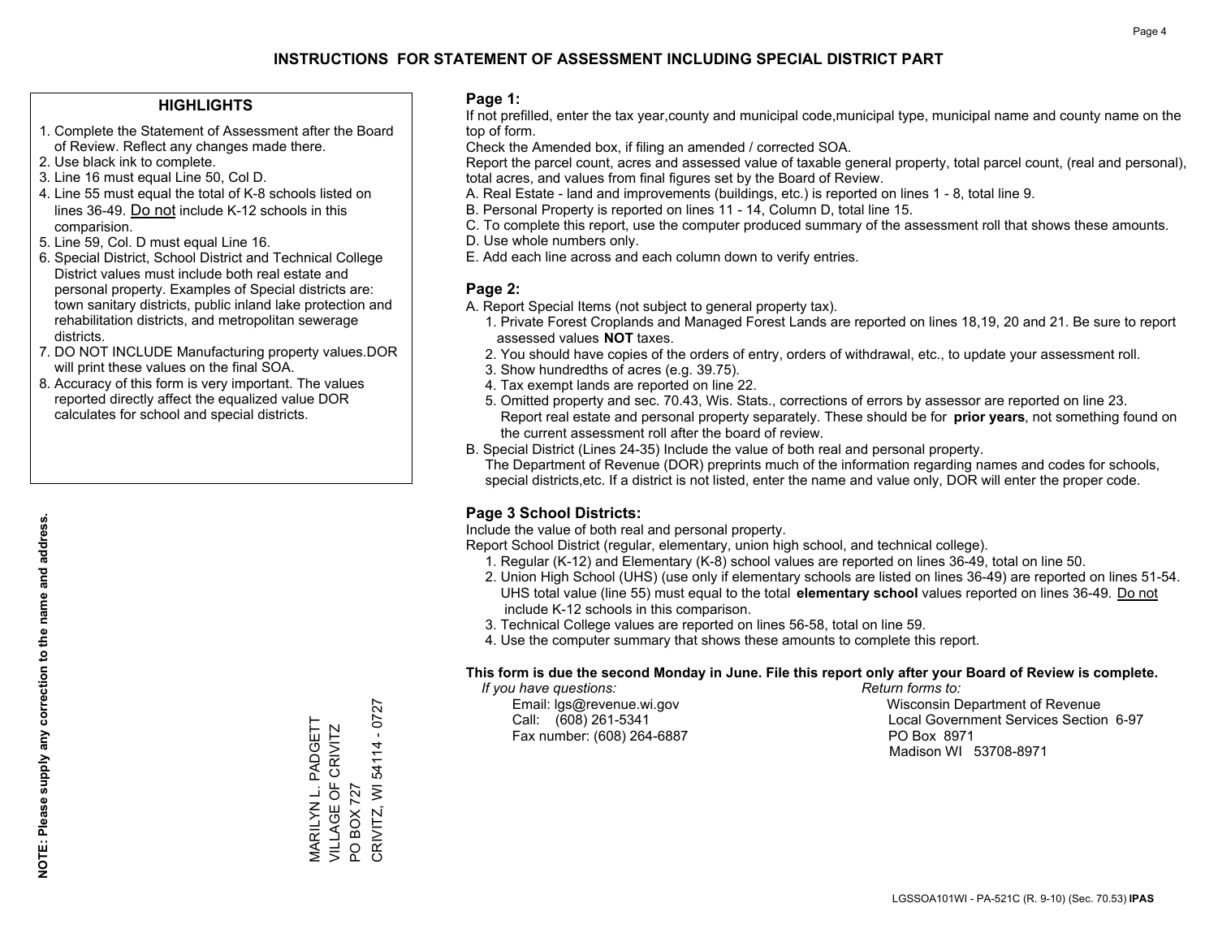# INSTRUCTIONS FOR STATEMENT OF ASSESSMENT INCLUDING SPECIAL DISTRICT PART

## HIGHLIGHTS

1. Complete the Statement of Assessment after the Board of Review. Reflect any changes made there.
2. Use black ink to complete.
3. Line 16 must equal Line 50, Col D.
4. Line 55 must equal the total of K-8 schools listed on lines 36-49. Do not include K-12 schools in this comparision.
5. Line 59, Col. D must equal Line 16.
6. Special District, School District and Technical College District values must include both real estate and personal property. Examples of Special districts are: town sanitary districts, public inland lake protection and rehabilitation districts, and metropolitan sewerage districts.
7. DO NOT INCLUDE Manufacturing property values.DOR will print these values on the final SOA.
8. Accuracy of this form is very important. The values reported directly affect the equalized value DOR calculates for school and special districts.

**NOTE: Please supply any correction to the name and address.**

MARILYN L. PADGETT
VILLAGE OF CRIVITZ
PO BOX 727
CRIVITZ, WI 54114 - 0727

## Page 1:

If not prefilled, enter the tax year,county and municipal code,municipal type, municipal name and county name on the top of form.

Check the Amended box, if filing an amended / corrected SOA.

Report the parcel count, acres and assessed value of taxable general property, total parcel count, (real and personal), total acres, and values from final figures set by the Board of Review.

A. Real Estate - land and improvements (buildings, etc.) is reported on lines 1 - 8, total line 9.
B. Personal Property is reported on lines 11 - 14, Column D, total line 15.
C. To complete this report, use the computer produced summary of the assessment roll that shows these amounts.
D. Use whole numbers only.
E. Add each line across and each column down to verify entries.

## Page 2:

A. Report Special Items (not subject to general property tax).
   1. Private Forest Croplands and Managed Forest Lands are reported on lines 18,19, 20 and 21. Be sure to report assessed values **NOT** taxes.
   2. You should have copies of the orders of entry, orders of withdrawal, etc., to update your assessment roll.
   3. Show hundredths of acres (e.g. 39.75).
   4. Tax exempt lands are reported on line 22.
   5. Omitted property and sec. 70.43, Wis. Stats., corrections of errors by assessor are reported on line 23. Report real estate and personal property separately. These should be for **prior years**, not something found on the current assessment roll after the board of review.

B. Special District (Lines 24-35) Include the value of both real and personal property.
   The Department of Revenue (DOR) preprints much of the information regarding names and codes for schools, special districts,etc. If a district is not listed, enter the name and value only, DOR will enter the proper code.

## Page 3 School Districts:

Include the value of both real and personal property.

Report School District (regular, elementary, union high school, and technical college).

1. Regular (K-12) and Elementary (K-8) school values are reported on lines 36-49, total on line 50.
2. Union High School (UHS) (use only if elementary schools are listed on lines 36-49) are reported on lines 51-54. UHS total value (line 55) must equal to the total **elementary school** values reported on lines 36-49. Do not include K-12 schools in this comparison.
3. Technical College values are reported on lines 56-58, total on line 59.
4. Use the computer summary that shows these amounts to complete this report.

**This form is due the second Monday in June. File this report only after your Board of Review is complete.**

*If you have questions:*
Email: lgs@revenue.wi.gov
Call: (608) 261-5341
Fax number: (608) 264-6887

*Return forms to:*
Wisconsin Department of Revenue
Local Government Services Section 6-97
PO Box 8971
Madison WI 53708-8971

LGSSOA101WI - PA-521C (R. 9-10) (Sec. 70.53) **IPAS**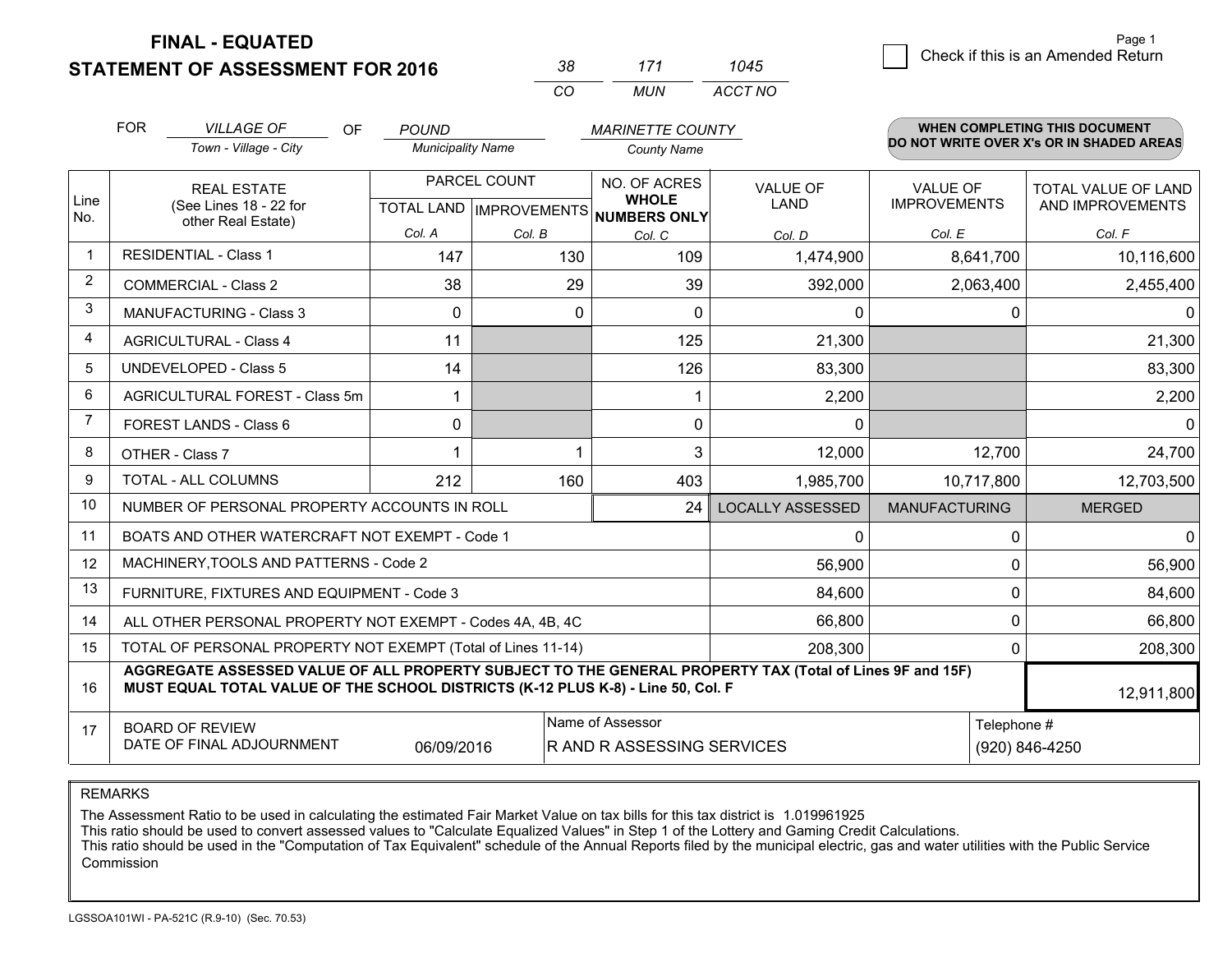**FINAL - EQUATED**
**STATEMENT OF ASSESSMENT FOR 2016**

| 38 | 171 | 1045 |
|---|---|---|
| CO | MUN | ACCT NO |

☐ Check if this is an Amended Return

FOR *VILLAGE OF* (Town - Village - City) OF *POUND* (Municipality Name) *MARINETTE COUNTY* (County Name)

**WHEN COMPLETING THIS DOCUMENT DO NOT WRITE OVER X's OR IN SHADED AREAS**

| Line No. | REAL ESTATE (See Lines 18 - 22 for other Real Estate) | PARCEL COUNT TOTAL LAND Col. A | IMPROVEMENTS Col. B | NO. OF ACRES WHOLE NUMBERS ONLY Col. C | VALUE OF LAND Col. D | VALUE OF IMPROVEMENTS Col. E | TOTAL VALUE OF LAND AND IMPROVEMENTS Col. F |
|---|---|---|---|---|---|---|---|
| 1 | RESIDENTIAL - Class 1 | 147 | 130 | 109 | 1,474,900 | 8,641,700 | 10,116,600 |
| 2 | COMMERCIAL - Class 2 | 38 | 29 | 39 | 392,000 | 2,063,400 | 2,455,400 |
| 3 | MANUFACTURING - Class 3 | 0 | 0 | 0 | 0 | 0 | 0 |
| 4 | AGRICULTURAL - Class 4 | 11 | | 125 | 21,300 | | 21,300 |
| 5 | UNDEVELOPED - Class 5 | 14 | | 126 | 83,300 | | 83,300 |
| 6 | AGRICULTURAL FOREST - Class 5m | 1 | | 1 | 2,200 | | 2,200 |
| 7 | FOREST LANDS - Class 6 | 0 | | 0 | 0 | | 0 |
| 8 | OTHER - Class 7 | 1 | 1 | 3 | 12,000 | 12,700 | 24,700 |
| 9 | TOTAL - ALL COLUMNS | 212 | 160 | 403 | 1,985,700 | 10,717,800 | 12,703,500 |
| 10 | NUMBER OF PERSONAL PROPERTY ACCOUNTS IN ROLL | | | 24 | LOCALLY ASSESSED | MANUFACTURING | MERGED |
| 11 | BOATS AND OTHER WATERCRAFT NOT EXEMPT - Code 1 | | | | 0 | 0 | 0 |
| 12 | MACHINERY,TOOLS AND PATTERNS - Code 2 | | | | 56,900 | 0 | 56,900 |
| 13 | FURNITURE, FIXTURES AND EQUIPMENT - Code 3 | | | | 84,600 | 0 | 84,600 |
| 14 | ALL OTHER PERSONAL PROPERTY NOT EXEMPT - Codes 4A, 4B, 4C | | | | 66,800 | 0 | 66,800 |
| 15 | TOTAL OF PERSONAL PROPERTY NOT EXEMPT (Total of Lines 11-14) | | | | 208,300 | 0 | 208,300 |
| 16 | **AGGREGATE ASSESSED VALUE OF ALL PROPERTY SUBJECT TO THE GENERAL PROPERTY TAX (Total of Lines 9F and 15F) MUST EQUAL TOTAL VALUE OF THE SCHOOL DISTRICTS (K-12 PLUS K-8) - Line 50, Col. F** | | | | | | 12,911,800 |
| 17 | BOARD OF REVIEW DATE OF FINAL ADJOURNMENT | 06/09/2016 | Name of Assessor | R AND R ASSESSING SERVICES | | Telephone # | (920) 846-4250 |

REMARKS

The Assessment Ratio to be used in calculating the estimated Fair Market Value on tax bills for this tax district is 1.019961925
This ratio should be used to convert assessed values to "Calculate Equalized Values" in Step 1 of the Lottery and Gaming Credit Calculations.
This ratio should be used in the "Computation of Tax Equivalent" schedule of the Annual Reports filed by the municipal electric, gas and water utilities with the Public Service Commission

LGSSOA101WI - PA-521C (R.9-10) (Sec. 70.53)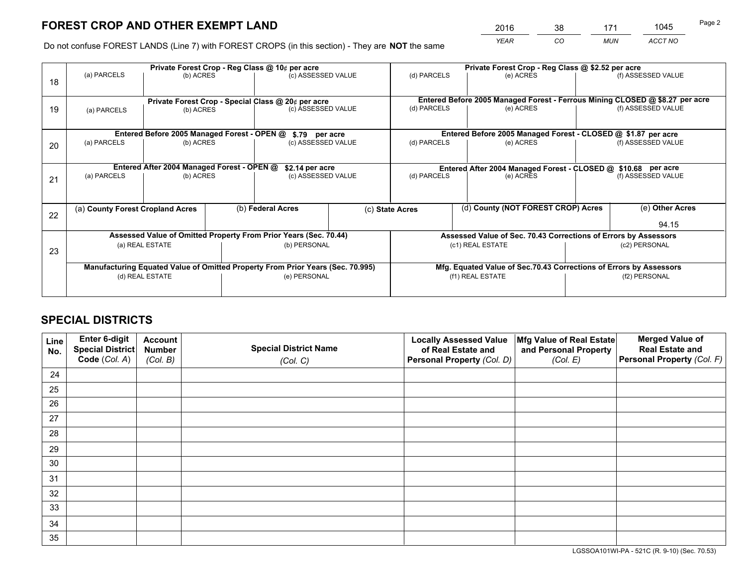# FOREST CROP AND OTHER EXEMPT LAND

| 2016 | 38 | 171 | 1045 |
|---|---|---|---|
| *YEAR* | *CO* | *MUN* | *ACCT NO* |

Do not confuse FOREST LANDS (Line 7) with FOREST CROPS (in this section) - They are **NOT** the same

| Line | Private Forest Crop - Reg Class @ 10¢ per acre | | | Private Forest Crop - Reg Class @ $2.52 per acre | | |
|---|---|---|---|---|---|---|
| 18 | (a) PARCELS | (b) ACRES | (c) ASSESSED VALUE | (d) PARCELS | (e) ACRES | (f) ASSESSED VALUE |
| | **Private Forest Crop - Special Class @ 20¢ per acre** | | | **Entered Before 2005 Managed Forest - Ferrous Mining CLOSED @ $8.27 per acre** | | |
| 19 | (a) PARCELS | (b) ACRES | (c) ASSESSED VALUE | (d) PARCELS | (e) ACRES | (f) ASSESSED VALUE |
| | **Entered Before 2005 Managed Forest - OPEN @ $.79 per acre** | | | **Entered Before 2005 Managed Forest - CLOSED @ $1.87 per acre** | | |
| 20 | (a) PARCELS | (b) ACRES | (c) ASSESSED VALUE | (d) PARCELS | (e) ACRES | (f) ASSESSED VALUE |
| | **Entered After 2004 Managed Forest - OPEN @ $2.14 per acre** | | | **Entered After 2004 Managed Forest - CLOSED @ $10.68 per acre** | | |
| 21 | (a) PARCELS | (b) ACRES | (c) ASSESSED VALUE | (d) PARCELS | (e) ACRES | (f) ASSESSED VALUE |

| Line | (a) County Forest Cropland Acres | (b) Federal Acres | (c) State Acres | (d) County (NOT FOREST CROP) Acres | (e) Other Acres |
|---|---|---|---|---|---|
| 22 | | | | | 94.15 |

| Line | Assessed Value of Omitted Property From Prior Years (Sec. 70.44) | | Assessed Value of Sec. 70.43 Corrections of Errors by Assessors | |
|---|---|---|---|---|
| 23 | (a) REAL ESTATE | (b) PERSONAL | (c1) REAL ESTATE | (c2) PERSONAL |
| | **Manufacturing Equated Value of Omitted Property From Prior Years (Sec. 70.995)** | | **Mfg. Equated Value of Sec.70.43 Corrections of Errors by Assessors** | |
| | (d) REAL ESTATE | (e) PERSONAL | (f1) REAL ESTATE | (f2) PERSONAL |

# SPECIAL DISTRICTS

| Line No. | Enter 6-digit Special District Code (*Col. A*) | Account Number (*Col. B*) | Special District Name (*Col. C*) | Locally Assessed Value of Real Estate and Personal Property (*Col. D*) | Mfg Value of Real Estate and Personal Property (*Col. E*) | Merged Value of Real Estate and Personal Property (*Col. F*) |
|---|---|---|---|---|---|---|
| 24 | | | | | | |
| 25 | | | | | | |
| 26 | | | | | | |
| 27 | | | | | | |
| 28 | | | | | | |
| 29 | | | | | | |
| 30 | | | | | | |
| 31 | | | | | | |
| 32 | | | | | | |
| 33 | | | | | | |
| 34 | | | | | | |
| 35 | | | | | | |

LGSSOA101WI-PA - 521C (R. 9-10) (Sec. 70.53)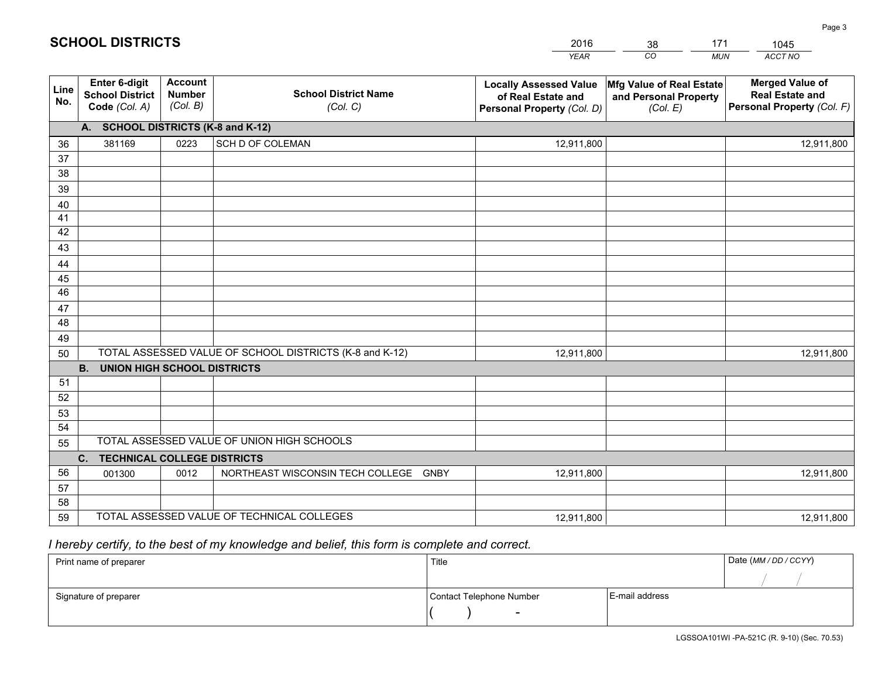# SCHOOL DISTRICTS

| 2016 | 38 | 171 | 1045 |
|---|---|---|---|
| *YEAR* | *CO* | *MUN* | *ACCT NO* |

| Line No. | Enter 6-digit School District Code *(Col. A)* | Account Number *(Col. B)* | School District Name *(Col. C)* | Locally Assessed Value of Real Estate and Personal Property *(Col. D)* | Mfg Value of Real Estate and Personal Property *(Col. E)* | Merged Value of Real Estate and Personal Property *(Col. F)* |
|---|---|---|---|---|---|---|
| **A. SCHOOL DISTRICTS (K-8 and K-12)** | | | | | | |
| 36 | 381169 | 0223 | SCH D OF COLEMAN | 12,911,800 | | 12,911,800 |
| 37 | | | | | | |
| 38 | | | | | | |
| 39 | | | | | | |
| 40 | | | | | | |
| 41 | | | | | | |
| 42 | | | | | | |
| 43 | | | | | | |
| 44 | | | | | | |
| 45 | | | | | | |
| 46 | | | | | | |
| 47 | | | | | | |
| 48 | | | | | | |
| 49 | | | | | | |
| 50 | TOTAL ASSESSED VALUE OF SCHOOL DISTRICTS (K-8 and K-12) | | | 12,911,800 | | 12,911,800 |
| **B. UNION HIGH SCHOOL DISTRICTS** | | | | | | |
| 51 | | | | | | |
| 52 | | | | | | |
| 53 | | | | | | |
| 54 | | | | | | |
| 55 | TOTAL ASSESSED VALUE OF UNION HIGH SCHOOLS | | | | | |
| **C. TECHNICAL COLLEGE DISTRICTS** | | | | | | |
| 56 | 001300 | 0012 | NORTHEAST WISCONSIN TECH COLLEGE GNBY | 12,911,800 | | 12,911,800 |
| 57 | | | | | | |
| 58 | | | | | | |
| 59 | TOTAL ASSESSED VALUE OF TECHNICAL COLLEGES | | | 12,911,800 | | 12,911,800 |

*I hereby certify, to the best of my knowledge and belief, this form is complete and correct.*

| Print name of preparer | Title | | Date *(MM / DD / CCYY)* |
|---|---|---|---|
| | | | / / |
| Signature of preparer | Contact Telephone Number | E-mail address | |
| | ( ) - | | |

LGSSOA101WI -PA-521C (R. 9-10) (Sec. 70.53)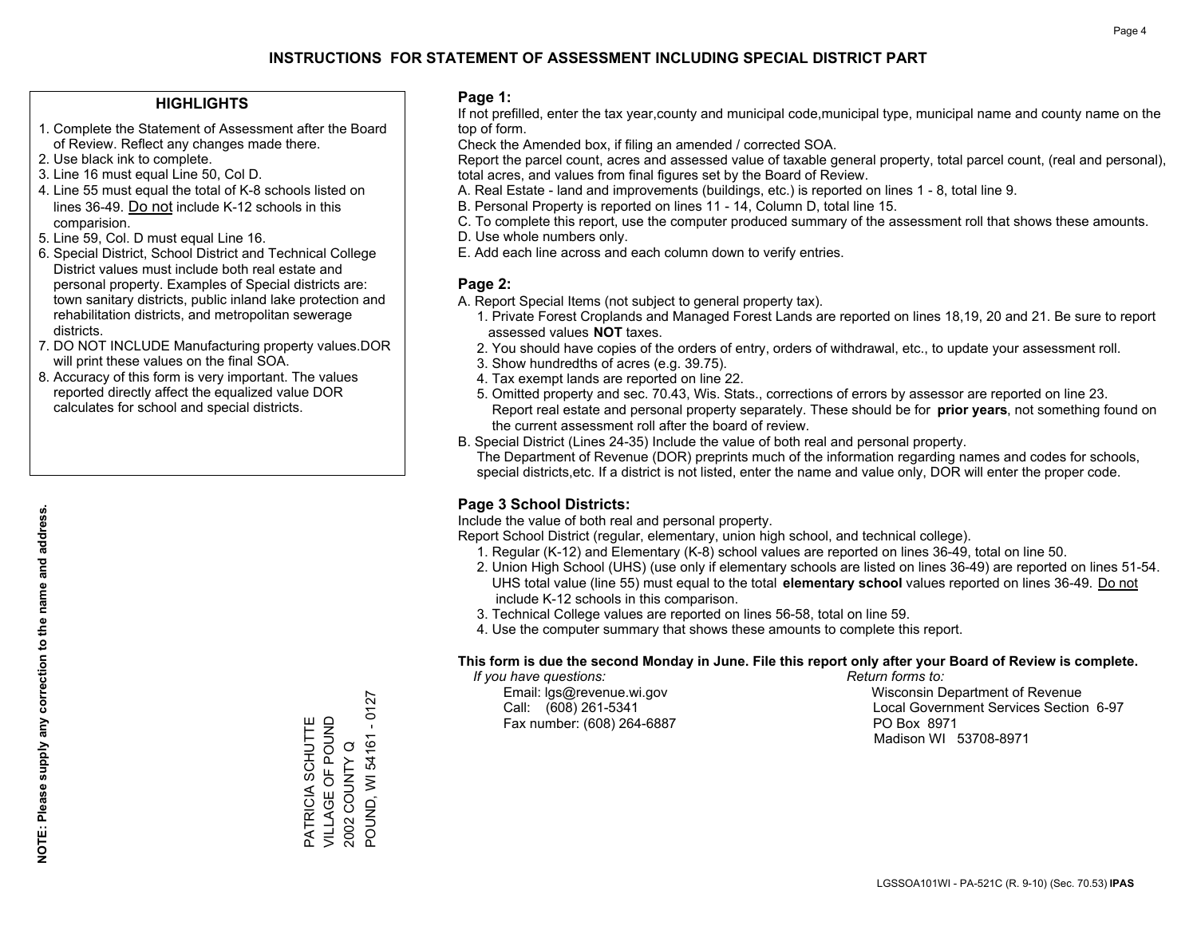# INSTRUCTIONS FOR STATEMENT OF ASSESSMENT INCLUDING SPECIAL DISTRICT PART

## HIGHLIGHTS

1. Complete the Statement of Assessment after the Board of Review. Reflect any changes made there.
2. Use black ink to complete.
3. Line 16 must equal Line 50, Col D.
4. Line 55 must equal the total of K-8 schools listed on lines 36-49. Do not include K-12 schools in this comparision.
5. Line 59, Col. D must equal Line 16.
6. Special District, School District and Technical College District values must include both real estate and personal property. Examples of Special districts are: town sanitary districts, public inland lake protection and rehabilitation districts, and metropolitan sewerage districts.
7. DO NOT INCLUDE Manufacturing property values.DOR will print these values on the final SOA.
8. Accuracy of this form is very important. The values reported directly affect the equalized value DOR calculates for school and special districts.

**NOTE: Please supply any correction to the name and address.**

PATRICIA SCHUTTE
VILLAGE OF POUND
2002 COUNTY Q
POUND, WI 54161 - 0127

## Page 1:

If not prefilled, enter the tax year,county and municipal code,municipal type, municipal name and county name on the top of form.

Check the Amended box, if filing an amended / corrected SOA.

Report the parcel count, acres and assessed value of taxable general property, total parcel count, (real and personal), total acres, and values from final figures set by the Board of Review.

A. Real Estate - land and improvements (buildings, etc.) is reported on lines 1 - 8, total line 9.
B. Personal Property is reported on lines 11 - 14, Column D, total line 15.
C. To complete this report, use the computer produced summary of the assessment roll that shows these amounts.
D. Use whole numbers only.
E. Add each line across and each column down to verify entries.

## Page 2:

A. Report Special Items (not subject to general property tax).
   1. Private Forest Croplands and Managed Forest Lands are reported on lines 18,19, 20 and 21. Be sure to report assessed values **NOT** taxes.
   2. You should have copies of the orders of entry, orders of withdrawal, etc., to update your assessment roll.
   3. Show hundredths of acres (e.g. 39.75).
   4. Tax exempt lands are reported on line 22.
   5. Omitted property and sec. 70.43, Wis. Stats., corrections of errors by assessor are reported on line 23. Report real estate and personal property separately. These should be for **prior years**, not something found on the current assessment roll after the board of review.
B. Special District (Lines 24-35) Include the value of both real and personal property.
   The Department of Revenue (DOR) preprints much of the information regarding names and codes for schools, special districts,etc. If a district is not listed, enter the name and value only, DOR will enter the proper code.

## Page 3 School Districts:

Include the value of both real and personal property.

Report School District (regular, elementary, union high school, and technical college).

1. Regular (K-12) and Elementary (K-8) school values are reported on lines 36-49, total on line 50.
2. Union High School (UHS) (use only if elementary schools are listed on lines 36-49) are reported on lines 51-54. UHS total value (line 55) must equal to the total **elementary school** values reported on lines 36-49. Do not include K-12 schools in this comparison.
3. Technical College values are reported on lines 56-58, total on line 59.
4. Use the computer summary that shows these amounts to complete this report.

**This form is due the second Monday in June. File this report only after your Board of Review is complete.**

*If you have questions:*
Email: lgs@revenue.wi.gov
Call: (608) 261-5341
Fax number: (608) 264-6887

*Return forms to:*
Wisconsin Department of Revenue
Local Government Services Section 6-97
PO Box 8971
Madison WI 53708-8971

LGSSOA101WI - PA-521C (R. 9-10) (Sec. 70.53) **IPAS**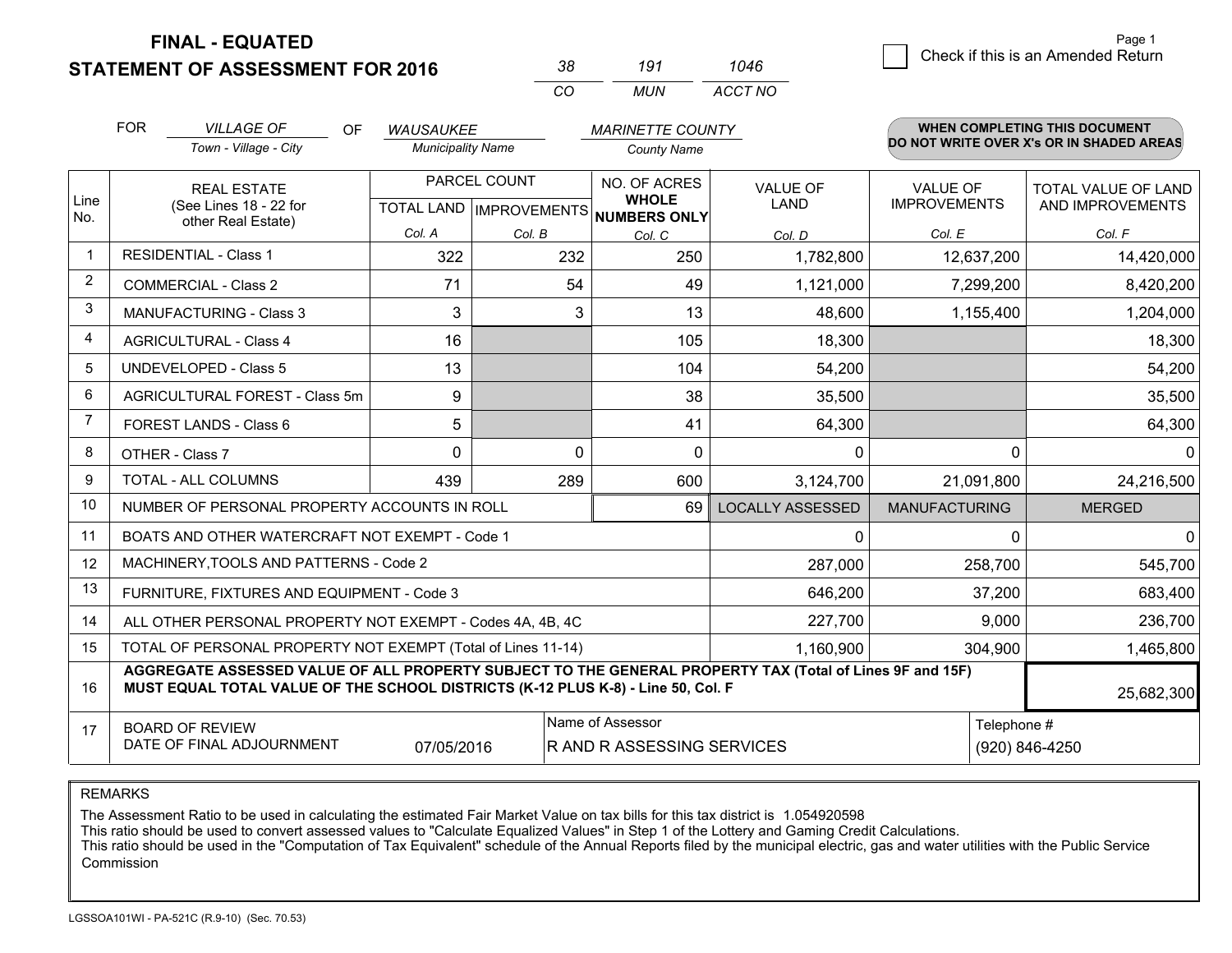**FINAL - EQUATED**
**STATEMENT OF ASSESSMENT FOR 2016**

| 38 | 191 | 1046 |
|---|---|---|
| CO | MUN | ACCT NO |

Check if this is an Amended Return

Page 1

FOR *VILLAGE OF* (Town - Village - City) OF *WAUSAUKEE* (Municipality Name) *MARINETTE COUNTY* (County Name)

**WHEN COMPLETING THIS DOCUMENT DO NOT WRITE OVER X's OR IN SHADED AREAS**

| Line No. | REAL ESTATE (See Lines 18 - 22 for other Real Estate) | PARCEL COUNT TOTAL LAND Col. A | PARCEL COUNT IMPROVEMENTS Col. B | NO. OF ACRES WHOLE NUMBERS ONLY Col. C | VALUE OF LAND Col. D | VALUE OF IMPROVEMENTS Col. E | TOTAL VALUE OF LAND AND IMPROVEMENTS Col. F |
|---|---|---|---|---|---|---|---|
| 1 | RESIDENTIAL - Class 1 | 322 | 232 | 250 | 1,782,800 | 12,637,200 | 14,420,000 |
| 2 | COMMERCIAL - Class 2 | 71 | 54 | 49 | 1,121,000 | 7,299,200 | 8,420,200 |
| 3 | MANUFACTURING - Class 3 | 3 | 3 | 13 | 48,600 | 1,155,400 | 1,204,000 |
| 4 | AGRICULTURAL - Class 4 | 16 | | 105 | 18,300 | | 18,300 |
| 5 | UNDEVELOPED - Class 5 | 13 | | 104 | 54,200 | | 54,200 |
| 6 | AGRICULTURAL FOREST - Class 5m | 9 | | 38 | 35,500 | | 35,500 |
| 7 | FOREST LANDS - Class 6 | 5 | | 41 | 64,300 | | 64,300 |
| 8 | OTHER - Class 7 | 0 | 0 | 0 | 0 | 0 | 0 |
| 9 | TOTAL - ALL COLUMNS | 439 | 289 | 600 | 3,124,700 | 21,091,800 | 24,216,500 |
| 10 | NUMBER OF PERSONAL PROPERTY ACCOUNTS IN ROLL | | | 69 | LOCALLY ASSESSED | MANUFACTURING | MERGED |
| 11 | BOATS AND OTHER WATERCRAFT NOT EXEMPT - Code 1 | | | | 0 | 0 | 0 |
| 12 | MACHINERY,TOOLS AND PATTERNS - Code 2 | | | | 287,000 | 258,700 | 545,700 |
| 13 | FURNITURE, FIXTURES AND EQUIPMENT - Code 3 | | | | 646,200 | 37,200 | 683,400 |
| 14 | ALL OTHER PERSONAL PROPERTY NOT EXEMPT - Codes 4A, 4B, 4C | | | | 227,700 | 9,000 | 236,700 |
| 15 | TOTAL OF PERSONAL PROPERTY NOT EXEMPT (Total of Lines 11-14) | | | | 1,160,900 | 304,900 | 1,465,800 |
| 16 | **AGGREGATE ASSESSED VALUE OF ALL PROPERTY SUBJECT TO THE GENERAL PROPERTY TAX (Total of Lines 9F and 15F) MUST EQUAL TOTAL VALUE OF THE SCHOOL DISTRICTS (K-12 PLUS K-8) - Line 50, Col. F** | | | | | | 25,682,300 |
| 17 | BOARD OF REVIEW DATE OF FINAL ADJOURNMENT | 07/05/2016 | Name of Assessor: R AND R ASSESSING SERVICES | | | Telephone #: (920) 846-4250 | |

REMARKS

The Assessment Ratio to be used in calculating the estimated Fair Market Value on tax bills for this tax district is 1.054920598
This ratio should be used to convert assessed values to "Calculate Equalized Values" in Step 1 of the Lottery and Gaming Credit Calculations.
This ratio should be used in the "Computation of Tax Equivalent" schedule of the Annual Reports filed by the municipal electric, gas and water utilities with the Public Service Commission

LGSSOA101WI - PA-521C (R.9-10) (Sec. 70.53)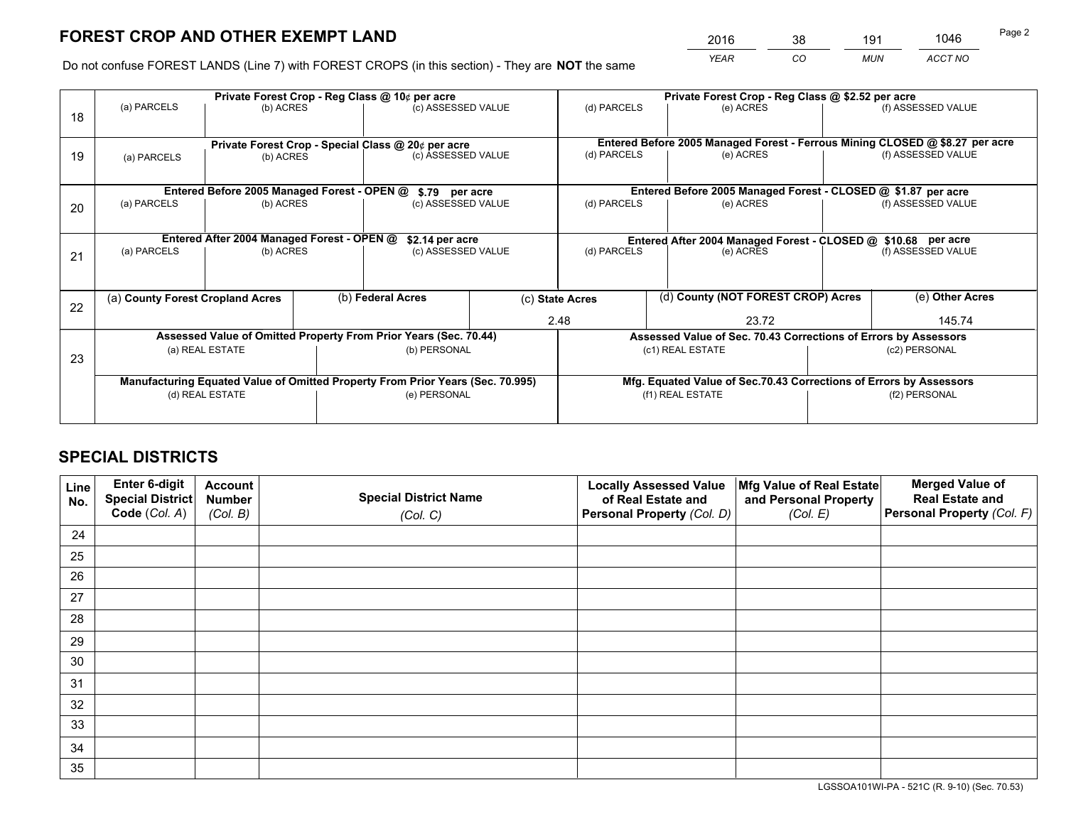# FOREST CROP AND OTHER EXEMPT LAND

| 2016 | 38 | 191 | 1046 |
|---|---|---|---|
| *YEAR* | *CO* | *MUN* | *ACCT NO* |

Do not confuse FOREST LANDS (Line 7) with FOREST CROPS (in this section) - They are **NOT** the same

| Line | Private Forest Crop - Reg Class @ 10¢ per acre | | | Private Forest Crop - Reg Class @ $2.52 per acre | | |
|---|---|---|---|---|---|---|
| 18 | (a) PARCELS | (b) ACRES | (c) ASSESSED VALUE | (d) PARCELS | (e) ACRES | (f) ASSESSED VALUE |
| | | | | | | |
| | **Private Forest Crop - Special Class @ 20¢ per acre** | | | **Entered Before 2005 Managed Forest - Ferrous Mining CLOSED @ $8.27 per acre** | | |
| 19 | (a) PARCELS | (b) ACRES | (c) ASSESSED VALUE | (d) PARCELS | (e) ACRES | (f) ASSESSED VALUE |
| | | | | | | |
| | **Entered Before 2005 Managed Forest - OPEN @ $.79 per acre** | | | **Entered Before 2005 Managed Forest - CLOSED @ $1.87 per acre** | | |
| 20 | (a) PARCELS | (b) ACRES | (c) ASSESSED VALUE | (d) PARCELS | (e) ACRES | (f) ASSESSED VALUE |
| | | | | | | |
| | **Entered After 2004 Managed Forest - OPEN @ $2.14 per acre** | | | **Entered After 2004 Managed Forest - CLOSED @ $10.68 per acre** | | |
| 21 | (a) PARCELS | (b) ACRES | (c) ASSESSED VALUE | (d) PARCELS | (e) ACRES | (f) ASSESSED VALUE |
| | | | | | | |

| Line | (a) County Forest Cropland Acres | (b) Federal Acres | (c) State Acres | (d) County (NOT FOREST CROP) Acres | (e) Other Acres |
|---|---|---|---|---|---|
| 22 | | | 2.48 | 23.72 | 145.74 |

| Line | Assessed Value of Omitted Property From Prior Years (Sec. 70.44) | | Assessed Value of Sec. 70.43 Corrections of Errors by Assessors | |
|---|---|---|---|---|
| 23 | (a) REAL ESTATE | (b) PERSONAL | (c1) REAL ESTATE | (c2) PERSONAL |
| | | | | |
| | **Manufacturing Equated Value of Omitted Property From Prior Years (Sec. 70.995)** | | **Mfg. Equated Value of Sec.70.43 Corrections of Errors by Assessors** | |
| | (d) REAL ESTATE | (e) PERSONAL | (f1) REAL ESTATE | (f2) PERSONAL |
| | | | | |

# SPECIAL DISTRICTS

| Line No. | Enter 6-digit Special District Code (*Col. A*) | Account Number (*Col. B*) | Special District Name (*Col. C*) | Locally Assessed Value of Real Estate and Personal Property (*Col. D*) | Mfg Value of Real Estate and Personal Property (*Col. E*) | Merged Value of Real Estate and Personal Property (*Col. F*) |
|---|---|---|---|---|---|---|
| 24 | | | | | | |
| 25 | | | | | | |
| 26 | | | | | | |
| 27 | | | | | | |
| 28 | | | | | | |
| 29 | | | | | | |
| 30 | | | | | | |
| 31 | | | | | | |
| 32 | | | | | | |
| 33 | | | | | | |
| 34 | | | | | | |
| 35 | | | | | | |

LGSSOA101WI-PA - 521C (R. 9-10) (Sec. 70.53)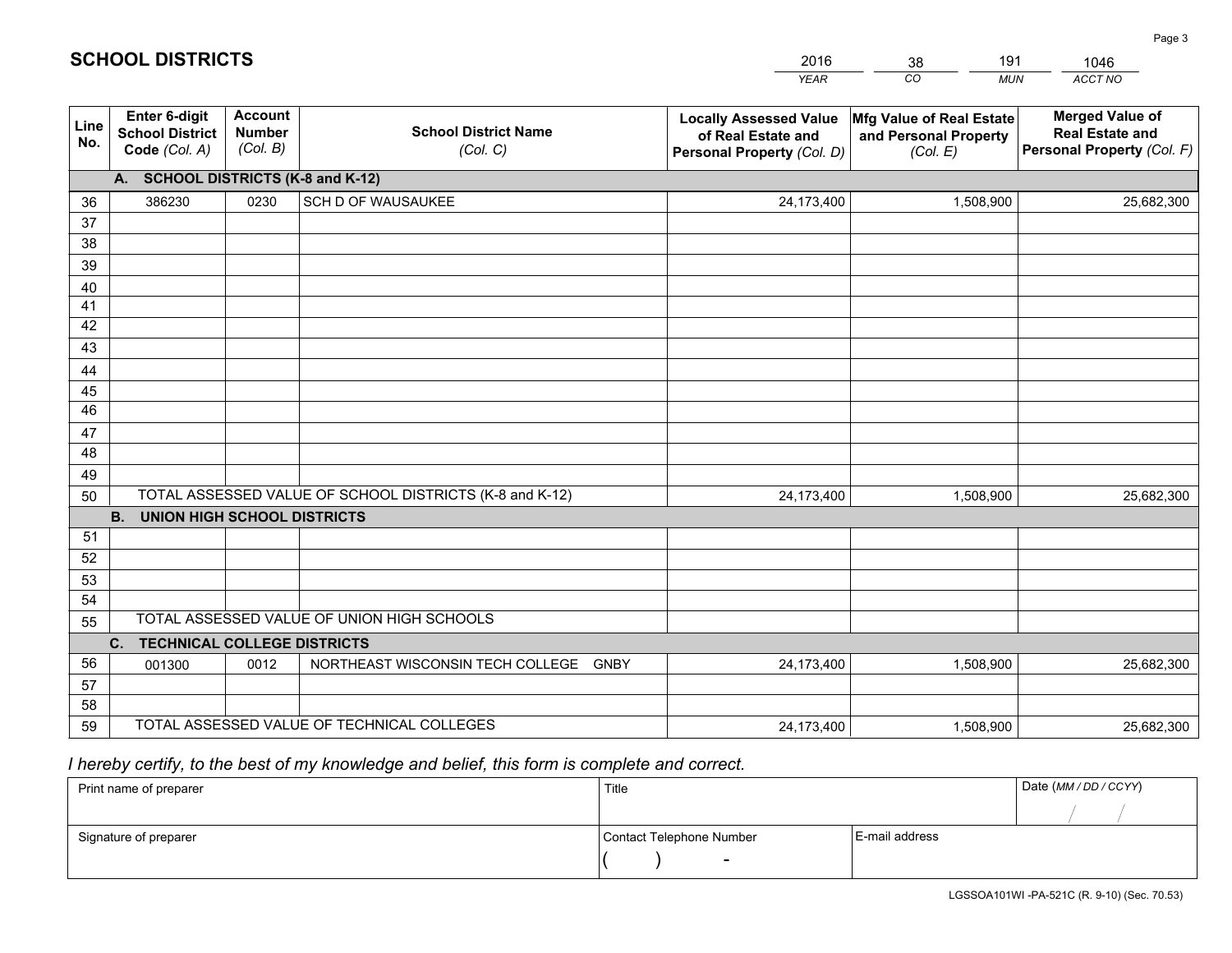# SCHOOL DISTRICTS

| 2016 | 38 | 191 | 1046 |
|---|---|---|---|
| *YEAR* | *CO* | *MUN* | *ACCT NO* |

| Line No. | Enter 6-digit School District Code *(Col. A)* | Account Number *(Col. B)* | School District Name *(Col. C)* | Locally Assessed Value of Real Estate and Personal Property *(Col. D)* | Mfg Value of Real Estate and Personal Property *(Col. E)* | Merged Value of Real Estate and Personal Property *(Col. F)* |
|---|---|---|---|---|---|---|
| | **A. SCHOOL DISTRICTS (K-8 and K-12)** | | | | | |
| 36 | 386230 | 0230 | SCH D OF WAUSAUKEE | 24,173,400 | 1,508,900 | 25,682,300 |
| 37 | | | | | | |
| 38 | | | | | | |
| 39 | | | | | | |
| 40 | | | | | | |
| 41 | | | | | | |
| 42 | | | | | | |
| 43 | | | | | | |
| 44 | | | | | | |
| 45 | | | | | | |
| 46 | | | | | | |
| 47 | | | | | | |
| 48 | | | | | | |
| 49 | | | | | | |
| 50 | TOTAL ASSESSED VALUE OF SCHOOL DISTRICTS (K-8 and K-12) | | | 24,173,400 | 1,508,900 | 25,682,300 |
| | **B. UNION HIGH SCHOOL DISTRICTS** | | | | | |
| 51 | | | | | | |
| 52 | | | | | | |
| 53 | | | | | | |
| 54 | | | | | | |
| 55 | TOTAL ASSESSED VALUE OF UNION HIGH SCHOOLS | | | | | |
| | **C. TECHNICAL COLLEGE DISTRICTS** | | | | | |
| 56 | 001300 | 0012 | NORTHEAST WISCONSIN TECH COLLEGE GNBY | 24,173,400 | 1,508,900 | 25,682,300 |
| 57 | | | | | | |
| 58 | | | | | | |
| 59 | TOTAL ASSESSED VALUE OF TECHNICAL COLLEGES | | | 24,173,400 | 1,508,900 | 25,682,300 |

*I hereby certify, to the best of my knowledge and belief, this form is complete and correct.*

| Print name of preparer | Title | | Date *(MM / DD / CCYY)* |
|---|---|---|---|
| | | | / / |
| Signature of preparer | Contact Telephone Number | E-mail address | |
| | ( ) - | | |

LGSSOA101WI -PA-521C (R. 9-10) (Sec. 70.53)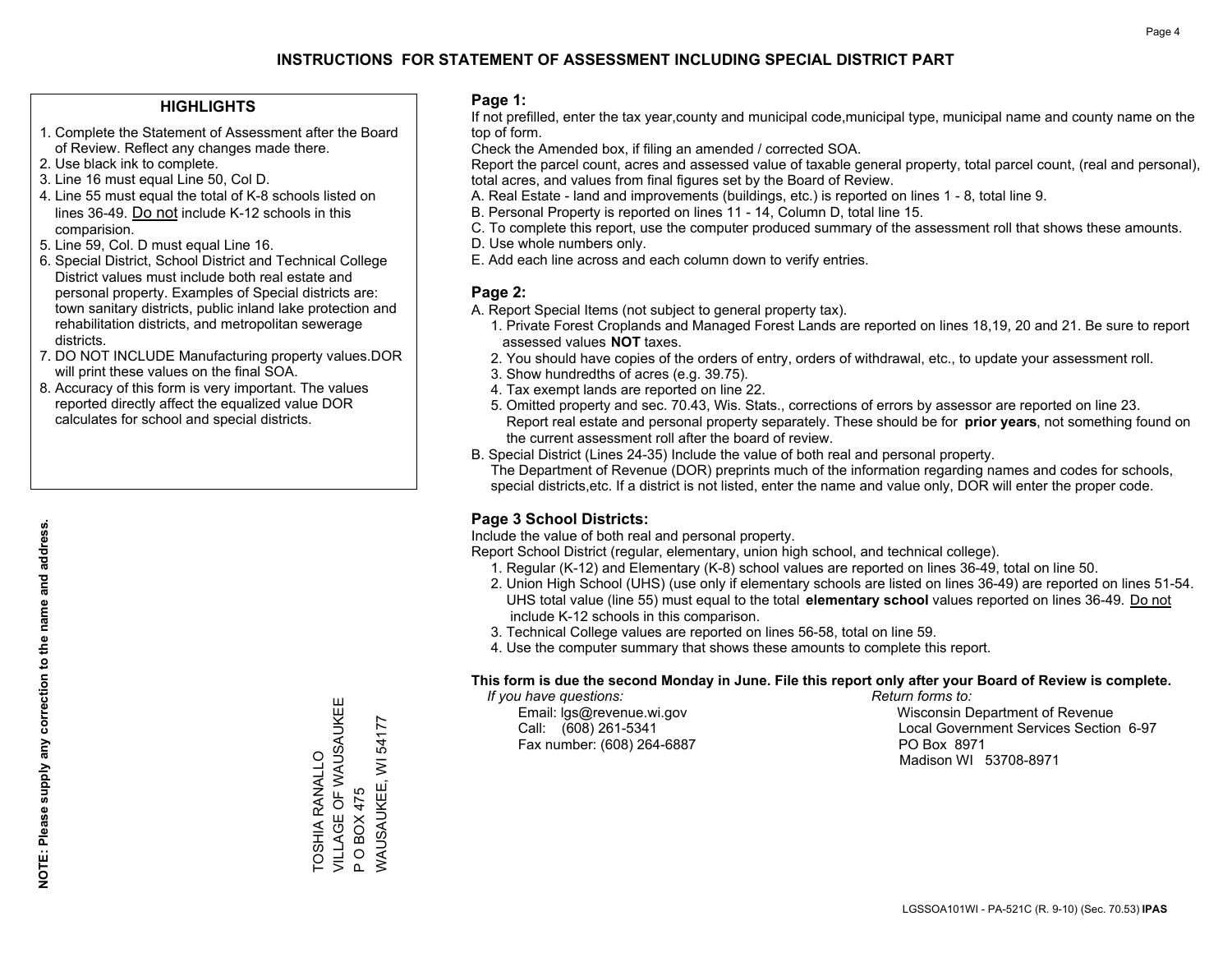# INSTRUCTIONS FOR STATEMENT OF ASSESSMENT INCLUDING SPECIAL DISTRICT PART

## HIGHLIGHTS

1. Complete the Statement of Assessment after the Board of Review. Reflect any changes made there.
2. Use black ink to complete.
3. Line 16 must equal Line 50, Col D.
4. Line 55 must equal the total of K-8 schools listed on lines 36-49. Do not include K-12 schools in this comparision.
5. Line 59, Col. D must equal Line 16.
6. Special District, School District and Technical College District values must include both real estate and personal property. Examples of Special districts are: town sanitary districts, public inland lake protection and rehabilitation districts, and metropolitan sewerage districts.
7. DO NOT INCLUDE Manufacturing property values.DOR will print these values on the final SOA.
8. Accuracy of this form is very important. The values reported directly affect the equalized value DOR calculates for school and special districts.

**NOTE: Please supply any correction to the name and address.**

TOSHIA RANALLO
VILLAGE OF WAUSAUKEE
P O BOX 475
WAUSAUKEE, WI 54177

## Page 1:

If not prefilled, enter the tax year,county and municipal code,municipal type, municipal name and county name on the top of form.

Check the Amended box, if filing an amended / corrected SOA.

Report the parcel count, acres and assessed value of taxable general property, total parcel count, (real and personal), total acres, and values from final figures set by the Board of Review.

A. Real Estate - land and improvements (buildings, etc.) is reported on lines 1 - 8, total line 9.
B. Personal Property is reported on lines 11 - 14, Column D, total line 15.
C. To complete this report, use the computer produced summary of the assessment roll that shows these amounts.
D. Use whole numbers only.
E. Add each line across and each column down to verify entries.

## Page 2:

A. Report Special Items (not subject to general property tax).
   1. Private Forest Croplands and Managed Forest Lands are reported on lines 18,19, 20 and 21. Be sure to report assessed values **NOT** taxes.
   2. You should have copies of the orders of entry, orders of withdrawal, etc., to update your assessment roll.
   3. Show hundredths of acres (e.g. 39.75).
   4. Tax exempt lands are reported on line 22.
   5. Omitted property and sec. 70.43, Wis. Stats., corrections of errors by assessor are reported on line 23. Report real estate and personal property separately. These should be for **prior years**, not something found on the current assessment roll after the board of review.
B. Special District (Lines 24-35) Include the value of both real and personal property.
   The Department of Revenue (DOR) preprints much of the information regarding names and codes for schools, special districts,etc. If a district is not listed, enter the name and value only, DOR will enter the proper code.

## Page 3 School Districts:

Include the value of both real and personal property.

Report School District (regular, elementary, union high school, and technical college).

1. Regular (K-12) and Elementary (K-8) school values are reported on lines 36-49, total on line 50.
2. Union High School (UHS) (use only if elementary schools are listed on lines 36-49) are reported on lines 51-54. UHS total value (line 55) must equal to the total **elementary school** values reported on lines 36-49. Do not include K-12 schools in this comparison.
3. Technical College values are reported on lines 56-58, total on line 59.
4. Use the computer summary that shows these amounts to complete this report.

**This form is due the second Monday in June. File this report only after your Board of Review is complete.**

*If you have questions:*
Email: lgs@revenue.wi.gov
Call: (608) 261-5341
Fax number: (608) 264-6887

*Return forms to:*
Wisconsin Department of Revenue
Local Government Services Section 6-97
PO Box 8971
Madison WI 53708-8971

LGSSOA101WI - PA-521C (R. 9-10) (Sec. 70.53) **IPAS**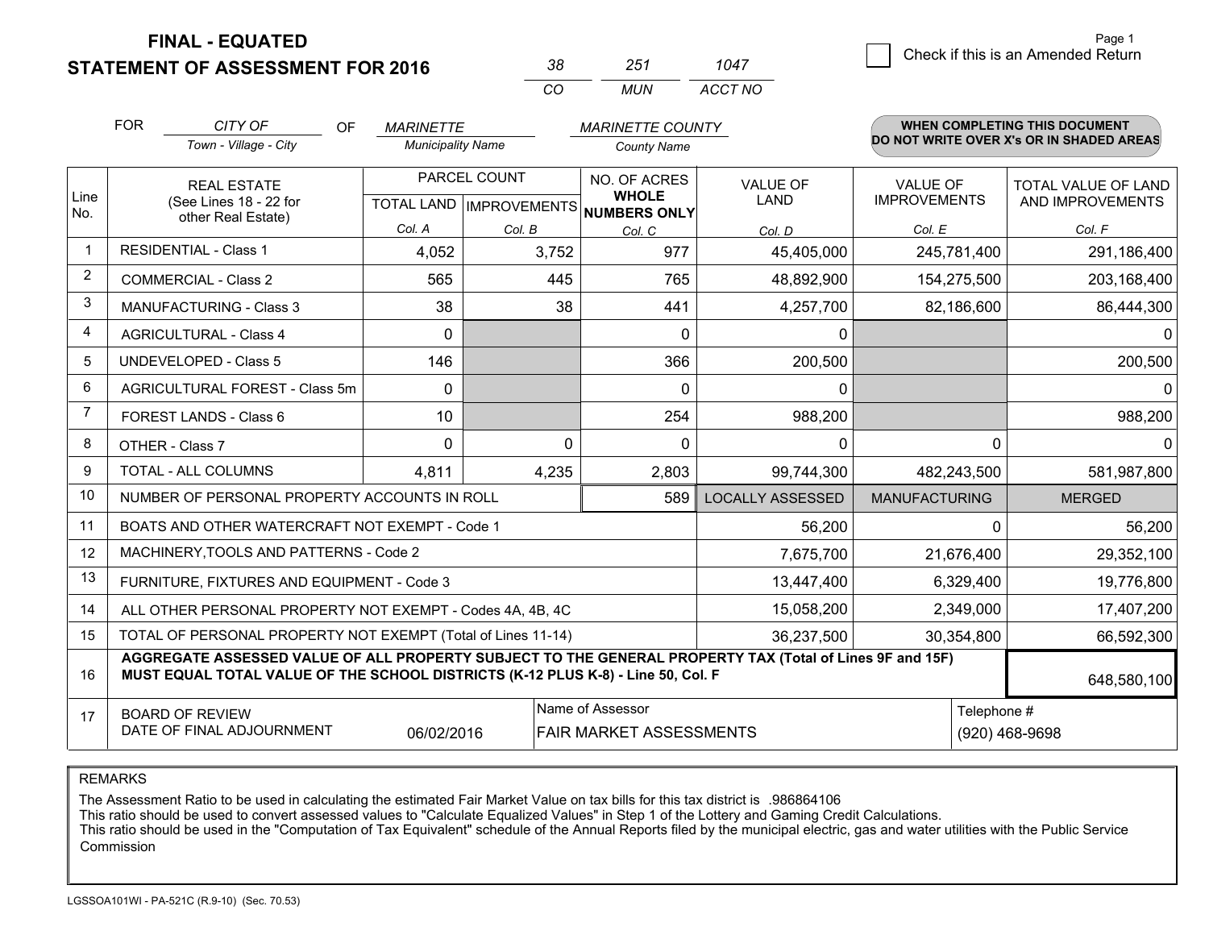**FINAL - EQUATED**
**STATEMENT OF ASSESSMENT FOR 2016**

| 38 | 251 | 1047 |
|---|---|---|
| CO | MUN | ACCT NO |

☐ Check if this is an Amended Return

| FOR | CITY OF | OF | MARINETTE | MARINETTE COUNTY |
|---|---|---|---|---|
| | Town - Village - City | | Municipality Name | County Name |

**WHEN COMPLETING THIS DOCUMENT DO NOT WRITE OVER X's OR IN SHADED AREAS**

| Line No. | REAL ESTATE (See Lines 18 - 22 for other Real Estate) | PARCEL COUNT | | NO. OF ACRES WHOLE NUMBERS ONLY | VALUE OF LAND | VALUE OF IMPROVEMENTS | TOTAL VALUE OF LAND AND IMPROVEMENTS |
|---|---|---|---|---|---|---|---|
| | | TOTAL LAND | IMPROVEMENTS | | | | |
| | | Col. A | Col. B | Col. C | Col. D | Col. E | Col. F |
| 1 | RESIDENTIAL - Class 1 | 4,052 | 3,752 | 977 | 45,405,000 | 245,781,400 | 291,186,400 |
| 2 | COMMERCIAL - Class 2 | 565 | 445 | 765 | 48,892,900 | 154,275,500 | 203,168,400 |
| 3 | MANUFACTURING - Class 3 | 38 | 38 | 441 | 4,257,700 | 82,186,600 | 86,444,300 |
| 4 | AGRICULTURAL - Class 4 | 0 | | 0 | 0 | | 0 |
| 5 | UNDEVELOPED - Class 5 | 146 | | 366 | 200,500 | | 200,500 |
| 6 | AGRICULTURAL FOREST - Class 5m | 0 | | 0 | 0 | | 0 |
| 7 | FOREST LANDS - Class 6 | 10 | | 254 | 988,200 | | 988,200 |
| 8 | OTHER - Class 7 | 0 | 0 | 0 | 0 | 0 | 0 |
| 9 | TOTAL - ALL COLUMNS | 4,811 | 4,235 | 2,803 | 99,744,300 | 482,243,500 | 581,987,800 |
| 10 | NUMBER OF PERSONAL PROPERTY ACCOUNTS IN ROLL | | | 589 | LOCALLY ASSESSED | MANUFACTURING | MERGED |
| 11 | BOATS AND OTHER WATERCRAFT NOT EXEMPT - Code 1 | | | | 56,200 | 0 | 56,200 |
| 12 | MACHINERY,TOOLS AND PATTERNS - Code 2 | | | | 7,675,700 | 21,676,400 | 29,352,100 |
| 13 | FURNITURE, FIXTURES AND EQUIPMENT - Code 3 | | | | 13,447,400 | 6,329,400 | 19,776,800 |
| 14 | ALL OTHER PERSONAL PROPERTY NOT EXEMPT - Codes 4A, 4B, 4C | | | | 15,058,200 | 2,349,000 | 17,407,200 |
| 15 | TOTAL OF PERSONAL PROPERTY NOT EXEMPT (Total of Lines 11-14) | | | | 36,237,500 | 30,354,800 | 66,592,300 |
| 16 | **AGGREGATE ASSESSED VALUE OF ALL PROPERTY SUBJECT TO THE GENERAL PROPERTY TAX (Total of Lines 9F and 15F) MUST EQUAL TOTAL VALUE OF THE SCHOOL DISTRICTS (K-12 PLUS K-8) - Line 50, Col. F** | | | | | | 648,580,100 |
| 17 | BOARD OF REVIEW DATE OF FINAL ADJOURNMENT | 06/02/2016 | | Name of Assessor: FAIR MARKET ASSESSMENTS | | Telephone #: (920) 468-9698 | |

REMARKS

The Assessment Ratio to be used in calculating the estimated Fair Market Value on tax bills for this tax district is .986864106
This ratio should be used to convert assessed values to "Calculate Equalized Values" in Step 1 of the Lottery and Gaming Credit Calculations.
This ratio should be used in the "Computation of Tax Equivalent" schedule of the Annual Reports filed by the municipal electric, gas and water utilities with the Public Service Commission

LGSSOA101WI - PA-521C (R.9-10) (Sec. 70.53)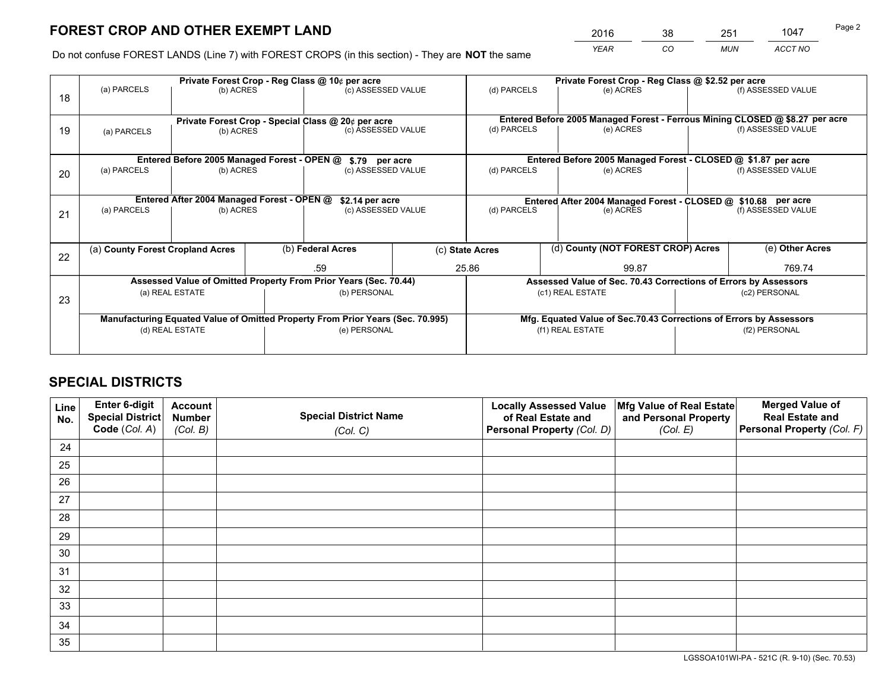# FOREST CROP AND OTHER EXEMPT LAND

| 2016 | 38 | 251 | 1047 |
|---|---|---|---|
| *YEAR* | *CO* | *MUN* | *ACCT NO* |

Do not confuse FOREST LANDS (Line 7) with FOREST CROPS (in this section) - They are **NOT** the same

| Line | Private Forest Crop - Reg Class @ 10¢ per acre | | | Private Forest Crop - Reg Class @ $2.52 per acre | | |
|---|---|---|---|---|---|---|
| 18 | (a) PARCELS | (b) ACRES | (c) ASSESSED VALUE | (d) PARCELS | (e) ACRES | (f) ASSESSED VALUE |
| | **Private Forest Crop - Special Class @ 20¢ per acre** | | | **Entered Before 2005 Managed Forest - Ferrous Mining CLOSED @ $8.27 per acre** | | |
| 19 | (a) PARCELS | (b) ACRES | (c) ASSESSED VALUE | (d) PARCELS | (e) ACRES | (f) ASSESSED VALUE |
| | **Entered Before 2005 Managed Forest - OPEN @ $.79 per acre** | | | **Entered Before 2005 Managed Forest - CLOSED @ $1.87 per acre** | | |
| 20 | (a) PARCELS | (b) ACRES | (c) ASSESSED VALUE | (d) PARCELS | (e) ACRES | (f) ASSESSED VALUE |
| | **Entered After 2004 Managed Forest - OPEN @ $2.14 per acre** | | | **Entered After 2004 Managed Forest - CLOSED @ $10.68 per acre** | | |
| 21 | (a) PARCELS | (b) ACRES | (c) ASSESSED VALUE | (d) PARCELS | (e) ACRES | (f) ASSESSED VALUE |

| Line | (a) County Forest Cropland Acres | (b) Federal Acres | (c) State Acres | (d) County (NOT FOREST CROP) Acres | (e) Other Acres |
|---|---|---|---|---|---|
| 22 | | .59 | 25.86 | 99.87 | 769.74 |

| Line | Assessed Value of Omitted Property From Prior Years (Sec. 70.44) | | Assessed Value of Sec. 70.43 Corrections of Errors by Assessors | |
|---|---|---|---|---|
| 23 | (a) REAL ESTATE | (b) PERSONAL | (c1) REAL ESTATE | (c2) PERSONAL |
| | **Manufacturing Equated Value of Omitted Property From Prior Years (Sec. 70.995)** | | **Mfg. Equated Value of Sec.70.43 Corrections of Errors by Assessors** | |
| | (d) REAL ESTATE | (e) PERSONAL | (f1) REAL ESTATE | (f2) PERSONAL |

# SPECIAL DISTRICTS

| Line No. | Enter 6-digit Special District Code (Col. A) | Account Number (Col. B) | Special District Name (Col. C) | Locally Assessed Value of Real Estate and Personal Property (Col. D) | Mfg Value of Real Estate and Personal Property (Col. E) | Merged Value of Real Estate and Personal Property (Col. F) |
|---|---|---|---|---|---|---|
| 24 | | | | | | |
| 25 | | | | | | |
| 26 | | | | | | |
| 27 | | | | | | |
| 28 | | | | | | |
| 29 | | | | | | |
| 30 | | | | | | |
| 31 | | | | | | |
| 32 | | | | | | |
| 33 | | | | | | |
| 34 | | | | | | |
| 35 | | | | | | |

LGSSOA101WI-PA - 521C (R. 9-10) (Sec. 70.53)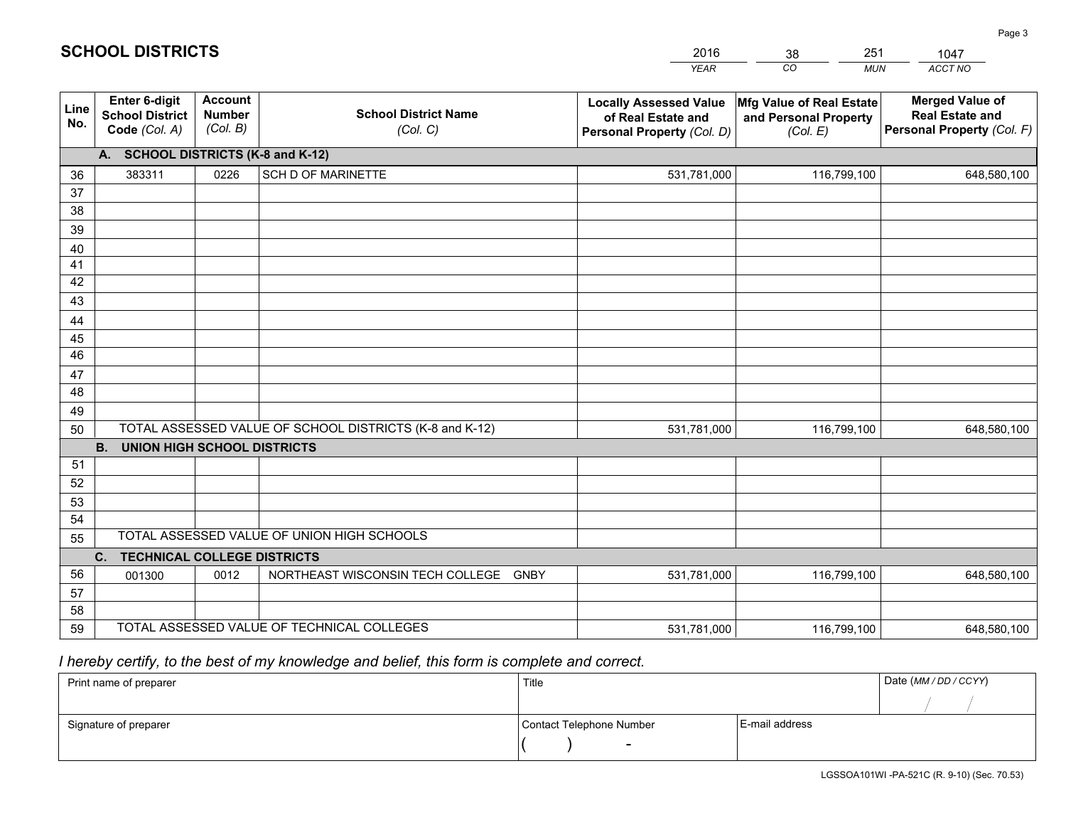# SCHOOL DISTRICTS

| 2016 | 38 | 251 | 1047 |
|---|---|---|---|
| *YEAR* | *CO* | *MUN* | *ACCT NO* |

| Line No. | Enter 6-digit School District Code *(Col. A)* | Account Number *(Col. B)* | School District Name *(Col. C)* | Locally Assessed Value of Real Estate and Personal Property *(Col. D)* | Mfg Value of Real Estate and Personal Property *(Col. E)* | Merged Value of Real Estate and Personal Property *(Col. F)* |
|---|---|---|---|---|---|---|
| | **A. SCHOOL DISTRICTS (K-8 and K-12)** | | | | | |
| 36 | 383311 | 0226 | SCH D OF MARINETTE | 531,781,000 | 116,799,100 | 648,580,100 |
| 37 | | | | | | |
| 38 | | | | | | |
| 39 | | | | | | |
| 40 | | | | | | |
| 41 | | | | | | |
| 42 | | | | | | |
| 43 | | | | | | |
| 44 | | | | | | |
| 45 | | | | | | |
| 46 | | | | | | |
| 47 | | | | | | |
| 48 | | | | | | |
| 49 | | | | | | |
| 50 | TOTAL ASSESSED VALUE OF SCHOOL DISTRICTS (K-8 and K-12) | | | 531,781,000 | 116,799,100 | 648,580,100 |
| | **B. UNION HIGH SCHOOL DISTRICTS** | | | | | |
| 51 | | | | | | |
| 52 | | | | | | |
| 53 | | | | | | |
| 54 | | | | | | |
| 55 | TOTAL ASSESSED VALUE OF UNION HIGH SCHOOLS | | | | | |
| | **C. TECHNICAL COLLEGE DISTRICTS** | | | | | |
| 56 | 001300 | 0012 | NORTHEAST WISCONSIN TECH COLLEGE GNBY | 531,781,000 | 116,799,100 | 648,580,100 |
| 57 | | | | | | |
| 58 | | | | | | |
| 59 | TOTAL ASSESSED VALUE OF TECHNICAL COLLEGES | | | 531,781,000 | 116,799,100 | 648,580,100 |

*I hereby certify, to the best of my knowledge and belief, this form is complete and correct.*

| Print name of preparer | Title | | Date *(MM / DD / CCYY)* |
|---|---|---|---|
| | | | / / |
| Signature of preparer | Contact Telephone Number | E-mail address | |
| | ( ) - | | |

LGSSOA101WI -PA-521C (R. 9-10) (Sec. 70.53)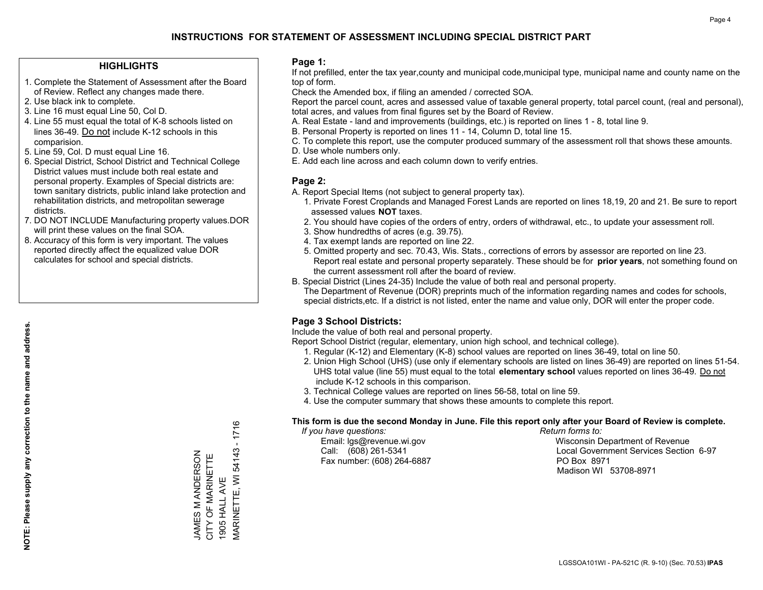# INSTRUCTIONS FOR STATEMENT OF ASSESSMENT INCLUDING SPECIAL DISTRICT PART

## HIGHLIGHTS

1. Complete the Statement of Assessment after the Board of Review. Reflect any changes made there.
2. Use black ink to complete.
3. Line 16 must equal Line 50, Col D.
4. Line 55 must equal the total of K-8 schools listed on lines 36-49. Do not include K-12 schools in this comparision.
5. Line 59, Col. D must equal Line 16.
6. Special District, School District and Technical College District values must include both real estate and personal property. Examples of Special districts are: town sanitary districts, public inland lake protection and rehabilitation districts, and metropolitan sewerage districts.
7. DO NOT INCLUDE Manufacturing property values.DOR will print these values on the final SOA.
8. Accuracy of this form is very important. The values reported directly affect the equalized value DOR calculates for school and special districts.

**NOTE: Please supply any correction to the name and address.**

JAMES M ANDERSON
CITY OF MARINETTE
1905 HALL AVE
MARINETTE, WI 54143 - 1716

## Page 1:

If not prefilled, enter the tax year,county and municipal code,municipal type, municipal name and county name on the top of form.

Check the Amended box, if filing an amended / corrected SOA.

Report the parcel count, acres and assessed value of taxable general property, total parcel count, (real and personal), total acres, and values from final figures set by the Board of Review.

A. Real Estate - land and improvements (buildings, etc.) is reported on lines 1 - 8, total line 9.
B. Personal Property is reported on lines 11 - 14, Column D, total line 15.
C. To complete this report, use the computer produced summary of the assessment roll that shows these amounts.
D. Use whole numbers only.
E. Add each line across and each column down to verify entries.

## Page 2:

A. Report Special Items (not subject to general property tax).
   1. Private Forest Croplands and Managed Forest Lands are reported on lines 18,19, 20 and 21. Be sure to report assessed values **NOT** taxes.
   2. You should have copies of the orders of entry, orders of withdrawal, etc., to update your assessment roll.
   3. Show hundredths of acres (e.g. 39.75).
   4. Tax exempt lands are reported on line 22.
   5. Omitted property and sec. 70.43, Wis. Stats., corrections of errors by assessor are reported on line 23. Report real estate and personal property separately. These should be for **prior years**, not something found on the current assessment roll after the board of review.
B. Special District (Lines 24-35) Include the value of both real and personal property.
   The Department of Revenue (DOR) preprints much of the information regarding names and codes for schools, special districts,etc. If a district is not listed, enter the name and value only, DOR will enter the proper code.

## Page 3 School Districts:

Include the value of both real and personal property.

Report School District (regular, elementary, union high school, and technical college).

1. Regular (K-12) and Elementary (K-8) school values are reported on lines 36-49, total on line 50.
2. Union High School (UHS) (use only if elementary schools are listed on lines 36-49) are reported on lines 51-54. UHS total value (line 55) must equal to the total **elementary school** values reported on lines 36-49. Do not include K-12 schools in this comparison.
3. Technical College values are reported on lines 56-58, total on line 59.
4. Use the computer summary that shows these amounts to complete this report.

**This form is due the second Monday in June. File this report only after your Board of Review is complete.**

*If you have questions:*
Email: lgs@revenue.wi.gov
Call: (608) 261-5341
Fax number: (608) 264-6887

*Return forms to:*
Wisconsin Department of Revenue
Local Government Services Section 6-97
PO Box 8971
Madison WI 53708-8971

LGSSOA101WI - PA-521C (R. 9-10) (Sec. 70.53) **IPAS**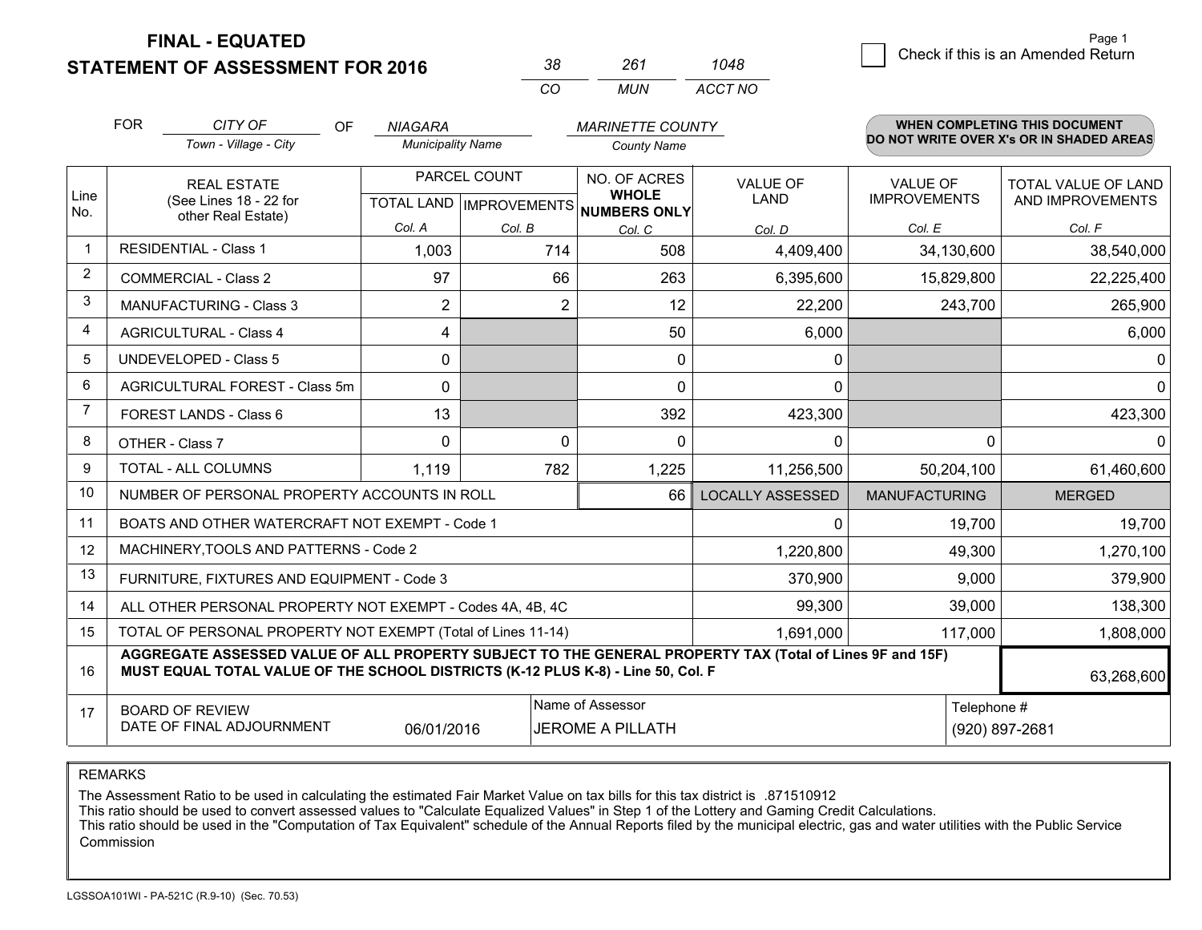**FINAL - EQUATED**
**STATEMENT OF ASSESSMENT FOR 2016**

| 38 | 261 | 1048 |
|---|---|---|
| CO | MUN | ACCT NO |

Page 1

☐ Check if this is an Amended Return

FOR *CITY OF* (Town - Village - City) OF *NIAGARA* (Municipality Name) *MARINETTE COUNTY* (County Name)

**WHEN COMPLETING THIS DOCUMENT DO NOT WRITE OVER X's OR IN SHADED AREAS**

| Line No. | REAL ESTATE (See Lines 18 - 22 for other Real Estate) | PARCEL COUNT TOTAL LAND Col. A | PARCEL COUNT IMPROVEMENTS Col. B | NO. OF ACRES WHOLE NUMBERS ONLY Col. C | VALUE OF LAND Col. D | VALUE OF IMPROVEMENTS Col. E | TOTAL VALUE OF LAND AND IMPROVEMENTS Col. F |
|---|---|---|---|---|---|---|---|
| 1 | RESIDENTIAL - Class 1 | 1,003 | 714 | 508 | 4,409,400 | 34,130,600 | 38,540,000 |
| 2 | COMMERCIAL - Class 2 | 97 | 66 | 263 | 6,395,600 | 15,829,800 | 22,225,400 |
| 3 | MANUFACTURING - Class 3 | 2 | 2 | 12 | 22,200 | 243,700 | 265,900 |
| 4 | AGRICULTURAL - Class 4 | 4 | | 50 | 6,000 | | 6,000 |
| 5 | UNDEVELOPED - Class 5 | 0 | | 0 | 0 | | 0 |
| 6 | AGRICULTURAL FOREST - Class 5m | 0 | | 0 | 0 | | 0 |
| 7 | FOREST LANDS - Class 6 | 13 | | 392 | 423,300 | | 423,300 |
| 8 | OTHER - Class 7 | 0 | 0 | 0 | 0 | 0 | 0 |
| 9 | TOTAL - ALL COLUMNS | 1,119 | 782 | 1,225 | 11,256,500 | 50,204,100 | 61,460,600 |
| 10 | NUMBER OF PERSONAL PROPERTY ACCOUNTS IN ROLL | | | 66 | LOCALLY ASSESSED | MANUFACTURING | MERGED |
| 11 | BOATS AND OTHER WATERCRAFT NOT EXEMPT - Code 1 | | | | 0 | 19,700 | 19,700 |
| 12 | MACHINERY,TOOLS AND PATTERNS - Code 2 | | | | 1,220,800 | 49,300 | 1,270,100 |
| 13 | FURNITURE, FIXTURES AND EQUIPMENT - Code 3 | | | | 370,900 | 9,000 | 379,900 |
| 14 | ALL OTHER PERSONAL PROPERTY NOT EXEMPT - Codes 4A, 4B, 4C | | | | 99,300 | 39,000 | 138,300 |
| 15 | TOTAL OF PERSONAL PROPERTY NOT EXEMPT (Total of Lines 11-14) | | | | 1,691,000 | 117,000 | 1,808,000 |
| 16 | **AGGREGATE ASSESSED VALUE OF ALL PROPERTY SUBJECT TO THE GENERAL PROPERTY TAX (Total of Lines 9F and 15F) MUST EQUAL TOTAL VALUE OF THE SCHOOL DISTRICTS (K-12 PLUS K-8) - Line 50, Col. F** | | | | | | 63,268,600 |
| 17 | BOARD OF REVIEW DATE OF FINAL ADJOURNMENT | 06/01/2016 | Name of Assessor: JEROME A PILLATH | | | Telephone #: (920) 897-2681 | |

REMARKS

The Assessment Ratio to be used in calculating the estimated Fair Market Value on tax bills for this tax district is .871510912
This ratio should be used to convert assessed values to "Calculate Equalized Values" in Step 1 of the Lottery and Gaming Credit Calculations.
This ratio should be used in the "Computation of Tax Equivalent" schedule of the Annual Reports filed by the municipal electric, gas and water utilities with the Public Service Commission

LGSSOA101WI - PA-521C (R.9-10) (Sec. 70.53)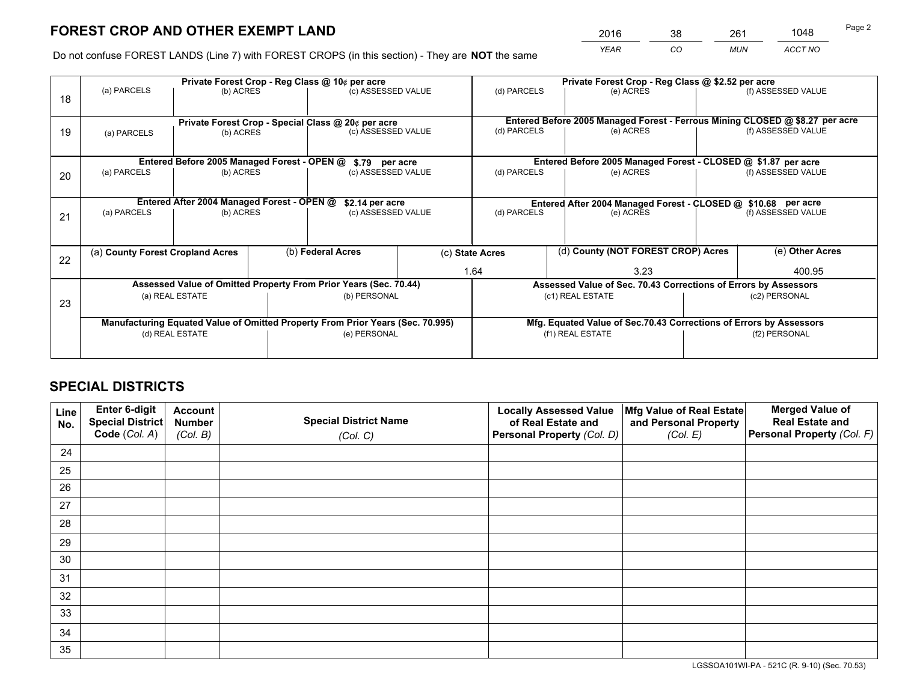# FOREST CROP AND OTHER EXEMPT LAND

| 2016 | 38 | 261 | 1048 |
|---|---|---|---|
| *YEAR* | *CO* | *MUN* | *ACCT NO* |

Do not confuse FOREST LANDS (Line 7) with FOREST CROPS (in this section) - They are **NOT** the same

| Line | Private Forest Crop - Reg Class @ 10¢ per acre | | | Private Forest Crop - Reg Class @ $2.52 per acre | | |
|---|---|---|---|---|---|---|
| | (a) PARCELS | (b) ACRES | (c) ASSESSED VALUE | (d) PARCELS | (e) ACRES | (f) ASSESSED VALUE |
| 18 | | | | | | |
| | **Private Forest Crop - Special Class @ 20¢ per acre** | | | **Entered Before 2005 Managed Forest - Ferrous Mining CLOSED @ $8.27 per acre** | | |
| 19 | (a) PARCELS | (b) ACRES | (c) ASSESSED VALUE | (d) PARCELS | (e) ACRES | (f) ASSESSED VALUE |
| | **Entered Before 2005 Managed Forest - OPEN @ $.79 per acre** | | | **Entered Before 2005 Managed Forest - CLOSED @ $1.87 per acre** | | |
| 20 | (a) PARCELS | (b) ACRES | (c) ASSESSED VALUE | (d) PARCELS | (e) ACRES | (f) ASSESSED VALUE |
| | **Entered After 2004 Managed Forest - OPEN @ $2.14 per acre** | | | **Entered After 2004 Managed Forest - CLOSED @ $10.68 per acre** | | |
| 21 | (a) PARCELS | (b) ACRES | (c) ASSESSED VALUE | (d) PARCELS | (e) ACRES | (f) ASSESSED VALUE |

| Line | (a) County Forest Cropland Acres | (b) Federal Acres | (c) State Acres | (d) County (NOT FOREST CROP) Acres | (e) Other Acres |
|---|---|---|---|---|---|
| 22 | | | 1.64 | 3.23 | 400.95 |

| Line | Assessed Value of Omitted Property From Prior Years (Sec. 70.44) | | Assessed Value of Sec. 70.43 Corrections of Errors by Assessors | |
|---|---|---|---|---|
| 23 | (a) REAL ESTATE | (b) PERSONAL | (c1) REAL ESTATE | (c2) PERSONAL |
| | **Manufacturing Equated Value of Omitted Property From Prior Years (Sec. 70.995)** | | **Mfg. Equated Value of Sec.70.43 Corrections of Errors by Assessors** | |
| | (d) REAL ESTATE | (e) PERSONAL | (f1) REAL ESTATE | (f2) PERSONAL |

# SPECIAL DISTRICTS

| Line No. | Enter 6-digit Special District Code (*Col. A*) | Account Number (*Col. B*) | Special District Name (*Col. C*) | Locally Assessed Value of Real Estate and Personal Property (*Col. D*) | Mfg Value of Real Estate and Personal Property (*Col. E*) | Merged Value of Real Estate and Personal Property (*Col. F*) |
|---|---|---|---|---|---|---|
| 24 | | | | | | |
| 25 | | | | | | |
| 26 | | | | | | |
| 27 | | | | | | |
| 28 | | | | | | |
| 29 | | | | | | |
| 30 | | | | | | |
| 31 | | | | | | |
| 32 | | | | | | |
| 33 | | | | | | |
| 34 | | | | | | |
| 35 | | | | | | |

LGSSOA101WI-PA - 521C (R. 9-10) (Sec. 70.53)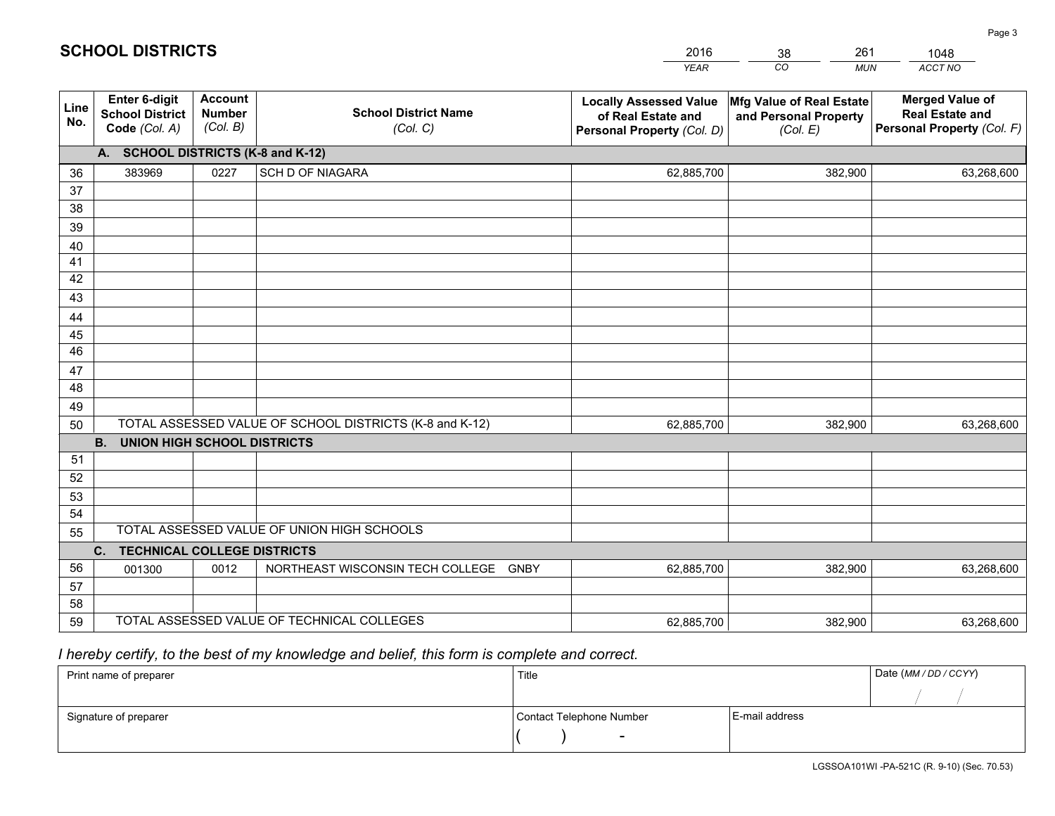# SCHOOL DISTRICTS

| 2016 | 38 | 261 | 1048 |
|---|---|---|---|
| *YEAR* | *CO* | *MUN* | *ACCT NO* |

| Line No. | Enter 6-digit School District Code *(Col. A)* | Account Number *(Col. B)* | School District Name *(Col. C)* | Locally Assessed Value of Real Estate and Personal Property *(Col. D)* | Mfg Value of Real Estate and Personal Property *(Col. E)* | Merged Value of Real Estate and Personal Property *(Col. F)* |
|---|---|---|---|---|---|---|
| | **A. SCHOOL DISTRICTS (K-8 and K-12)** | | | | | |
| 36 | 383969 | 0227 | SCH D OF NIAGARA | 62,885,700 | 382,900 | 63,268,600 |
| 37 | | | | | | |
| 38 | | | | | | |
| 39 | | | | | | |
| 40 | | | | | | |
| 41 | | | | | | |
| 42 | | | | | | |
| 43 | | | | | | |
| 44 | | | | | | |
| 45 | | | | | | |
| 46 | | | | | | |
| 47 | | | | | | |
| 48 | | | | | | |
| 49 | | | | | | |
| 50 | TOTAL ASSESSED VALUE OF SCHOOL DISTRICTS (K-8 and K-12) | | | 62,885,700 | 382,900 | 63,268,600 |
| | **B. UNION HIGH SCHOOL DISTRICTS** | | | | | |
| 51 | | | | | | |
| 52 | | | | | | |
| 53 | | | | | | |
| 54 | | | | | | |
| 55 | TOTAL ASSESSED VALUE OF UNION HIGH SCHOOLS | | | | | |
| | **C. TECHNICAL COLLEGE DISTRICTS** | | | | | |
| 56 | 001300 | 0012 | NORTHEAST WISCONSIN TECH COLLEGE GNBY | 62,885,700 | 382,900 | 63,268,600 |
| 57 | | | | | | |
| 58 | | | | | | |
| 59 | TOTAL ASSESSED VALUE OF TECHNICAL COLLEGES | | | 62,885,700 | 382,900 | 63,268,600 |

*I hereby certify, to the best of my knowledge and belief, this form is complete and correct.*

| Print name of preparer | Title | | Date *(MM / DD / CCYY)* |
|---|---|---|---|
| | | | / / |
| Signature of preparer | Contact Telephone Number | E-mail address | |
| | ( ) - | | |

LGSSOA101WI -PA-521C (R. 9-10) (Sec. 70.53)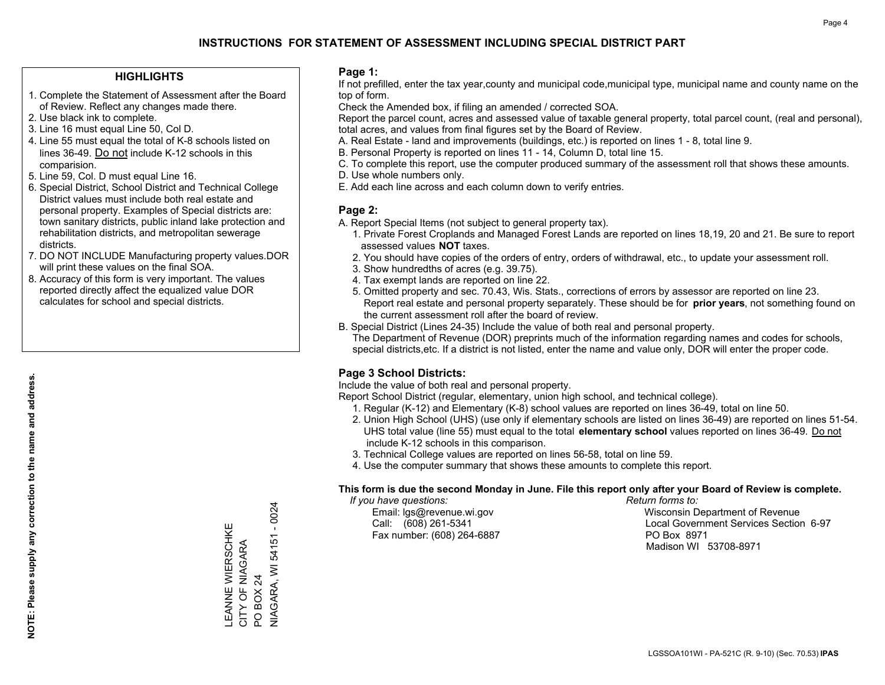# INSTRUCTIONS FOR STATEMENT OF ASSESSMENT INCLUDING SPECIAL DISTRICT PART

## HIGHLIGHTS

1. Complete the Statement of Assessment after the Board of Review. Reflect any changes made there.
2. Use black ink to complete.
3. Line 16 must equal Line 50, Col D.
4. Line 55 must equal the total of K-8 schools listed on lines 36-49. Do not include K-12 schools in this comparision.
5. Line 59, Col. D must equal Line 16.
6. Special District, School District and Technical College District values must include both real estate and personal property. Examples of Special districts are: town sanitary districts, public inland lake protection and rehabilitation districts, and metropolitan sewerage districts.
7. DO NOT INCLUDE Manufacturing property values.DOR will print these values on the final SOA.
8. Accuracy of this form is very important. The values reported directly affect the equalized value DOR calculates for school and special districts.

**NOTE: Please supply any correction to the name and address.**

LEANNE WIERSCHKE
CITY OF NIAGARA
PO BOX 24
NIAGARA, WI 54151 - 0024

## Page 1:

If not prefilled, enter the tax year,county and municipal code,municipal type, municipal name and county name on the top of form.

Check the Amended box, if filing an amended / corrected SOA.

Report the parcel count, acres and assessed value of taxable general property, total parcel count, (real and personal), total acres, and values from final figures set by the Board of Review.

A. Real Estate - land and improvements (buildings, etc.) is reported on lines 1 - 8, total line 9.
B. Personal Property is reported on lines 11 - 14, Column D, total line 15.
C. To complete this report, use the computer produced summary of the assessment roll that shows these amounts.
D. Use whole numbers only.
E. Add each line across and each column down to verify entries.

## Page 2:

A. Report Special Items (not subject to general property tax).
   1. Private Forest Croplands and Managed Forest Lands are reported on lines 18,19, 20 and 21. Be sure to report assessed values **NOT** taxes.
   2. You should have copies of the orders of entry, orders of withdrawal, etc., to update your assessment roll.
   3. Show hundredths of acres (e.g. 39.75).
   4. Tax exempt lands are reported on line 22.
   5. Omitted property and sec. 70.43, Wis. Stats., corrections of errors by assessor are reported on line 23. Report real estate and personal property separately. These should be for **prior years**, not something found on the current assessment roll after the board of review.
B. Special District (Lines 24-35) Include the value of both real and personal property.
   The Department of Revenue (DOR) preprints much of the information regarding names and codes for schools, special districts,etc. If a district is not listed, enter the name and value only, DOR will enter the proper code.

## Page 3 School Districts:

Include the value of both real and personal property.

Report School District (regular, elementary, union high school, and technical college).

1. Regular (K-12) and Elementary (K-8) school values are reported on lines 36-49, total on line 50.
2. Union High School (UHS) (use only if elementary schools are listed on lines 36-49) are reported on lines 51-54. UHS total value (line 55) must equal to the total **elementary school** values reported on lines 36-49. Do not include K-12 schools in this comparison.
3. Technical College values are reported on lines 56-58, total on line 59.
4. Use the computer summary that shows these amounts to complete this report.

**This form is due the second Monday in June. File this report only after your Board of Review is complete.**

*If you have questions:*
Email: lgs@revenue.wi.gov
Call: (608) 261-5341
Fax number: (608) 264-6887

*Return forms to:*
Wisconsin Department of Revenue
Local Government Services Section 6-97
PO Box 8971
Madison WI 53708-8971

LGSSOA101WI - PA-521C (R. 9-10) (Sec. 70.53) **IPAS**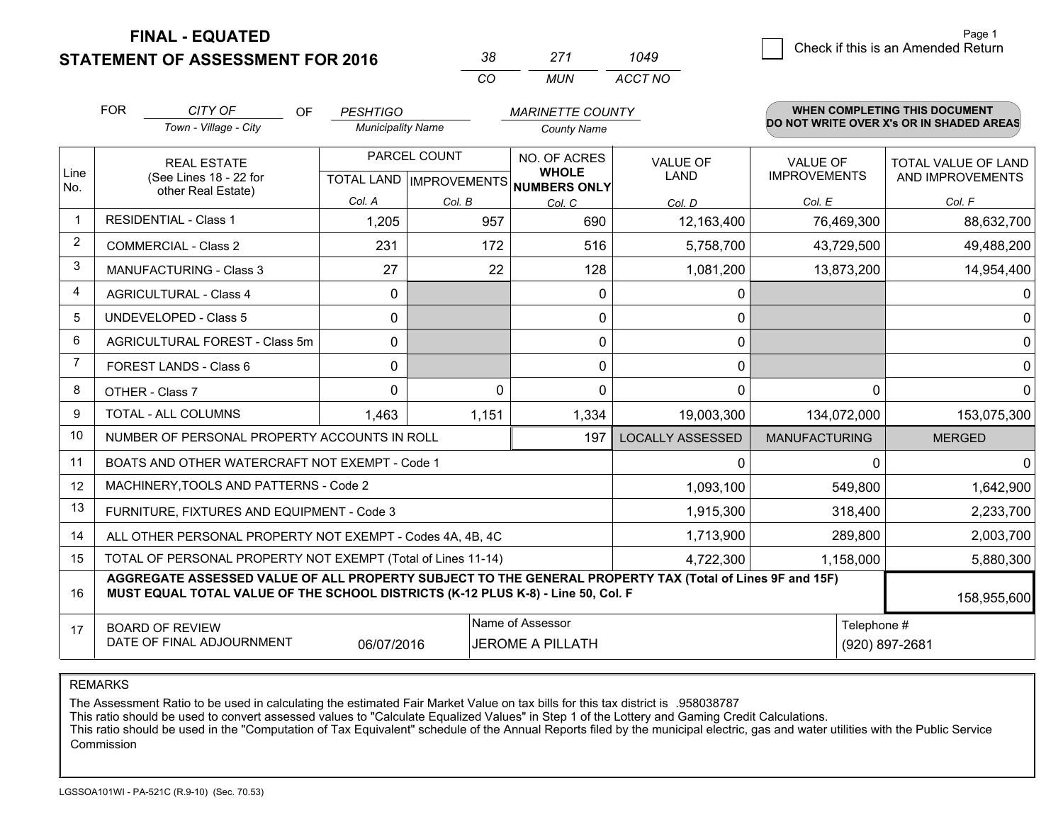# FINAL - EQUATED
## STATEMENT OF ASSESSMENT FOR 2016

| 38 | 271 | 1049 |
|---|---|---|
| CO | MUN | ACCT NO |

Check if this is an Amended Return

FOR *CITY OF* (Town - Village - City) OF *PESHTIGO* (Municipality Name) *MARINETTE COUNTY* (County Name)

**WHEN COMPLETING THIS DOCUMENT DO NOT WRITE OVER X's OR IN SHADED AREAS**

| Line No. | REAL ESTATE (See Lines 18 - 22 for other Real Estate) | PARCEL COUNT TOTAL LAND Col. A | PARCEL COUNT IMPROVEMENTS Col. B | NO. OF ACRES WHOLE NUMBERS ONLY Col. C | VALUE OF LAND Col. D | VALUE OF IMPROVEMENTS Col. E | TOTAL VALUE OF LAND AND IMPROVEMENTS Col. F |
|---|---|---|---|---|---|---|---|
| 1 | RESIDENTIAL - Class 1 | 1,205 | 957 | 690 | 12,163,400 | 76,469,300 | 88,632,700 |
| 2 | COMMERCIAL - Class 2 | 231 | 172 | 516 | 5,758,700 | 43,729,500 | 49,488,200 |
| 3 | MANUFACTURING - Class 3 | 27 | 22 | 128 | 1,081,200 | 13,873,200 | 14,954,400 |
| 4 | AGRICULTURAL - Class 4 | 0 | | 0 | 0 | | 0 |
| 5 | UNDEVELOPED - Class 5 | 0 | | 0 | 0 | | 0 |
| 6 | AGRICULTURAL FOREST - Class 5m | 0 | | 0 | 0 | | 0 |
| 7 | FOREST LANDS - Class 6 | 0 | | 0 | 0 | | 0 |
| 8 | OTHER - Class 7 | 0 | 0 | 0 | 0 | 0 | 0 |
| 9 | TOTAL - ALL COLUMNS | 1,463 | 1,151 | 1,334 | 19,003,300 | 134,072,000 | 153,075,300 |
| 10 | NUMBER OF PERSONAL PROPERTY ACCOUNTS IN ROLL | | | 197 | LOCALLY ASSESSED | MANUFACTURING | MERGED |
| 11 | BOATS AND OTHER WATERCRAFT NOT EXEMPT - Code 1 | | | | 0 | 0 | 0 |
| 12 | MACHINERY,TOOLS AND PATTERNS - Code 2 | | | | 1,093,100 | 549,800 | 1,642,900 |
| 13 | FURNITURE, FIXTURES AND EQUIPMENT - Code 3 | | | | 1,915,300 | 318,400 | 2,233,700 |
| 14 | ALL OTHER PERSONAL PROPERTY NOT EXEMPT - Codes 4A, 4B, 4C | | | | 1,713,900 | 289,800 | 2,003,700 |
| 15 | TOTAL OF PERSONAL PROPERTY NOT EXEMPT (Total of Lines 11-14) | | | | 4,722,300 | 1,158,000 | 5,880,300 |
| 16 | **AGGREGATE ASSESSED VALUE OF ALL PROPERTY SUBJECT TO THE GENERAL PROPERTY TAX (Total of Lines 9F and 15F) MUST EQUAL TOTAL VALUE OF THE SCHOOL DISTRICTS (K-12 PLUS K-8) - Line 50, Col. F** | | | | | | 158,955,600 |
| 17 | BOARD OF REVIEW DATE OF FINAL ADJOURNMENT | 06/07/2016 | | Name of Assessor: JEROME A PILLATH | | | Telephone #: (920) 897-2681 |

REMARKS

The Assessment Ratio to be used in calculating the estimated Fair Market Value on tax bills for this tax district is .958038787
This ratio should be used to convert assessed values to "Calculate Equalized Values" in Step 1 of the Lottery and Gaming Credit Calculations.
This ratio should be used in the "Computation of Tax Equivalent" schedule of the Annual Reports filed by the municipal electric, gas and water utilities with the Public Service Commission

LGSSOA101WI - PA-521C (R.9-10) (Sec. 70.53)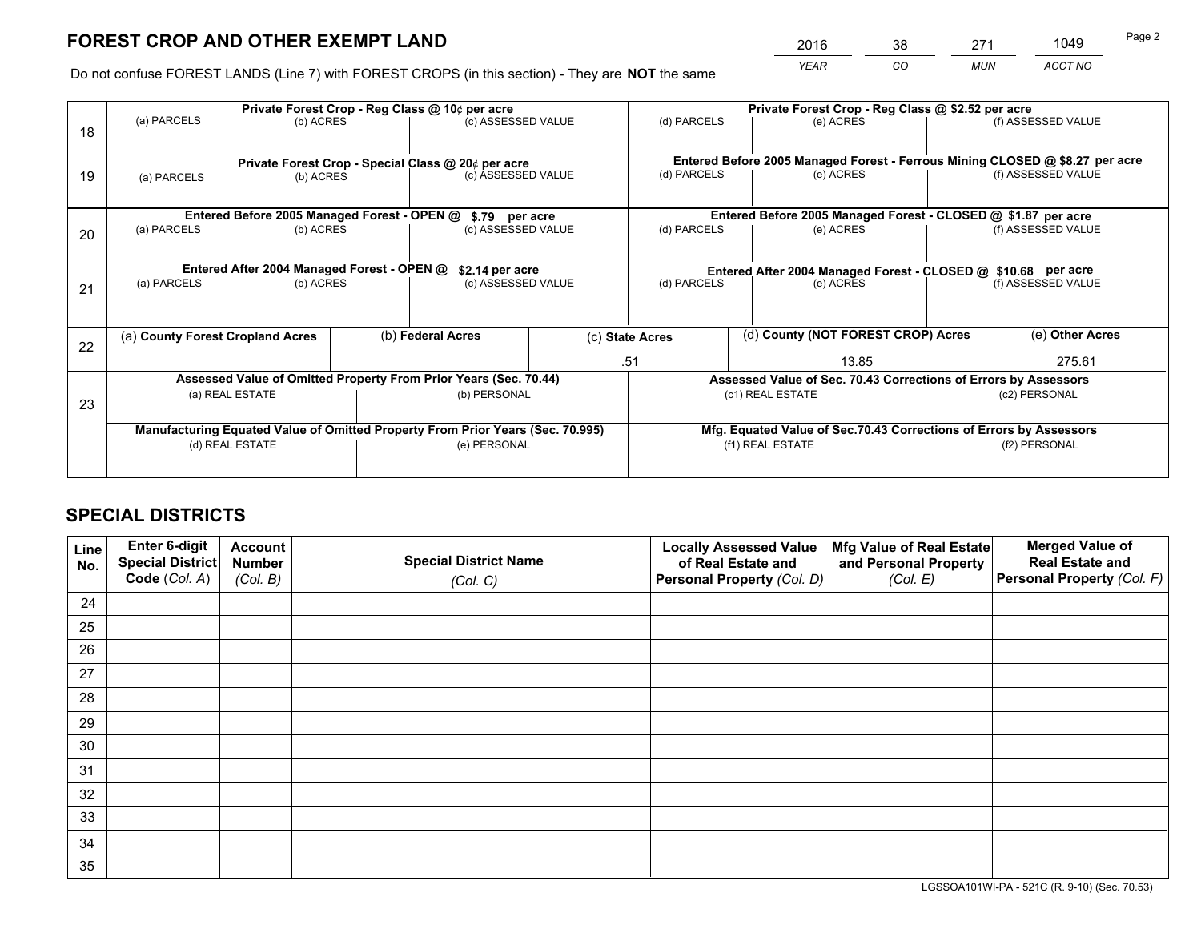# FOREST CROP AND OTHER EXEMPT LAND

| 2016 | 38 | 271 | 1049 |
|---|---|---|---|
| *YEAR* | *CO* | *MUN* | *ACCT NO* |

Do not confuse FOREST LANDS (Line 7) with FOREST CROPS (in this section) - They are **NOT** the same

| Line | Private Forest Crop - Reg Class @ 10¢ per acre | | | Private Forest Crop - Reg Class @ $2.52 per acre | | |
|---|---|---|---|---|---|---|
| 18 | (a) PARCELS | (b) ACRES | (c) ASSESSED VALUE | (d) PARCELS | (e) ACRES | (f) ASSESSED VALUE |
| | **Private Forest Crop - Special Class @ 20¢ per acre** | | | **Entered Before 2005 Managed Forest - Ferrous Mining CLOSED @ $8.27 per acre** | | |
| 19 | (a) PARCELS | (b) ACRES | (c) ASSESSED VALUE | (d) PARCELS | (e) ACRES | (f) ASSESSED VALUE |
| | **Entered Before 2005 Managed Forest - OPEN @ $.79 per acre** | | | **Entered Before 2005 Managed Forest - CLOSED @ $1.87 per acre** | | |
| 20 | (a) PARCELS | (b) ACRES | (c) ASSESSED VALUE | (d) PARCELS | (e) ACRES | (f) ASSESSED VALUE |
| | **Entered After 2004 Managed Forest - OPEN @ $2.14 per acre** | | | **Entered After 2004 Managed Forest - CLOSED @ $10.68 per acre** | | |
| 21 | (a) PARCELS | (b) ACRES | (c) ASSESSED VALUE | (d) PARCELS | (e) ACRES | (f) ASSESSED VALUE |

| Line | (a) County Forest Cropland Acres | (b) Federal Acres | (c) State Acres | (d) County (NOT FOREST CROP) Acres | (e) Other Acres |
|---|---|---|---|---|---|
| 22 | | | .51 | 13.85 | 275.61 |

| Line | Assessed Value of Omitted Property From Prior Years (Sec. 70.44) | | Assessed Value of Sec. 70.43 Corrections of Errors by Assessors | |
|---|---|---|---|---|
| 23 | (a) REAL ESTATE | (b) PERSONAL | (c1) REAL ESTATE | (c2) PERSONAL |
| | **Manufacturing Equated Value of Omitted Property From Prior Years (Sec. 70.995)** | | **Mfg. Equated Value of Sec.70.43 Corrections of Errors by Assessors** | |
| | (d) REAL ESTATE | (e) PERSONAL | (f1) REAL ESTATE | (f2) PERSONAL |

# SPECIAL DISTRICTS

| Line No. | Enter 6-digit Special District Code (*Col. A*) | Account Number (*Col. B*) | Special District Name (*Col. C*) | Locally Assessed Value of Real Estate and Personal Property (*Col. D*) | Mfg Value of Real Estate and Personal Property (*Col. E*) | Merged Value of Real Estate and Personal Property (*Col. F*) |
|---|---|---|---|---|---|---|
| 24 | | | | | | |
| 25 | | | | | | |
| 26 | | | | | | |
| 27 | | | | | | |
| 28 | | | | | | |
| 29 | | | | | | |
| 30 | | | | | | |
| 31 | | | | | | |
| 32 | | | | | | |
| 33 | | | | | | |
| 34 | | | | | | |
| 35 | | | | | | |

LGSSOA101WI-PA - 521C (R. 9-10) (Sec. 70.53)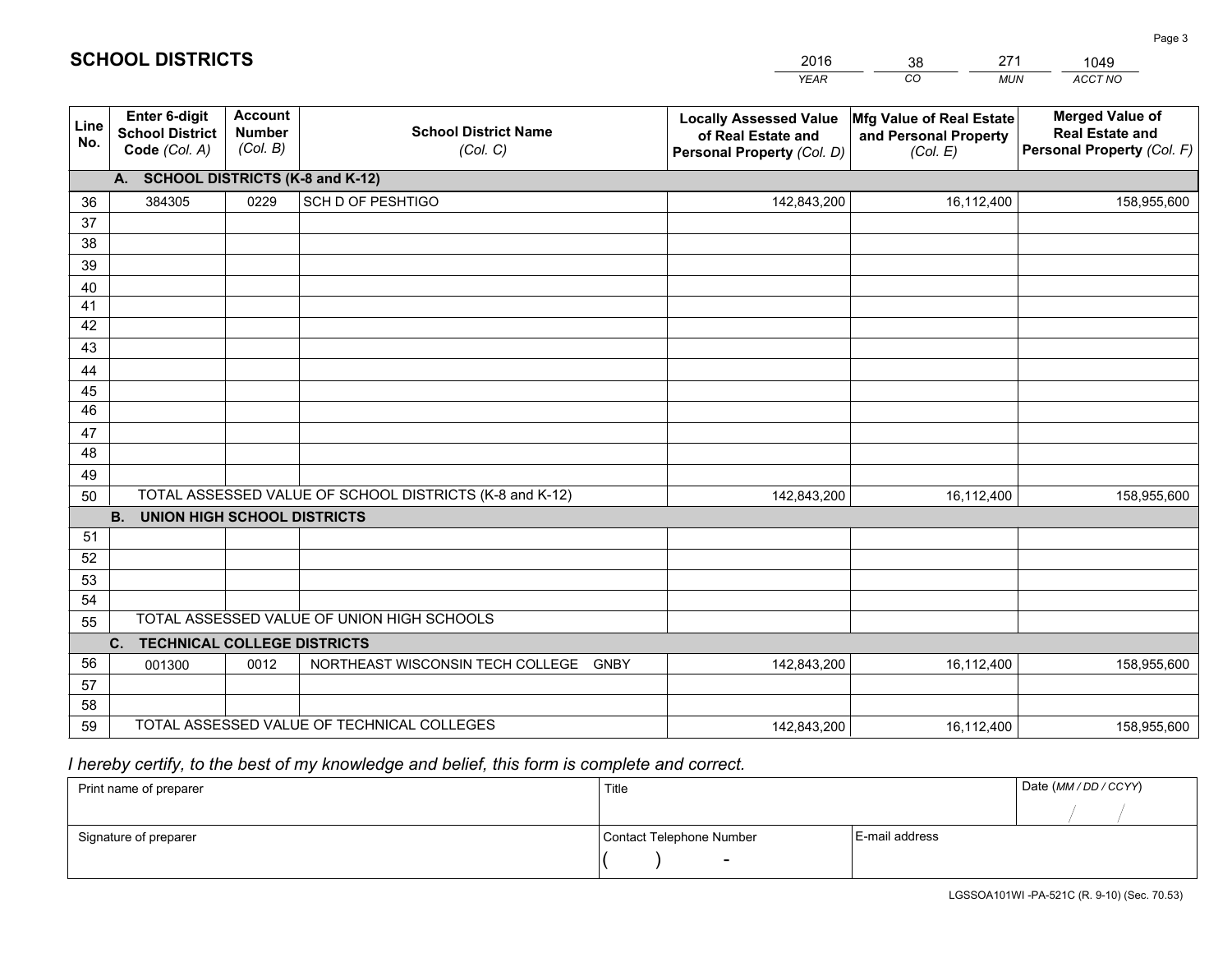# SCHOOL DISTRICTS

| 2016 | 38 | 271 | 1049 |
|---|---|---|---|
| *YEAR* | *CO* | *MUN* | *ACCT NO* |

| Line No. | Enter 6-digit School District Code *(Col. A)* | Account Number *(Col. B)* | School District Name *(Col. C)* | Locally Assessed Value of Real Estate and Personal Property *(Col. D)* | Mfg Value of Real Estate and Personal Property *(Col. E)* | Merged Value of Real Estate and Personal Property *(Col. F)* |
|---|---|---|---|---|---|---|
| | **A. SCHOOL DISTRICTS (K-8 and K-12)** | | | | | |
| 36 | 384305 | 0229 | SCH D OF PESHTIGO | 142,843,200 | 16,112,400 | 158,955,600 |
| 37 | | | | | | |
| 38 | | | | | | |
| 39 | | | | | | |
| 40 | | | | | | |
| 41 | | | | | | |
| 42 | | | | | | |
| 43 | | | | | | |
| 44 | | | | | | |
| 45 | | | | | | |
| 46 | | | | | | |
| 47 | | | | | | |
| 48 | | | | | | |
| 49 | | | | | | |
| 50 | TOTAL ASSESSED VALUE OF SCHOOL DISTRICTS (K-8 and K-12) | | | 142,843,200 | 16,112,400 | 158,955,600 |
| | **B. UNION HIGH SCHOOL DISTRICTS** | | | | | |
| 51 | | | | | | |
| 52 | | | | | | |
| 53 | | | | | | |
| 54 | | | | | | |
| 55 | TOTAL ASSESSED VALUE OF UNION HIGH SCHOOLS | | | | | |
| | **C. TECHNICAL COLLEGE DISTRICTS** | | | | | |
| 56 | 001300 | 0012 | NORTHEAST WISCONSIN TECH COLLEGE GNBY | 142,843,200 | 16,112,400 | 158,955,600 |
| 57 | | | | | | |
| 58 | | | | | | |
| 59 | TOTAL ASSESSED VALUE OF TECHNICAL COLLEGES | | | 142,843,200 | 16,112,400 | 158,955,600 |

*I hereby certify, to the best of my knowledge and belief, this form is complete and correct.*

| Print name of preparer | Title | | Date *(MM / DD / CCYY)* |
|---|---|---|---|
| | | | / / |
| Signature of preparer | Contact Telephone Number | E-mail address | |
| | ( ) - | | |

LGSSOA101WI -PA-521C (R. 9-10) (Sec. 70.53)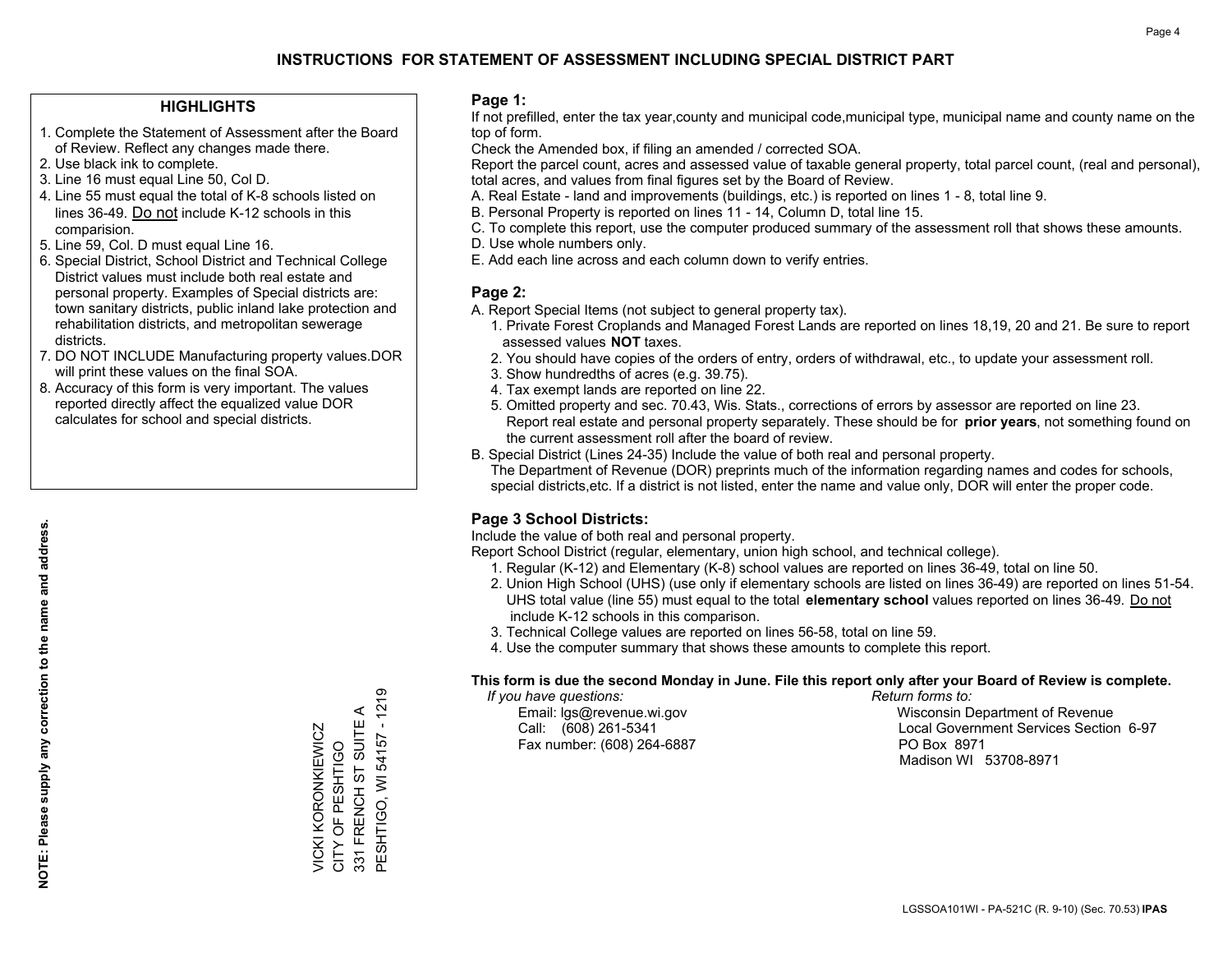## INSTRUCTIONS FOR STATEMENT OF ASSESSMENT INCLUDING SPECIAL DISTRICT PART

### HIGHLIGHTS

1. Complete the Statement of Assessment after the Board of Review. Reflect any changes made there.
2. Use black ink to complete.
3. Line 16 must equal Line 50, Col D.
4. Line 55 must equal the total of K-8 schools listed on lines 36-49. Do not include K-12 schools in this comparision.
5. Line 59, Col. D must equal Line 16.
6. Special District, School District and Technical College District values must include both real estate and personal property. Examples of Special districts are: town sanitary districts, public inland lake protection and rehabilitation districts, and metropolitan sewerage districts.
7. DO NOT INCLUDE Manufacturing property values.DOR will print these values on the final SOA.
8. Accuracy of this form is very important. The values reported directly affect the equalized value DOR calculates for school and special districts.

**NOTE: Please supply any correction to the name and address.**

VICKI KORONKIEWICZ
CITY OF PESHTIGO
331 FRENCH ST SUITE A
PESHTIGO, WI 54157 - 1219

### Page 1:

If not prefilled, enter the tax year,county and municipal code,municipal type, municipal name and county name on the top of form.

Check the Amended box, if filing an amended / corrected SOA.

Report the parcel count, acres and assessed value of taxable general property, total parcel count, (real and personal), total acres, and values from final figures set by the Board of Review.

A. Real Estate - land and improvements (buildings, etc.) is reported on lines 1 - 8, total line 9.
B. Personal Property is reported on lines 11 - 14, Column D, total line 15.
C. To complete this report, use the computer produced summary of the assessment roll that shows these amounts.
D. Use whole numbers only.
E. Add each line across and each column down to verify entries.

### Page 2:

A. Report Special Items (not subject to general property tax).
   1. Private Forest Croplands and Managed Forest Lands are reported on lines 18,19, 20 and 21. Be sure to report assessed values **NOT** taxes.
   2. You should have copies of the orders of entry, orders of withdrawal, etc., to update your assessment roll.
   3. Show hundredths of acres (e.g. 39.75).
   4. Tax exempt lands are reported on line 22.
   5. Omitted property and sec. 70.43, Wis. Stats., corrections of errors by assessor are reported on line 23. Report real estate and personal property separately. These should be for **prior years**, not something found on the current assessment roll after the board of review.
B. Special District (Lines 24-35) Include the value of both real and personal property.
   The Department of Revenue (DOR) preprints much of the information regarding names and codes for schools, special districts,etc. If a district is not listed, enter the name and value only, DOR will enter the proper code.

### Page 3 School Districts:

Include the value of both real and personal property.

Report School District (regular, elementary, union high school, and technical college).

1. Regular (K-12) and Elementary (K-8) school values are reported on lines 36-49, total on line 50.
2. Union High School (UHS) (use only if elementary schools are listed on lines 36-49) are reported on lines 51-54. UHS total value (line 55) must equal to the total **elementary school** values reported on lines 36-49. Do not include K-12 schools in this comparison.
3. Technical College values are reported on lines 56-58, total on line 59.
4. Use the computer summary that shows these amounts to complete this report.

**This form is due the second Monday in June. File this report only after your Board of Review is complete.**

*If you have questions:*
Email: lgs@revenue.wi.gov
Call: (608) 261-5341
Fax number: (608) 264-6887

*Return forms to:*
Wisconsin Department of Revenue
Local Government Services Section 6-97
PO Box 8971
Madison WI 53708-8971

LGSSOA101WI - PA-521C (R. 9-10) (Sec. 70.53) **IPAS**